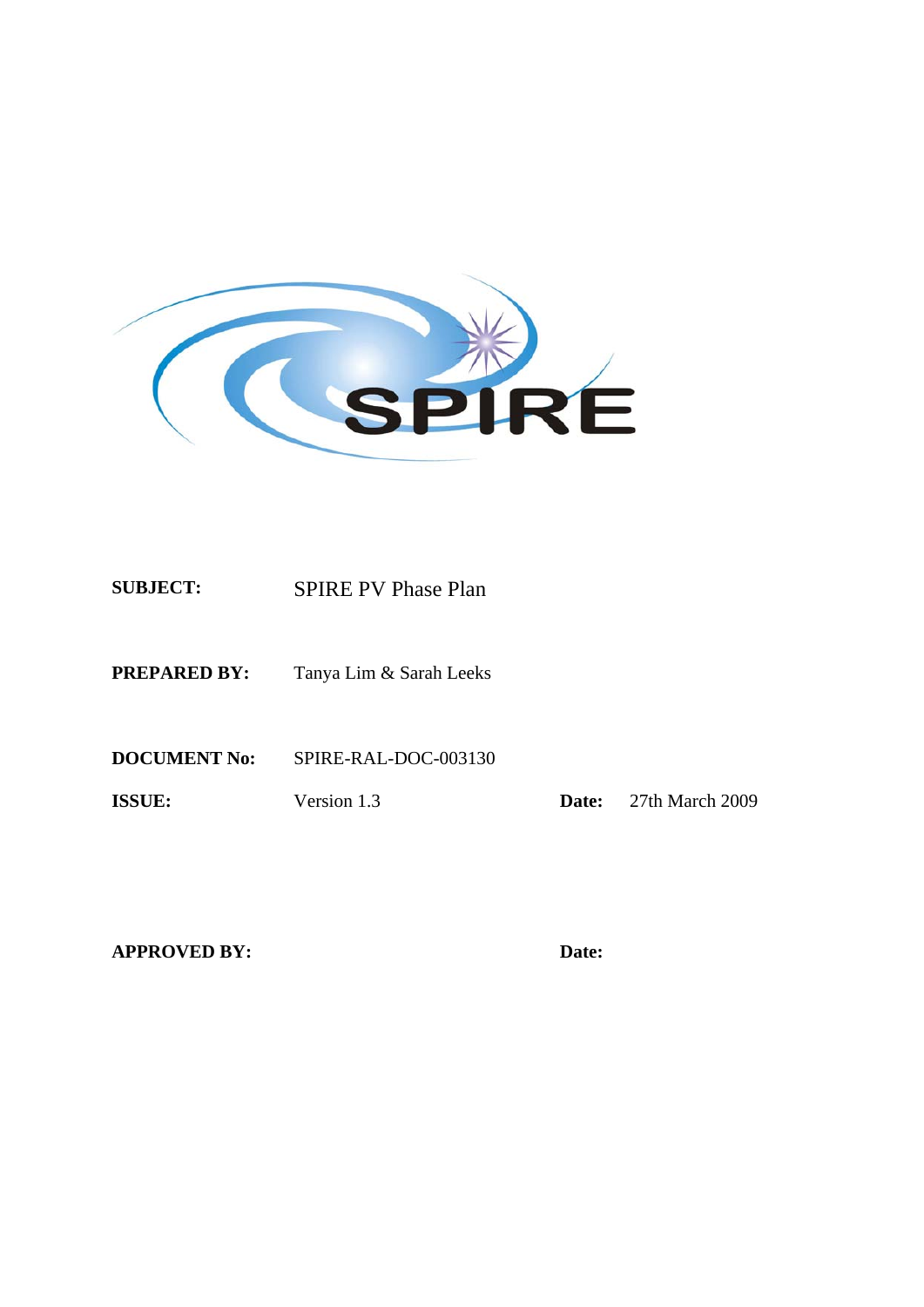SPIRE

| | | | |
|---|---|---|---|
| **SUBJECT:** | SPIRE PV Phase Plan | | |
| **PREPARED BY:** | Tanya Lim & Sarah Leeks | | |
| **DOCUMENT No:** | SPIRE-RAL-DOC-003130 | | |
| **ISSUE:** | Version 1.3 | **Date:** | 27th March 2009 |
| **APPROVED BY:** | | **Date:** | |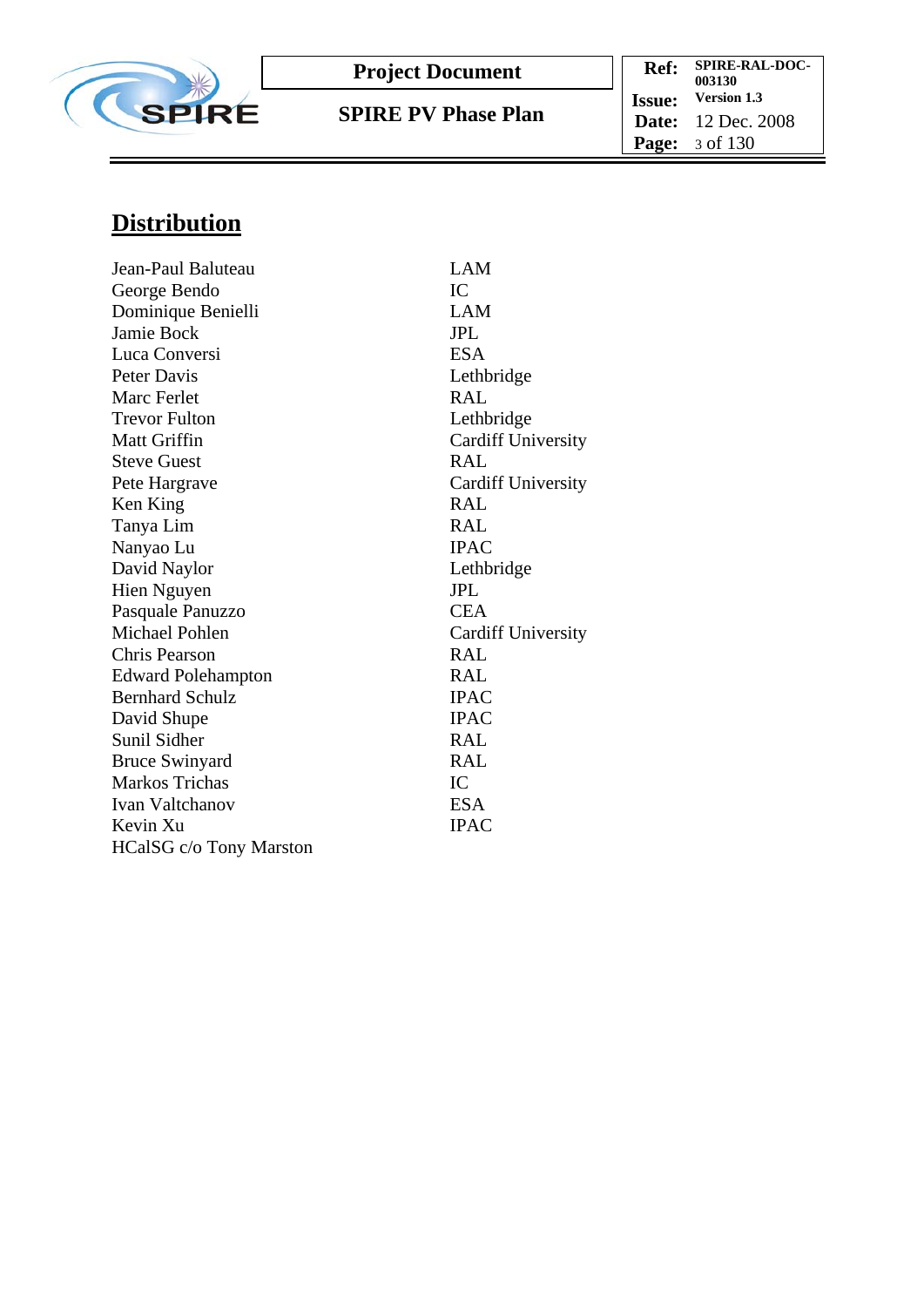## Distribution

| | |
|---|---|
| Jean-Paul Baluteau | LAM |
| George Bendo | IC |
| Dominique Benielli | LAM |
| Jamie Bock | JPL |
| Luca Conversi | ESA |
| Peter Davis | Lethbridge |
| Marc Ferlet | RAL |
| Trevor Fulton | Lethbridge |
| Matt Griffin | Cardiff University |
| Steve Guest | RAL |
| Pete Hargrave | Cardiff University |
| Ken King | RAL |
| Tanya Lim | RAL |
| Nanyao Lu | IPAC |
| David Naylor | Lethbridge |
| Hien Nguyen | JPL |
| Pasquale Panuzzo | CEA |
| Michael Pohlen | Cardiff University |
| Chris Pearson | RAL |
| Edward Polehampton | RAL |
| Bernhard Schulz | IPAC |
| David Shupe | IPAC |
| Sunil Sidher | RAL |
| Bruce Swinyard | RAL |
| Markos Trichas | IC |
| Ivan Valtchanov | ESA |
| Kevin Xu | IPAC |
| HCalSG c/o Tony Marston | |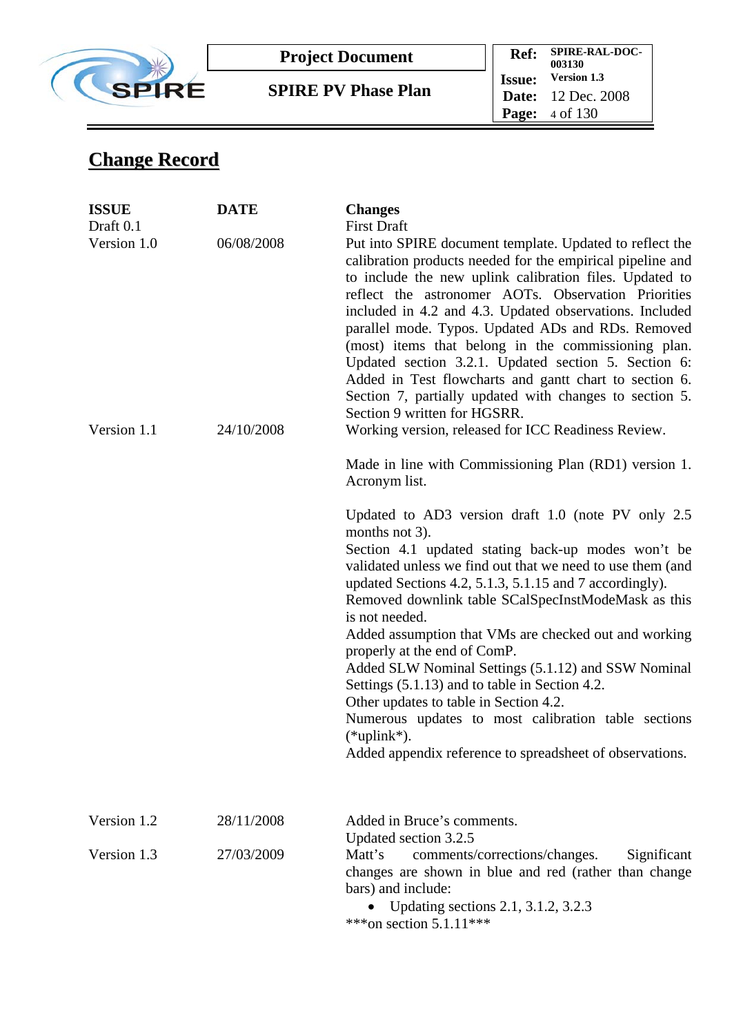## Change Record

| ISSUE | DATE | Changes |
|---|---|---|
| Draft 0.1 | | First Draft |
| Version 1.0 | 06/08/2008 | Put into SPIRE document template. Updated to reflect the calibration products needed for the empirical pipeline and to include the new uplink calibration files. Updated to reflect the astronomer AOTs. Observation Priorities included in 4.2 and 4.3. Updated observations. Included parallel mode. Typos. Updated ADs and RDs. Removed (most) items that belong in the commissioning plan. Updated section 3.2.1. Updated section 5. Section 6: Added in Test flowcharts and gantt chart to section 6. Section 7, partially updated with changes to section 5. Section 9 written for HGSRR. |
| Version 1.1 | 24/10/2008 | Working version, released for ICC Readiness Review.<br><br>Made in line with Commissioning Plan (RD1) version 1. Acronym list.<br><br>Updated to AD3 version draft 1.0 (note PV only 2.5 months not 3).<br>Section 4.1 updated stating back-up modes won't be validated unless we find out that we need to use them (and updated Sections 4.2, 5.1.3, 5.1.15 and 7 accordingly).<br>Removed downlink table SCalSpecInstModeMask as this is not needed.<br>Added assumption that VMs are checked out and working properly at the end of ComP.<br>Added SLW Nominal Settings (5.1.12) and SSW Nominal Settings (5.1.13) and to table in Section 4.2.<br>Other updates to table in Section 4.2.<br>Numerous updates to most calibration table sections (*uplink*).<br>Added appendix reference to spreadsheet of observations. |
| Version 1.2 | 28/11/2008 | Added in Bruce's comments.<br>Updated section 3.2.5 |
| Version 1.3 | 27/03/2009 | Matt's comments/corrections/changes. Significant changes are shown in blue and red (rather than change bars) and include:<br>• Updating sections 2.1, 3.1.2, 3.2.3<br>***on section 5.1.11*** |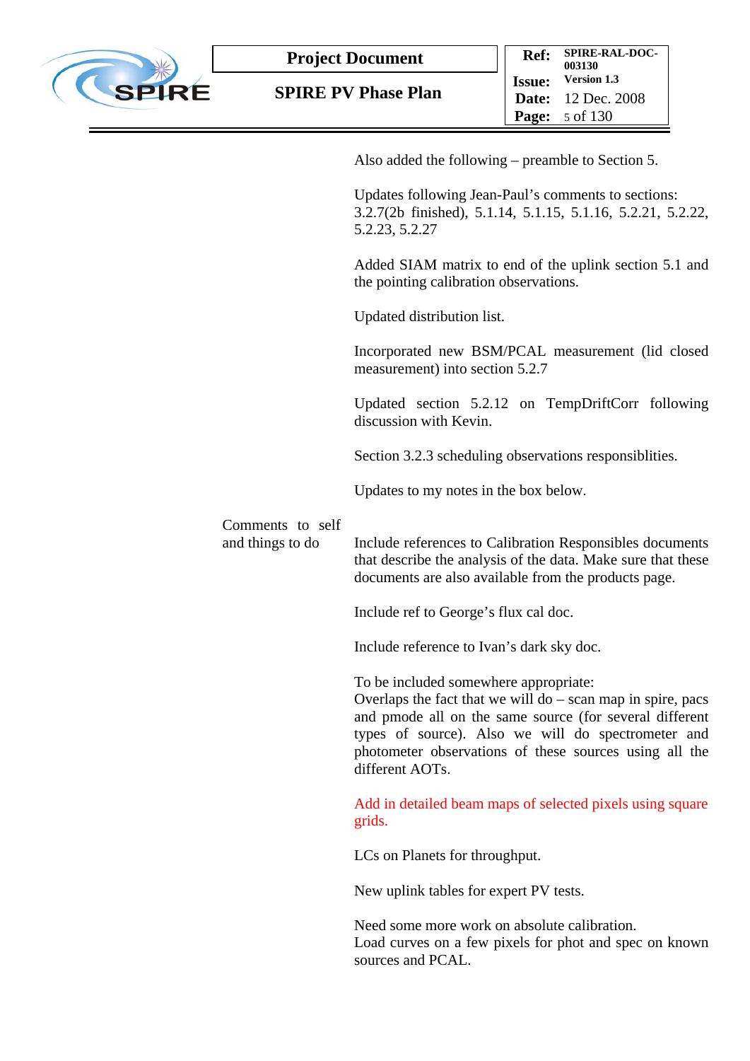Also added the following – preamble to Section 5.

Updates following Jean-Paul's comments to sections: 3.2.7(2b finished), 5.1.14, 5.1.15, 5.1.16, 5.2.21, 5.2.22, 5.2.23, 5.2.27

Added SIAM matrix to end of the uplink section 5.1 and the pointing calibration observations.

Updated distribution list.

Incorporated new BSM/PCAL measurement (lid closed measurement) into section 5.2.7

Updated section 5.2.12 on TempDriftCorr following discussion with Kevin.

Section 3.2.3 scheduling observations responsiblities.

Updates to my notes in the box below.

Comments to self and things to do

Include references to Calibration Responsibles documents that describe the analysis of the data. Make sure that these documents are also available from the products page.

Include ref to George's flux cal doc.

Include reference to Ivan's dark sky doc.

To be included somewhere appropriate:
Overlaps the fact that we will do – scan map in spire, pacs and pmode all on the same source (for several different types of source). Also we will do spectrometer and photometer observations of these sources using all the different AOTs.

Add in detailed beam maps of selected pixels using square grids.

LCs on Planets for throughput.

New uplink tables for expert PV tests.

Need some more work on absolute calibration.
Load curves on a few pixels for phot and spec on known sources and PCAL.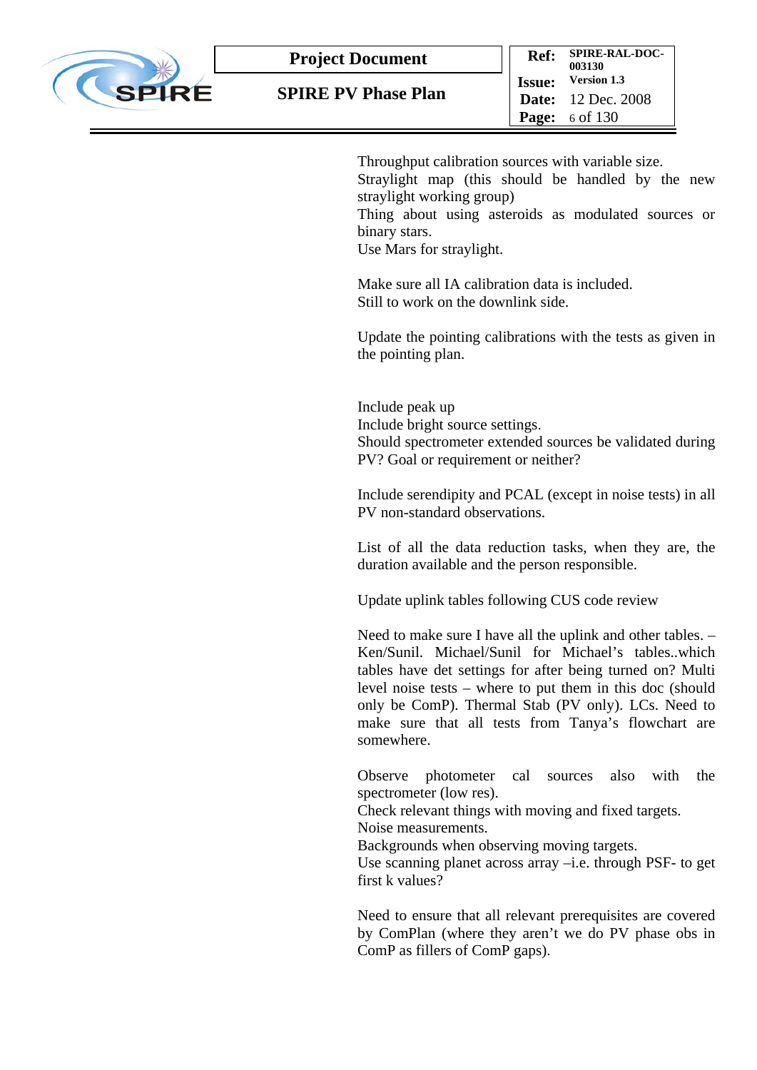Throughput calibration sources with variable size.
Straylight map (this should be handled by the new straylight working group)
Thing about using asteroids as modulated sources or binary stars.
Use Mars for straylight.

Make sure all IA calibration data is included.
Still to work on the downlink side.

Update the pointing calibrations with the tests as given in the pointing plan.

Include peak up
Include bright source settings.
Should spectrometer extended sources be validated during PV? Goal or requirement or neither?

Include serendipity and PCAL (except in noise tests) in all PV non-standard observations.

List of all the data reduction tasks, when they are, the duration available and the person responsible.

Update uplink tables following CUS code review

Need to make sure I have all the uplink and other tables. – Ken/Sunil. Michael/Sunil for Michael's tables..which tables have det settings for after being turned on? Multi level noise tests – where to put them in this doc (should only be ComP). Thermal Stab (PV only). LCs. Need to make sure that all tests from Tanya's flowchart are somewhere.

Observe photometer cal sources also with the spectrometer (low res).
Check relevant things with moving and fixed targets.
Noise measurements.
Backgrounds when observing moving targets.
Use scanning planet across array –i.e. through PSF- to get first k values?

Need to ensure that all relevant prerequisites are covered by ComPlan (where they aren't we do PV phase obs in ComP as fillers of ComP gaps).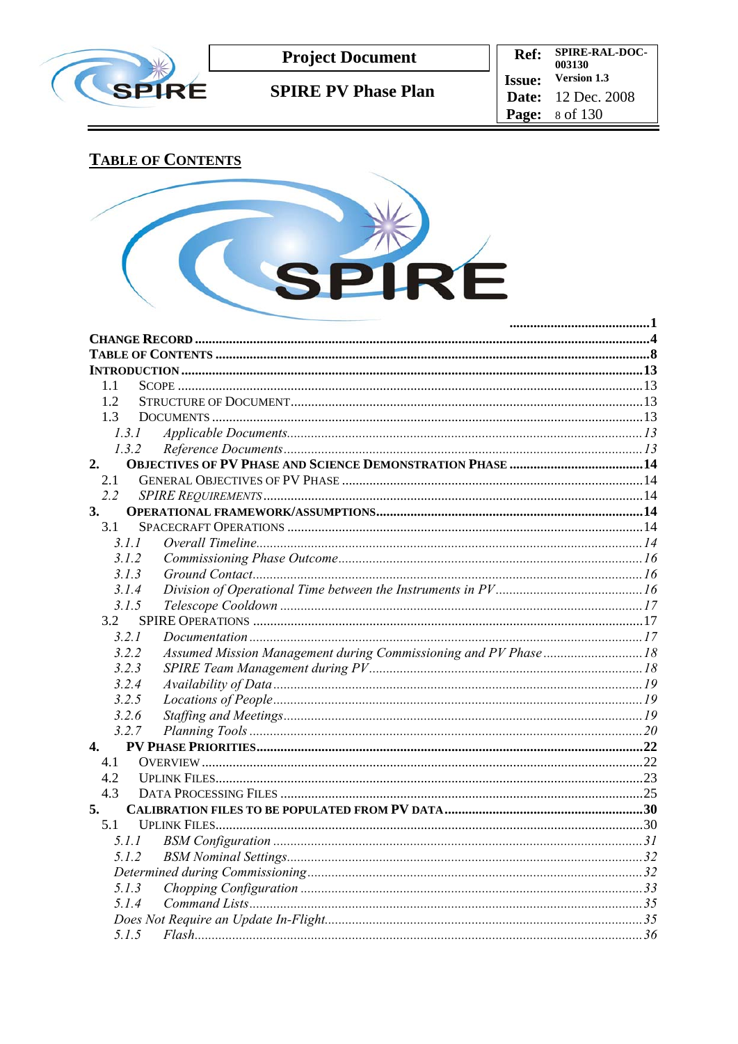## TABLE OF CONTENTS

.........................................1

CHANGE RECORD .........................................4

TABLE OF CONTENTS .........................................8

INTRODUCTION .........................................13

- 1.1 SCOPE .........................................13
- 1.2 STRUCTURE OF DOCUMENT .........................................13
- 1.3 DOCUMENTS .........................................13
  - *1.3.1 Applicable Documents .........................................13*
  - *1.3.2 Reference Documents .........................................13*

**2. OBJECTIVES OF PV PHASE AND SCIENCE DEMONSTRATION PHASE .........................................14**

- 2.1 GENERAL OBJECTIVES OF PV PHASE .........................................14
- *2.2 SPIRE REQUIREMENTS .........................................14*

**3. OPERATIONAL FRAMEWORK/ASSUMPTIONS .........................................14**

- 3.1 SPACECRAFT OPERATIONS .........................................14
  - *3.1.1 Overall Timeline .........................................14*
  - *3.1.2 Commissioning Phase Outcome .........................................16*
  - *3.1.3 Ground Contact .........................................16*
  - *3.1.4 Division of Operational Time between the Instruments in PV .........................................16*
  - *3.1.5 Telescope Cooldown .........................................17*
- 3.2 SPIRE OPERATIONS .........................................17
  - *3.2.1 Documentation .........................................17*
  - *3.2.2 Assumed Mission Management during Commissioning and PV Phase .........................................18*
  - *3.2.3 SPIRE Team Management during PV .........................................18*
  - *3.2.4 Availability of Data .........................................19*
  - *3.2.5 Locations of People .........................................19*
  - *3.2.6 Staffing and Meetings .........................................19*
  - *3.2.7 Planning Tools .........................................20*

**4. PV PHASE PRIORITIES .........................................22**

- 4.1 OVERVIEW .........................................22
- 4.2 UPLINK FILES .........................................23
- 4.3 DATA PROCESSING FILES .........................................25

**5. CALIBRATION FILES TO BE POPULATED FROM PV DATA .........................................30**

- 5.1 UPLINK FILES .........................................30
  - *5.1.1 BSM Configuration .........................................31*
  - *5.1.2 BSM Nominal Settings .........................................32*
  - *Determined during Commissioning .........................................32*
  - *5.1.3 Chopping Configuration .........................................33*
  - *5.1.4 Command Lists .........................................35*
  - *Does Not Require an Update In-Flight .........................................35*
  - *5.1.5 Flash .........................................36*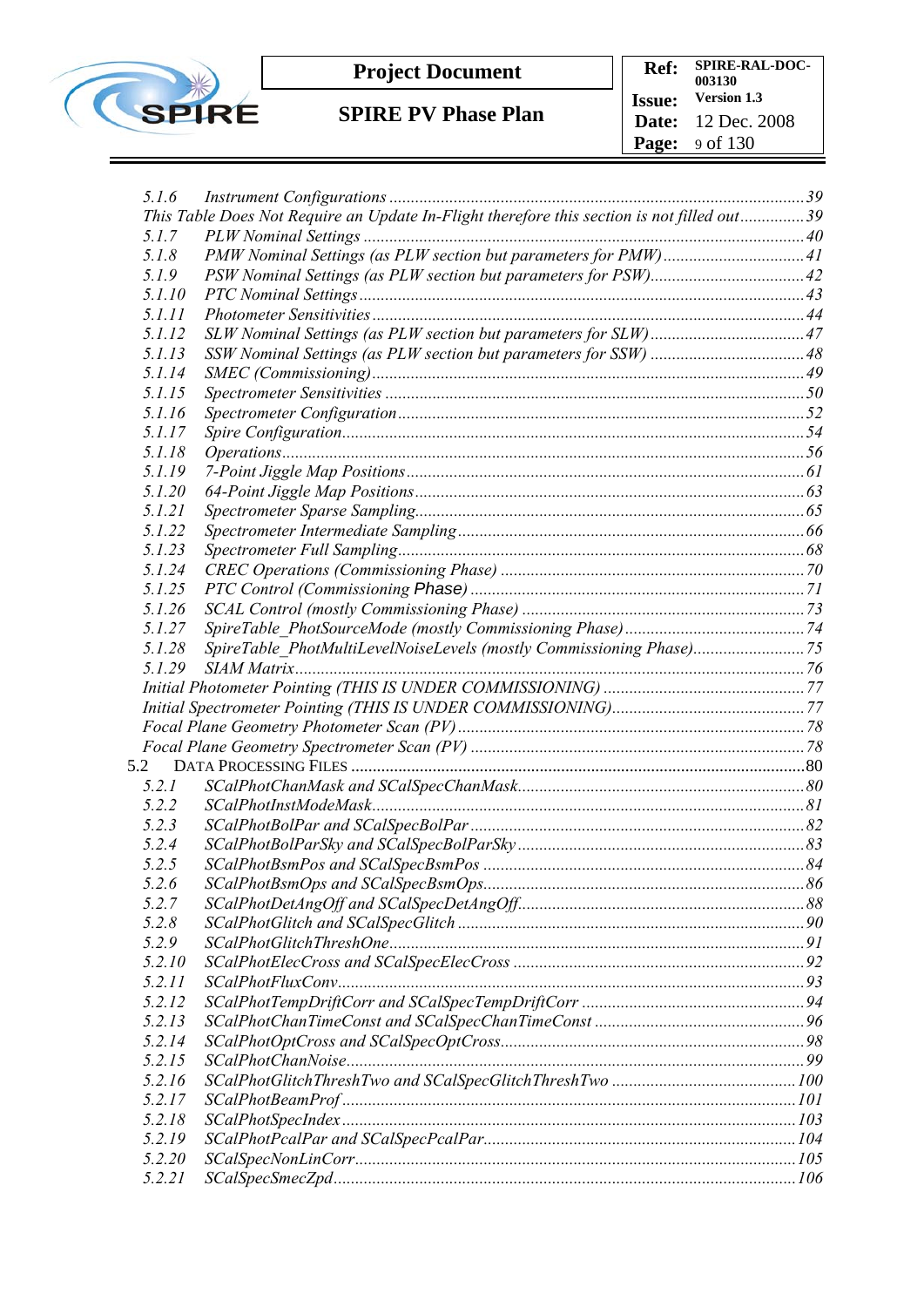- 5.1.6 *Instrument Configurations* ... 39
- *This Table Does Not Require an Update In-Flight therefore this section is not filled out* ... 39
- 5.1.7 *PLW Nominal Settings* ... 40
- 5.1.8 *PMW Nominal Settings (as PLW section but parameters for PMW)* ... 41
- 5.1.9 *PSW Nominal Settings (as PLW section but parameters for PSW)* ... 42
- 5.1.10 *PTC Nominal Settings* ... 43
- 5.1.11 *Photometer Sensitivities* ... 44
- 5.1.12 *SLW Nominal Settings (as PLW section but parameters for SLW)* ... 47
- 5.1.13 *SSW Nominal Settings (as PLW section but parameters for SSW)* ... 48
- 5.1.14 *SMEC (Commissioning)* ... 49
- 5.1.15 *Spectrometer Sensitivities* ... 50
- 5.1.16 *Spectrometer Configuration* ... 52
- 5.1.17 *Spire Configuration* ... 54
- 5.1.18 *Operations* ... 56
- 5.1.19 *7-Point Jiggle Map Positions* ... 61
- 5.1.20 *64-Point Jiggle Map Positions* ... 63
- 5.1.21 *Spectrometer Sparse Sampling* ... 65
- 5.1.22 *Spectrometer Intermediate Sampling* ... 66
- 5.1.23 *Spectrometer Full Sampling* ... 68
- 5.1.24 *CREC Operations (Commissioning Phase)* ... 70
- 5.1.25 *PTC Control (Commissioning Phase)* ... 71
- 5.1.26 *SCAL Control (mostly Commissioning Phase)* ... 73
- 5.1.27 *SpireTable_PhotSourceMode (mostly Commissioning Phase)* ... 74
- 5.1.28 *SpireTable_PhotMultiLevelNoiseLevels (mostly Commissioning Phase)* ... 75
- 5.1.29 *SIAM Matrix* ... 76
- *Initial Photometer Pointing (THIS IS UNDER COMMISSIONING)* ... 77
- *Initial Spectrometer Pointing (THIS IS UNDER COMMISSIONING)* ... 77
- *Focal Plane Geometry Photometer Scan (PV)* ... 78
- *Focal Plane Geometry Spectrometer Scan (PV)* ... 78

5.2 DATA PROCESSING FILES ... 80

- 5.2.1 *SCalPhotChanMask and SCalSpecChanMask* ... 80
- 5.2.2 *SCalPhotInstModeMask* ... 81
- 5.2.3 *SCalPhotBolPar and SCalSpecBolPar* ... 82
- 5.2.4 *SCalPhotBolParSky and SCalSpecBolParSky* ... 83
- 5.2.5 *SCalPhotBsmPos and SCalSpecBsmPos* ... 84
- 5.2.6 *SCalPhotBsmOps and SCalSpecBsmOps* ... 86
- 5.2.7 *SCalPhotDetAngOff and SCalSpecDetAngOff* ... 88
- 5.2.8 *SCalPhotGlitch and SCalSpecGlitch* ... 90
- 5.2.9 *SCalPhotGlitchThreshOne* ... 91
- 5.2.10 *SCalPhotElecCross and SCalSpecElecCross* ... 92
- 5.2.11 *SCalPhotFluxConv* ... 93
- 5.2.12 *SCalPhotTempDriftCorr and SCalSpecTempDriftCorr* ... 94
- 5.2.13 *SCalPhotChanTimeConst and SCalSpecChanTimeConst* ... 96
- 5.2.14 *SCalPhotOptCross and SCalSpecOptCross* ... 98
- 5.2.15 *SCalPhotChanNoise* ... 99
- 5.2.16 *SCalPhotGlitchThreshTwo and SCalSpecGlitchThreshTwo* ... 100
- 5.2.17 *SCalPhotBeamProf* ... 101
- 5.2.18 *SCalPhotSpecIndex* ... 103
- 5.2.19 *SCalPhotPcalPar and SCalSpecPcalPar* ... 104
- 5.2.20 *SCalSpecNonLinCorr* ... 105
- 5.2.21 *SCalSpecSmecZpd* ... 106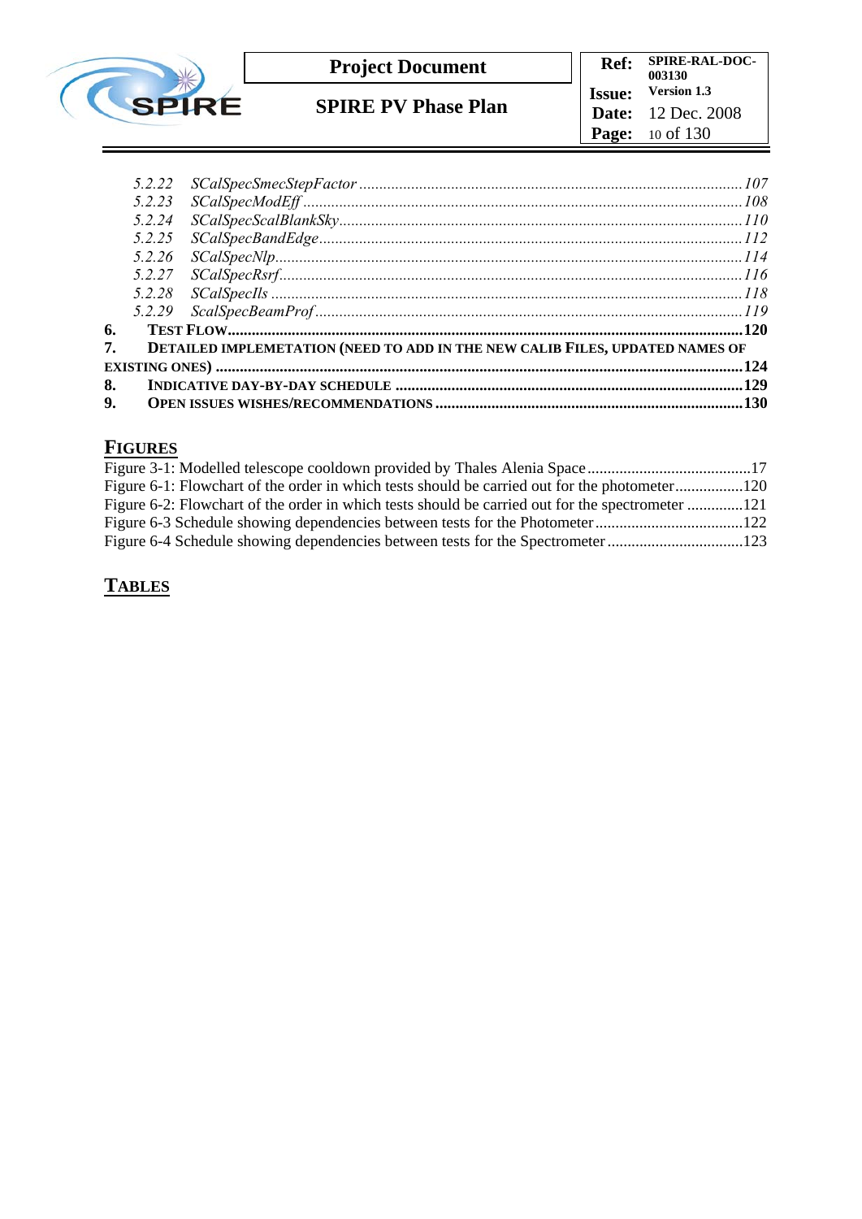5.2.22 *SCalSpecSmecStepFactor* ........................................................................................ *107*
5.2.23 *SCalSpecModEff* ........................................................................................ *108*
5.2.24 *SCalSpecScalBlankSky* ........................................................................................ *110*
5.2.25 *SCalSpecBandEdge* ........................................................................................ *112*
5.2.26 *SCalSpecNlp* ........................................................................................ *114*
5.2.27 *SCalSpecRsrf* ........................................................................................ *116*
5.2.28 *SCalSpecIls* ........................................................................................ *118*
5.2.29 *ScalSpecBeamProf* ........................................................................................ *119*

**6. TEST FLOW** ........................................................................................ **120**

**7. DETAILED IMPLEMETATION (NEED TO ADD IN THE NEW CALIB FILES, UPDATED NAMES OF EXISTING ONES)** ........................................................................................ **124**

**8. INDICATIVE DAY-BY-DAY SCHEDULE** ........................................................................................ **129**

**9. OPEN ISSUES WISHES/RECOMMENDATIONS** ........................................................................................ **130**

## FIGURES

Figure 3-1: Modelled telescope cooldown provided by Thales Alenia Space ........................................17
Figure 6-1: Flowchart of the order in which tests should be carried out for the photometer ................120
Figure 6-2: Flowchart of the order in which tests should be carried out for the spectrometer .............121
Figure 6-3 Schedule showing dependencies between tests for the Photometer ....................................122
Figure 6-4 Schedule showing dependencies between tests for the Spectrometer .................................123

## TABLES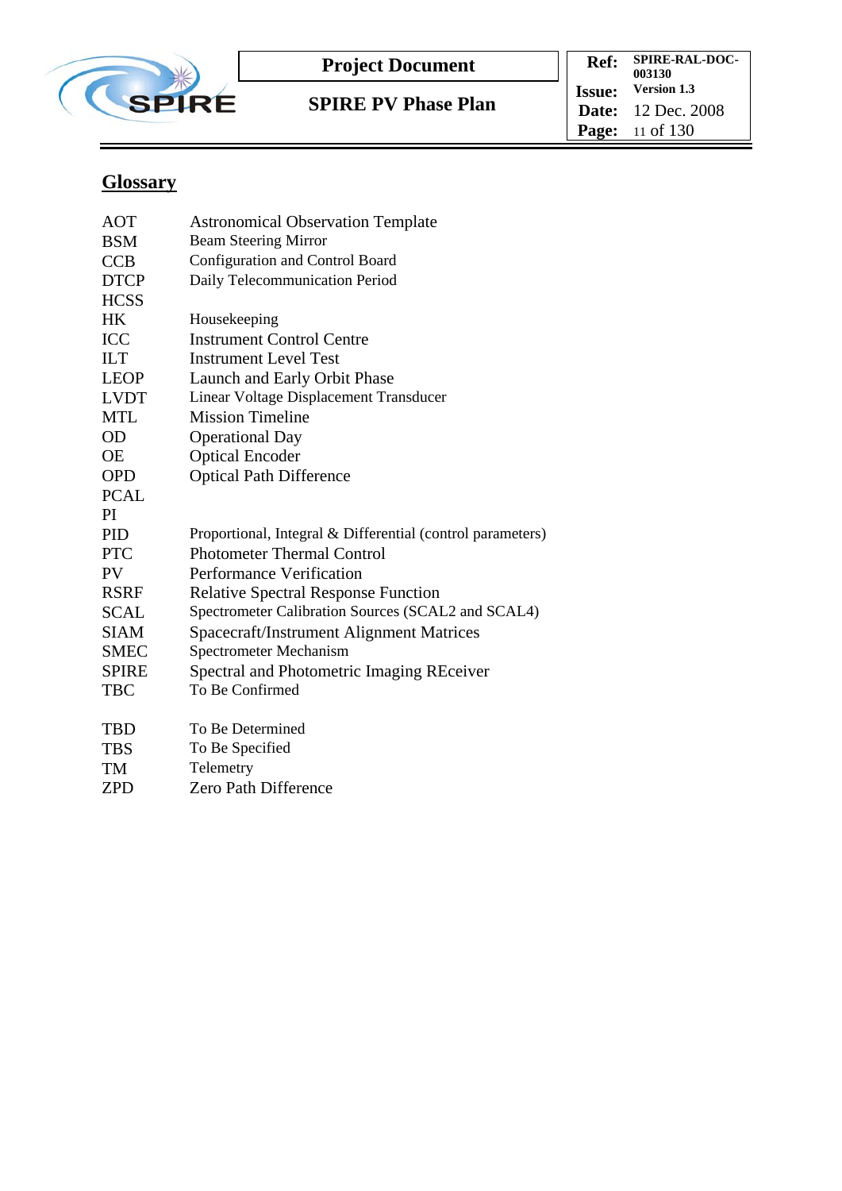## Glossary

| | |
|---|---|
| AOT | Astronomical Observation Template |
| BSM | Beam Steering Mirror |
| CCB | Configuration and Control Board |
| DTCP | Daily Telecommunication Period |
| HCSS | |
| HK | Housekeeping |
| ICC | Instrument Control Centre |
| ILT | Instrument Level Test |
| LEOP | Launch and Early Orbit Phase |
| LVDT | Linear Voltage Displacement Transducer |
| MTL | Mission Timeline |
| OD | Operational Day |
| OE | Optical Encoder |
| OPD | Optical Path Difference |
| PCAL | |
| PI | |
| PID | Proportional, Integral & Differential (control parameters) |
| PTC | Photometer Thermal Control |
| PV | Performance Verification |
| RSRF | Relative Spectral Response Function |
| SCAL | Spectrometer Calibration Sources (SCAL2 and SCAL4) |
| SIAM | Spacecraft/Instrument Alignment Matrices |
| SMEC | Spectrometer Mechanism |
| SPIRE | Spectral and Photometric Imaging REceiver |
| TBC | To Be Confirmed |
| TBD | To Be Determined |
| TBS | To Be Specified |
| TM | Telemetry |
| ZPD | Zero Path Difference |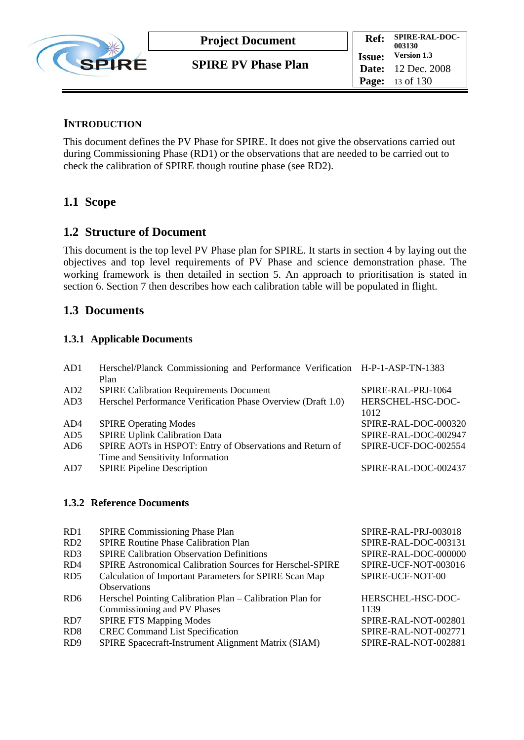# Introduction

This document defines the PV Phase for SPIRE. It does not give the observations carried out during Commissioning Phase (RD1) or the observations that are needed to be carried out to check the calibration of SPIRE though routine phase (see RD2).

## 1.1 Scope

## 1.2 Structure of Document

This document is the top level PV Phase plan for SPIRE. It starts in section 4 by laying out the objectives and top level requirements of PV Phase and science demonstration phase. The working framework is then detailed in section 5. An approach to prioritisation is stated in section 6. Section 7 then describes how each calibration table will be populated in flight.

## 1.3 Documents

### 1.3.1 Applicable Documents

| | | |
|---|---|---|
| AD1 | Herschel/Planck Commissioning and Performance Verification Plan | H-P-1-ASP-TN-1383 |
| AD2 | SPIRE Calibration Requirements Document | SPIRE-RAL-PRJ-1064 |
| AD3 | Herschel Performance Verification Phase Overview (Draft 1.0) | HERSCHEL-HSC-DOC-1012 |
| AD4 | SPIRE Operating Modes | SPIRE-RAL-DOC-000320 |
| AD5 | SPIRE Uplink Calibration Data | SPIRE-RAL-DOC-002947 |
| AD6 | SPIRE AOTs in HSPOT: Entry of Observations and Return of Time and Sensitivity Information | SPIRE-UCF-DOC-002554 |
| AD7 | SPIRE Pipeline Description | SPIRE-RAL-DOC-002437 |

### 1.3.2 Reference Documents

| | | |
|---|---|---|
| RD1 | SPIRE Commissioning Phase Plan | SPIRE-RAL-PRJ-003018 |
| RD2 | SPIRE Routine Phase Calibration Plan | SPIRE-RAL-DOC-003131 |
| RD3 | SPIRE Calibration Observation Definitions | SPIRE-RAL-DOC-000000 |
| RD4 | SPIRE Astronomical Calibration Sources for Herschel-SPIRE | SPIRE-UCF-NOT-003016 |
| RD5 | Calculation of Important Parameters for SPIRE Scan Map Observations | SPIRE-UCF-NOT-00 |
| RD6 | Herschel Pointing Calibration Plan – Calibration Plan for Commissioning and PV Phases | HERSCHEL-HSC-DOC-1139 |
| RD7 | SPIRE FTS Mapping Modes | SPIRE-RAL-NOT-002801 |
| RD8 | CREC Command List Specification | SPIRE-RAL-NOT-002771 |
| RD9 | SPIRE Spacecraft-Instrument Alignment Matrix (SIAM) | SPIRE-RAL-NOT-002881 |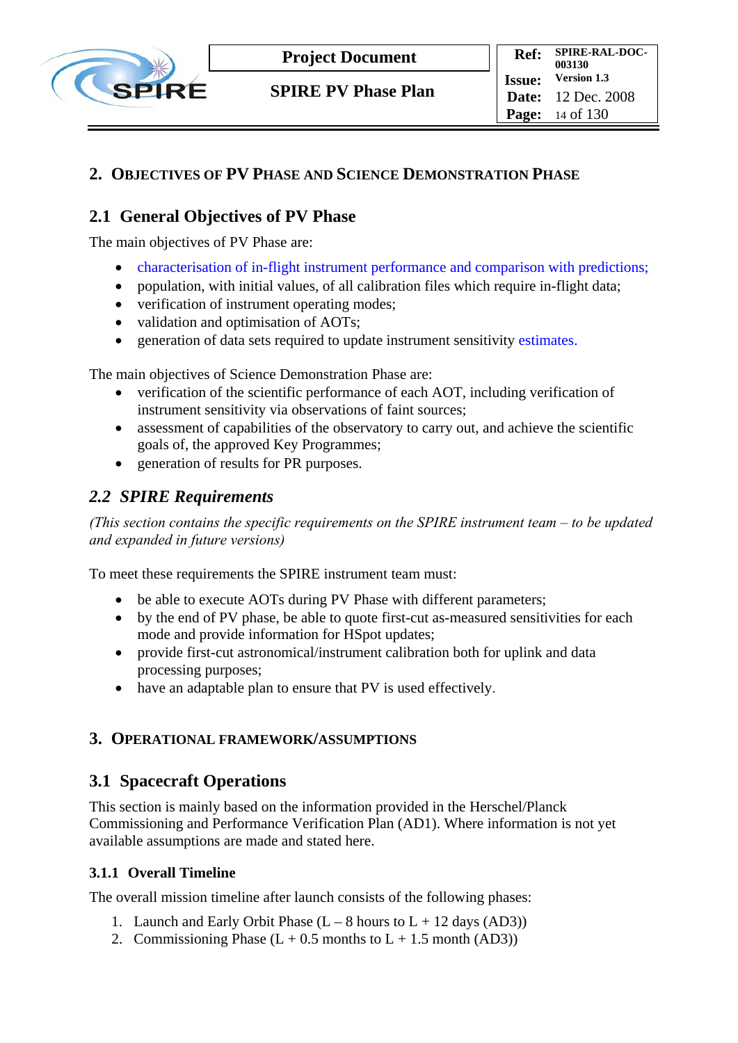# 2. Objectives of PV Phase and Science Demonstration Phase

## 2.1 General Objectives of PV Phase

The main objectives of PV Phase are:

- characterisation of in-flight instrument performance and comparison with predictions;
- population, with initial values, of all calibration files which require in-flight data;
- verification of instrument operating modes;
- validation and optimisation of AOTs;
- generation of data sets required to update instrument sensitivity estimates.

The main objectives of Science Demonstration Phase are:

- verification of the scientific performance of each AOT, including verification of instrument sensitivity via observations of faint sources;
- assessment of capabilities of the observatory to carry out, and achieve the scientific goals of, the approved Key Programmes;
- generation of results for PR purposes.

## *2.2 SPIRE Requirements*

*(This section contains the specific requirements on the SPIRE instrument team – to be updated and expanded in future versions)*

To meet these requirements the SPIRE instrument team must:

- be able to execute AOTs during PV Phase with different parameters;
- by the end of PV phase, be able to quote first-cut as-measured sensitivities for each mode and provide information for HSpot updates;
- provide first-cut astronomical/instrument calibration both for uplink and data processing purposes;
- have an adaptable plan to ensure that PV is used effectively.

# 3. Operational Framework/Assumptions

## 3.1 Spacecraft Operations

This section is mainly based on the information provided in the Herschel/Planck Commissioning and Performance Verification Plan (AD1). Where information is not yet available assumptions are made and stated here.

### 3.1.1 Overall Timeline

The overall mission timeline after launch consists of the following phases:

1. Launch and Early Orbit Phase (L – 8 hours to L + 12 days (AD3))
2. Commissioning Phase (L + 0.5 months to L + 1.5 month (AD3))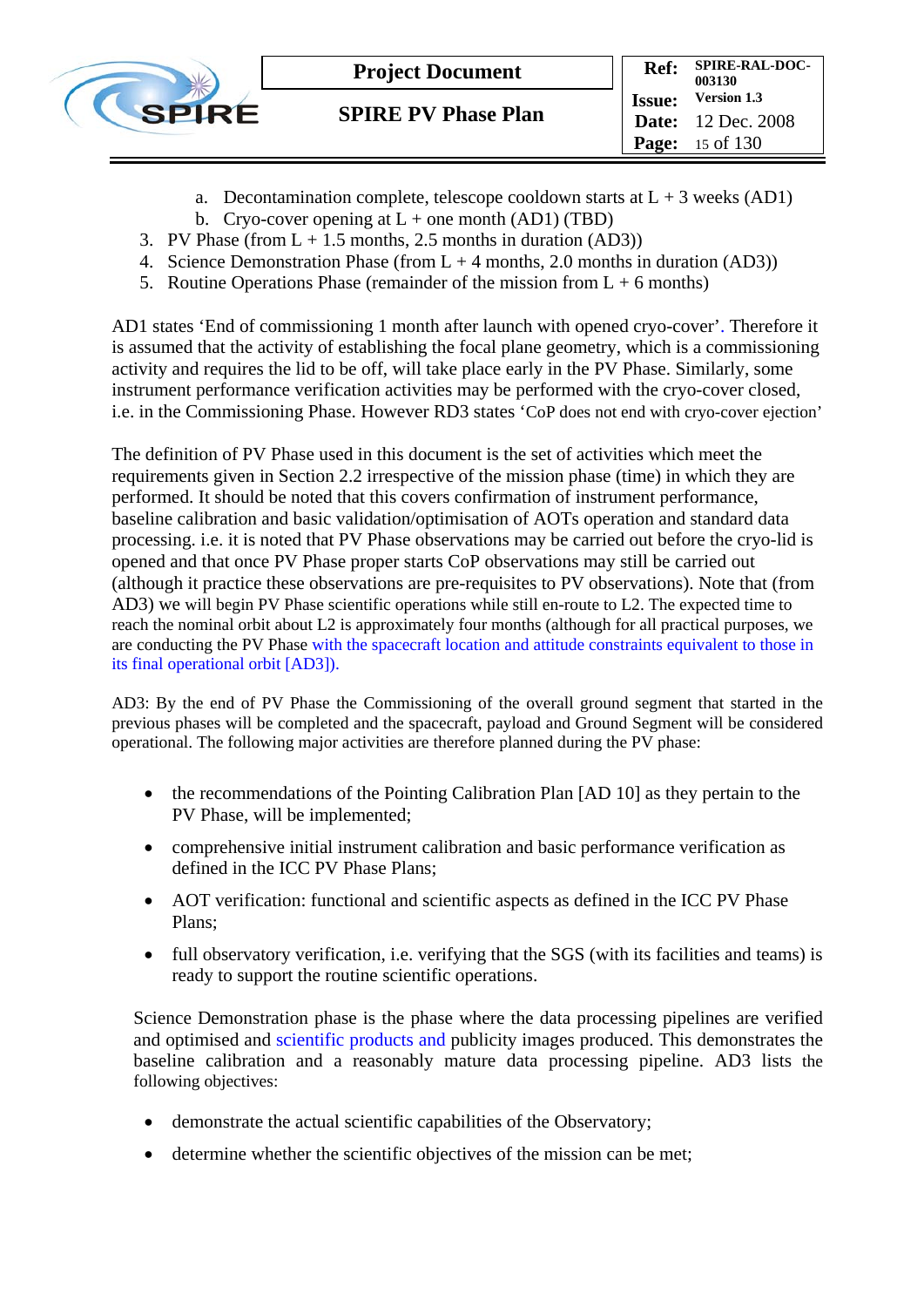a. Decontamination complete, telescope cooldown starts at L + 3 weeks (AD1)
   b. Cryo-cover opening at L + one month (AD1) (TBD)
3. PV Phase (from L + 1.5 months, 2.5 months in duration (AD3))
4. Science Demonstration Phase (from L + 4 months, 2.0 months in duration (AD3))
5. Routine Operations Phase (remainder of the mission from L + 6 months)

AD1 states 'End of commissioning 1 month after launch with opened cryo-cover'. Therefore it is assumed that the activity of establishing the focal plane geometry, which is a commissioning activity and requires the lid to be off, will take place early in the PV Phase. Similarly, some instrument performance verification activities may be performed with the cryo-cover closed, i.e. in the Commissioning Phase. However RD3 states 'CoP does not end with cryo-cover ejection'

The definition of PV Phase used in this document is the set of activities which meet the requirements given in Section 2.2 irrespective of the mission phase (time) in which they are performed. It should be noted that this covers confirmation of instrument performance, baseline calibration and basic validation/optimisation of AOTs operation and standard data processing. i.e. it is noted that PV Phase observations may be carried out before the cryo-lid is opened and that once PV Phase proper starts CoP observations may still be carried out (although it practice these observations are pre-requisites to PV observations). Note that (from AD3) we will begin PV Phase scientific operations while still en-route to L2. The expected time to reach the nominal orbit about L2 is approximately four months (although for all practical purposes, we are conducting the PV Phase with the spacecraft location and attitude constraints equivalent to those in its final operational orbit [AD3]).

AD3: By the end of PV Phase the Commissioning of the overall ground segment that started in the previous phases will be completed and the spacecraft, payload and Ground Segment will be considered operational. The following major activities are therefore planned during the PV phase:

- the recommendations of the Pointing Calibration Plan [AD 10] as they pertain to the PV Phase, will be implemented;
- comprehensive initial instrument calibration and basic performance verification as defined in the ICC PV Phase Plans;
- AOT verification: functional and scientific aspects as defined in the ICC PV Phase Plans;
- full observatory verification, i.e. verifying that the SGS (with its facilities and teams) is ready to support the routine scientific operations.

Science Demonstration phase is the phase where the data processing pipelines are verified and optimised and scientific products and publicity images produced. This demonstrates the baseline calibration and a reasonably mature data processing pipeline. AD3 lists the following objectives:

- demonstrate the actual scientific capabilities of the Observatory;
- determine whether the scientific objectives of the mission can be met;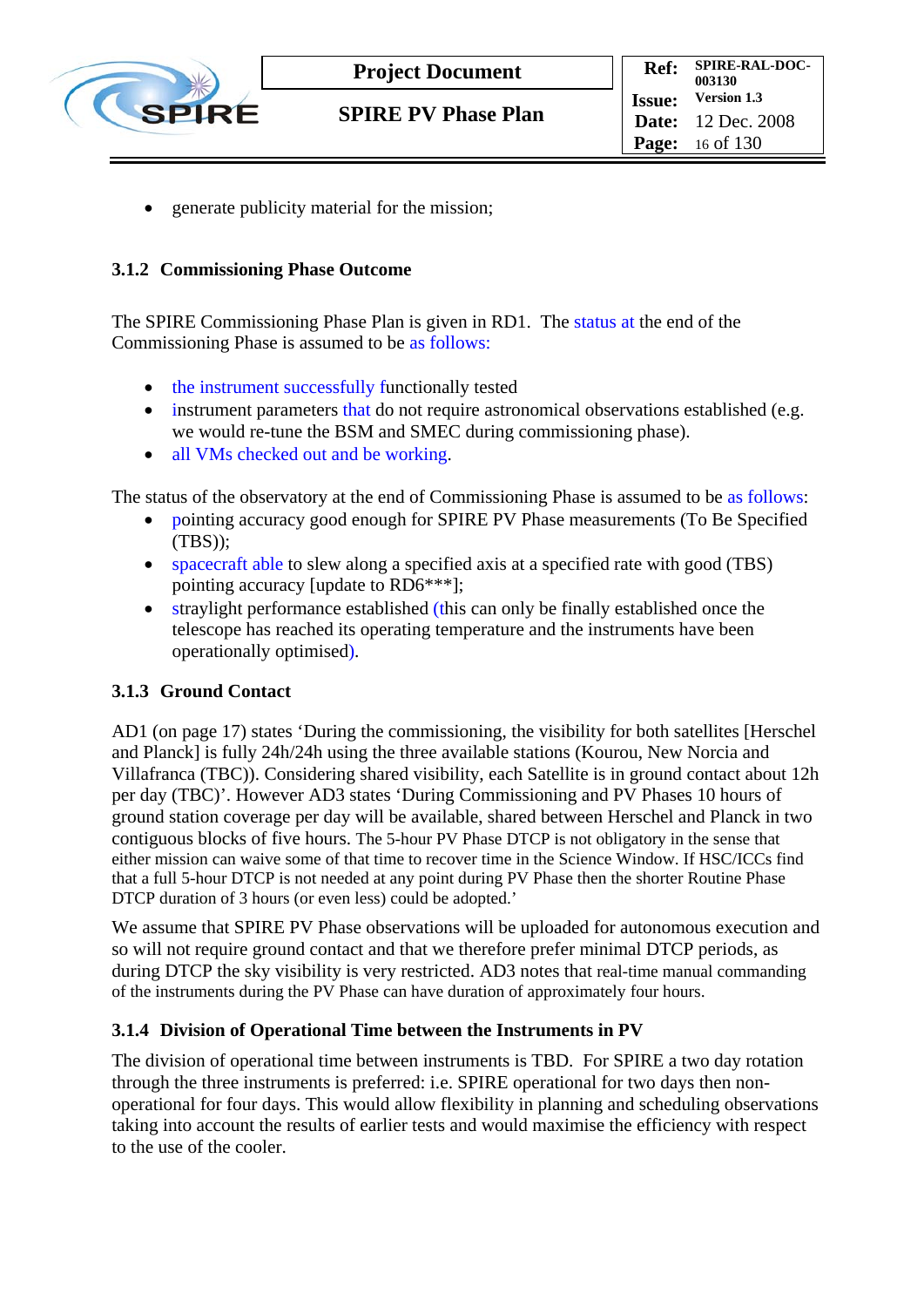- generate publicity material for the mission;

### 3.1.2 Commissioning Phase Outcome

The SPIRE Commissioning Phase Plan is given in RD1. The status at the end of the Commissioning Phase is assumed to be as follows:

- the instrument successfully functionally tested
- instrument parameters that do not require astronomical observations established (e.g. we would re-tune the BSM and SMEC during commissioning phase).
- all VMs checked out and be working.

The status of the observatory at the end of Commissioning Phase is assumed to be as follows:

- pointing accuracy good enough for SPIRE PV Phase measurements (To Be Specified (TBS));
- spacecraft able to slew along a specified axis at a specified rate with good (TBS) pointing accuracy [update to RD6***];
- straylight performance established (this can only be finally established once the telescope has reached its operating temperature and the instruments have been operationally optimised).

### 3.1.3 Ground Contact

AD1 (on page 17) states 'During the commissioning, the visibility for both satellites [Herschel and Planck] is fully 24h/24h using the three available stations (Kourou, New Norcia and Villafranca (TBC)). Considering shared visibility, each Satellite is in ground contact about 12h per day (TBC)'. However AD3 states 'During Commissioning and PV Phases 10 hours of ground station coverage per day will be available, shared between Herschel and Planck in two contiguous blocks of five hours. The 5-hour PV Phase DTCP is not obligatory in the sense that either mission can waive some of that time to recover time in the Science Window. If HSC/ICCs find that a full 5-hour DTCP is not needed at any point during PV Phase then the shorter Routine Phase DTCP duration of 3 hours (or even less) could be adopted.'

We assume that SPIRE PV Phase observations will be uploaded for autonomous execution and so will not require ground contact and that we therefore prefer minimal DTCP periods, as during DTCP the sky visibility is very restricted. AD3 notes that real-time manual commanding of the instruments during the PV Phase can have duration of approximately four hours.

### 3.1.4 Division of Operational Time between the Instruments in PV

The division of operational time between instruments is TBD. For SPIRE a two day rotation through the three instruments is preferred: i.e. SPIRE operational for two days then non-operational for four days. This would allow flexibility in planning and scheduling observations taking into account the results of earlier tests and would maximise the efficiency with respect to the use of the cooler.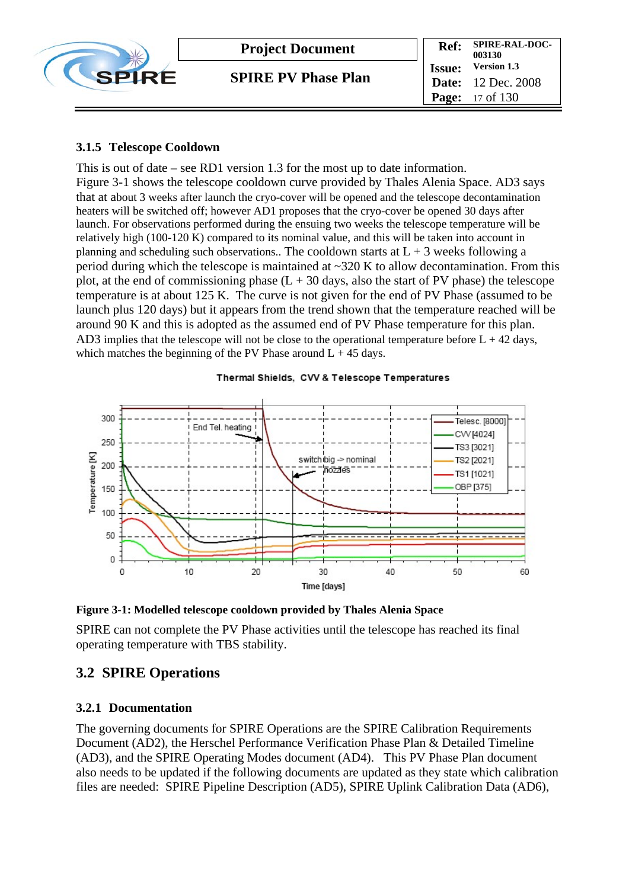### 3.1.5 Telescope Cooldown

This is out of date – see RD1 version 1.3 for the most up to date information.
Figure 3-1 shows the telescope cooldown curve provided by Thales Alenia Space. AD3 says that at about 3 weeks after launch the cryo-cover will be opened and the telescope decontamination heaters will be switched off; however AD1 proposes that the cryo-cover be opened 30 days after launch. For observations performed during the ensuing two weeks the telescope temperature will be relatively high (100-120 K) compared to its nominal value, and this will be taken into account in planning and scheduling such observations.. The cooldown starts at L + 3 weeks following a period during which the telescope is maintained at ~320 K to allow decontamination. From this plot, at the end of commissioning phase (L + 30 days, also the start of PV phase) the telescope temperature is at about 125 K. The curve is not given for the end of PV Phase (assumed to be launch plus 120 days) but it appears from the trend shown that the temperature reached will be around 90 K and this is adopted as the assumed end of PV Phase temperature for this plan. AD3 implies that the telescope will not be close to the operational temperature before L + 42 days, which matches the beginning of the PV Phase around L + 45 days.

**Figure 3-1: Modelled telescope cooldown provided by Thales Alenia Space**

SPIRE can not complete the PV Phase activities until the telescope has reached its final operating temperature with TBS stability.

## 3.2 SPIRE Operations

### 3.2.1 Documentation

The governing documents for SPIRE Operations are the SPIRE Calibration Requirements Document (AD2), the Herschel Performance Verification Phase Plan & Detailed Timeline (AD3), and the SPIRE Operating Modes document (AD4). This PV Phase Plan document also needs to be updated if the following documents are updated as they state which calibration files are needed: SPIRE Pipeline Description (AD5), SPIRE Uplink Calibration Data (AD6),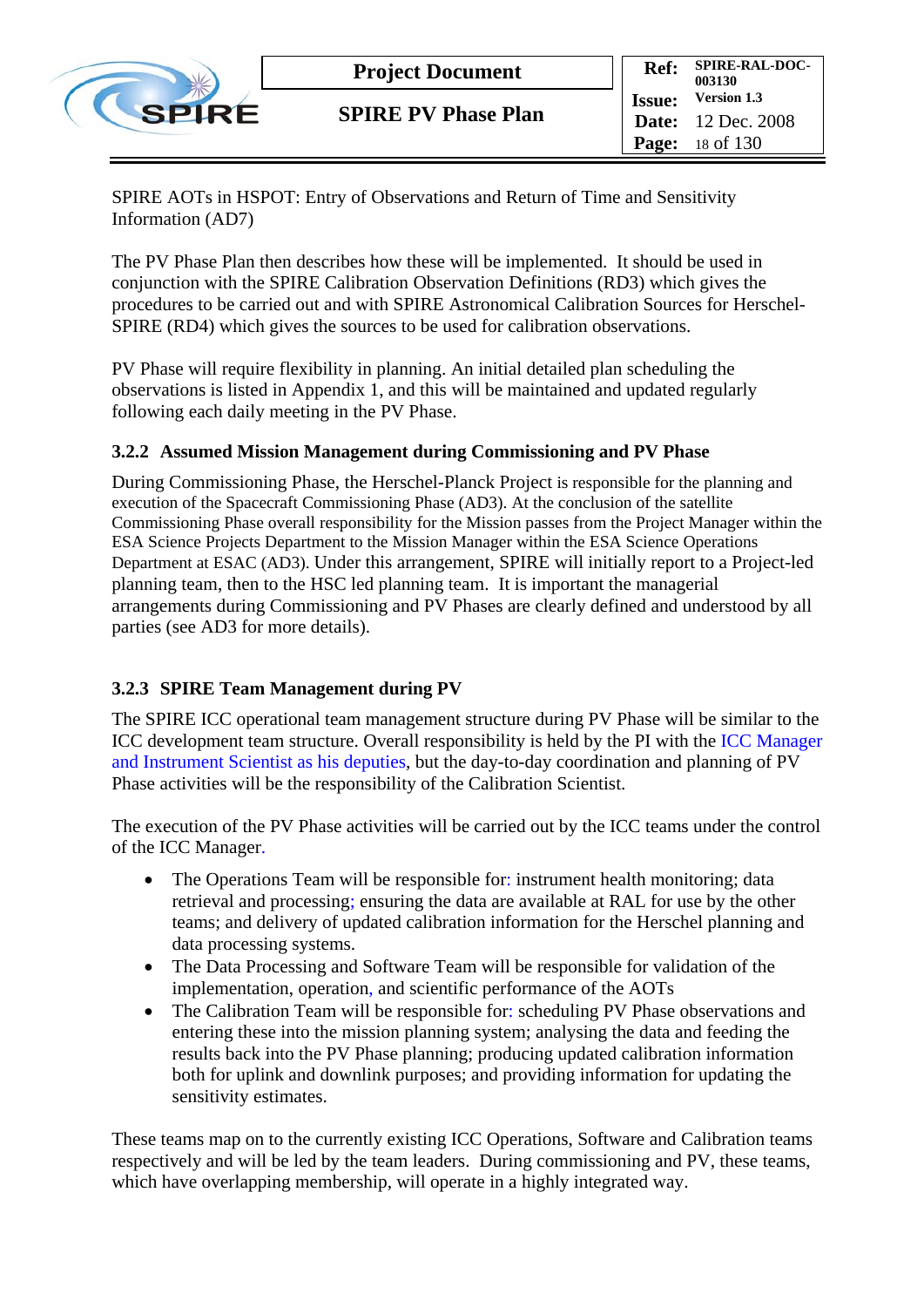SPIRE AOTs in HSPOT: Entry of Observations and Return of Time and Sensitivity Information (AD7)

The PV Phase Plan then describes how these will be implemented. It should be used in conjunction with the SPIRE Calibration Observation Definitions (RD3) which gives the procedures to be carried out and with SPIRE Astronomical Calibration Sources for Herschel-SPIRE (RD4) which gives the sources to be used for calibration observations.

PV Phase will require flexibility in planning. An initial detailed plan scheduling the observations is listed in Appendix 1, and this will be maintained and updated regularly following each daily meeting in the PV Phase.

### 3.2.2 Assumed Mission Management during Commissioning and PV Phase

During Commissioning Phase, the Herschel-Planck Project is responsible for the planning and execution of the Spacecraft Commissioning Phase (AD3). At the conclusion of the satellite Commissioning Phase overall responsibility for the Mission passes from the Project Manager within the ESA Science Projects Department to the Mission Manager within the ESA Science Operations Department at ESAC (AD3). Under this arrangement, SPIRE will initially report to a Project-led planning team, then to the HSC led planning team. It is important the managerial arrangements during Commissioning and PV Phases are clearly defined and understood by all parties (see AD3 for more details).

### 3.2.3 SPIRE Team Management during PV

The SPIRE ICC operational team management structure during PV Phase will be similar to the ICC development team structure. Overall responsibility is held by the PI with the ICC Manager and Instrument Scientist as his deputies, but the day-to-day coordination and planning of PV Phase activities will be the responsibility of the Calibration Scientist.

The execution of the PV Phase activities will be carried out by the ICC teams under the control of the ICC Manager.

- The Operations Team will be responsible for: instrument health monitoring; data retrieval and processing; ensuring the data are available at RAL for use by the other teams; and delivery of updated calibration information for the Herschel planning and data processing systems.
- The Data Processing and Software Team will be responsible for validation of the implementation, operation, and scientific performance of the AOTs
- The Calibration Team will be responsible for: scheduling PV Phase observations and entering these into the mission planning system; analysing the data and feeding the results back into the PV Phase planning; producing updated calibration information both for uplink and downlink purposes; and providing information for updating the sensitivity estimates.

These teams map on to the currently existing ICC Operations, Software and Calibration teams respectively and will be led by the team leaders. During commissioning and PV, these teams, which have overlapping membership, will operate in a highly integrated way.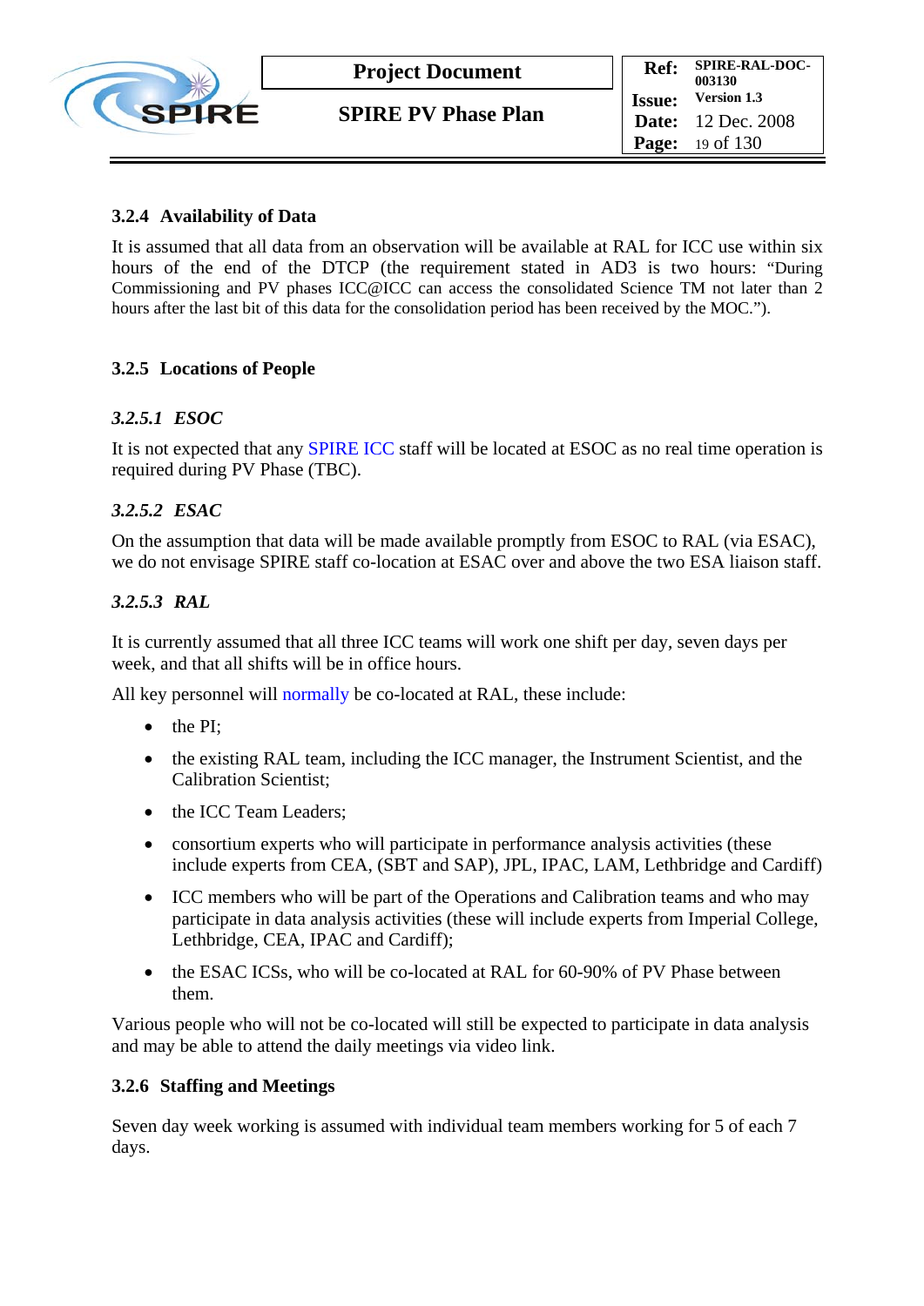### 3.2.4 Availability of Data

It is assumed that all data from an observation will be available at RAL for ICC use within six hours of the end of the DTCP (the requirement stated in AD3 is two hours: "During Commissioning and PV phases ICC@ICC can access the consolidated Science TM not later than 2 hours after the last bit of this data for the consolidation period has been received by the MOC.").

### 3.2.5 Locations of People

#### *3.2.5.1 ESOC*

It is not expected that any SPIRE ICC staff will be located at ESOC as no real time operation is required during PV Phase (TBC).

#### *3.2.5.2 ESAC*

On the assumption that data will be made available promptly from ESOC to RAL (via ESAC), we do not envisage SPIRE staff co-location at ESAC over and above the two ESA liaison staff.

#### *3.2.5.3 RAL*

It is currently assumed that all three ICC teams will work one shift per day, seven days per week, and that all shifts will be in office hours.

All key personnel will normally be co-located at RAL, these include:

- the PI;
- the existing RAL team, including the ICC manager, the Instrument Scientist, and the Calibration Scientist;
- the ICC Team Leaders;
- consortium experts who will participate in performance analysis activities (these include experts from CEA, (SBT and SAP), JPL, IPAC, LAM, Lethbridge and Cardiff)
- ICC members who will be part of the Operations and Calibration teams and who may participate in data analysis activities (these will include experts from Imperial College, Lethbridge, CEA, IPAC and Cardiff);
- the ESAC ICSs, who will be co-located at RAL for 60-90% of PV Phase between them.

Various people who will not be co-located will still be expected to participate in data analysis and may be able to attend the daily meetings via video link.

### 3.2.6 Staffing and Meetings

Seven day week working is assumed with individual team members working for 5 of each 7 days.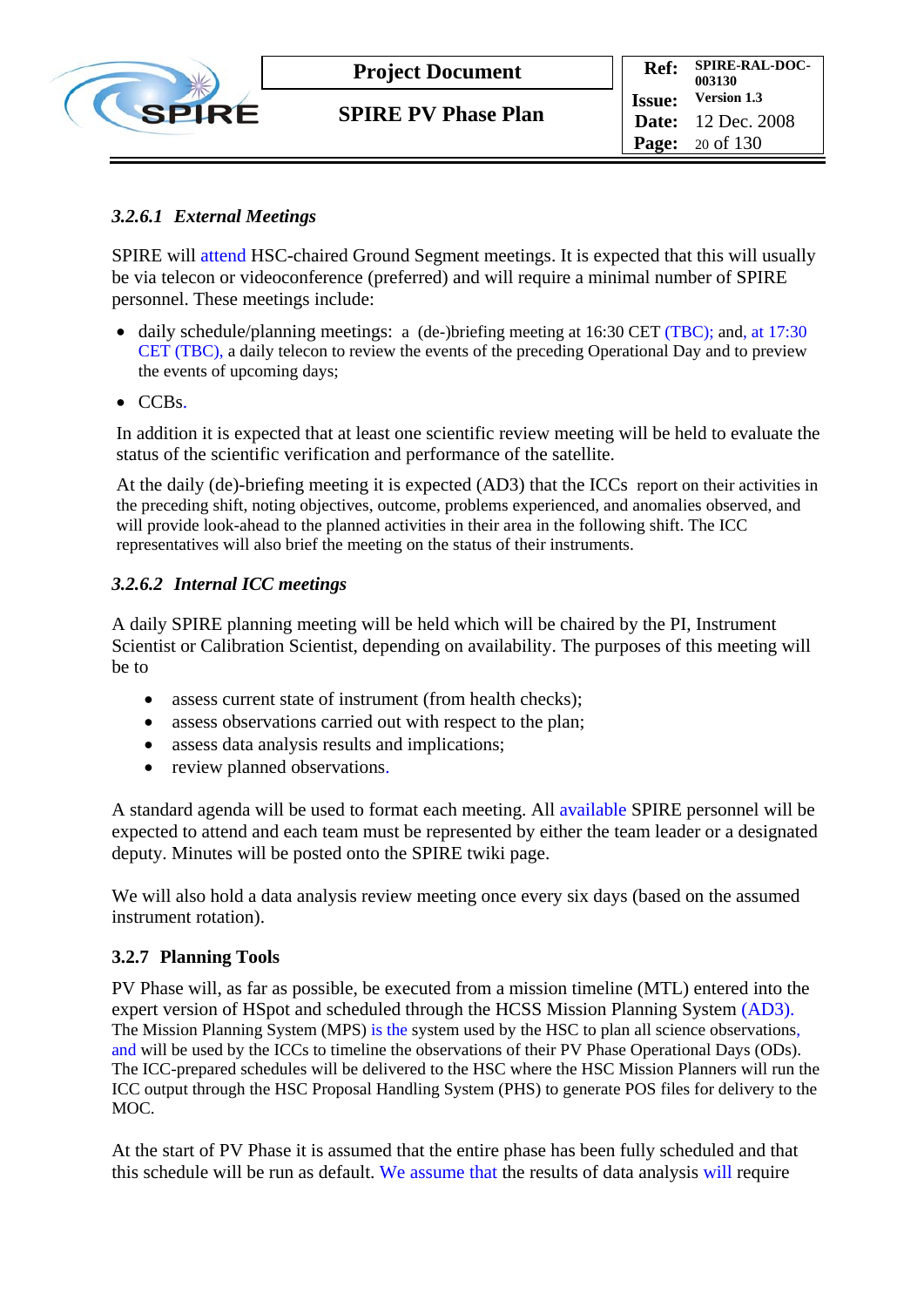#### *3.2.6.1 External Meetings*

SPIRE will attend HSC-chaired Ground Segment meetings. It is expected that this will usually be via telecon or videoconference (preferred) and will require a minimal number of SPIRE personnel. These meetings include:

- daily schedule/planning meetings: a (de-)briefing meeting at 16:30 CET (TBC); and, at 17:30 CET (TBC), a daily telecon to review the events of the preceding Operational Day and to preview the events of upcoming days;
- CCBs.

In addition it is expected that at least one scientific review meeting will be held to evaluate the status of the scientific verification and performance of the satellite.

At the daily (de)-briefing meeting it is expected (AD3) that the ICCs report on their activities in the preceding shift, noting objectives, outcome, problems experienced, and anomalies observed, and will provide look-ahead to the planned activities in their area in the following shift. The ICC representatives will also brief the meeting on the status of their instruments.

#### *3.2.6.2 Internal ICC meetings*

A daily SPIRE planning meeting will be held which will be chaired by the PI, Instrument Scientist or Calibration Scientist, depending on availability. The purposes of this meeting will be to

- assess current state of instrument (from health checks);
- assess observations carried out with respect to the plan;
- assess data analysis results and implications;
- review planned observations.

A standard agenda will be used to format each meeting. All available SPIRE personnel will be expected to attend and each team must be represented by either the team leader or a designated deputy. Minutes will be posted onto the SPIRE twiki page.

We will also hold a data analysis review meeting once every six days (based on the assumed instrument rotation).

### 3.2.7 Planning Tools

PV Phase will, as far as possible, be executed from a mission timeline (MTL) entered into the expert version of HSpot and scheduled through the HCSS Mission Planning System (AD3). The Mission Planning System (MPS) is the system used by the HSC to plan all science observations, and will be used by the ICCs to timeline the observations of their PV Phase Operational Days (ODs). The ICC-prepared schedules will be delivered to the HSC where the HSC Mission Planners will run the ICC output through the HSC Proposal Handling System (PHS) to generate POS files for delivery to the MOC.

At the start of PV Phase it is assumed that the entire phase has been fully scheduled and that this schedule will be run as default. We assume that the results of data analysis will require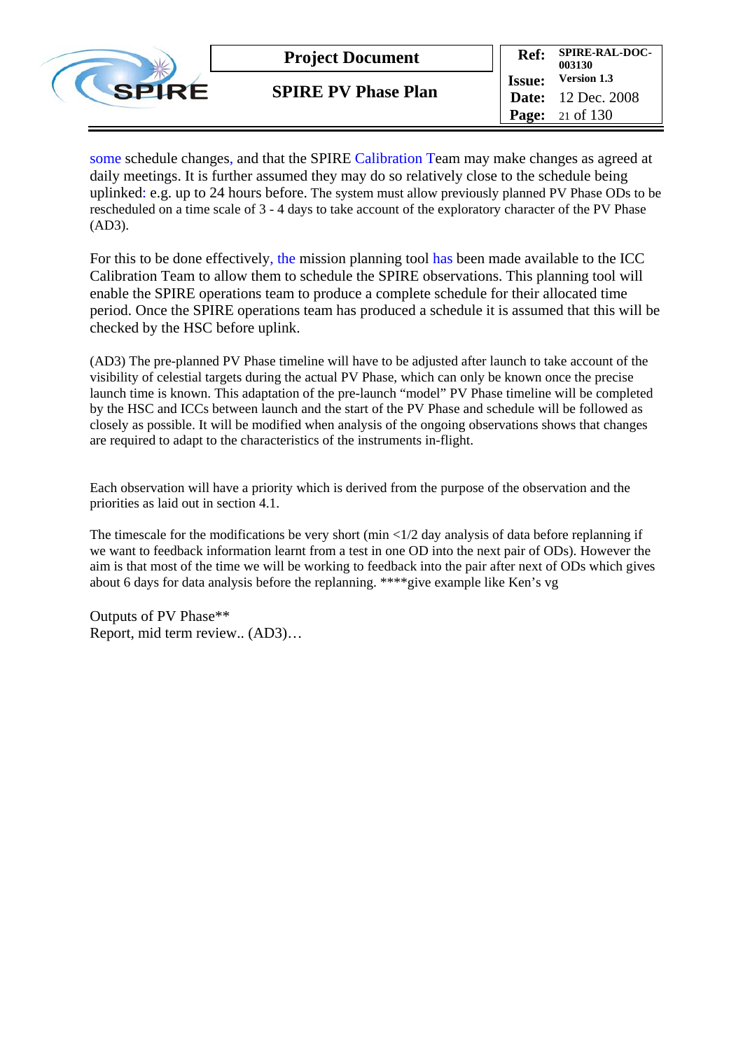some schedule changes, and that the SPIRE Calibration Team may make changes as agreed at daily meetings. It is further assumed they may do so relatively close to the schedule being uplinked: e.g. up to 24 hours before. The system must allow previously planned PV Phase ODs to be rescheduled on a time scale of 3 - 4 days to take account of the exploratory character of the PV Phase (AD3).

For this to be done effectively, the mission planning tool has been made available to the ICC Calibration Team to allow them to schedule the SPIRE observations. This planning tool will enable the SPIRE operations team to produce a complete schedule for their allocated time period. Once the SPIRE operations team has produced a schedule it is assumed that this will be checked by the HSC before uplink.

(AD3) The pre-planned PV Phase timeline will have to be adjusted after launch to take account of the visibility of celestial targets during the actual PV Phase, which can only be known once the precise launch time is known. This adaptation of the pre-launch "model" PV Phase timeline will be completed by the HSC and ICCs between launch and the start of the PV Phase and schedule will be followed as closely as possible. It will be modified when analysis of the ongoing observations shows that changes are required to adapt to the characteristics of the instruments in-flight.

Each observation will have a priority which is derived from the purpose of the observation and the priorities as laid out in section 4.1.

The timescale for the modifications be very short (min <1/2 day analysis of data before replanning if we want to feedback information learnt from a test in one OD into the next pair of ODs). However the aim is that most of the time we will be working to feedback into the pair after next of ODs which gives about 6 days for data analysis before the replanning. ****give example like Ken's vg

Outputs of PV Phase**
Report, mid term review.. (AD3)…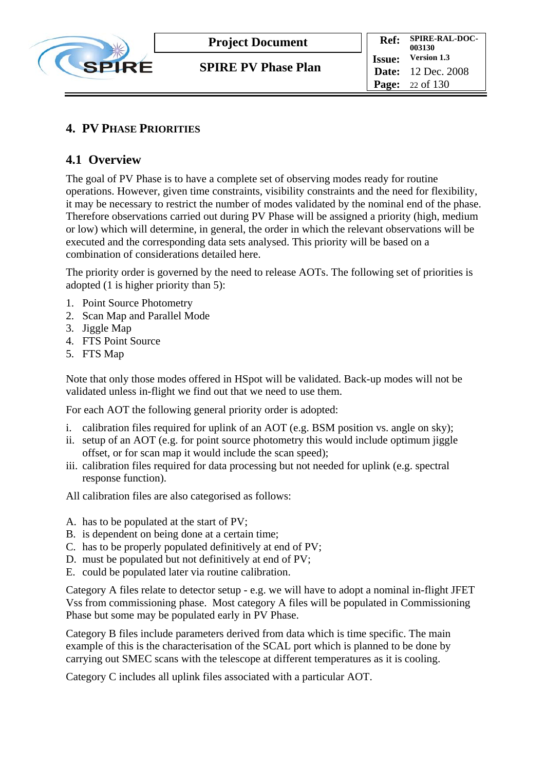# 4. PV PHASE PRIORITIES

## 4.1 Overview

The goal of PV Phase is to have a complete set of observing modes ready for routine operations. However, given time constraints, visibility constraints and the need for flexibility, it may be necessary to restrict the number of modes validated by the nominal end of the phase. Therefore observations carried out during PV Phase will be assigned a priority (high, medium or low) which will determine, in general, the order in which the relevant observations will be executed and the corresponding data sets analysed. This priority will be based on a combination of considerations detailed here.

The priority order is governed by the need to release AOTs. The following set of priorities is adopted (1 is higher priority than 5):

1. Point Source Photometry
2. Scan Map and Parallel Mode
3. Jiggle Map
4. FTS Point Source
5. FTS Map

Note that only those modes offered in HSpot will be validated. Back-up modes will not be validated unless in-flight we find out that we need to use them.

For each AOT the following general priority order is adopted:

i. calibration files required for uplink of an AOT (e.g. BSM position vs. angle on sky);
ii. setup of an AOT (e.g. for point source photometry this would include optimum jiggle offset, or for scan map it would include the scan speed);
iii. calibration files required for data processing but not needed for uplink (e.g. spectral response function).

All calibration files are also categorised as follows:

A. has to be populated at the start of PV;
B. is dependent on being done at a certain time;
C. has to be properly populated definitively at end of PV;
D. must be populated but not definitively at end of PV;
E. could be populated later via routine calibration.

Category A files relate to detector setup - e.g. we will have to adopt a nominal in-flight JFET Vss from commissioning phase. Most category A files will be populated in Commissioning Phase but some may be populated early in PV Phase.

Category B files include parameters derived from data which is time specific. The main example of this is the characterisation of the SCAL port which is planned to be done by carrying out SMEC scans with the telescope at different temperatures as it is cooling.

Category C includes all uplink files associated with a particular AOT.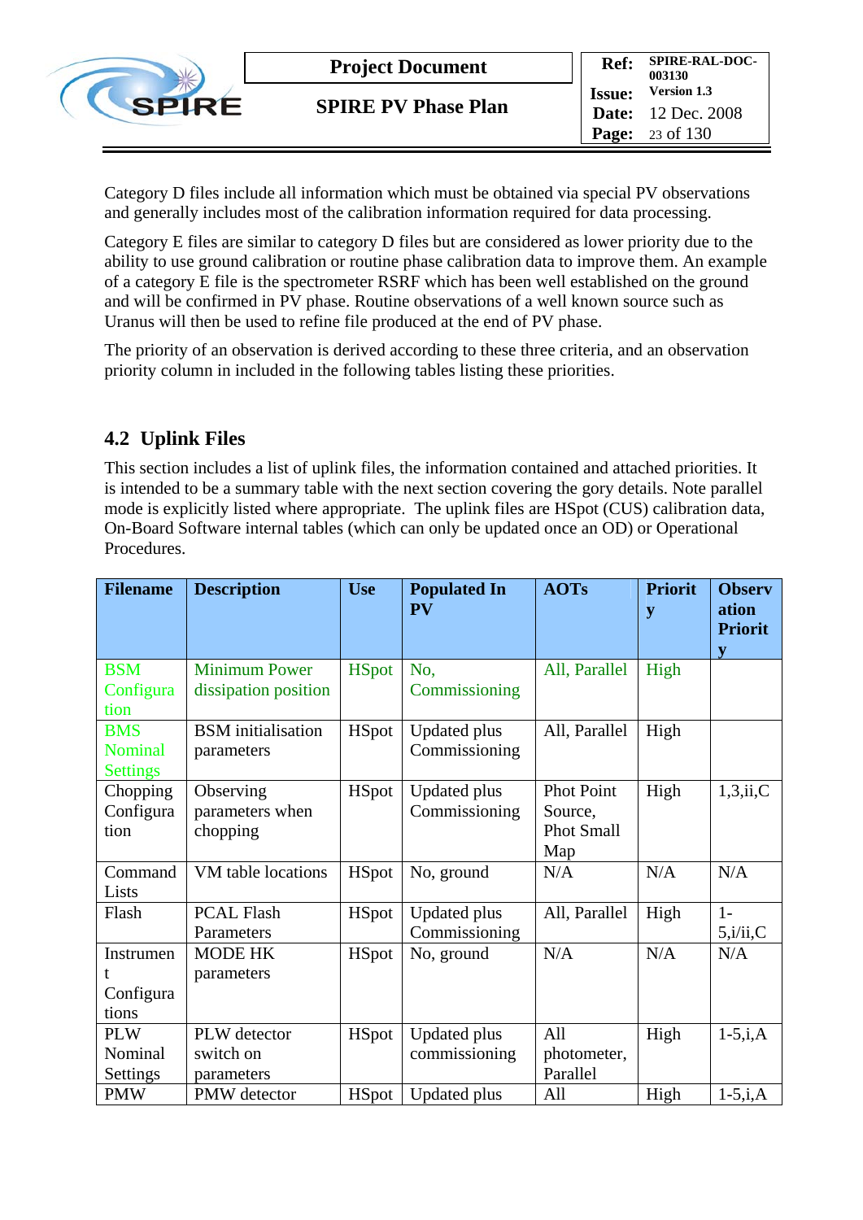Category D files include all information which must be obtained via special PV observations and generally includes most of the calibration information required for data processing.

Category E files are similar to category D files but are considered as lower priority due to the ability to use ground calibration or routine phase calibration data to improve them. An example of a category E file is the spectrometer RSRF which has been well established on the ground and will be confirmed in PV phase. Routine observations of a well known source such as Uranus will then be used to refine file produced at the end of PV phase.

The priority of an observation is derived according to these three criteria, and an observation priority column in included in the following tables listing these priorities.

## 4.2 Uplink Files

This section includes a list of uplink files, the information contained and attached priorities. It is intended to be a summary table with the next section covering the gory details. Note parallel mode is explicitly listed where appropriate. The uplink files are HSpot (CUS) calibration data, On-Board Software internal tables (which can only be updated once an OD) or Operational Procedures.

| Filename | Description | Use | Populated In PV | AOTs | Priority | Observation Priority |
|---|---|---|---|---|---|---|
| BSM Configuration | Minimum Power dissipation position | HSpot | No, Commissioning | All, Parallel | High | |
| BMS Nominal Settings | BSM initialisation parameters | HSpot | Updated plus Commissioning | All, Parallel | High | |
| Chopping Configuration | Observing parameters when chopping | HSpot | Updated plus Commissioning | Phot Point Source, Phot Small Map | High | 1,3,ii,C |
| Command Lists | VM table locations | HSpot | No, ground | N/A | N/A | N/A |
| Flash | PCAL Flash Parameters | HSpot | Updated plus Commissioning | All, Parallel | High | 1-5,i/ii,C |
| Instrument Configurations | MODE HK parameters | HSpot | No, ground | N/A | N/A | N/A |
| PLW Nominal Settings | PLW detector switch on parameters | HSpot | Updated plus commissioning | All photometer, Parallel | High | 1-5,i,A |
| PMW | PMW detector | HSpot | Updated plus | All | High | 1-5,i,A |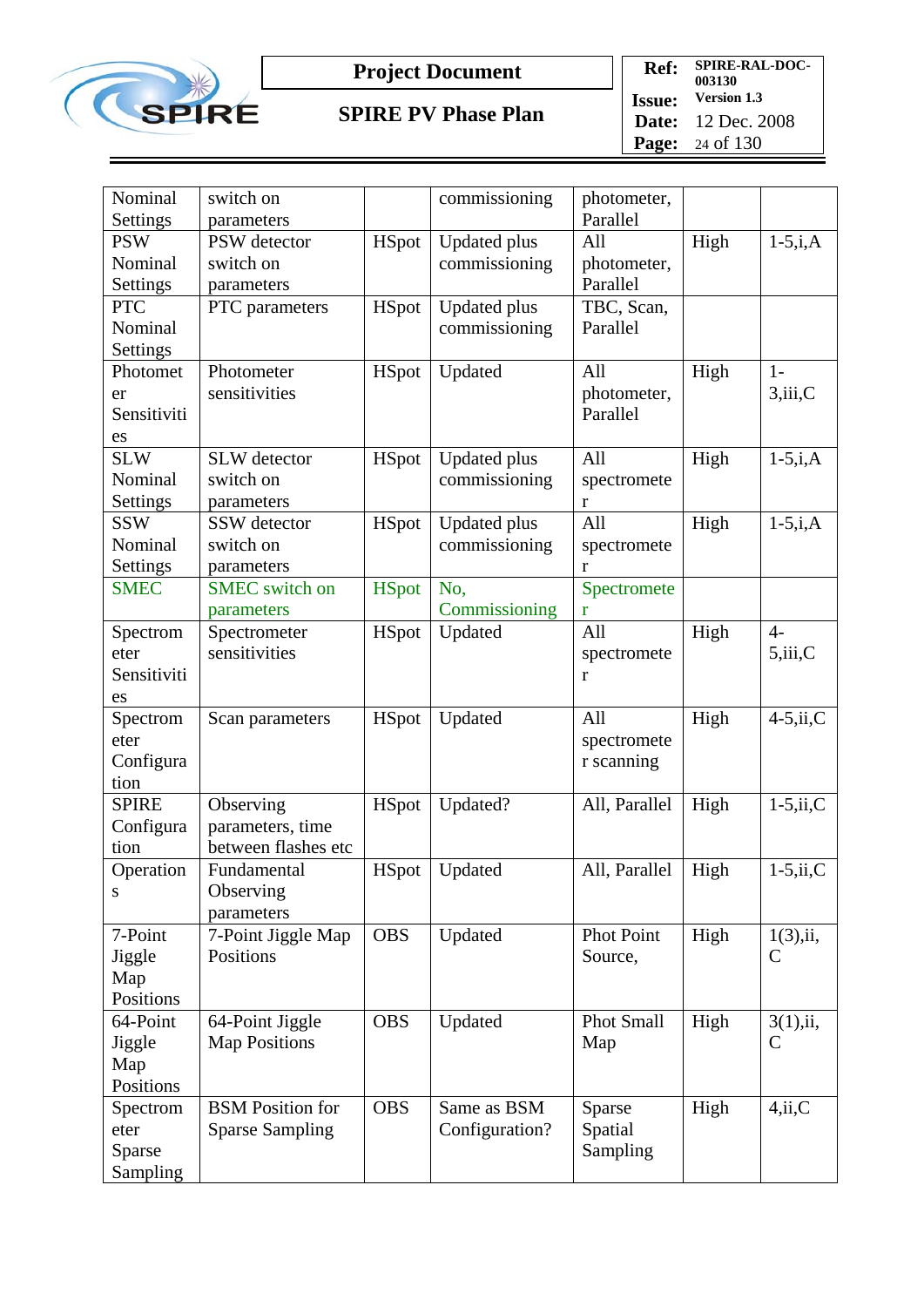| Nominal Settings | switch on parameters | | commissioning | photometer, Parallel | | |
|---|---|---|---|---|---|---|
| PSW Nominal Settings | PSW detector switch on parameters | HSpot | Updated plus commissioning | All photometer, Parallel | High | 1-5,i,A |
| PTC Nominal Settings | PTC parameters | HSpot | Updated plus commissioning | TBC, Scan, Parallel | | |
| Photometer Sensitivities | Photometer sensitivities | HSpot | Updated | All photometer, Parallel | High | 1-3,iii,C |
| SLW Nominal Settings | SLW detector switch on parameters | HSpot | Updated plus commissioning | All spectrometer | High | 1-5,i,A |
| SSW Nominal Settings | SSW detector switch on parameters | HSpot | Updated plus commissioning | All spectrometer | High | 1-5,i,A |
| SMEC | SMEC switch on parameters | HSpot | No, Commissioning | Spectrometer | | |
| Spectrometer Sensitivities | Spectrometer sensitivities | HSpot | Updated | All spectrometer | High | 4-5,iii,C |
| Spectrometer Configuration | Scan parameters | HSpot | Updated | All spectrometer scanning | High | 4-5,ii,C |
| SPIRE Configuration | Observing parameters, time between flashes etc | HSpot | Updated? | All, Parallel | High | 1-5,ii,C |
| Operations | Fundamental Observing parameters | HSpot | Updated | All, Parallel | High | 1-5,ii,C |
| 7-Point Jiggle Map Positions | 7-Point Jiggle Map Positions | OBS | Updated | Phot Point Source, | High | 1(3),ii, C |
| 64-Point Jiggle Map Positions | 64-Point Jiggle Map Positions | OBS | Updated | Phot Small Map | High | 3(1),ii, C |
| Spectrometer Sparse Sampling | BSM Position for Sparse Sampling | OBS | Same as BSM Configuration? | Sparse Spatial Sampling | High | 4,ii,C |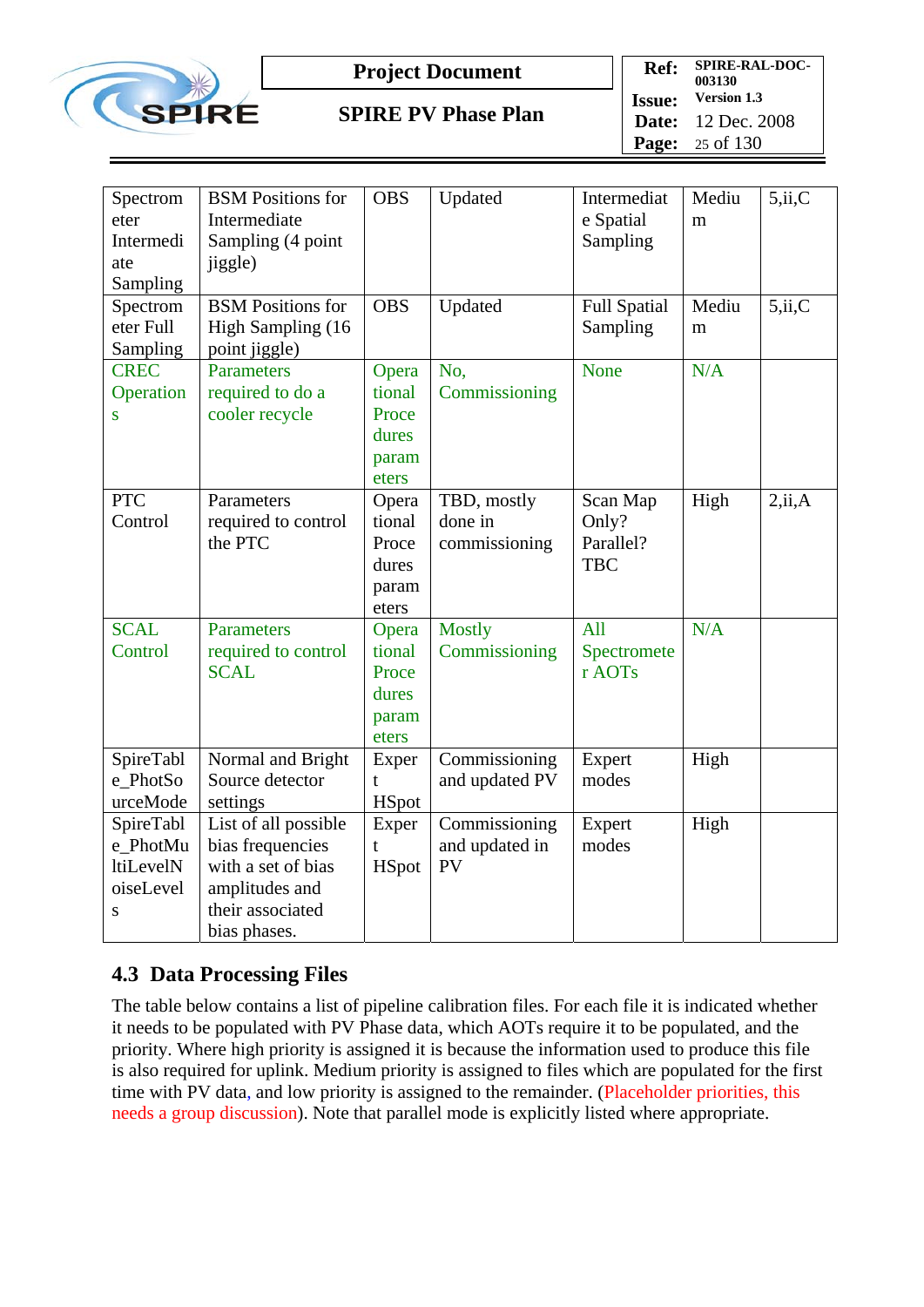| Spectrometer Intermediate Sampling | BSM Positions for Intermediate Sampling (4 point jiggle) | OBS | Updated | Intermediate Spatial Sampling | Medium | 5,ii,C |
|---|---|---|---|---|---|---|
| Spectrometer Full Sampling | BSM Positions for High Sampling (16 point jiggle) | OBS | Updated | Full Spatial Sampling | Medium | 5,ii,C |
| CREC Operations | Parameters required to do a cooler recycle | Operational Procedures parameters | No, Commissioning | None | N/A | |
| PTC Control | Parameters required to control the PTC | Operational Procedures parameters | TBD, mostly done in commissioning | Scan Map Only? Parallel? TBC | High | 2,ii,A |
| SCAL Control | Parameters required to control SCAL | Operational Procedures parameters | Mostly Commissioning | All Spectrometer AOTs | N/A | |
| SpireTable_PhotSourceMode | Normal and Bright Source detector settings | Expert HSpot | Commissioning and updated PV | Expert modes | High | |
| SpireTable_PhotMultiLevelNoiseLevels | List of all possible bias frequencies with a set of bias amplitudes and their associated bias phases. | Expert HSpot | Commissioning and updated in PV | Expert modes | High | |

## 4.3 Data Processing Files

The table below contains a list of pipeline calibration files. For each file it is indicated whether it needs to be populated with PV Phase data, which AOTs require it to be populated, and the priority. Where high priority is assigned it is because the information used to produce this file is also required for uplink. Medium priority is assigned to files which are populated for the first time with PV data, and low priority is assigned to the remainder. (Placeholder priorities, this needs a group discussion). Note that parallel mode is explicitly listed where appropriate.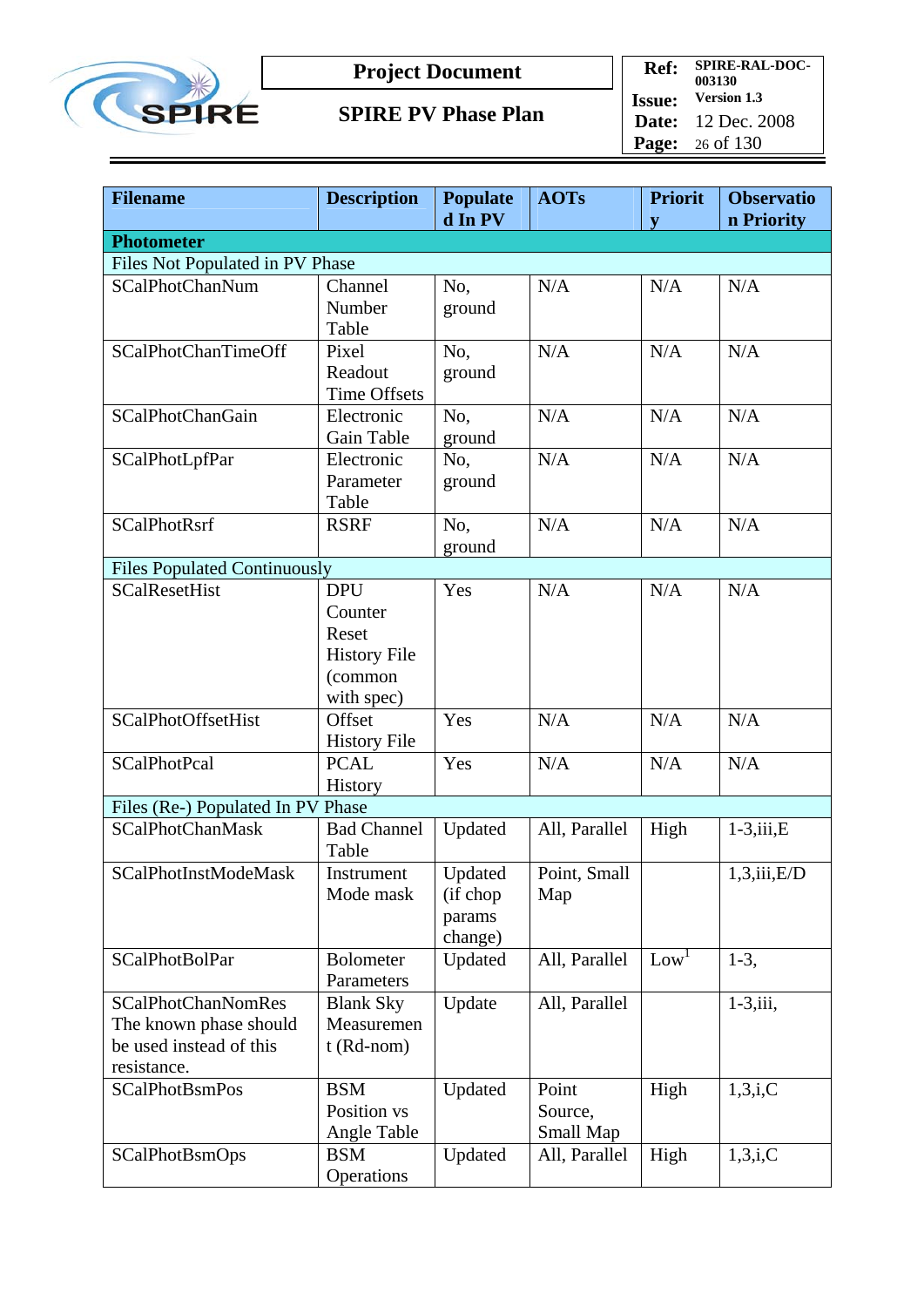| Filename | Description | Populated In PV | AOTs | Priority | Observation Priority |
|---|---|---|---|---|---|
| **Photometer** | | | | | |
| Files Not Populated in PV Phase | | | | | |
| SCalPhotChanNum | Channel Number Table | No, ground | N/A | N/A | N/A |
| SCalPhotChanTimeOff | Pixel Readout Time Offsets | No, ground | N/A | N/A | N/A |
| SCalPhotChanGain | Electronic Gain Table | No, ground | N/A | N/A | N/A |
| SCalPhotLpfPar | Electronic Parameter Table | No, ground | N/A | N/A | N/A |
| SCalPhotRsrf | RSRF | No, ground | N/A | N/A | N/A |
| Files Populated Continuously | | | | | |
| SCalResetHist | DPU Counter Reset History File (common with spec) | Yes | N/A | N/A | N/A |
| SCalPhotOffsetHist | Offset History File | Yes | N/A | N/A | N/A |
| SCalPhotPcal | PCAL History | Yes | N/A | N/A | N/A |
| Files (Re-) Populated In PV Phase | | | | | |
| SCalPhotChanMask | Bad Channel Table | Updated | All, Parallel | High | 1-3,iii,E |
| SCalPhotInstModeMask | Instrument Mode mask | Updated (if chop params change) | Point, Small Map | | 1,3,iii,E/D |
| SCalPhotBolPar | Bolometer Parameters | Updated | All, Parallel | Low[1] | 1-3, |
| SCalPhotChanNomRes The known phase should be used instead of this resistance. | Blank Sky Measurement (Rd-nom) | Update | All, Parallel | | 1-3,iii, |
| SCalPhotBsmPos | BSM Position vs Angle Table | Updated | Point Source, Small Map | High | 1,3,i,C |
| SCalPhotBsmOps | BSM Operations | Updated | All, Parallel | High | 1,3,i,C |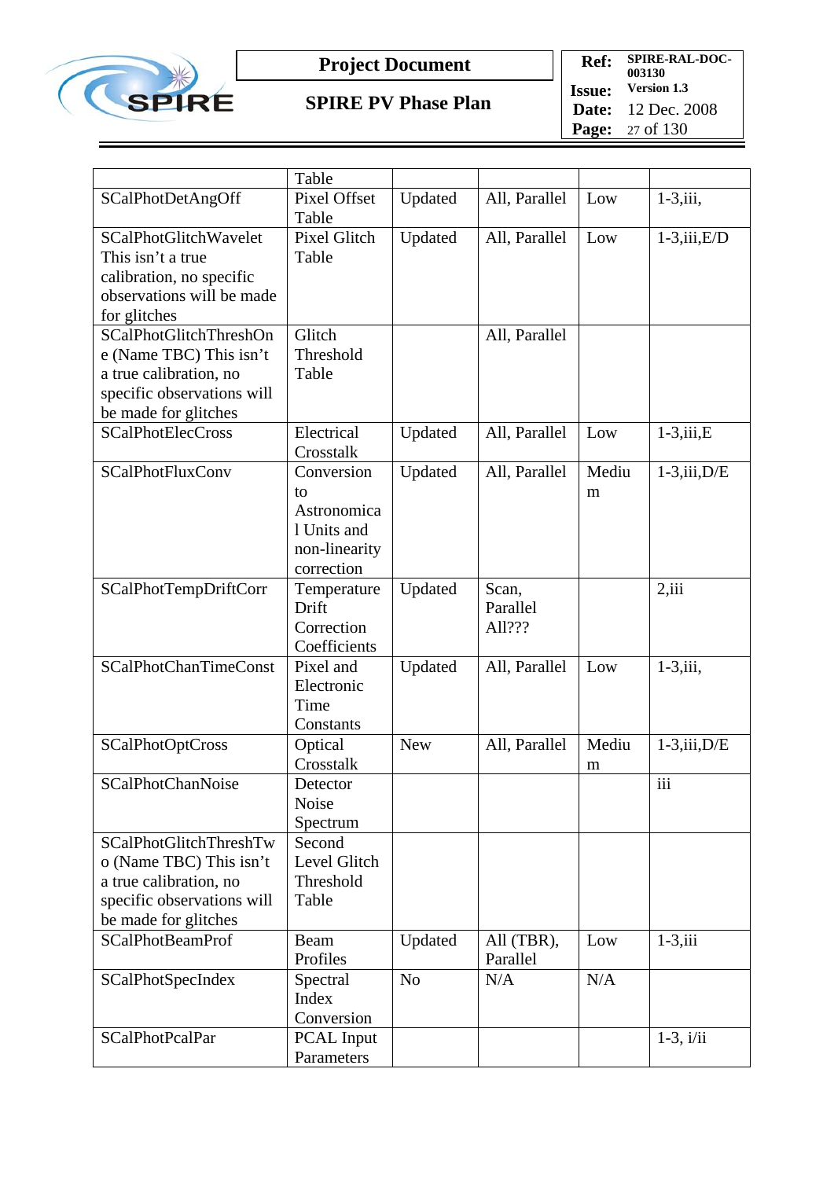| | Table | | | | |
|---|---|---|---|---|---|
| SCalPhotDetAngOff | Pixel Offset Table | Updated | All, Parallel | Low | 1-3,iii, |
| SCalPhotGlitchWavelet This isn't a true calibration, no specific observations will be made for glitches | Pixel Glitch Table | Updated | All, Parallel | Low | 1-3,iii,E/D |
| SCalPhotGlitchThreshOne (Name TBC) This isn't a true calibration, no specific observations will be made for glitches | Glitch Threshold Table | | All, Parallel | | |
| SCalPhotElecCross | Electrical Crosstalk | Updated | All, Parallel | Low | 1-3,iii,E |
| SCalPhotFluxConv | Conversion to Astronomical Units and non-linearity correction | Updated | All, Parallel | Medium | 1-3,iii,D/E |
| SCalPhotTempDriftCorr | Temperature Drift Correction Coefficients | Updated | Scan, Parallel All??? | | 2,iii |
| SCalPhotChanTimeConst | Pixel and Electronic Time Constants | Updated | All, Parallel | Low | 1-3,iii, |
| SCalPhotOptCross | Optical Crosstalk | New | All, Parallel | Medium | 1-3,iii,D/E |
| SCalPhotChanNoise | Detector Noise Spectrum | | | | iii |
| SCalPhotGlitchThreshTwo (Name TBC) This isn't a true calibration, no specific observations will be made for glitches | Second Level Glitch Threshold Table | | | | |
| SCalPhotBeamProf | Beam Profiles | Updated | All (TBR), Parallel | Low | 1-3,iii |
| SCalPhotSpecIndex | Spectral Index Conversion | No | N/A | N/A | |
| SCalPhotPcalPar | PCAL Input Parameters | | | | 1-3, i/ii |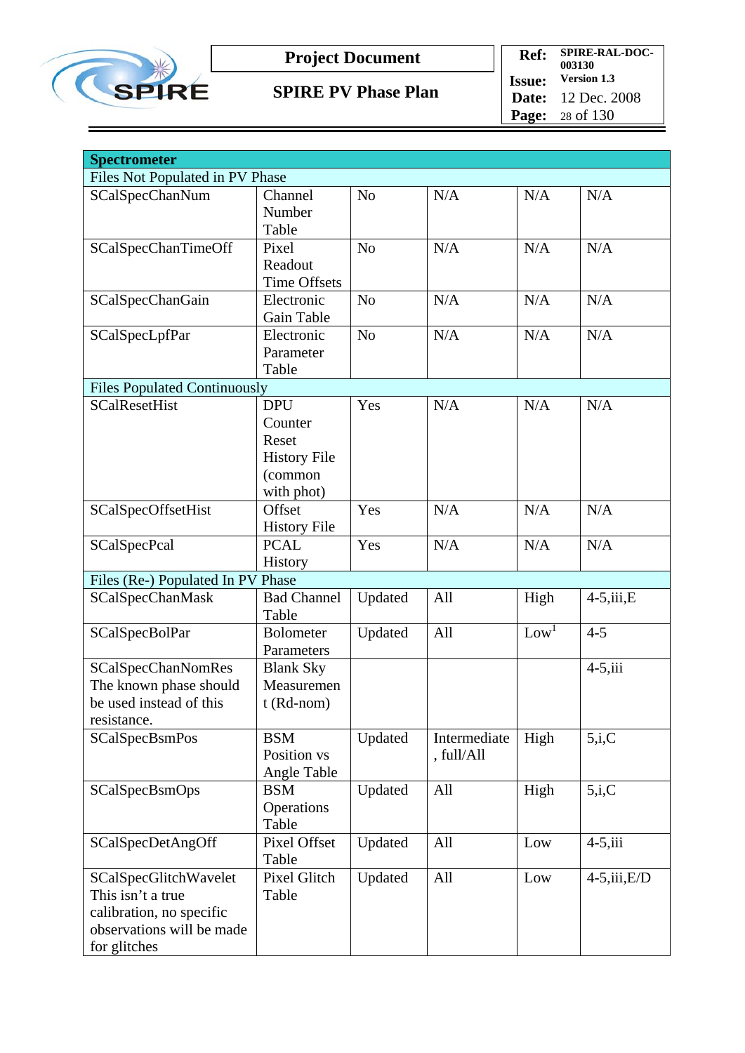| Spectrometer | | | | | |
|---|---|---|---|---|---|
| Files Not Populated in PV Phase | | | | | |
| SCalSpecChanNum | Channel Number Table | No | N/A | N/A | N/A |
| SCalSpecChanTimeOff | Pixel Readout Time Offsets | No | N/A | N/A | N/A |
| SCalSpecChanGain | Electronic Gain Table | No | N/A | N/A | N/A |
| SCalSpecLpfPar | Electronic Parameter Table | No | N/A | N/A | N/A |
| Files Populated Continuously | | | | | |
| SCalResetHist | DPU Counter Reset History File (common with phot) | Yes | N/A | N/A | N/A |
| SCalSpecOffsetHist | Offset History File | Yes | N/A | N/A | N/A |
| SCalSpecPcal | PCAL History | Yes | N/A | N/A | N/A |
| Files (Re-) Populated In PV Phase | | | | | |
| SCalSpecChanMask | Bad Channel Table | Updated | All | High | 4-5,iii,E |
| SCalSpecBolPar | Bolometer Parameters | Updated | All | Low[1] | 4-5 |
| SCalSpecChanNomRes The known phase should be used instead of this resistance. | Blank Sky Measurement (Rd-nom) | | | | 4-5,iii |
| SCalSpecBsmPos | BSM Position vs Angle Table | Updated | Intermediate, full/All | High | 5,i,C |
| SCalSpecBsmOps | BSM Operations Table | Updated | All | High | 5,i,C |
| SCalSpecDetAngOff | Pixel Offset Table | Updated | All | Low | 4-5,iii |
| SCalSpecGlitchWavelet This isn't a true calibration, no specific observations will be made for glitches | Pixel Glitch Table | Updated | All | Low | 4-5,iii,E/D |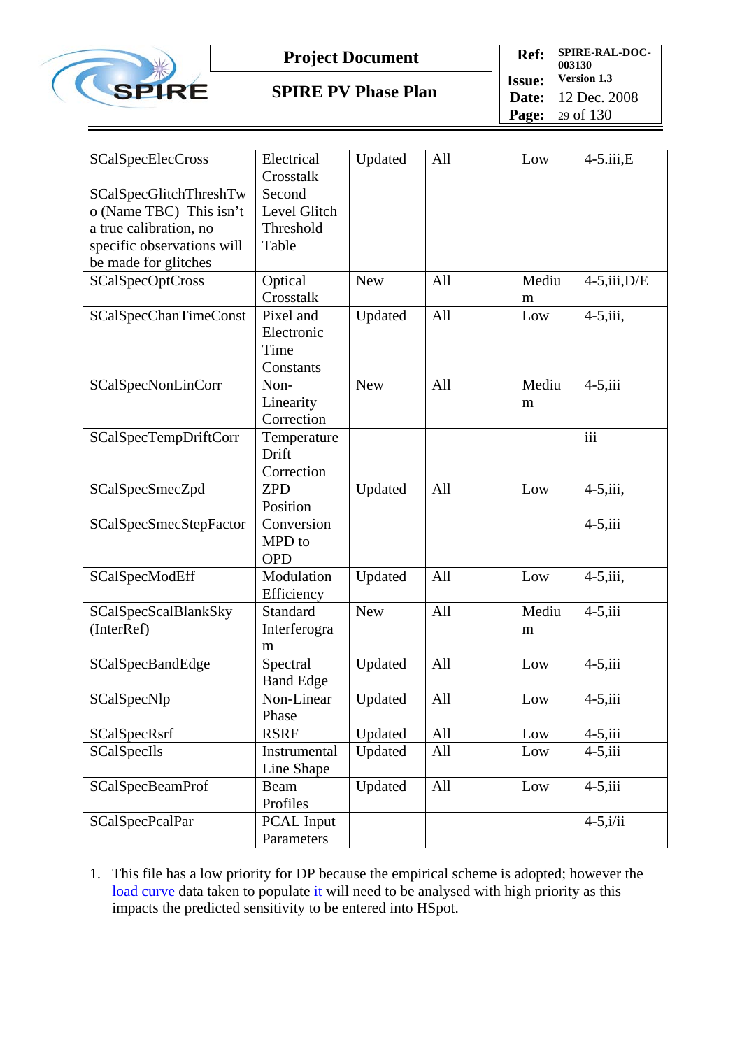| SCalSpecElecCross | Electrical Crosstalk | Updated | All | Low | 4-5.iii,E |
|---|---|---|---|---|---|
| SCalSpecGlitchThreshTwo (Name TBC) This isn't a true calibration, no specific observations will be made for glitches | Second Level Glitch Threshold Table | | | | |
| SCalSpecOptCross | Optical Crosstalk | New | All | Medium | 4-5,iii,D/E |
| SCalSpecChanTimeConst | Pixel and Electronic Time Constants | Updated | All | Low | 4-5,iii, |
| SCalSpecNonLinCorr | Non-Linearity Correction | New | All | Medium | 4-5,iii |
| SCalSpecTempDriftCorr | Temperature Drift Correction | | | | iii |
| SCalSpecSmecZpd | ZPD Position | Updated | All | Low | 4-5,iii, |
| SCalSpecSmecStepFactor | Conversion MPD to OPD | | | | 4-5,iii |
| SCalSpecModEff | Modulation Efficiency | Updated | All | Low | 4-5,iii, |
| SCalSpecScalBlankSky (InterRef) | Standard Interferogram | New | All | Medium | 4-5,iii |
| SCalSpecBandEdge | Spectral Band Edge | Updated | All | Low | 4-5,iii |
| SCalSpecNlp | Non-Linear Phase | Updated | All | Low | 4-5,iii |
| SCalSpecRsrf | RSRF | Updated | All | Low | 4-5,iii |
| SCalSpecIls | Instrumental Line Shape | Updated | All | Low | 4-5,iii |
| SCalSpecBeamProf | Beam Profiles | Updated | All | Low | 4-5,iii |
| SCalSpecPcalPar | PCAL Input Parameters | | | | 4-5,i/ii |

1. This file has a low priority for DP because the empirical scheme is adopted; however the load curve data taken to populate it will need to be analysed with high priority as this impacts the predicted sensitivity to be entered into HSpot.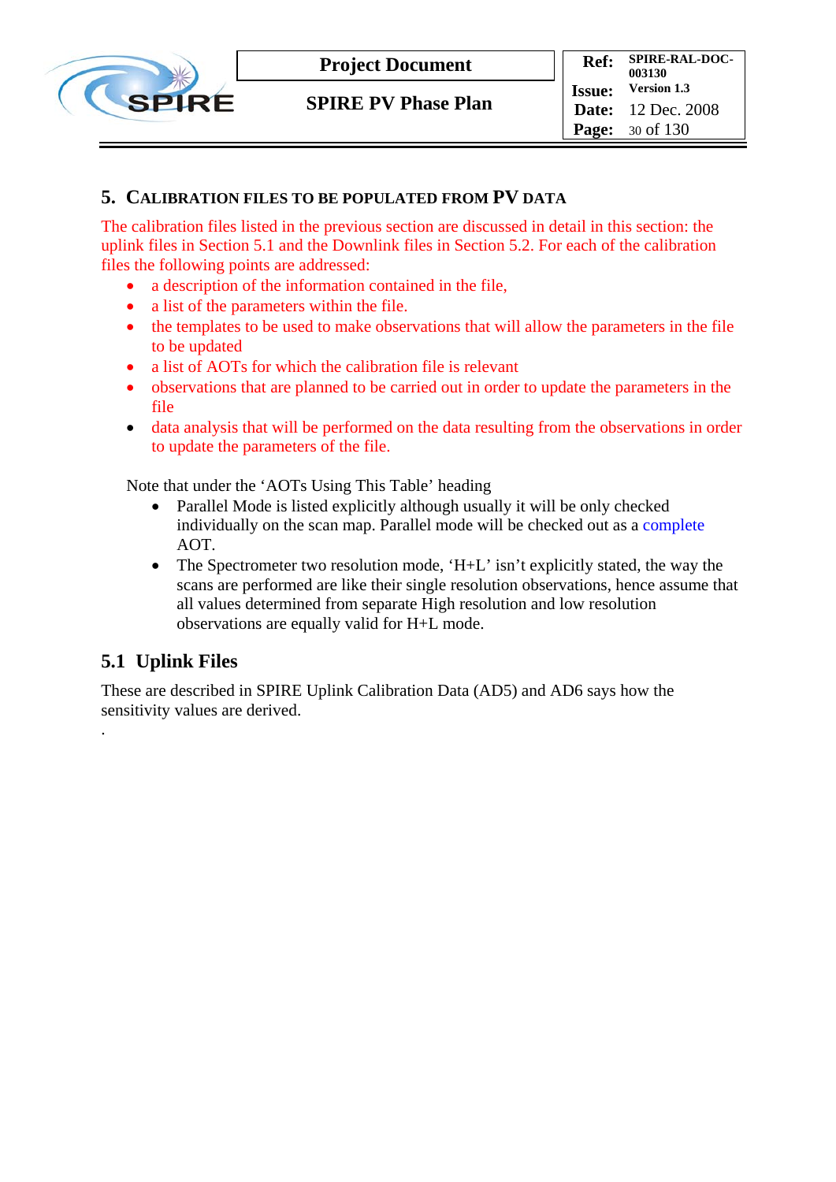# 5. CALIBRATION FILES TO BE POPULATED FROM PV DATA

The calibration files listed in the previous section are discussed in detail in this section: the uplink files in Section 5.1 and the Downlink files in Section 5.2. For each of the calibration files the following points are addressed:

- a description of the information contained in the file,
- a list of the parameters within the file.
- the templates to be used to make observations that will allow the parameters in the file to be updated
- a list of AOTs for which the calibration file is relevant
- observations that are planned to be carried out in order to update the parameters in the file
- data analysis that will be performed on the data resulting from the observations in order to update the parameters of the file.

Note that under the ‘AOTs Using This Table’ heading

- Parallel Mode is listed explicitly although usually it will be only checked individually on the scan map. Parallel mode will be checked out as a complete AOT.
- The Spectrometer two resolution mode, ‘H+L’ isn’t explicitly stated, the way the scans are performed are like their single resolution observations, hence assume that all values determined from separate High resolution and low resolution observations are equally valid for H+L mode.

## 5.1 Uplink Files

These are described in SPIRE Uplink Calibration Data (AD5) and AD6 says how the sensitivity values are derived.

.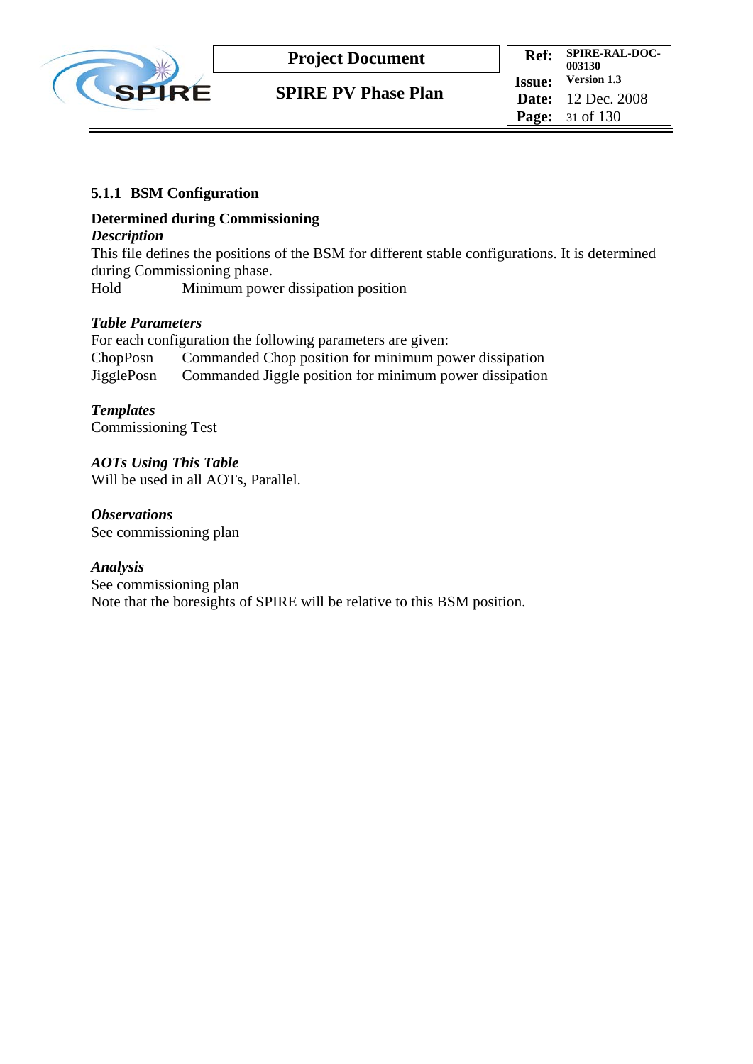### 5.1.1 BSM Configuration

**Determined during Commissioning**

***Description***

This file defines the positions of the BSM for different stable configurations. It is determined during Commissioning phase.

Hold Minimum power dissipation position

***Table Parameters***

For each configuration the following parameters are given:

ChopPosn Commanded Chop position for minimum power dissipation

JigglePosn Commanded Jiggle position for minimum power dissipation

***Templates***

Commissioning Test

***AOTs Using This Table***

Will be used in all AOTs, Parallel.

***Observations***

See commissioning plan

***Analysis***

See commissioning plan

Note that the boresights of SPIRE will be relative to this BSM position.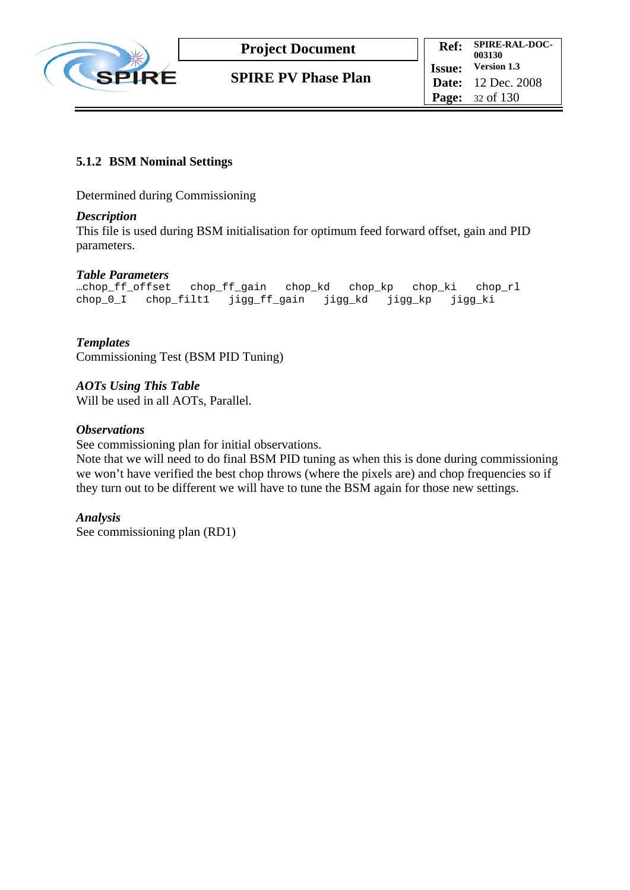### 5.1.2 BSM Nominal Settings

Determined during Commissioning

***Description***

This file is used during BSM initialisation for optimum feed forward offset, gain and PID parameters.

***Table Parameters***

```
…chop_ff_offset   chop_ff_gain   chop_kd   chop_kp   chop_ki   chop_rl
chop_0_I   chop_filt1   jigg_ff_gain   jigg_kd   jigg_kp   jigg_ki
```

***Templates***

Commissioning Test (BSM PID Tuning)

***AOTs Using This Table***

Will be used in all AOTs, Parallel.

***Observations***

See commissioning plan for initial observations.

Note that we will need to do final BSM PID tuning as when this is done during commissioning we won't have verified the best chop throws (where the pixels are) and chop frequencies so if they turn out to be different we will have to tune the BSM again for those new settings.

***Analysis***

See commissioning plan (RD1)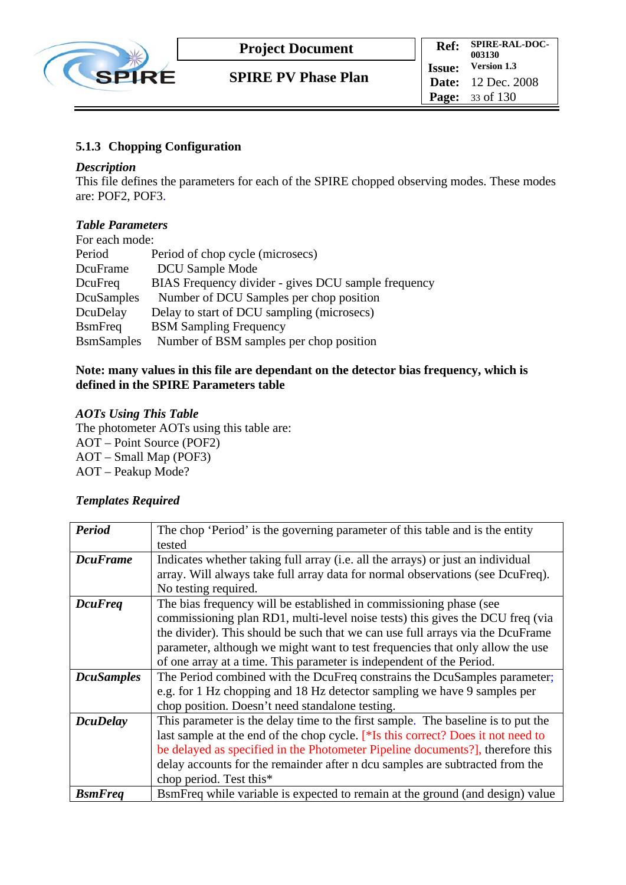### 5.1.3 Chopping Configuration

***Description***

This file defines the parameters for each of the SPIRE chopped observing modes. These modes are: POF2, POF3.

***Table Parameters***

For each mode:

| | |
|---|---|
| Period | Period of chop cycle (microsecs) |
| DcuFrame | DCU Sample Mode |
| DcuFreq | BIAS Frequency divider - gives DCU sample frequency |
| DcuSamples | Number of DCU Samples per chop position |
| DcuDelay | Delay to start of DCU sampling (microsecs) |
| BsmFreq | BSM Sampling Frequency |
| BsmSamples | Number of BSM samples per chop position |

**Note: many values in this file are dependant on the detector bias frequency, which is defined in the SPIRE Parameters table**

***AOTs Using This Table***

The photometer AOTs using this table are:
AOT – Point Source (POF2)
AOT – Small Map (POF3)
AOT – Peakup Mode?

***Templates Required***

| | |
|---|---|
| ***Period*** | The chop 'Period' is the governing parameter of this table and is the entity tested |
| ***DcuFrame*** | Indicates whether taking full array (i.e. all the arrays) or just an individual array. Will always take full array data for normal observations (see DcuFreq). No testing required. |
| ***DcuFreq*** | The bias frequency will be established in commissioning phase (see commissioning plan RD1, multi-level noise tests) this gives the DCU freq (via the divider). This should be such that we can use full arrays via the DcuFrame parameter, although we might want to test frequencies that only allow the use of one array at a time. This parameter is independent of the Period. |
| ***DcuSamples*** | The Period combined with the DcuFreq constrains the DcuSamples parameter; e.g. for 1 Hz chopping and 18 Hz detector sampling we have 9 samples per chop position. Doesn't need standalone testing. |
| ***DcuDelay*** | This parameter is the delay time to the first sample. The baseline is to put the last sample at the end of the chop cycle. [*Is this correct? Does it not need to be delayed as specified in the Photometer Pipeline documents?], therefore this delay accounts for the remainder after n dcu samples are subtracted from the chop period. Test this* |
| ***BsmFreq*** | BsmFreq while variable is expected to remain at the ground (and design) value |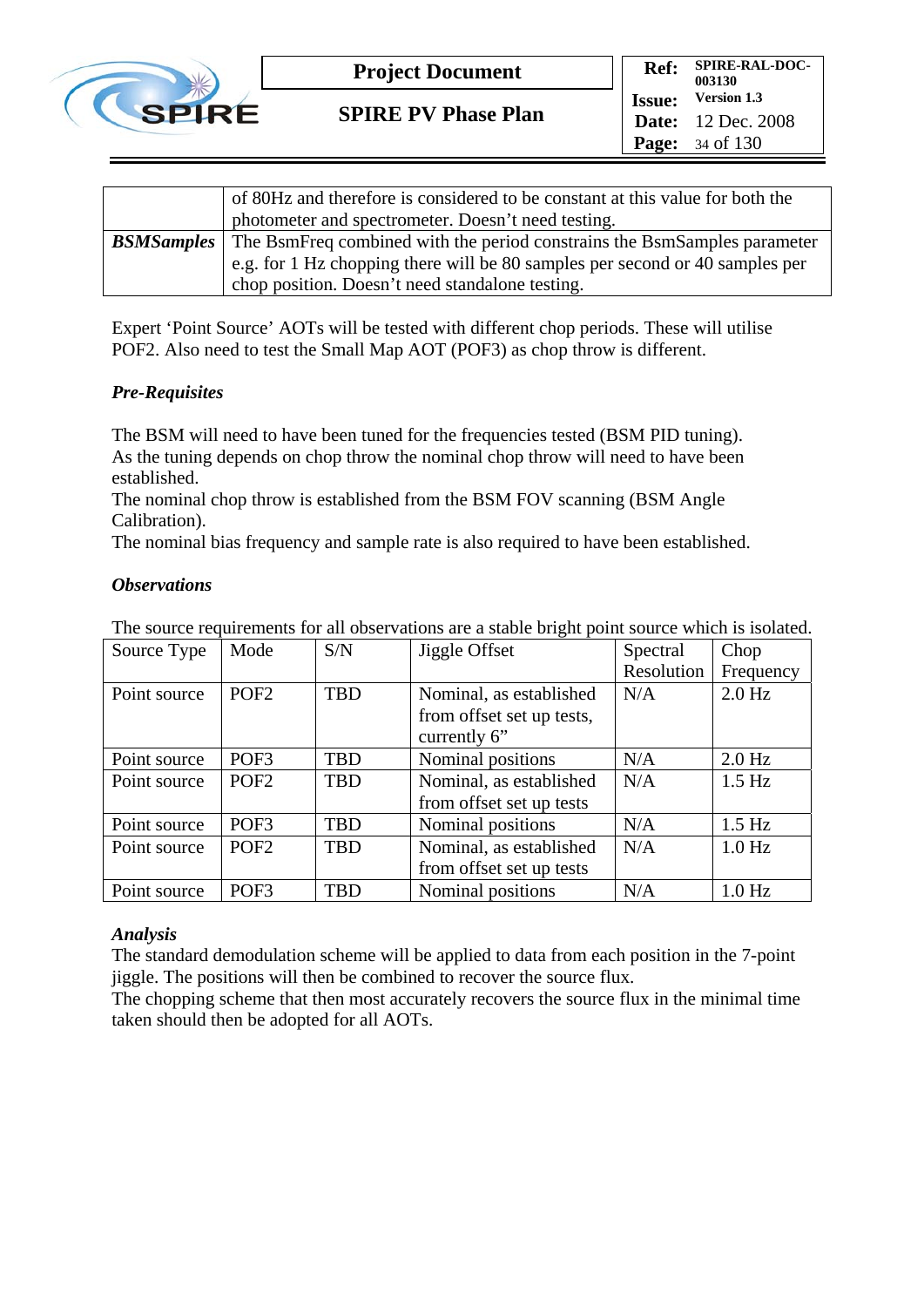| | |
|---|---|
| | of 80Hz and therefore is considered to be constant at this value for both the photometer and spectrometer. Doesn't need testing. |
| ***BSMSamples*** | The BsmFreq combined with the period constrains the BsmSamples parameter e.g. for 1 Hz chopping there will be 80 samples per second or 40 samples per chop position. Doesn't need standalone testing. |

Expert 'Point Source' AOTs will be tested with different chop periods. These will utilise POF2. Also need to test the Small Map AOT (POF3) as chop throw is different.

***Pre-Requisites***

The BSM will need to have been tuned for the frequencies tested (BSM PID tuning). As the tuning depends on chop throw the nominal chop throw will need to have been established.
The nominal chop throw is established from the BSM FOV scanning (BSM Angle Calibration).
The nominal bias frequency and sample rate is also required to have been established.

***Observations***

The source requirements for all observations are a stable bright point source which is isolated.

| Source Type | Mode | S/N | Jiggle Offset | Spectral Resolution | Chop Frequency |
|---|---|---|---|---|---|
| Point source | POF2 | TBD | Nominal, as established from offset set up tests, currently 6" | N/A | 2.0 Hz |
| Point source | POF3 | TBD | Nominal positions | N/A | 2.0 Hz |
| Point source | POF2 | TBD | Nominal, as established from offset set up tests | N/A | 1.5 Hz |
| Point source | POF3 | TBD | Nominal positions | N/A | 1.5 Hz |
| Point source | POF2 | TBD | Nominal, as established from offset set up tests | N/A | 1.0 Hz |
| Point source | POF3 | TBD | Nominal positions | N/A | 1.0 Hz |

***Analysis***

The standard demodulation scheme will be applied to data from each position in the 7-point jiggle. The positions will then be combined to recover the source flux.
The chopping scheme that then most accurately recovers the source flux in the minimal time taken should then be adopted for all AOTs.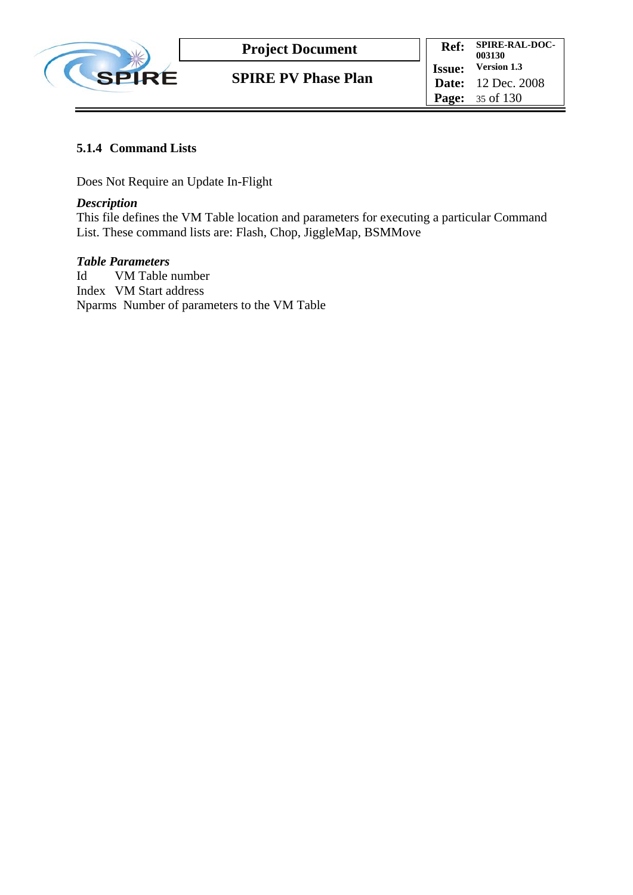### 5.1.4 Command Lists

Does Not Require an Update In-Flight

***Description***

This file defines the VM Table location and parameters for executing a particular Command List. These command lists are: Flash, Chop, JiggleMap, BSMMove

***Table Parameters***

Id VM Table number
Index VM Start address
Nparms Number of parameters to the VM Table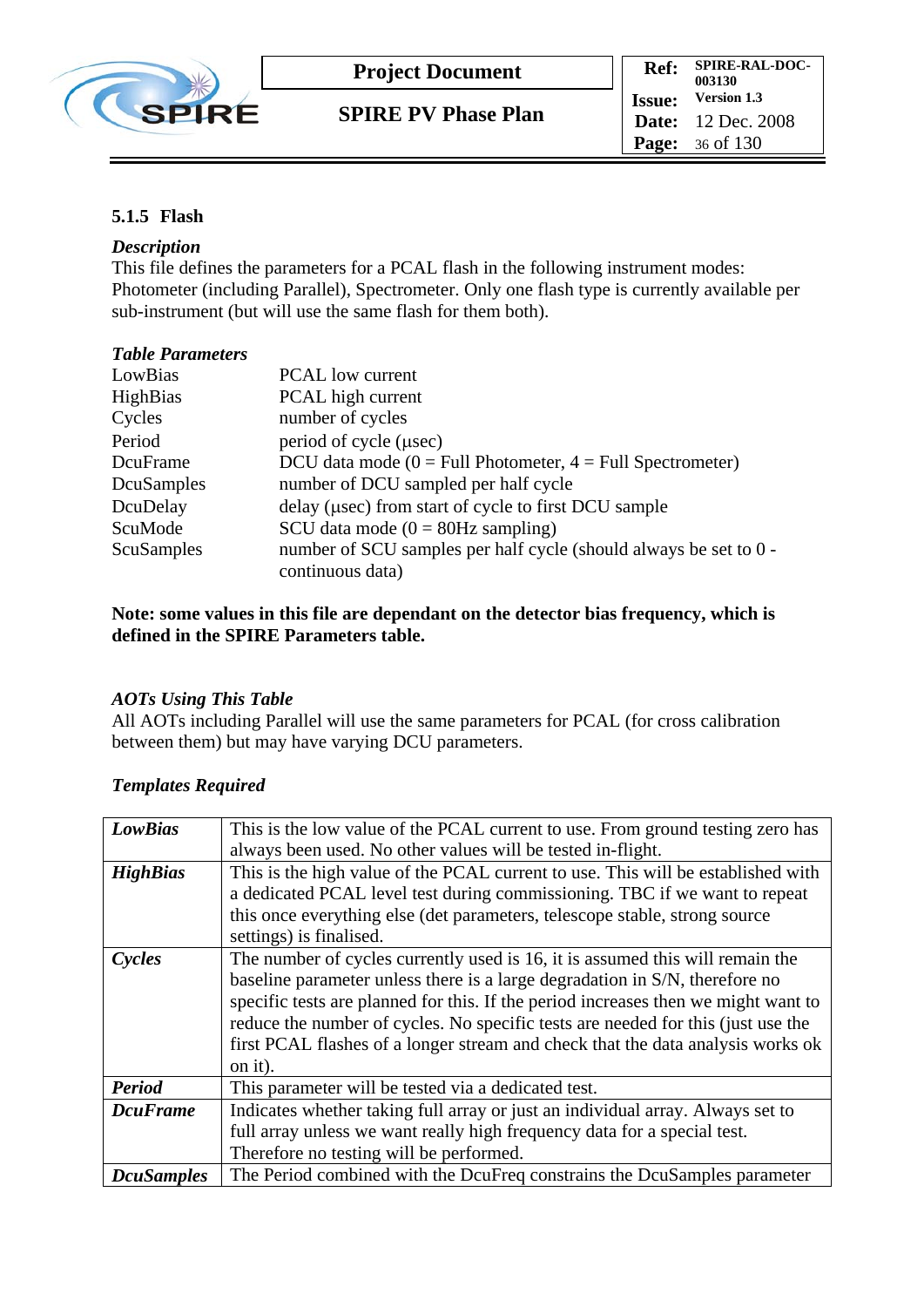### 5.1.5 Flash

***Description***

This file defines the parameters for a PCAL flash in the following instrument modes: Photometer (including Parallel), Spectrometer. Only one flash type is currently available per sub-instrument (but will use the same flash for them both).

***Table Parameters***

| | |
|---|---|
| LowBias | PCAL low current |
| HighBias | PCAL high current |
| Cycles | number of cycles |
| Period | period of cycle (μsec) |
| DcuFrame | DCU data mode (0 = Full Photometer, 4 = Full Spectrometer) |
| DcuSamples | number of DCU sampled per half cycle |
| DcuDelay | delay (μsec) from start of cycle to first DCU sample |
| ScuMode | SCU data mode (0 = 80Hz sampling) |
| ScuSamples | number of SCU samples per half cycle (should always be set to 0 - continuous data) |

**Note: some values in this file are dependant on the detector bias frequency, which is defined in the SPIRE Parameters table.**

***AOTs Using This Table***

All AOTs including Parallel will use the same parameters for PCAL (for cross calibration between them) but may have varying DCU parameters.

***Templates Required***

| | |
|---|---|
| ***LowBias*** | This is the low value of the PCAL current to use. From ground testing zero has always been used. No other values will be tested in-flight. |
| ***HighBias*** | This is the high value of the PCAL current to use. This will be established with a dedicated PCAL level test during commissioning. TBC if we want to repeat this once everything else (det parameters, telescope stable, strong source settings) is finalised. |
| ***Cycles*** | The number of cycles currently used is 16, it is assumed this will remain the baseline parameter unless there is a large degradation in S/N, therefore no specific tests are planned for this. If the period increases then we might want to reduce the number of cycles. No specific tests are needed for this (just use the first PCAL flashes of a longer stream and check that the data analysis works ok on it). |
| ***Period*** | This parameter will be tested via a dedicated test. |
| ***DcuFrame*** | Indicates whether taking full array or just an individual array. Always set to full array unless we want really high frequency data for a special test. Therefore no testing will be performed. |
| ***DcuSamples*** | The Period combined with the DcuFreq constrains the DcuSamples parameter |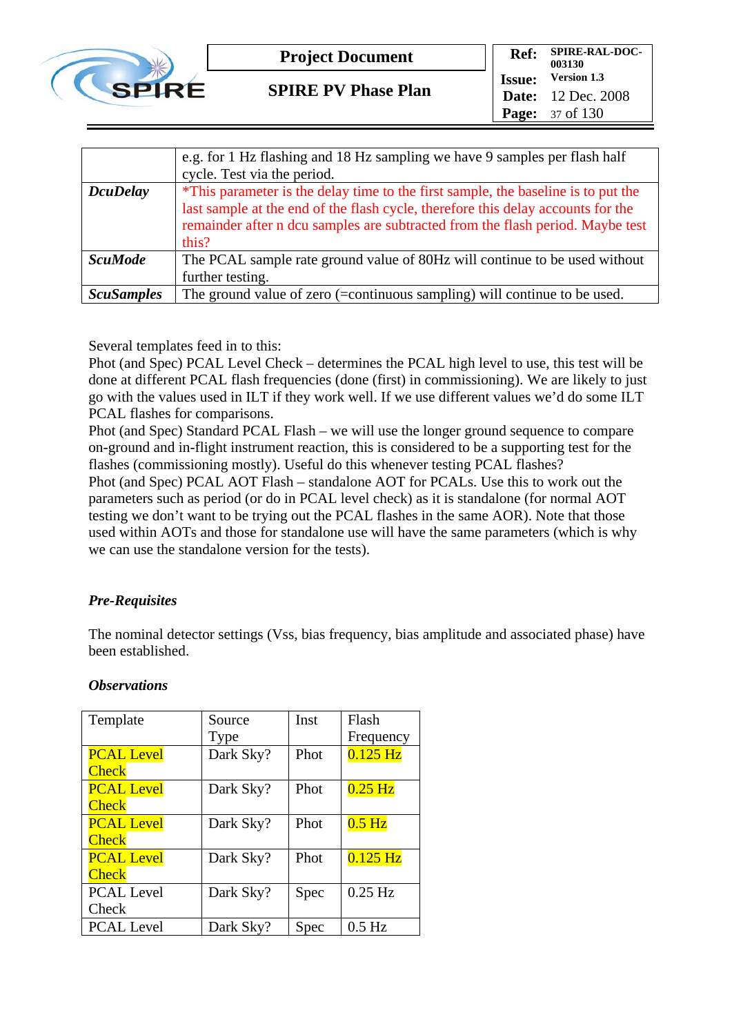|  | e.g. for 1 Hz flashing and 18 Hz sampling we have 9 samples per flash half cycle. Test via the period. |
|---|---|
| ***DcuDelay*** | *This parameter is the delay time to the first sample, the baseline is to put the last sample at the end of the flash cycle, therefore this delay accounts for the remainder after n dcu samples are subtracted from the flash period. Maybe test this? |
| ***ScuMode*** | The PCAL sample rate ground value of 80Hz will continue to be used without further testing. |
| ***ScuSamples*** | The ground value of zero (=continuous sampling) will continue to be used. |

Several templates feed in to this:
Phot (and Spec) PCAL Level Check – determines the PCAL high level to use, this test will be done at different PCAL flash frequencies (done (first) in commissioning). We are likely to just go with the values used in ILT if they work well. If we use different values we'd do some ILT PCAL flashes for comparisons.
Phot (and Spec) Standard PCAL Flash – we will use the longer ground sequence to compare on-ground and in-flight instrument reaction, this is considered to be a supporting test for the flashes (commissioning mostly). Useful do this whenever testing PCAL flashes?
Phot (and Spec) PCAL AOT Flash – standalone AOT for PCALs. Use this to work out the parameters such as period (or do in PCAL level check) as it is standalone (for normal AOT testing we don't want to be trying out the PCAL flashes in the same AOR). Note that those used within AOTs and those for standalone use will have the same parameters (which is why we can use the standalone version for the tests).

### *Pre-Requisites*

The nominal detector settings (Vss, bias frequency, bias amplitude and associated phase) have been established.

### *Observations*

| Template | Source Type | Inst | Flash Frequency |
|---|---|---|---|
| PCAL Level Check | Dark Sky? | Phot | 0.125 Hz |
| PCAL Level Check | Dark Sky? | Phot | 0.25 Hz |
| PCAL Level Check | Dark Sky? | Phot | 0.5 Hz |
| PCAL Level Check | Dark Sky? | Phot | 0.125 Hz |
| PCAL Level Check | Dark Sky? | Spec | 0.25 Hz |
| PCAL Level | Dark Sky? | Spec | 0.5 Hz |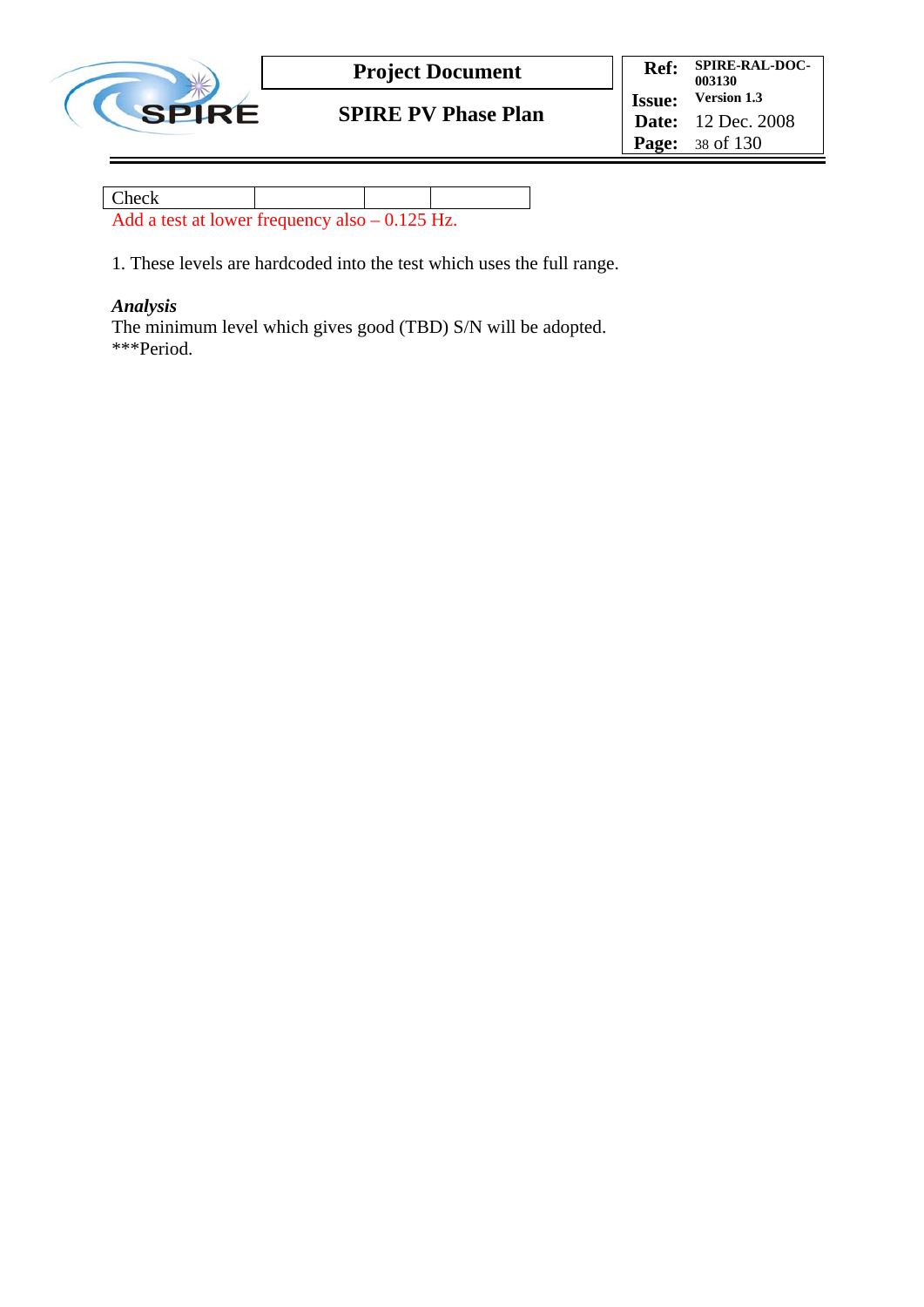| Check | | | |
|---|---|---|---|

Add a test at lower frequency also – 0.125 Hz.

1. These levels are hardcoded into the test which uses the full range.

***Analysis***
The minimum level which gives good (TBD) S/N will be adopted.
***Period.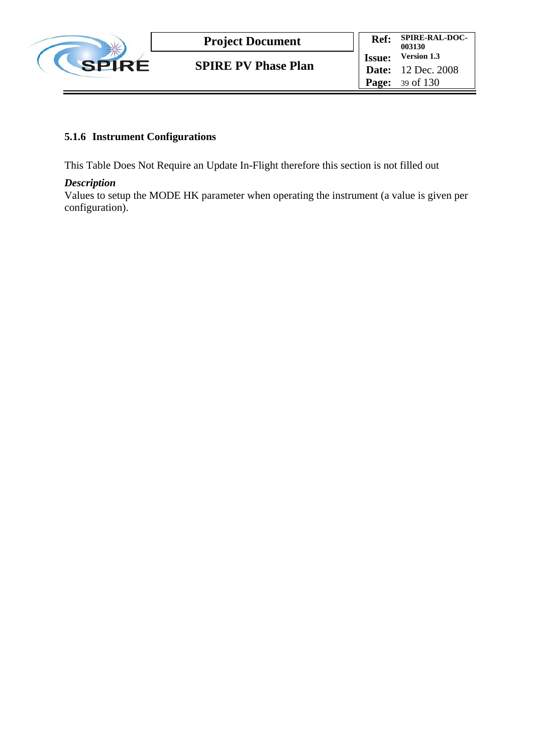### 5.1.6 Instrument Configurations

This Table Does Not Require an Update In-Flight therefore this section is not filled out

***Description***

Values to setup the MODE HK parameter when operating the instrument (a value is given per configuration).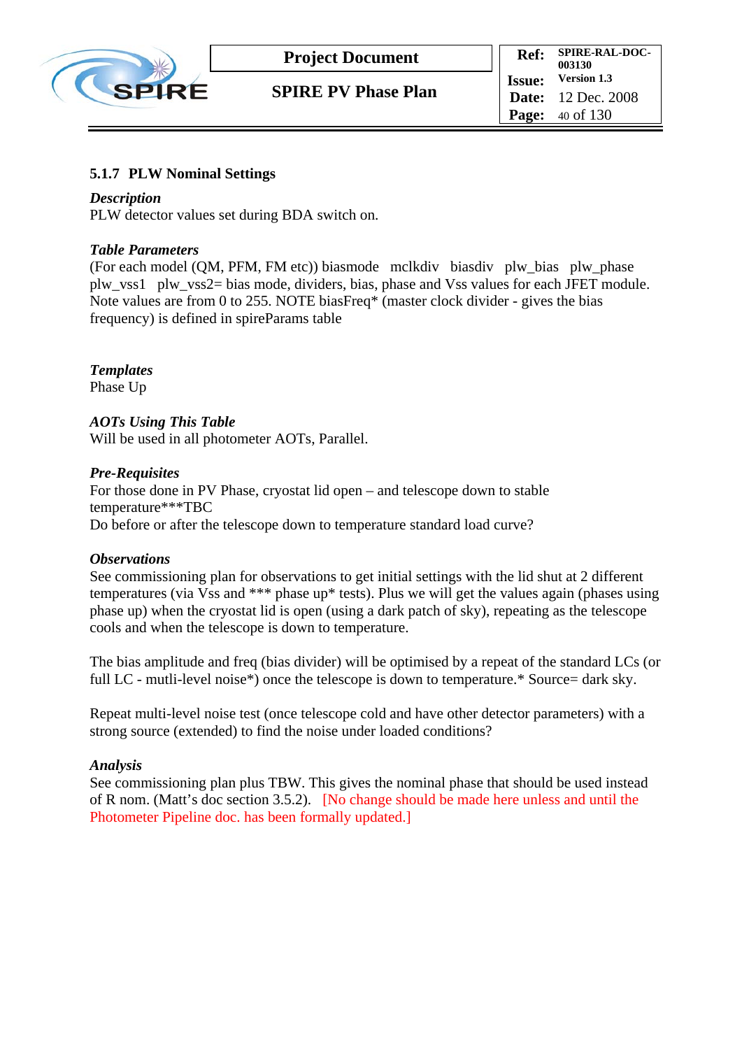### 5.1.7 PLW Nominal Settings

***Description***

PLW detector values set during BDA switch on.

***Table Parameters***

(For each model (QM, PFM, FM etc)) biasmode mclkdiv biasdiv plw_bias plw_phase plw_vss1 plw_vss2= bias mode, dividers, bias, phase and Vss values for each JFET module. Note values are from 0 to 255. NOTE biasFreq* (master clock divider - gives the bias frequency) is defined in spireParams table

***Templates***

Phase Up

***AOTs Using This Table***

Will be used in all photometer AOTs, Parallel.

***Pre-Requisites***

For those done in PV Phase, cryostat lid open – and telescope down to stable temperature***TBC

Do before or after the telescope down to temperature standard load curve?

***Observations***

See commissioning plan for observations to get initial settings with the lid shut at 2 different temperatures (via Vss and *** phase up* tests). Plus we will get the values again (phases using phase up) when the cryostat lid is open (using a dark patch of sky), repeating as the telescope cools and when the telescope is down to temperature.

The bias amplitude and freq (bias divider) will be optimised by a repeat of the standard LCs (or full LC - mutli-level noise*) once the telescope is down to temperature.* Source= dark sky.

Repeat multi-level noise test (once telescope cold and have other detector parameters) with a strong source (extended) to find the noise under loaded conditions?

***Analysis***

See commissioning plan plus TBW. This gives the nominal phase that should be used instead of R nom. (Matt's doc section 3.5.2). [No change should be made here unless and until the Photometer Pipeline doc. has been formally updated.]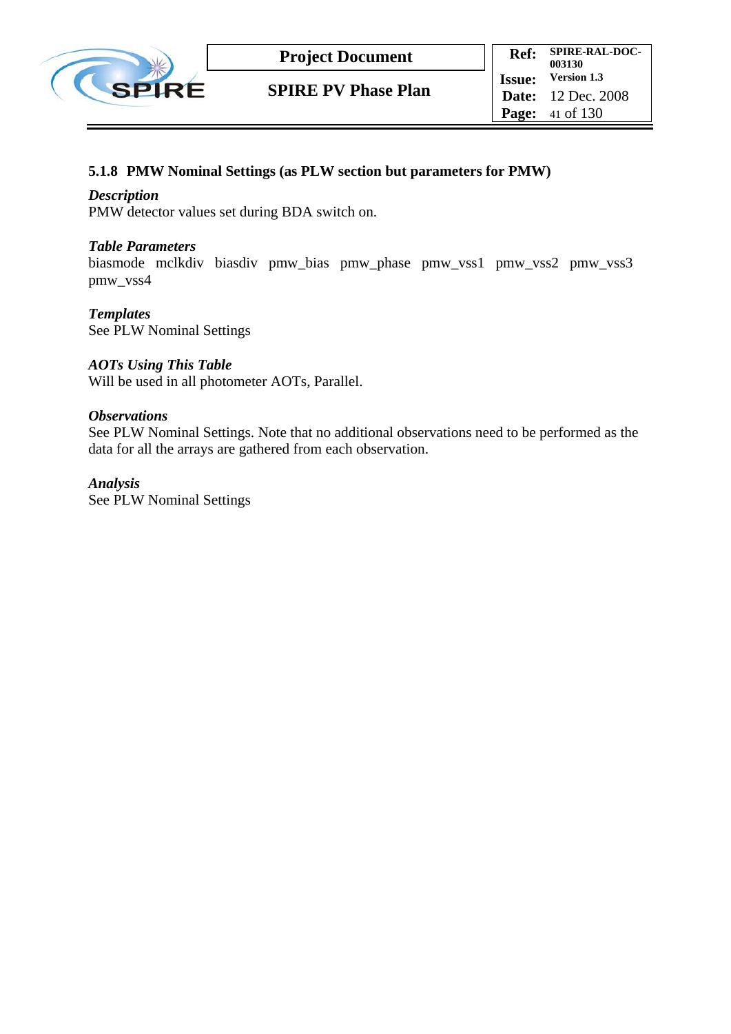### 5.1.8 PMW Nominal Settings (as PLW section but parameters for PMW)

***Description***

PMW detector values set during BDA switch on.

***Table Parameters***

biasmode mclkdiv biasdiv pmw_bias pmw_phase pmw_vss1 pmw_vss2 pmw_vss3 pmw_vss4

***Templates***

See PLW Nominal Settings

***AOTs Using This Table***

Will be used in all photometer AOTs, Parallel.

***Observations***

See PLW Nominal Settings. Note that no additional observations need to be performed as the data for all the arrays are gathered from each observation.

***Analysis***

See PLW Nominal Settings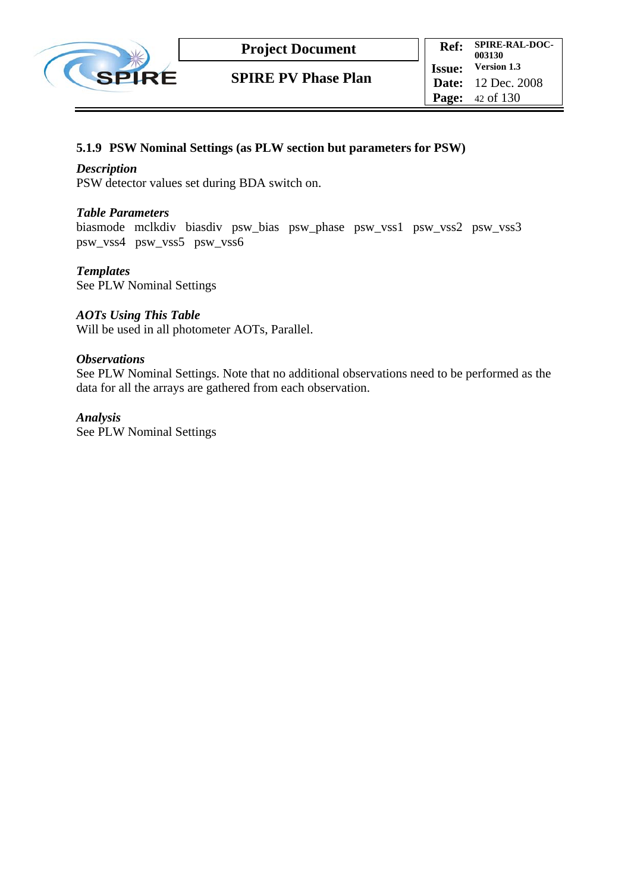### 5.1.9 PSW Nominal Settings (as PLW section but parameters for PSW)

***Description***

PSW detector values set during BDA switch on.

***Table Parameters***

biasmode mclkdiv biasdiv psw_bias psw_phase psw_vss1 psw_vss2 psw_vss3 psw_vss4 psw_vss5 psw_vss6

***Templates***

See PLW Nominal Settings

***AOTs Using This Table***

Will be used in all photometer AOTs, Parallel.

***Observations***

See PLW Nominal Settings. Note that no additional observations need to be performed as the data for all the arrays are gathered from each observation.

***Analysis***

See PLW Nominal Settings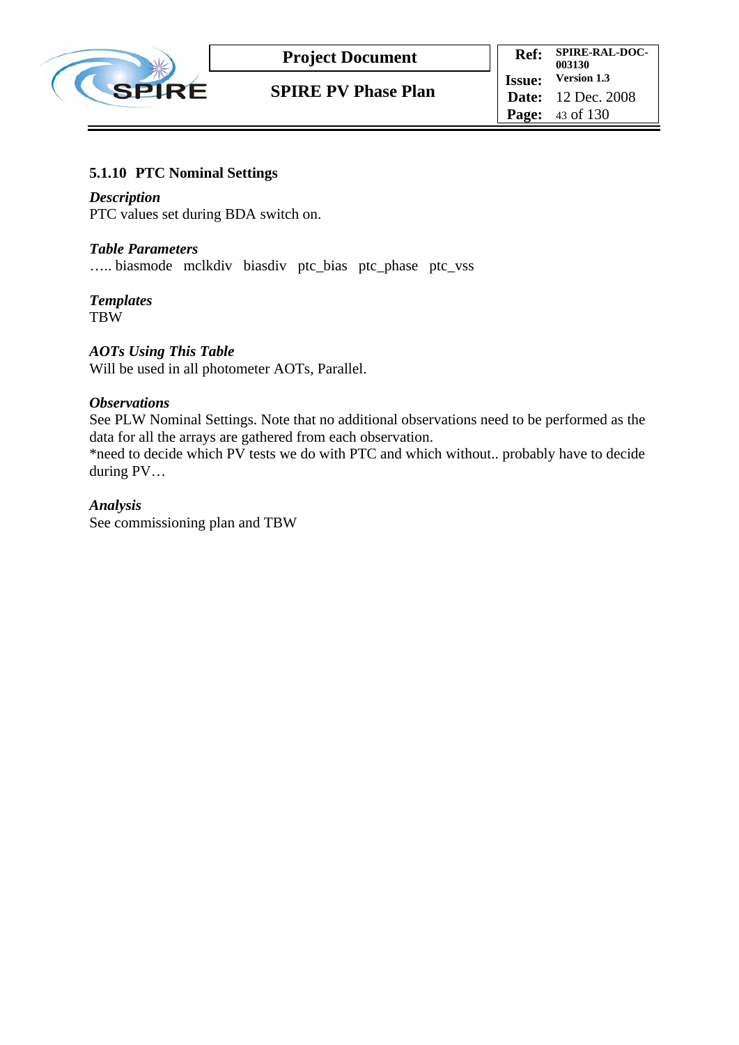### 5.1.10 PTC Nominal Settings

***Description***
PTC values set during BDA switch on.

***Table Parameters***
….. biasmode mclkdiv biasdiv ptc_bias ptc_phase ptc_vss

***Templates***
TBW

***AOTs Using This Table***
Will be used in all photometer AOTs, Parallel.

***Observations***
See PLW Nominal Settings. Note that no additional observations need to be performed as the data for all the arrays are gathered from each observation.
*need to decide which PV tests we do with PTC and which without.. probably have to decide during PV…

***Analysis***
See commissioning plan and TBW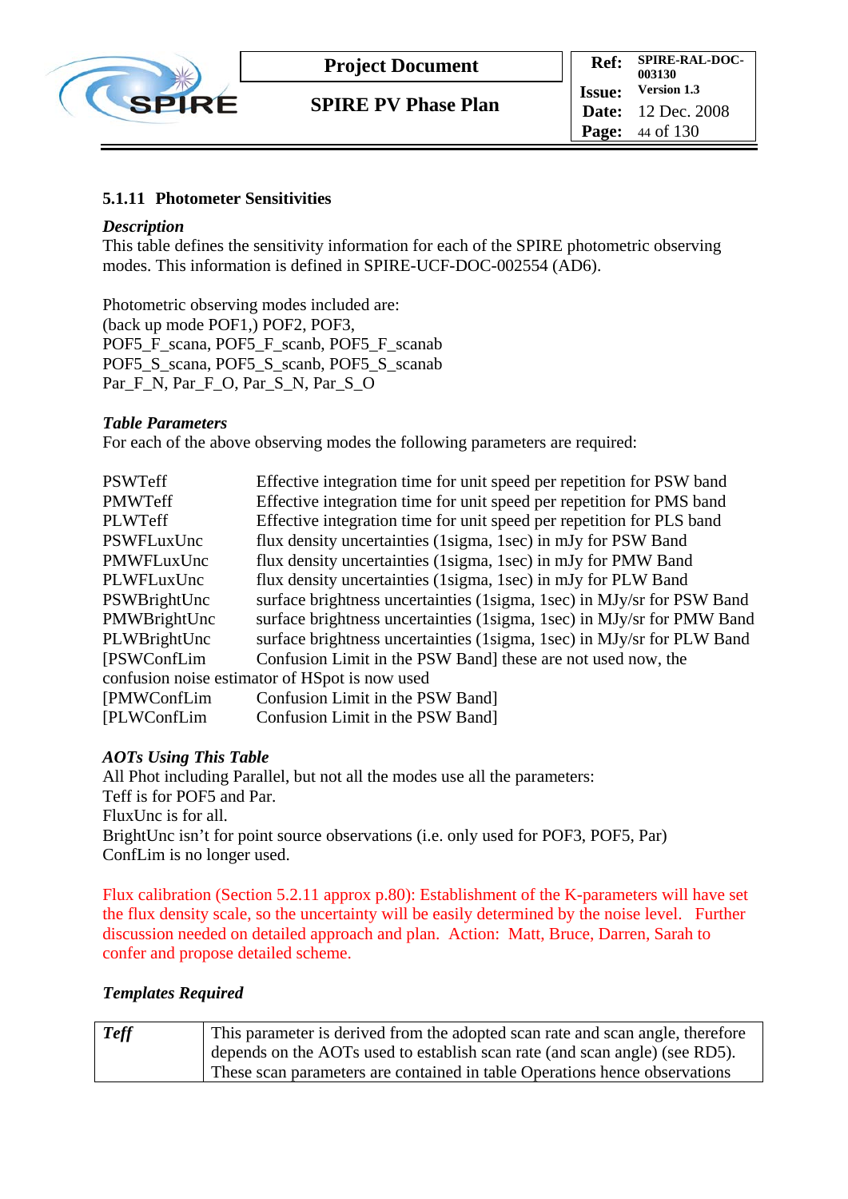### 5.1.11 Photometer Sensitivities

***Description***

This table defines the sensitivity information for each of the SPIRE photometric observing modes. This information is defined in SPIRE-UCF-DOC-002554 (AD6).

Photometric observing modes included are:
(back up mode POF1,) POF2, POF3,
POF5_F_scana, POF5_F_scanb, POF5_F_scanab
POF5_S_scana, POF5_S_scanb, POF5_S_scanab
Par_F_N, Par_F_O, Par_S_N, Par_S_O

***Table Parameters***

For each of the above observing modes the following parameters are required:

| | |
|---|---|
| PSWTeff | Effective integration time for unit speed per repetition for PSW band |
| PMWTeff | Effective integration time for unit speed per repetition for PMS band |
| PLWTeff | Effective integration time for unit speed per repetition for PLS band |
| PSWFLuxUnc | flux density uncertainties (1sigma, 1sec) in mJy for PSW Band |
| PMWFLuxUnc | flux density uncertainties (1sigma, 1sec) in mJy for PMW Band |
| PLWFLuxUnc | flux density uncertainties (1sigma, 1sec) in mJy for PLW Band |
| PSWBrightUnc | surface brightness uncertainties (1sigma, 1sec) in MJy/sr for PSW Band |
| PMWBrightUnc | surface brightness uncertainties (1sigma, 1sec) in MJy/sr for PMW Band |
| PLWBrightUnc | surface brightness uncertainties (1sigma, 1sec) in MJy/sr for PLW Band |

[PSWConfLim Confusion Limit in the PSW Band] these are not used now, the confusion noise estimator of HSpot is now used
[PMWConfLim Confusion Limit in the PSW Band]
[PLWConfLim Confusion Limit in the PSW Band]

***AOTs Using This Table***

All Phot including Parallel, but not all the modes use all the parameters:
Teff is for POF5 and Par.
FluxUnc is for all.
BrightUnc isn't for point source observations (i.e. only used for POF3, POF5, Par)
ConfLim is no longer used.

Flux calibration (Section 5.2.11 approx p.80): Establishment of the K-parameters will have set the flux density scale, so the uncertainty will be easily determined by the noise level. Further discussion needed on detailed approach and plan. Action: Matt, Bruce, Darren, Sarah to confer and propose detailed scheme.

***Templates Required***

| | |
|---|---|
| ***Teff*** | This parameter is derived from the adopted scan rate and scan angle, therefore depends on the AOTs used to establish scan rate (and scan angle) (see RD5). These scan parameters are contained in table Operations hence observations |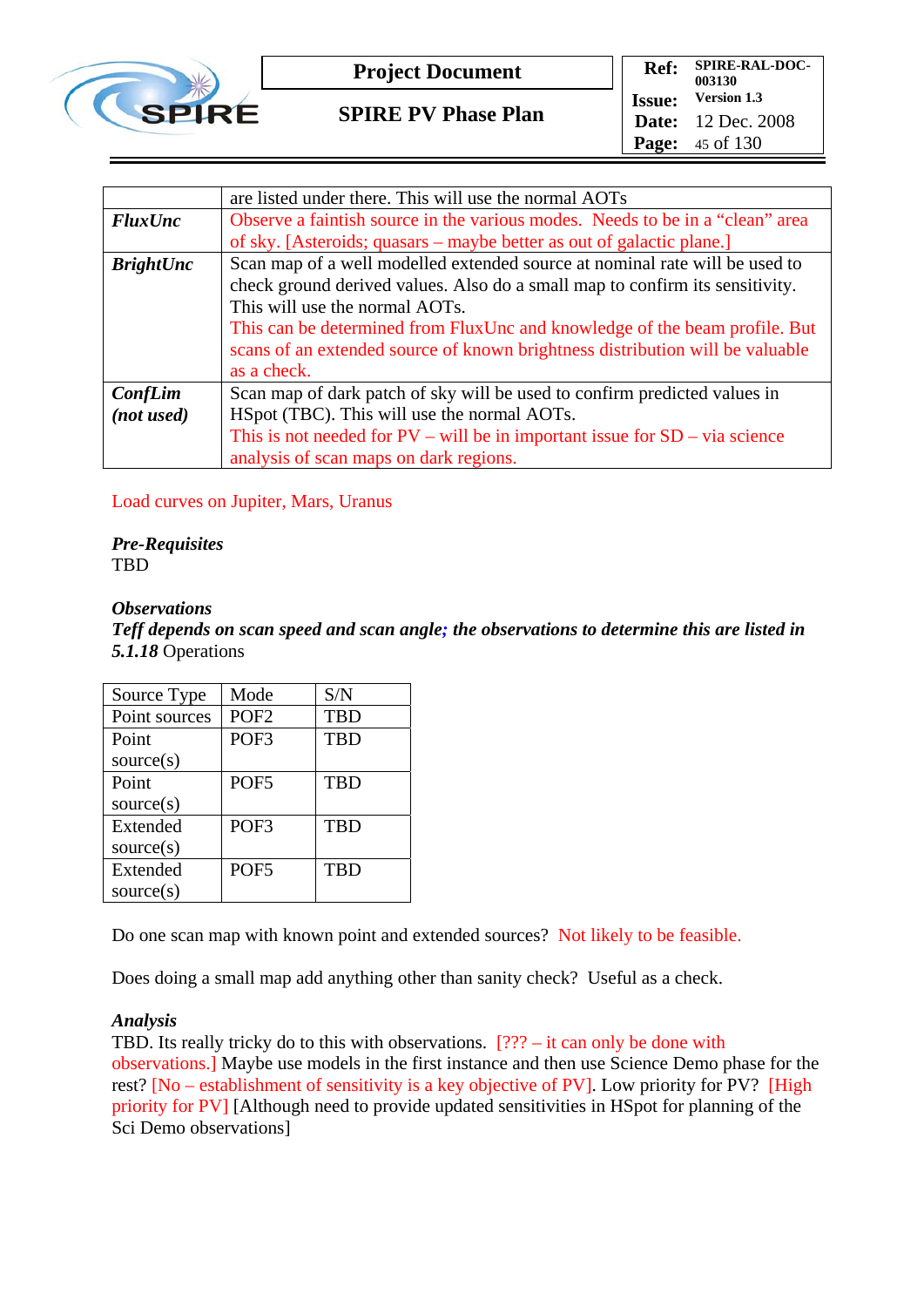| | |
|---|---|
| | are listed under there. This will use the normal AOTs |
| ***FluxUnc*** | Observe a faintish source in the various modes. Needs to be in a "clean" area of sky. [Asteroids; quasars – maybe better as out of galactic plane.] |
| ***BrightUnc*** | Scan map of a well modelled extended source at nominal rate will be used to check ground derived values. Also do a small map to confirm its sensitivity. This will use the normal AOTs. This can be determined from FluxUnc and knowledge of the beam profile. But scans of an extended source of known brightness distribution will be valuable as a check. |
| ***ConfLim (not used)*** | Scan map of dark patch of sky will be used to confirm predicted values in HSpot (TBC). This will use the normal AOTs. This is not needed for PV – will be in important issue for SD – via science analysis of scan maps on dark regions. |

Load curves on Jupiter, Mars, Uranus

***Pre-Requisites***
TBD

***Observations***
***Teff depends on scan speed and scan angle; the observations to determine this are listed in 5.1.18*** Operations

| Source Type | Mode | S/N |
|---|---|---|
| Point sources | POF2 | TBD |
| Point source(s) | POF3 | TBD |
| Point source(s) | POF5 | TBD |
| Extended source(s) | POF3 | TBD |
| Extended source(s) | POF5 | TBD |

Do one scan map with known point and extended sources? Not likely to be feasible.

Does doing a small map add anything other than sanity check? Useful as a check.

***Analysis***
TBD. Its really tricky do to this with observations. [??? – it can only be done with observations.] Maybe use models in the first instance and then use Science Demo phase for the rest? [No – establishment of sensitivity is a key objective of PV]. Low priority for PV? [High priority for PV] [Although need to provide updated sensitivities in HSpot for planning of the Sci Demo observations]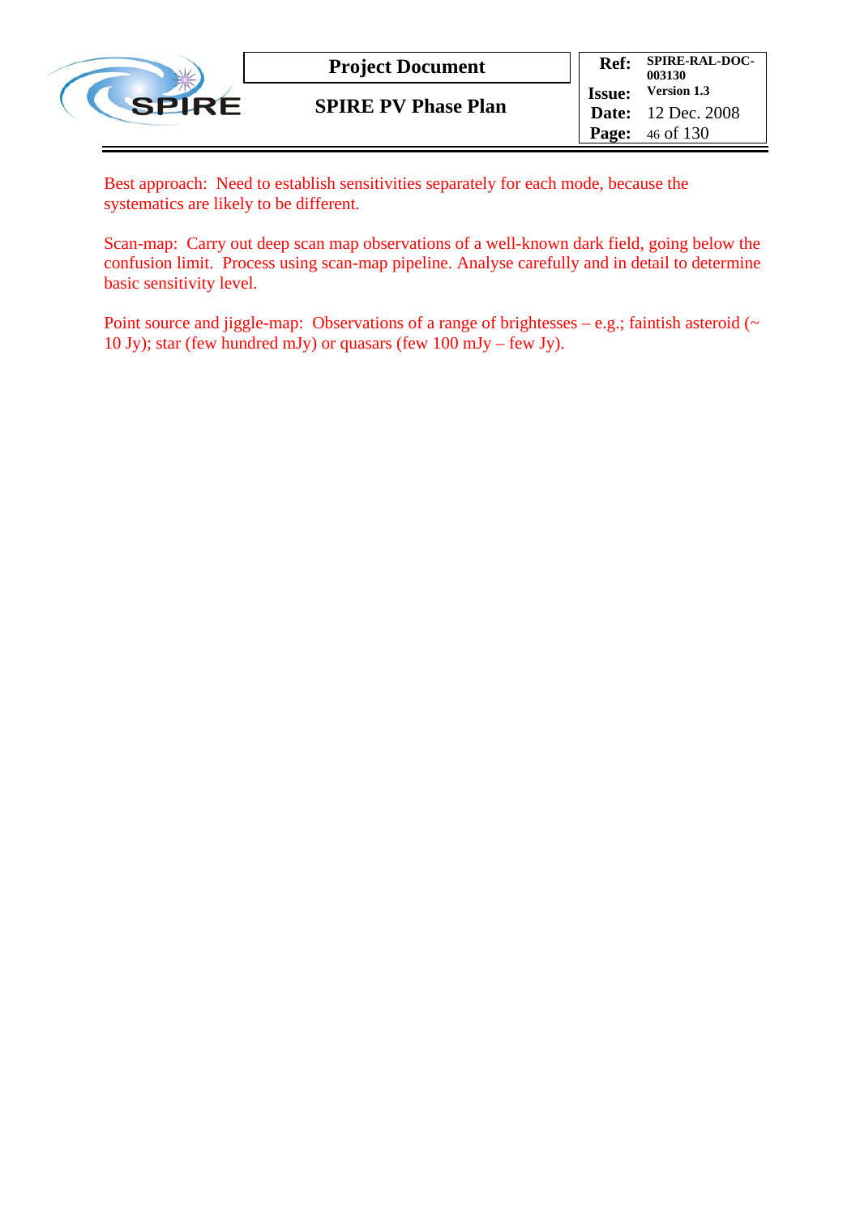Best approach: Need to establish sensitivities separately for each mode, because the systematics are likely to be different.

Scan-map: Carry out deep scan map observations of a well-known dark field, going below the confusion limit. Process using scan-map pipeline. Analyse carefully and in detail to determine basic sensitivity level.

Point source and jiggle-map: Observations of a range of brightesses – e.g.; faintish asteroid (~ 10 Jy); star (few hundred mJy) or quasars (few 100 mJy – few Jy).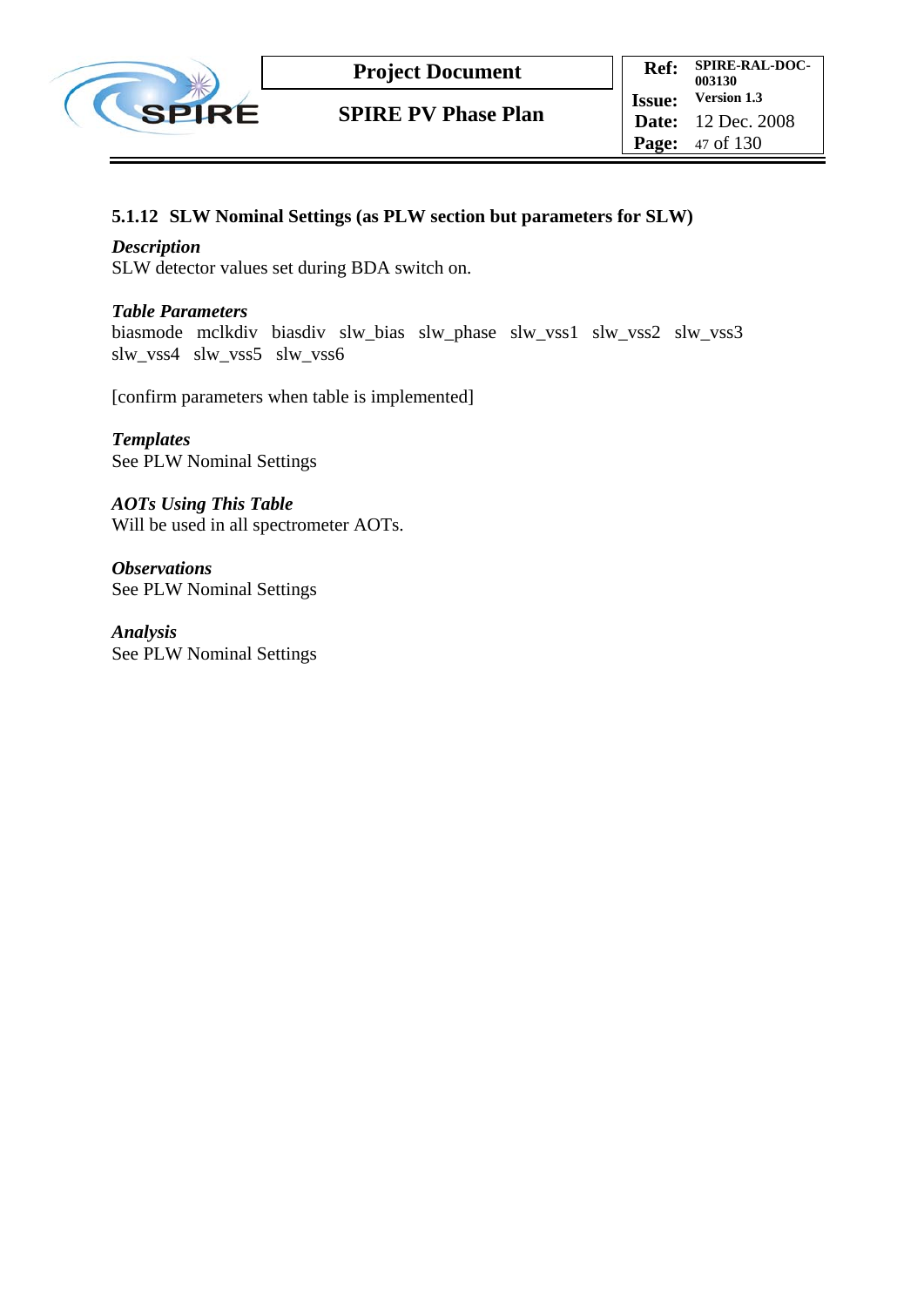### 5.1.12 SLW Nominal Settings (as PLW section but parameters for SLW)

***Description***
SLW detector values set during BDA switch on.

***Table Parameters***
biasmode mclkdiv biasdiv slw_bias slw_phase slw_vss1 slw_vss2 slw_vss3 slw_vss4 slw_vss5 slw_vss6

[confirm parameters when table is implemented]

***Templates***
See PLW Nominal Settings

***AOTs Using This Table***
Will be used in all spectrometer AOTs.

***Observations***
See PLW Nominal Settings

***Analysis***
See PLW Nominal Settings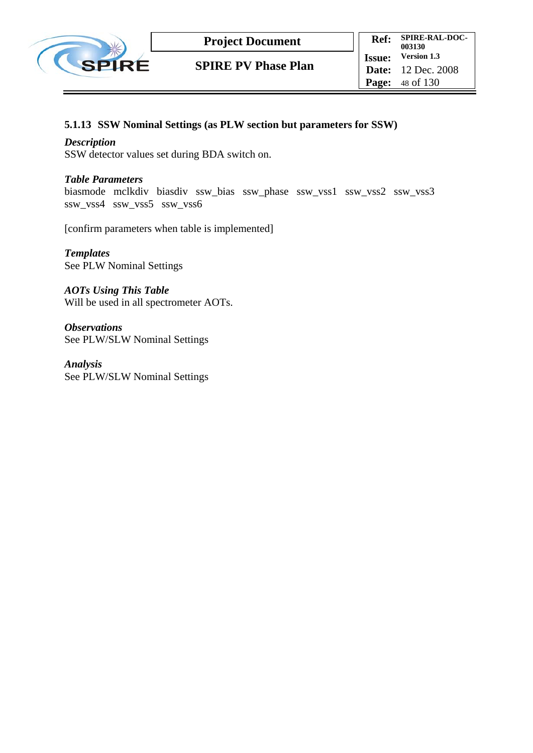#### 5.1.13 SSW Nominal Settings (as PLW section but parameters for SSW)

***Description***
SSW detector values set during BDA switch on.

***Table Parameters***
biasmode mclkdiv biasdiv ssw_bias ssw_phase ssw_vss1 ssw_vss2 ssw_vss3 ssw_vss4 ssw_vss5 ssw_vss6

[confirm parameters when table is implemented]

***Templates***
See PLW Nominal Settings

***AOTs Using This Table***
Will be used in all spectrometer AOTs.

***Observations***
See PLW/SLW Nominal Settings

***Analysis***
See PLW/SLW Nominal Settings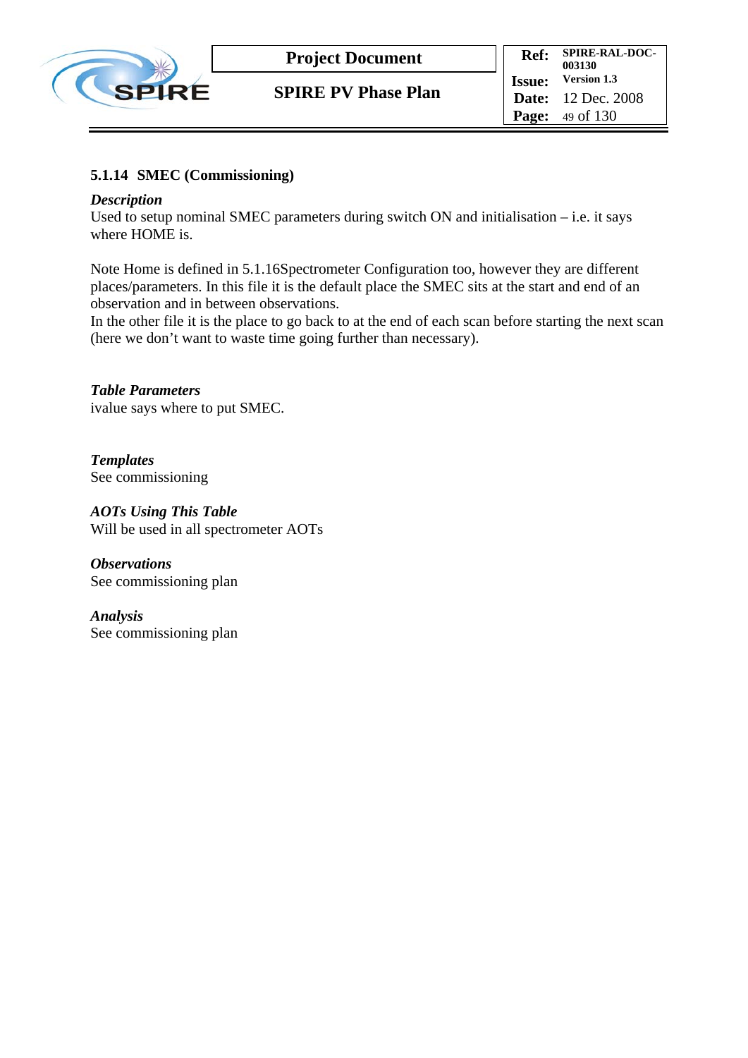### 5.1.14 SMEC (Commissioning)

***Description***

Used to setup nominal SMEC parameters during switch ON and initialisation – i.e. it says where HOME is.

Note Home is defined in 5.1.16Spectrometer Configuration too, however they are different places/parameters. In this file it is the default place the SMEC sits at the start and end of an observation and in between observations.

In the other file it is the place to go back to at the end of each scan before starting the next scan (here we don't want to waste time going further than necessary).

***Table Parameters***

ivalue says where to put SMEC.

***Templates***

See commissioning

***AOTs Using This Table***

Will be used in all spectrometer AOTs

***Observations***

See commissioning plan

***Analysis***

See commissioning plan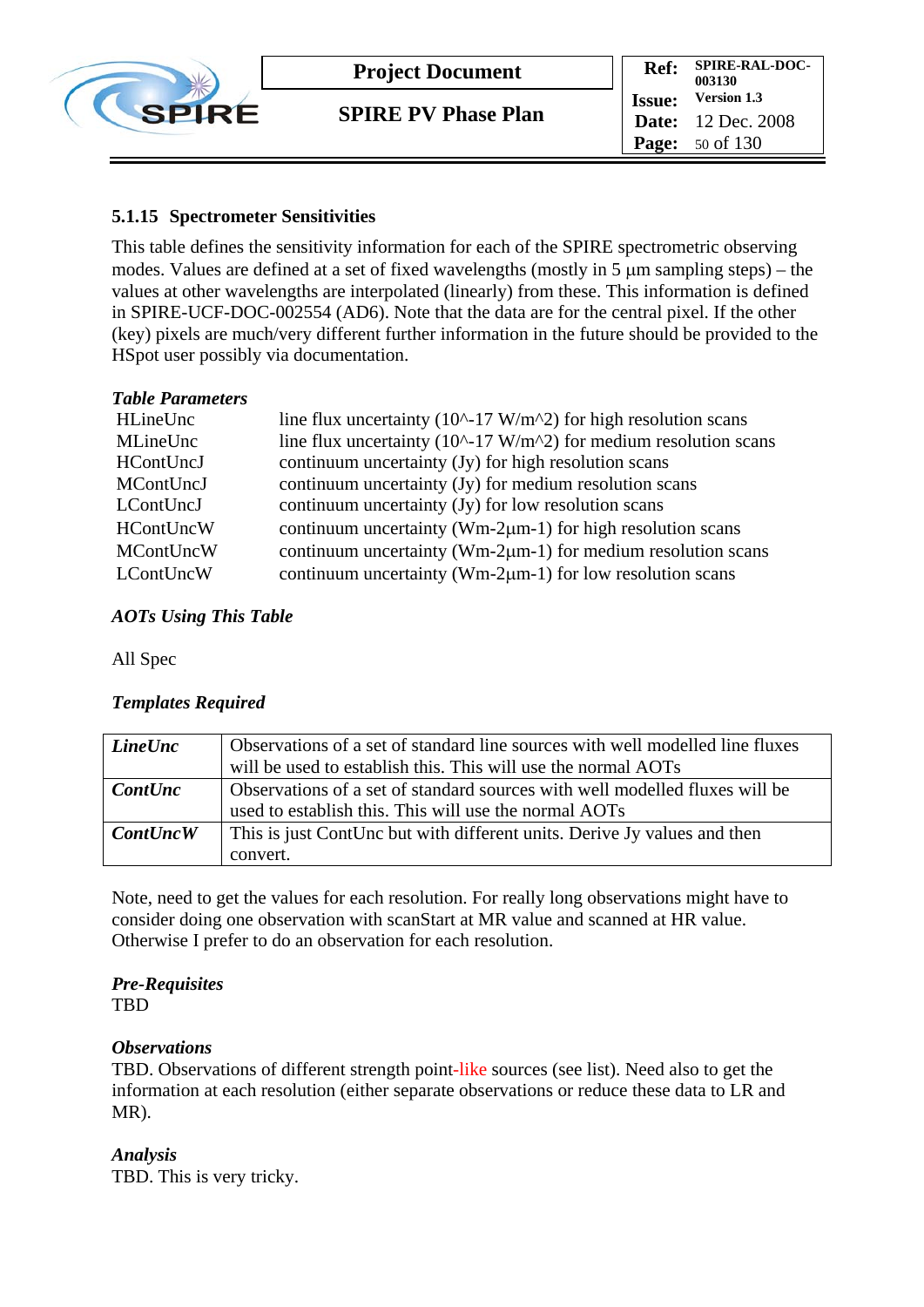### 5.1.15 Spectrometer Sensitivities

This table defines the sensitivity information for each of the SPIRE spectrometric observing modes. Values are defined at a set of fixed wavelengths (mostly in 5 μm sampling steps) – the values at other wavelengths are interpolated (linearly) from these. This information is defined in SPIRE-UCF-DOC-002554 (AD6). Note that the data are for the central pixel. If the other (key) pixels are much/very different further information in the future should be provided to the HSpot user possibly via documentation.

***Table Parameters***

| | |
|---|---|
| HLineUnc | line flux uncertainty (10^-17 W/m^2) for high resolution scans |
| MLineUnc | line flux uncertainty (10^-17 W/m^2) for medium resolution scans |
| HContUncJ | continuum uncertainty (Jy) for high resolution scans |
| MContUncJ | continuum uncertainty (Jy) for medium resolution scans |
| LContUncJ | continuum uncertainty (Jy) for low resolution scans |
| HContUncW | continuum uncertainty (Wm-2μm-1) for high resolution scans |
| MContUncW | continuum uncertainty (Wm-2μm-1) for medium resolution scans |
| LContUncW | continuum uncertainty (Wm-2μm-1) for low resolution scans |

***AOTs Using This Table***

All Spec

***Templates Required***

| | |
|---|---|
| ***LineUnc*** | Observations of a set of standard line sources with well modelled line fluxes will be used to establish this. This will use the normal AOTs |
| ***ContUnc*** | Observations of a set of standard sources with well modelled fluxes will be used to establish this. This will use the normal AOTs |
| ***ContUncW*** | This is just ContUnc but with different units. Derive Jy values and then convert. |

Note, need to get the values for each resolution. For really long observations might have to consider doing one observation with scanStart at MR value and scanned at HR value. Otherwise I prefer to do an observation for each resolution.

***Pre-Requisites***

TBD

***Observations***

TBD. Observations of different strength point-like sources (see list). Need also to get the information at each resolution (either separate observations or reduce these data to LR and MR).

***Analysis***

TBD. This is very tricky.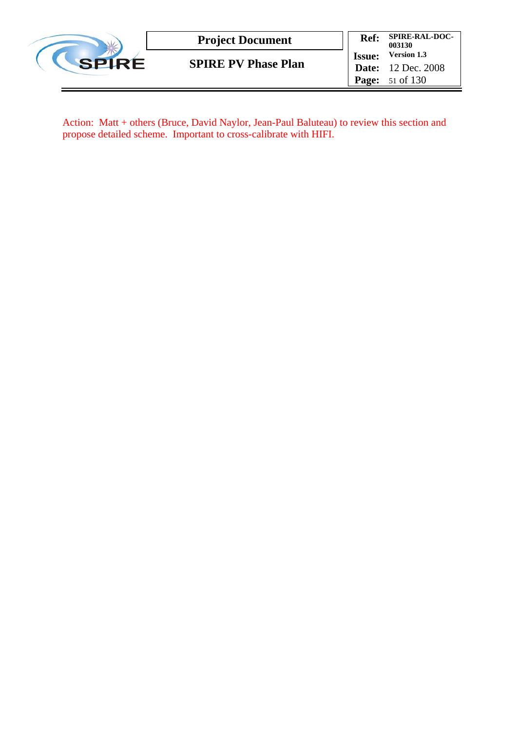Action: Matt + others (Bruce, David Naylor, Jean-Paul Baluteau) to review this section and propose detailed scheme. Important to cross-calibrate with HIFI.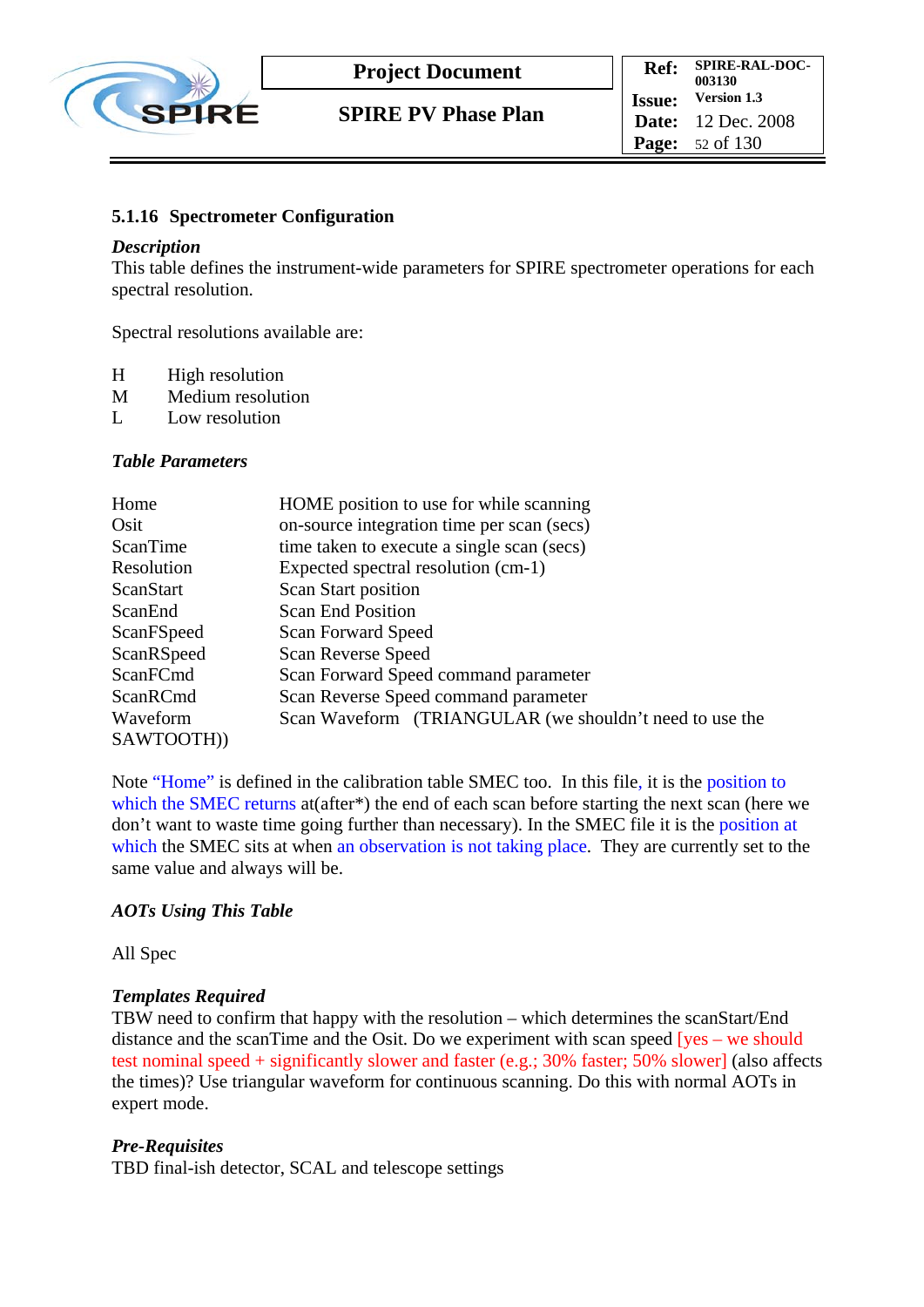### 5.1.16 Spectrometer Configuration

***Description***
This table defines the instrument-wide parameters for SPIRE spectrometer operations for each spectral resolution.

Spectral resolutions available are:

| | |
|---|---|
| H | High resolution |
| M | Medium resolution |
| L | Low resolution |

***Table Parameters***

| | |
|---|---|
| Home | HOME position to use for while scanning |
| Osit | on-source integration time per scan (secs) |
| ScanTime | time taken to execute a single scan (secs) |
| Resolution | Expected spectral resolution (cm-1) |
| ScanStart | Scan Start position |
| ScanEnd | Scan End Position |
| ScanFSpeed | Scan Forward Speed |
| ScanRSpeed | Scan Reverse Speed |
| ScanFCmd | Scan Forward Speed command parameter |
| ScanRCmd | Scan Reverse Speed command parameter |
| Waveform | Scan Waveform (TRIANGULAR (we shouldn't need to use the SAWTOOTH)) |

Note "Home" is defined in the calibration table SMEC too. In this file, it is the position to which the SMEC returns at(after*) the end of each scan before starting the next scan (here we don't want to waste time going further than necessary). In the SMEC file it is the position at which the SMEC sits at when an observation is not taking place. They are currently set to the same value and always will be.

***AOTs Using This Table***

All Spec

***Templates Required***
TBW need to confirm that happy with the resolution – which determines the scanStart/End distance and the scanTime and the Osit. Do we experiment with scan speed [yes – we should test nominal speed + significantly slower and faster (e.g.; 30% faster; 50% slower] (also affects the times)? Use triangular waveform for continuous scanning. Do this with normal AOTs in expert mode.

***Pre-Requisites***
TBD final-ish detector, SCAL and telescope settings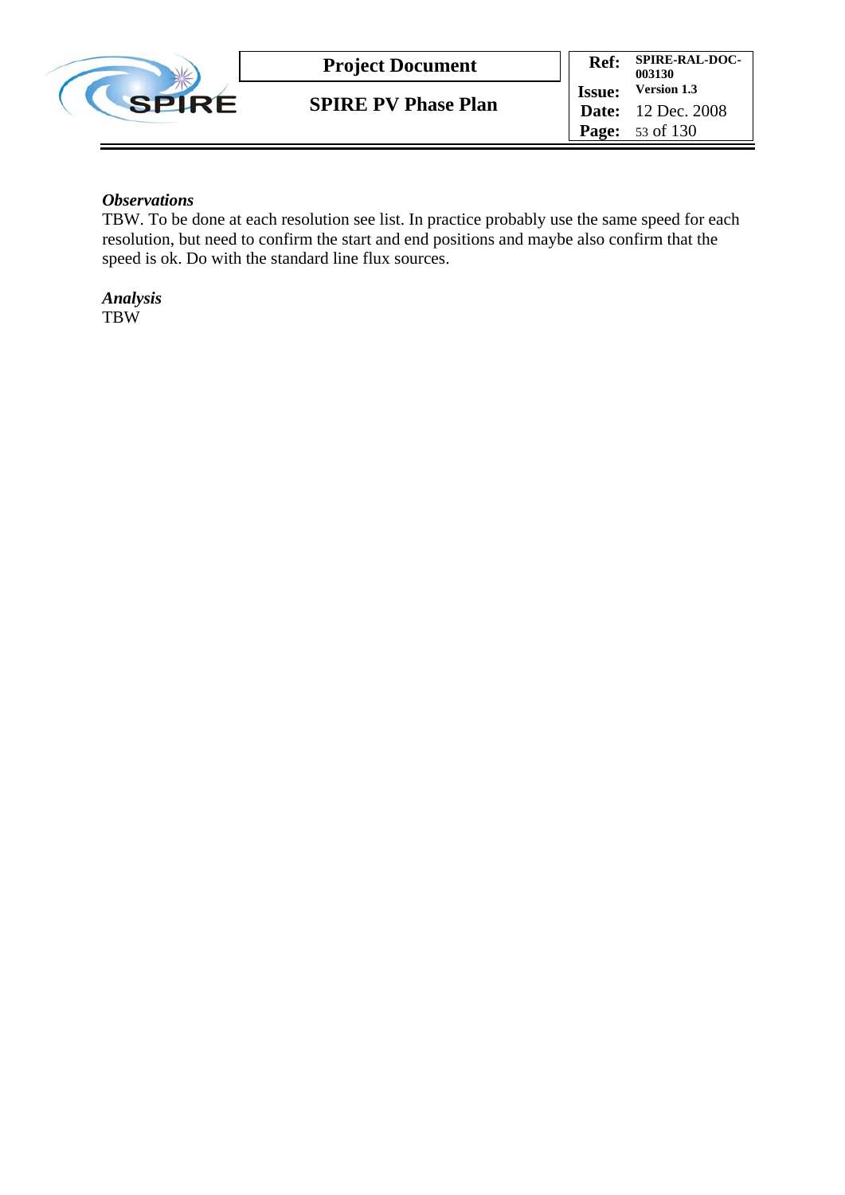***Observations***

TBW. To be done at each resolution see list. In practice probably use the same speed for each resolution, but need to confirm the start and end positions and maybe also confirm that the speed is ok. Do with the standard line flux sources.

***Analysis***

TBW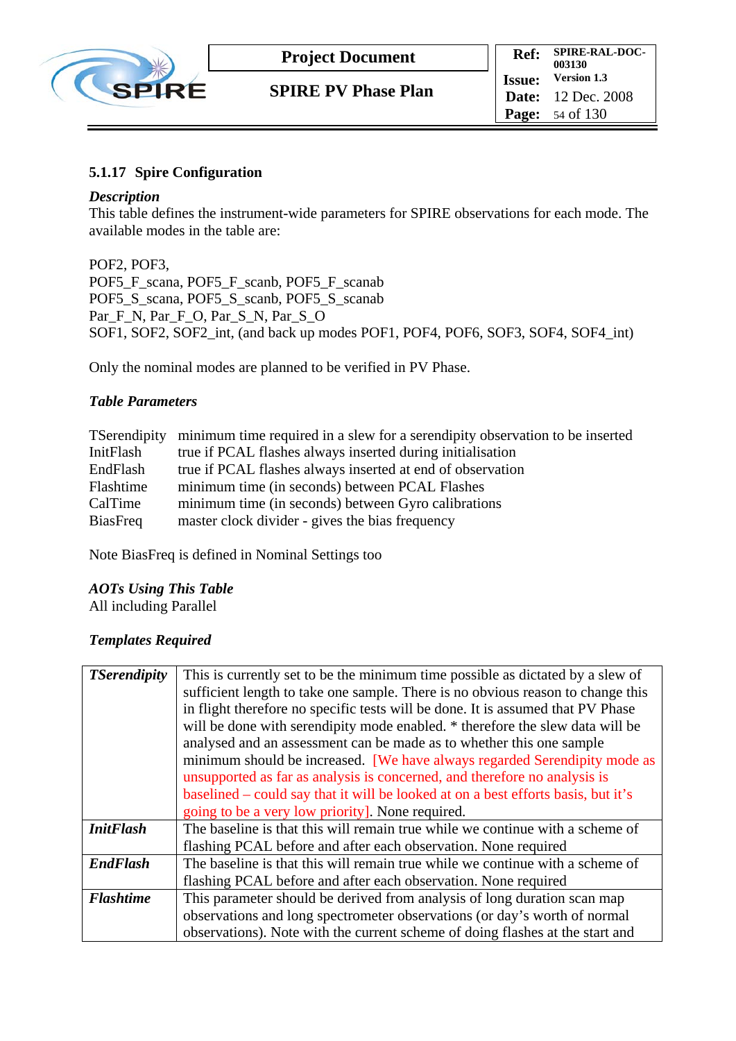### 5.1.17 Spire Configuration

***Description***

This table defines the instrument-wide parameters for SPIRE observations for each mode. The available modes in the table are:

POF2, POF3,
POF5_F_scana, POF5_F_scanb, POF5_F_scanab
POF5_S_scana, POF5_S_scanb, POF5_S_scanab
Par_F_N, Par_F_O, Par_S_N, Par_S_O
SOF1, SOF2, SOF2_int, (and back up modes POF1, POF4, POF6, SOF3, SOF4, SOF4_int)

Only the nominal modes are planned to be verified in PV Phase.

***Table Parameters***

| | |
|---|---|
| TSerendipity | minimum time required in a slew for a serendipity observation to be inserted |
| InitFlash | true if PCAL flashes always inserted during initialisation |
| EndFlash | true if PCAL flashes always inserted at end of observation |
| Flashtime | minimum time (in seconds) between PCAL Flashes |
| CalTime | minimum time (in seconds) between Gyro calibrations |
| BiasFreq | master clock divider - gives the bias frequency |

Note BiasFreq is defined in Nominal Settings too

***AOTs Using This Table***

All including Parallel

***Templates Required***

| | |
|---|---|
| ***TSerendipity*** | This is currently set to be the minimum time possible as dictated by a slew of sufficient length to take one sample. There is no obvious reason to change this in flight therefore no specific tests will be done. It is assumed that PV Phase will be done with serendipity mode enabled. * therefore the slew data will be analysed and an assessment can be made as to whether this one sample minimum should be increased. [We have always regarded Serendipity mode as unsupported as far as analysis is concerned, and therefore no analysis is baselined – could say that it will be looked at on a best efforts basis, but it's going to be a very low priority]. None required. |
| ***InitFlash*** | The baseline is that this will remain true while we continue with a scheme of flashing PCAL before and after each observation. None required |
| ***EndFlash*** | The baseline is that this will remain true while we continue with a scheme of flashing PCAL before and after each observation. None required |
| ***Flashtime*** | This parameter should be derived from analysis of long duration scan map observations and long spectrometer observations (or day's worth of normal observations). Note with the current scheme of doing flashes at the start and |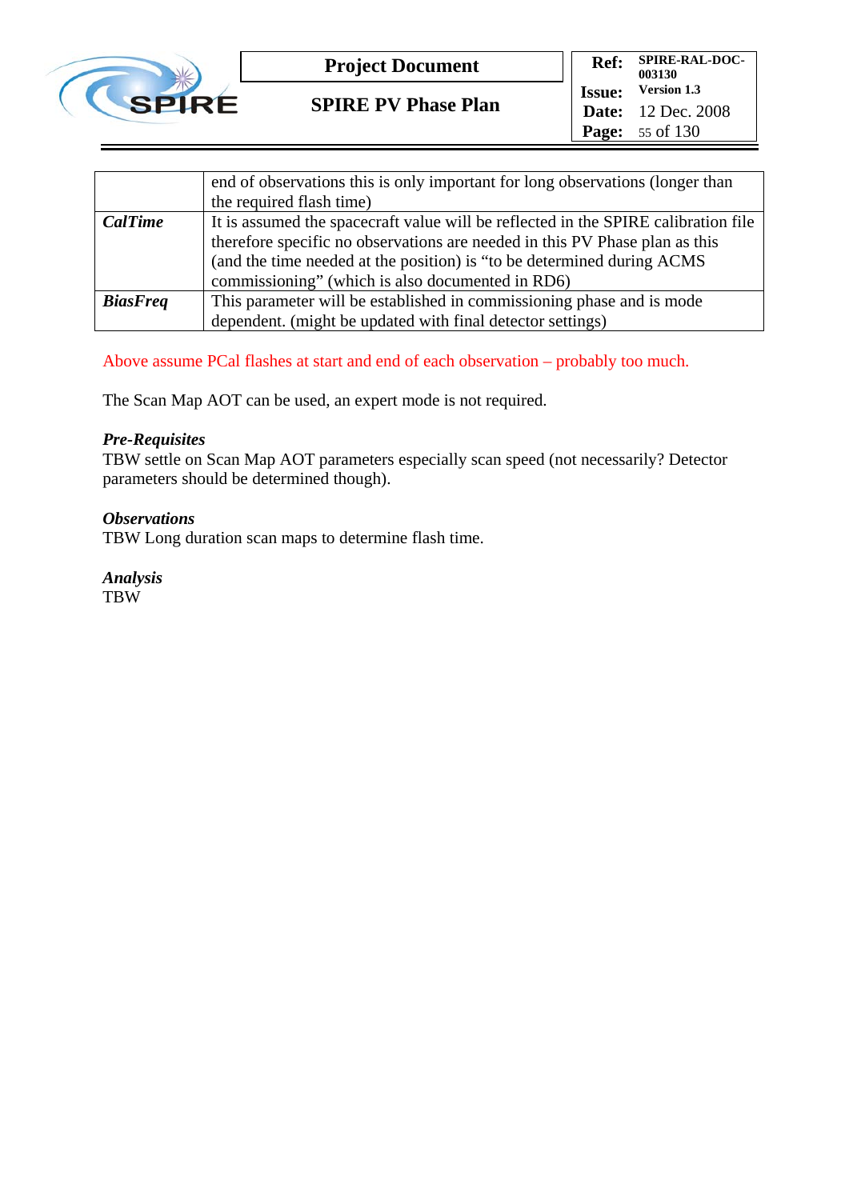|  |  |
|---|---|
|  | end of observations this is only important for long observations (longer than the required flash time) |
| ***CalTime*** | It is assumed the spacecraft value will be reflected in the SPIRE calibration file therefore specific no observations are needed in this PV Phase plan as this (and the time needed at the position) is "to be determined during ACMS commissioning" (which is also documented in RD6) |
| ***BiasFreq*** | This parameter will be established in commissioning phase and is mode dependent. (might be updated with final detector settings) |

Above assume PCal flashes at start and end of each observation – probably too much.

The Scan Map AOT can be used, an expert mode is not required.

***Pre-Requisites***
TBW settle on Scan Map AOT parameters especially scan speed (not necessarily? Detector parameters should be determined though).

***Observations***
TBW Long duration scan maps to determine flash time.

***Analysis***
TBW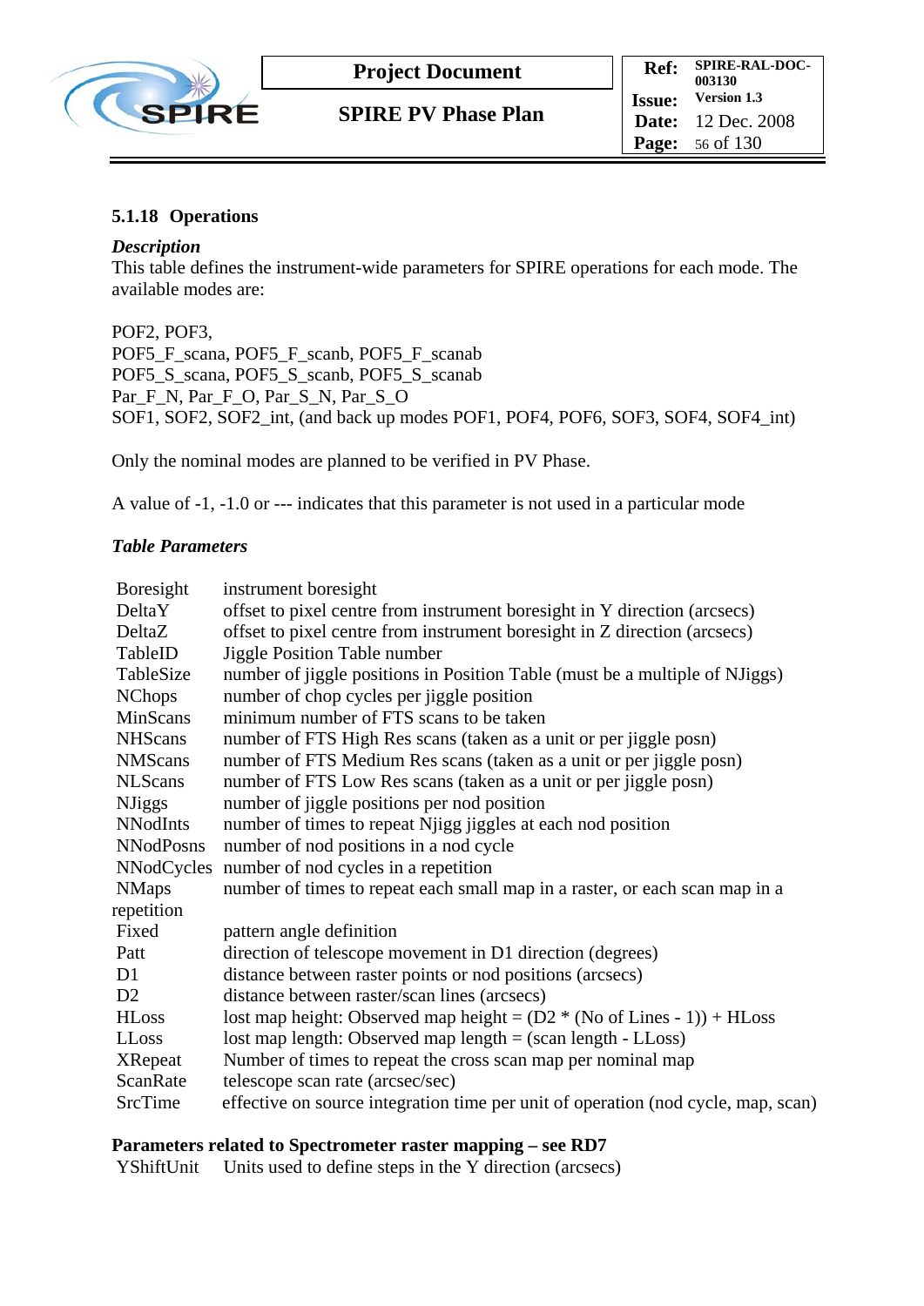### 5.1.18 Operations

***Description***

This table defines the instrument-wide parameters for SPIRE operations for each mode. The available modes are:

POF2, POF3,
POF5_F_scana, POF5_F_scanb, POF5_F_scanab
POF5_S_scana, POF5_S_scanb, POF5_S_scanab
Par_F_N, Par_F_O, Par_S_N, Par_S_O
SOF1, SOF2, SOF2_int, (and back up modes POF1, POF4, POF6, SOF3, SOF4, SOF4_int)

Only the nominal modes are planned to be verified in PV Phase.

A value of -1, -1.0 or --- indicates that this parameter is not used in a particular mode

***Table Parameters***

| | |
|---|---|
| Boresight | instrument boresight |
| DeltaY | offset to pixel centre from instrument boresight in Y direction (arcsecs) |
| DeltaZ | offset to pixel centre from instrument boresight in Z direction (arcsecs) |
| TableID | Jiggle Position Table number |
| TableSize | number of jiggle positions in Position Table (must be a multiple of NJiggs) |
| NChops | number of chop cycles per jiggle position |
| MinScans | minimum number of FTS scans to be taken |
| NHScans | number of FTS High Res scans (taken as a unit or per jiggle posn) |
| NMScans | number of FTS Medium Res scans (taken as a unit or per jiggle posn) |
| NLScans | number of FTS Low Res scans (taken as a unit or per jiggle posn) |
| NJiggs | number of jiggle positions per nod position |
| NNodInts | number of times to repeat Njigg jiggles at each nod position |
| NNodPosns | number of nod positions in a nod cycle |
| NNodCycles | number of nod cycles in a repetition |
| NMaps | number of times to repeat each small map in a raster, or each scan map in a repetition |
| Fixed | pattern angle definition |
| Patt | direction of telescope movement in D1 direction (degrees) |
| D1 | distance between raster points or nod positions (arcsecs) |
| D2 | distance between raster/scan lines (arcsecs) |
| HLoss | lost map height: Observed map height = (D2 * (No of Lines - 1)) + HLoss |
| LLoss | lost map length: Observed map length = (scan length - LLoss) |
| XRepeat | Number of times to repeat the cross scan map per nominal map |
| ScanRate | telescope scan rate (arcsec/sec) |
| SrcTime | effective on source integration time per unit of operation (nod cycle, map, scan) |

**Parameters related to Spectrometer raster mapping – see RD7**

| | |
|---|---|
| YShiftUnit | Units used to define steps in the Y direction (arcsecs) |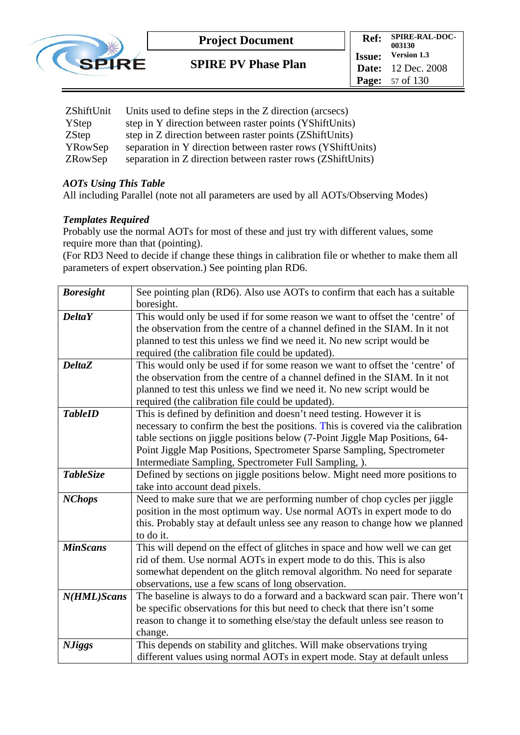| | |
|---|---|
| ZShiftUnit | Units used to define steps in the Z direction (arcsecs) |
| YStep | step in Y direction between raster points (YShiftUnits) |
| ZStep | step in Z direction between raster points (ZShiftUnits) |
| YRowSep | separation in Y direction between raster rows (YShiftUnits) |
| ZRowSep | separation in Z direction between raster rows (ZShiftUnits) |

***AOTs Using This Table***

All including Parallel (note not all parameters are used by all AOTs/Observing Modes)

***Templates Required***

Probably use the normal AOTs for most of these and just try with different values, some require more than that (pointing).
(For RD3 Need to decide if change these things in calibration file or whether to make them all parameters of expert observation.) See pointing plan RD6.

| | |
|---|---|
| ***Boresight*** | See pointing plan (RD6). Also use AOTs to confirm that each has a suitable boresight. |
| ***DeltaY*** | This would only be used if for some reason we want to offset the 'centre' of the observation from the centre of a channel defined in the SIAM. In it not planned to test this unless we find we need it. No new script would be required (the calibration file could be updated). |
| ***DeltaZ*** | This would only be used if for some reason we want to offset the 'centre' of the observation from the centre of a channel defined in the SIAM. In it not planned to test this unless we find we need it. No new script would be required (the calibration file could be updated). |
| ***TableID*** | This is defined by definition and doesn't need testing. However it is necessary to confirm the best the positions. This is covered via the calibration table sections on jiggle positions below (7-Point Jiggle Map Positions, 64-Point Jiggle Map Positions, Spectrometer Sparse Sampling, Spectrometer Intermediate Sampling, Spectrometer Full Sampling, ). |
| ***TableSize*** | Defined by sections on jiggle positions below. Might need more positions to take into account dead pixels. |
| ***NChops*** | Need to make sure that we are performing number of chop cycles per jiggle position in the most optimum way. Use normal AOTs in expert mode to do this. Probably stay at default unless see any reason to change how we planned to do it. |
| ***MinScans*** | This will depend on the effect of glitches in space and how well we can get rid of them. Use normal AOTs in expert mode to do this. This is also somewhat dependent on the glitch removal algorithm. No need for separate observations, use a few scans of long observation. |
| ***N(HML)Scans*** | The baseline is always to do a forward and a backward scan pair. There won't be specific observations for this but need to check that there isn't some reason to change it to something else/stay the default unless see reason to change. |
| ***NJiggs*** | This depends on stability and glitches. Will make observations trying different values using normal AOTs in expert mode. Stay at default unless |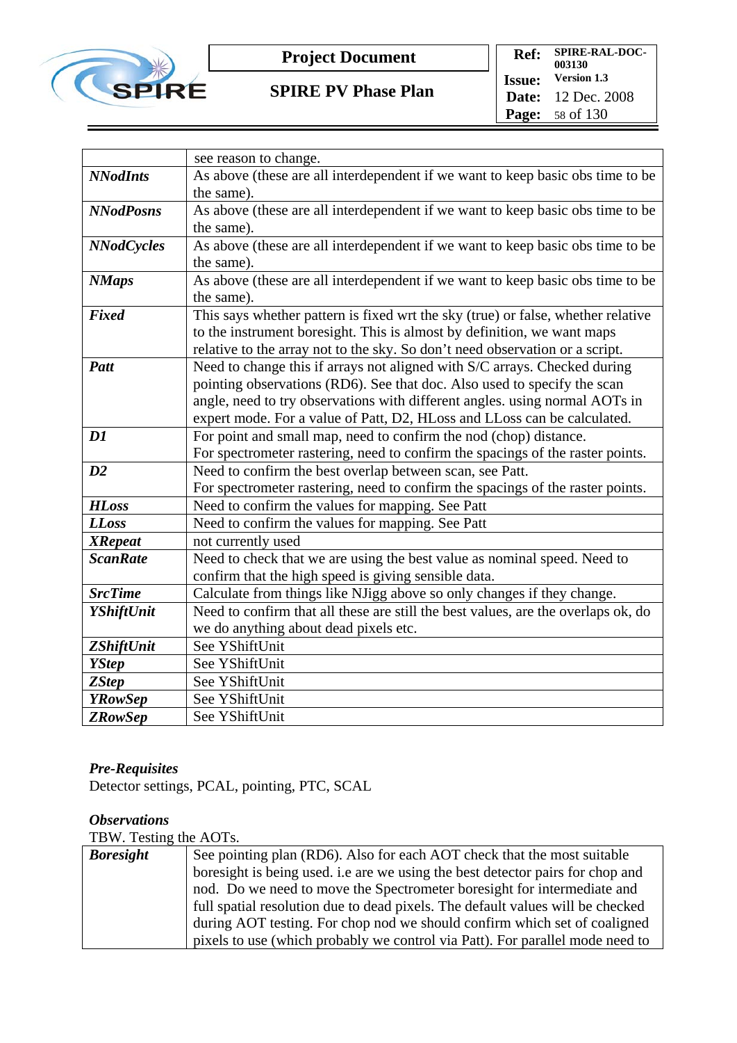| | |
|---|---|
| | see reason to change. |
| ***NNodInts*** | As above (these are all interdependent if we want to keep basic obs time to be the same). |
| ***NNodPosns*** | As above (these are all interdependent if we want to keep basic obs time to be the same). |
| ***NNodCycles*** | As above (these are all interdependent if we want to keep basic obs time to be the same). |
| ***NMaps*** | As above (these are all interdependent if we want to keep basic obs time to be the same). |
| ***Fixed*** | This says whether pattern is fixed wrt the sky (true) or false, whether relative to the instrument boresight. This is almost by definition, we want maps relative to the array not to the sky. So don't need observation or a script. |
| ***Patt*** | Need to change this if arrays not aligned with S/C arrays. Checked during pointing observations (RD6). See that doc. Also used to specify the scan angle, need to try observations with different angles. using normal AOTs in expert mode. For a value of Patt, D2, HLoss and LLoss can be calculated. |
| ***D1*** | For point and small map, need to confirm the nod (chop) distance.<br>For spectrometer rastering, need to confirm the spacings of the raster points. |
| ***D2*** | Need to confirm the best overlap between scan, see Patt.<br>For spectrometer rastering, need to confirm the spacings of the raster points. |
| ***HLoss*** | Need to confirm the values for mapping. See Patt |
| ***LLoss*** | Need to confirm the values for mapping. See Patt |
| ***XRepeat*** | not currently used |
| ***ScanRate*** | Need to check that we are using the best value as nominal speed. Need to confirm that the high speed is giving sensible data. |
| ***SrcTime*** | Calculate from things like NJigg above so only changes if they change. |
| ***YShiftUnit*** | Need to confirm that all these are still the best values, are the overlaps ok, do we do anything about dead pixels etc. |
| ***ZShiftUnit*** | See YShiftUnit |
| ***YStep*** | See YShiftUnit |
| ***ZStep*** | See YShiftUnit |
| ***YRowSep*** | See YShiftUnit |
| ***ZRowSep*** | See YShiftUnit |

***Pre-Requisites***

Detector settings, PCAL, pointing, PTC, SCAL

***Observations***

TBW. Testing the AOTs.

| | |
|---|---|
| ***Boresight*** | See pointing plan (RD6). Also for each AOT check that the most suitable boresight is being used. i.e are we using the best detector pairs for chop and nod. Do we need to move the Spectrometer boresight for intermediate and full spatial resolution due to dead pixels. The default values will be checked during AOT testing. For chop nod we should confirm which set of coaligned pixels to use (which probably we control via Patt). For parallel mode need to |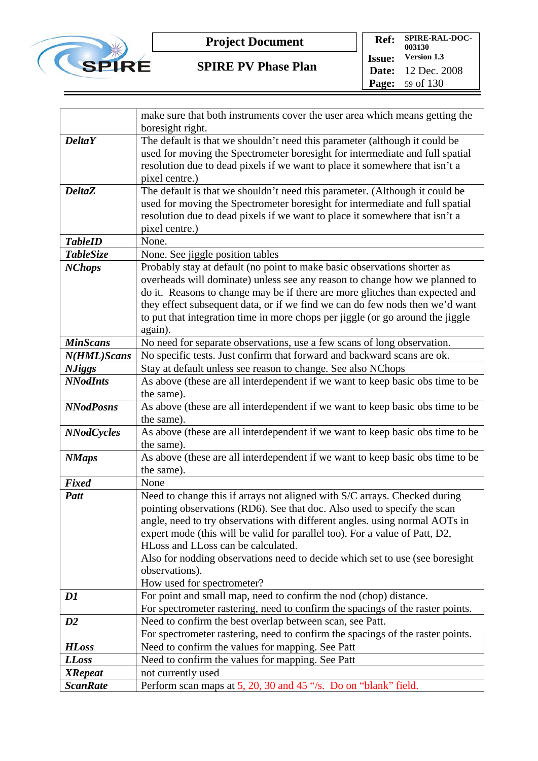| | |
|---|---|
| | make sure that both instruments cover the user area which means getting the boresight right. |
| ***DeltaY*** | The default is that we shouldn't need this parameter (although it could be used for moving the Spectrometer boresight for intermediate and full spatial resolution due to dead pixels if we want to place it somewhere that isn't a pixel centre.) |
| ***DeltaZ*** | The default is that we shouldn't need this parameter. (Although it could be used for moving the Spectrometer boresight for intermediate and full spatial resolution due to dead pixels if we want to place it somewhere that isn't a pixel centre.) |
| ***TableID*** | None. |
| ***TableSize*** | None. See jiggle position tables |
| ***NChops*** | Probably stay at default (no point to make basic observations shorter as overheads will dominate) unless see any reason to change how we planned to do it. Reasons to change may be if there are more glitches than expected and they effect subsequent data, or if we find we can do few nods then we'd want to put that integration time in more chops per jiggle (or go around the jiggle again). |
| ***MinScans*** | No need for separate observations, use a few scans of long observation. |
| ***N(HML)Scans*** | No specific tests. Just confirm that forward and backward scans are ok. |
| ***NJiggs*** | Stay at default unless see reason to change. See also NChops |
| ***NNodInts*** | As above (these are all interdependent if we want to keep basic obs time to be the same). |
| ***NNodPosns*** | As above (these are all interdependent if we want to keep basic obs time to be the same). |
| ***NNodCycles*** | As above (these are all interdependent if we want to keep basic obs time to be the same). |
| ***NMaps*** | As above (these are all interdependent if we want to keep basic obs time to be the same). |
| ***Fixed*** | None |
| ***Patt*** | Need to change this if arrays not aligned with S/C arrays. Checked during pointing observations (RD6). See that doc. Also used to specify the scan angle, need to try observations with different angles. using normal AOTs in expert mode (this will be valid for parallel too). For a value of Patt, D2, HLoss and LLoss can be calculated.<br>Also for nodding observations need to decide which set to use (see boresight observations).<br>How used for spectrometer? |
| ***D1*** | For point and small map, need to confirm the nod (chop) distance.<br>For spectrometer rastering, need to confirm the spacings of the raster points. |
| ***D2*** | Need to confirm the best overlap between scan, see Patt.<br>For spectrometer rastering, need to confirm the spacings of the raster points. |
| ***HLoss*** | Need to confirm the values for mapping. See Patt |
| ***LLoss*** | Need to confirm the values for mapping. See Patt |
| ***XRepeat*** | not currently used |
| ***ScanRate*** | Perform scan maps at 5, 20, 30 and 45 "/s. Do on "blank" field. |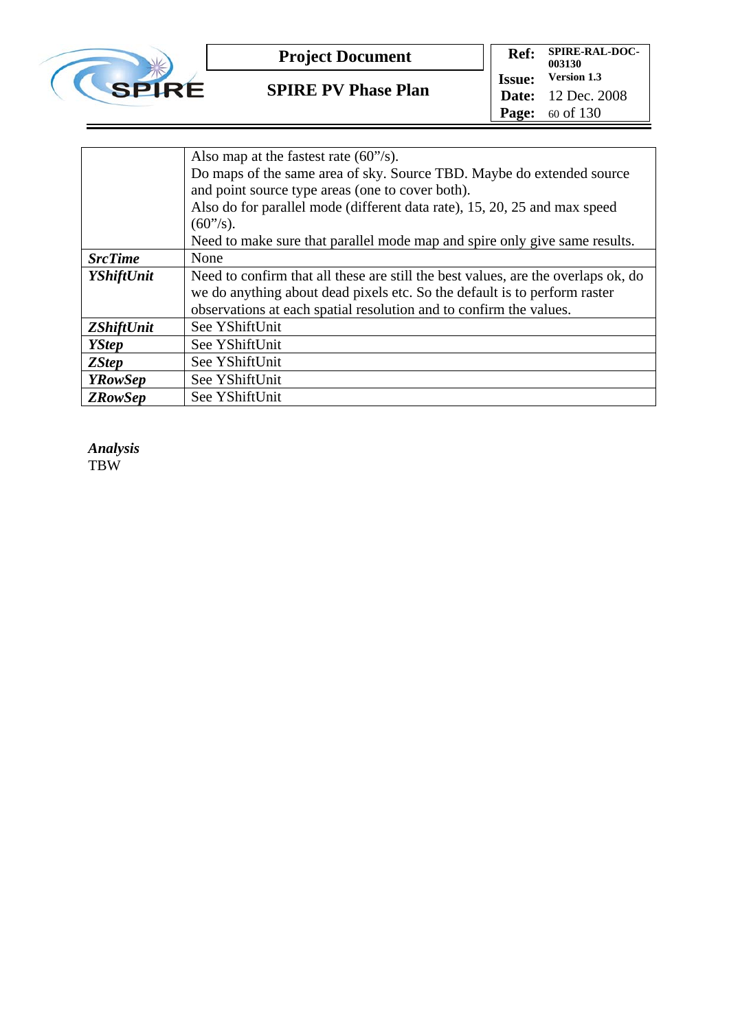|  |  |
|---|---|
|  | Also map at the fastest rate (60”/s).<br>Do maps of the same area of sky. Source TBD. Maybe do extended source and point source type areas (one to cover both).<br>Also do for parallel mode (different data rate), 15, 20, 25 and max speed (60”/s).<br>Need to make sure that parallel mode map and spire only give same results. |
| ***SrcTime*** | None |
| ***YShiftUnit*** | Need to confirm that all these are still the best values, are the overlaps ok, do we do anything about dead pixels etc. So the default is to perform raster observations at each spatial resolution and to confirm the values. |
| ***ZShiftUnit*** | See YShiftUnit |
| ***YStep*** | See YShiftUnit |
| ***ZStep*** | See YShiftUnit |
| ***YRowSep*** | See YShiftUnit |
| ***ZRowSep*** | See YShiftUnit |

***Analysis***

TBW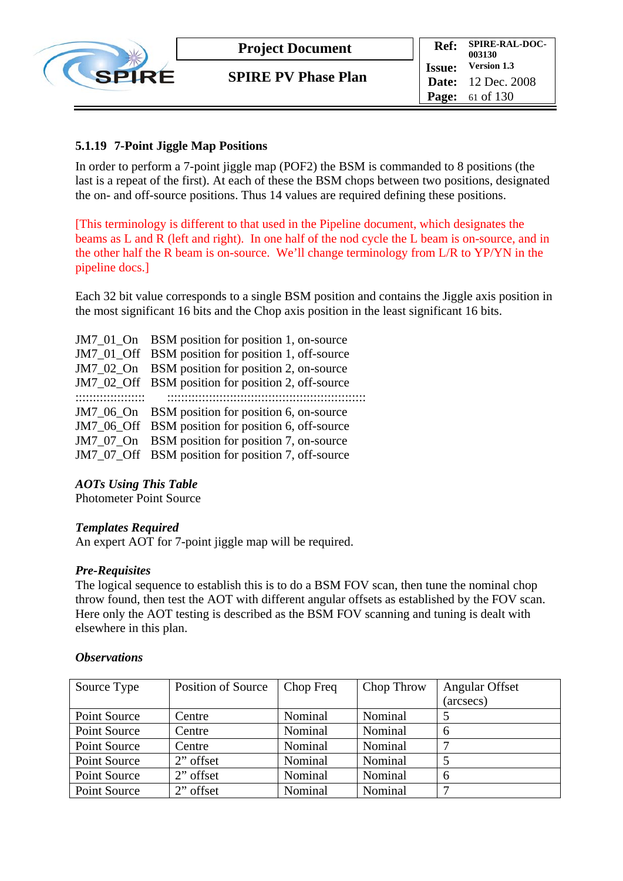### 5.1.19 7-Point Jiggle Map Positions

In order to perform a 7-point jiggle map (POF2) the BSM is commanded to 8 positions (the last is a repeat of the first). At each of these the BSM chops between two positions, designated the on- and off-source positions. Thus 14 values are required defining these positions.

[This terminology is different to that used in the Pipeline document, which designates the beams as L and R (left and right). In one half of the nod cycle the L beam is on-source, and in the other half the R beam is on-source. We'll change terminology from L/R to YP/YN in the pipeline docs.]

Each 32 bit value corresponds to a single BSM position and contains the Jiggle axis position in the most significant 16 bits and the Chop axis position in the least significant 16 bits.

JM7_01_On BSM position for position 1, on-source
JM7_01_Off BSM position for position 1, off-source
JM7_02_On BSM position for position 2, on-source
JM7_02_Off BSM position for position 2, off-source
:::::::::::::::::::: :::::::::::::::::::::::::::::::::::::::::::::::::::::::::
JM7_06_On BSM position for position 6, on-source
JM7_06_Off BSM position for position 6, off-source
JM7_07_On BSM position for position 7, on-source
JM7_07_Off BSM position for position 7, off-source

***AOTs Using This Table***
Photometer Point Source

***Templates Required***
An expert AOT for 7-point jiggle map will be required.

***Pre-Requisites***
The logical sequence to establish this is to do a BSM FOV scan, then tune the nominal chop throw found, then test the AOT with different angular offsets as established by the FOV scan. Here only the AOT testing is described as the BSM FOV scanning and tuning is dealt with elsewhere in this plan.

***Observations***

| Source Type | Position of Source | Chop Freq | Chop Throw | Angular Offset (arcsecs) |
|---|---|---|---|---|
| Point Source | Centre | Nominal | Nominal | 5 |
| Point Source | Centre | Nominal | Nominal | 6 |
| Point Source | Centre | Nominal | Nominal | 7 |
| Point Source | 2" offset | Nominal | Nominal | 5 |
| Point Source | 2" offset | Nominal | Nominal | 6 |
| Point Source | 2" offset | Nominal | Nominal | 7 |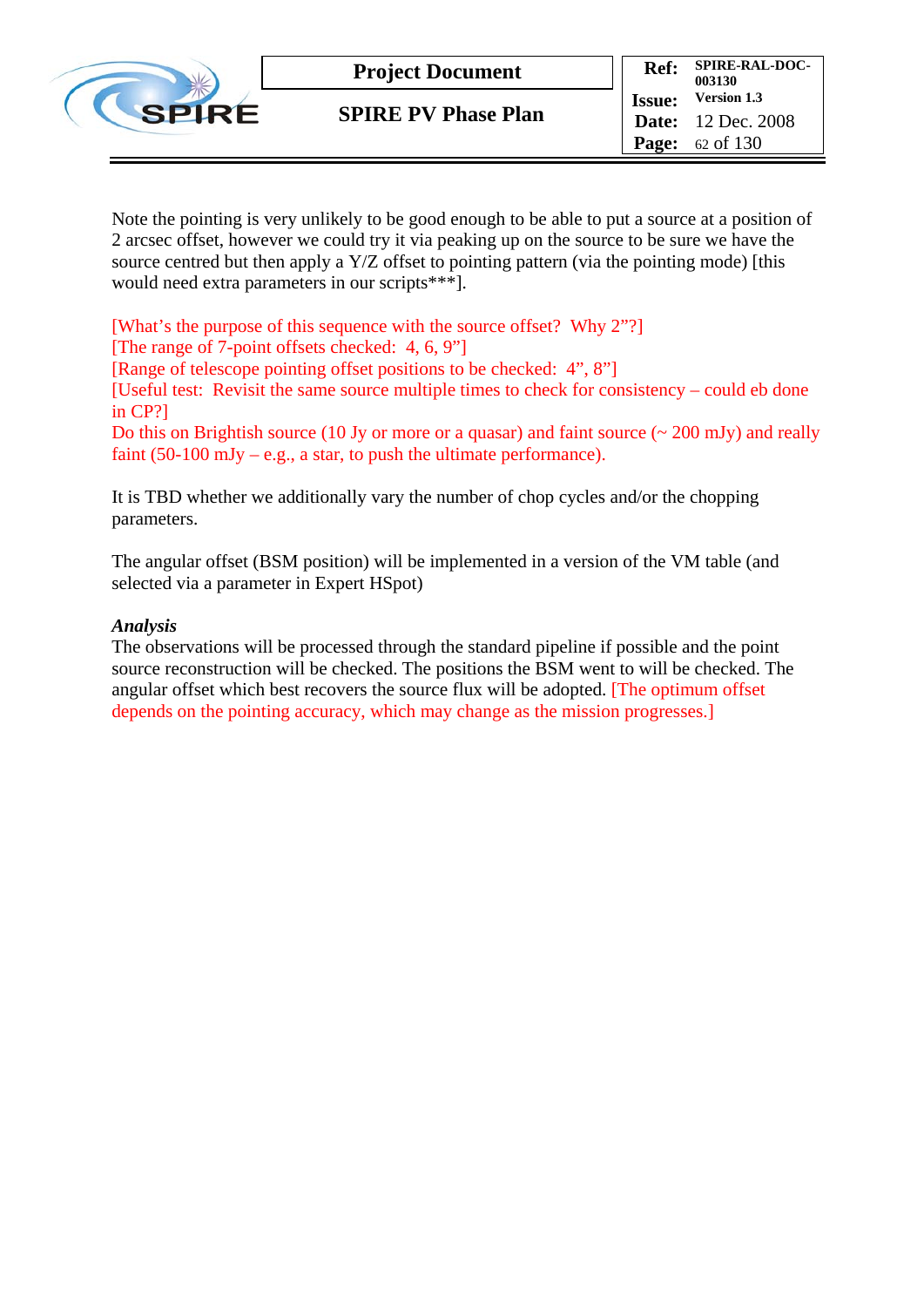Note the pointing is very unlikely to be good enough to be able to put a source at a position of 2 arcsec offset, however we could try it via peaking up on the source to be sure we have the source centred but then apply a Y/Z offset to pointing pattern (via the pointing mode) [this would need extra parameters in our scripts***].

[What's the purpose of this sequence with the source offset? Why 2"?]
[The range of 7-point offsets checked: 4, 6, 9"]
[Range of telescope pointing offset positions to be checked: 4", 8"]
[Useful test: Revisit the same source multiple times to check for consistency – could eb done in CP?]
Do this on Brightish source (10 Jy or more or a quasar) and faint source (~ 200 mJy) and really faint (50-100 mJy – e.g., a star, to push the ultimate performance).

It is TBD whether we additionally vary the number of chop cycles and/or the chopping parameters.

The angular offset (BSM position) will be implemented in a version of the VM table (and selected via a parameter in Expert HSpot)

***Analysis***

The observations will be processed through the standard pipeline if possible and the point source reconstruction will be checked. The positions the BSM went to will be checked. The angular offset which best recovers the source flux will be adopted. [The optimum offset depends on the pointing accuracy, which may change as the mission progresses.]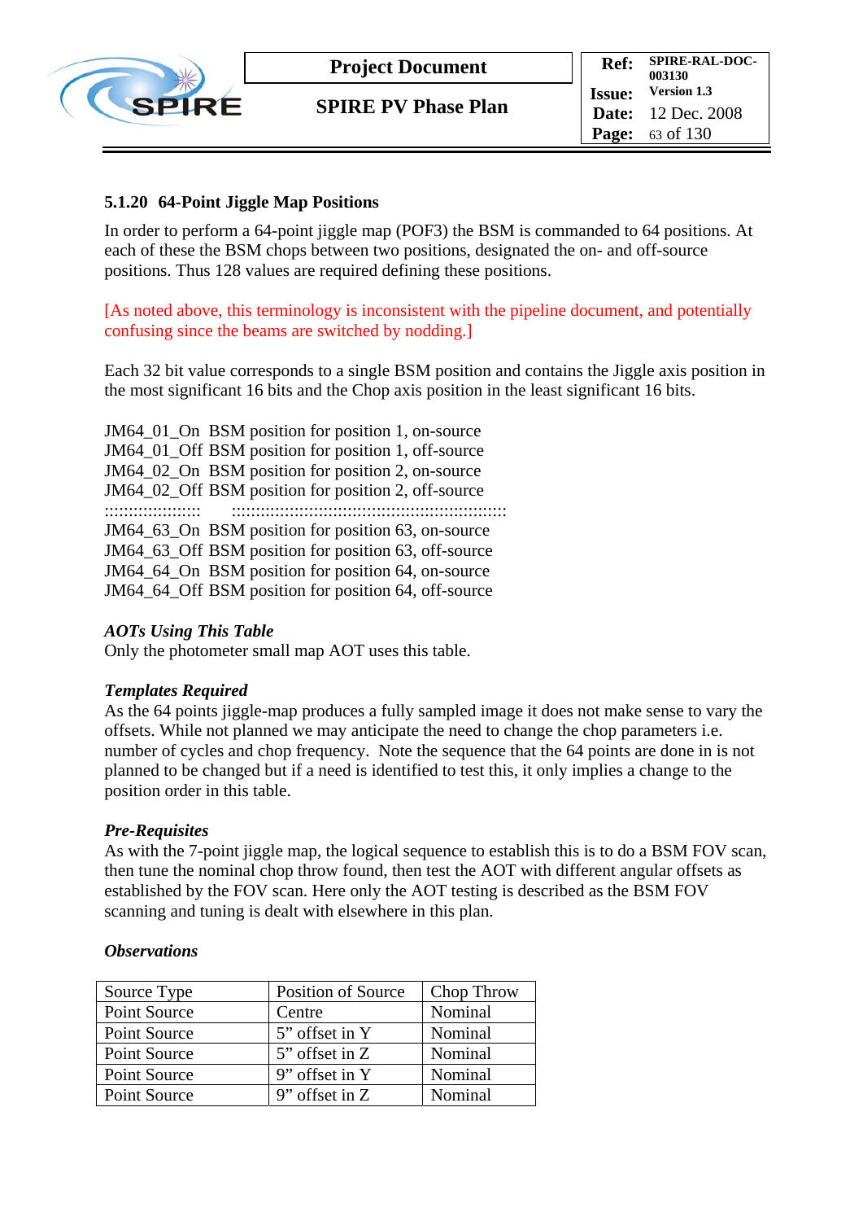### 5.1.20 64-Point Jiggle Map Positions

In order to perform a 64-point jiggle map (POF3) the BSM is commanded to 64 positions. At each of these the BSM chops between two positions, designated the on- and off-source positions. Thus 128 values are required defining these positions.

[As noted above, this terminology is inconsistent with the pipeline document, and potentially confusing since the beams are switched by nodding.]

Each 32 bit value corresponds to a single BSM position and contains the Jiggle axis position in the most significant 16 bits and the Chop axis position in the least significant 16 bits.

JM64_01_On BSM position for position 1, on-source
JM64_01_Off BSM position for position 1, off-source
JM64_02_On BSM position for position 2, on-source
JM64_02_Off BSM position for position 2, off-source
::::::::::::::::::::: :::::::::::::::::::::::::::::::::::::::::::::::::::::::::::
JM64_63_On BSM position for position 63, on-source
JM64_63_Off BSM position for position 63, off-source
JM64_64_On BSM position for position 64, on-source
JM64_64_Off BSM position for position 64, off-source

***AOTs Using This Table***

Only the photometer small map AOT uses this table.

***Templates Required***

As the 64 points jiggle-map produces a fully sampled image it does not make sense to vary the offsets. While not planned we may anticipate the need to change the chop parameters i.e. number of cycles and chop frequency. Note the sequence that the 64 points are done in is not planned to be changed but if a need is identified to test this, it only implies a change to the position order in this table.

***Pre-Requisites***

As with the 7-point jiggle map, the logical sequence to establish this is to do a BSM FOV scan, then tune the nominal chop throw found, then test the AOT with different angular offsets as established by the FOV scan. Here only the AOT testing is described as the BSM FOV scanning and tuning is dealt with elsewhere in this plan.

***Observations***

| Source Type | Position of Source | Chop Throw |
|---|---|---|
| Point Source | Centre | Nominal |
| Point Source | 5” offset in Y | Nominal |
| Point Source | 5” offset in Z | Nominal |
| Point Source | 9” offset in Y | Nominal |
| Point Source | 9” offset in Z | Nominal |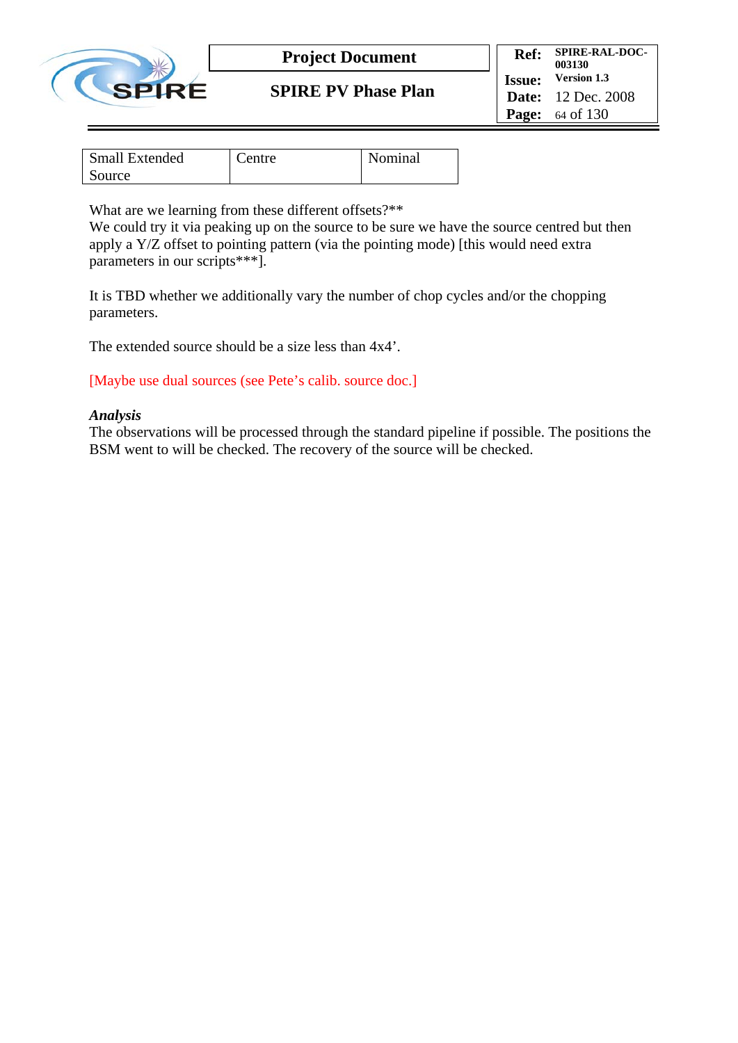| Small Extended Source | Centre | Nominal |
|---|---|---|

What are we learning from these different offsets?**
We could try it via peaking up on the source to be sure we have the source centred but then apply a Y/Z offset to pointing pattern (via the pointing mode) [this would need extra parameters in our scripts***].

It is TBD whether we additionally vary the number of chop cycles and/or the chopping parameters.

The extended source should be a size less than 4x4'.

[Maybe use dual sources (see Pete's calib. source doc.]

***Analysis***
The observations will be processed through the standard pipeline if possible. The positions the BSM went to will be checked. The recovery of the source will be checked.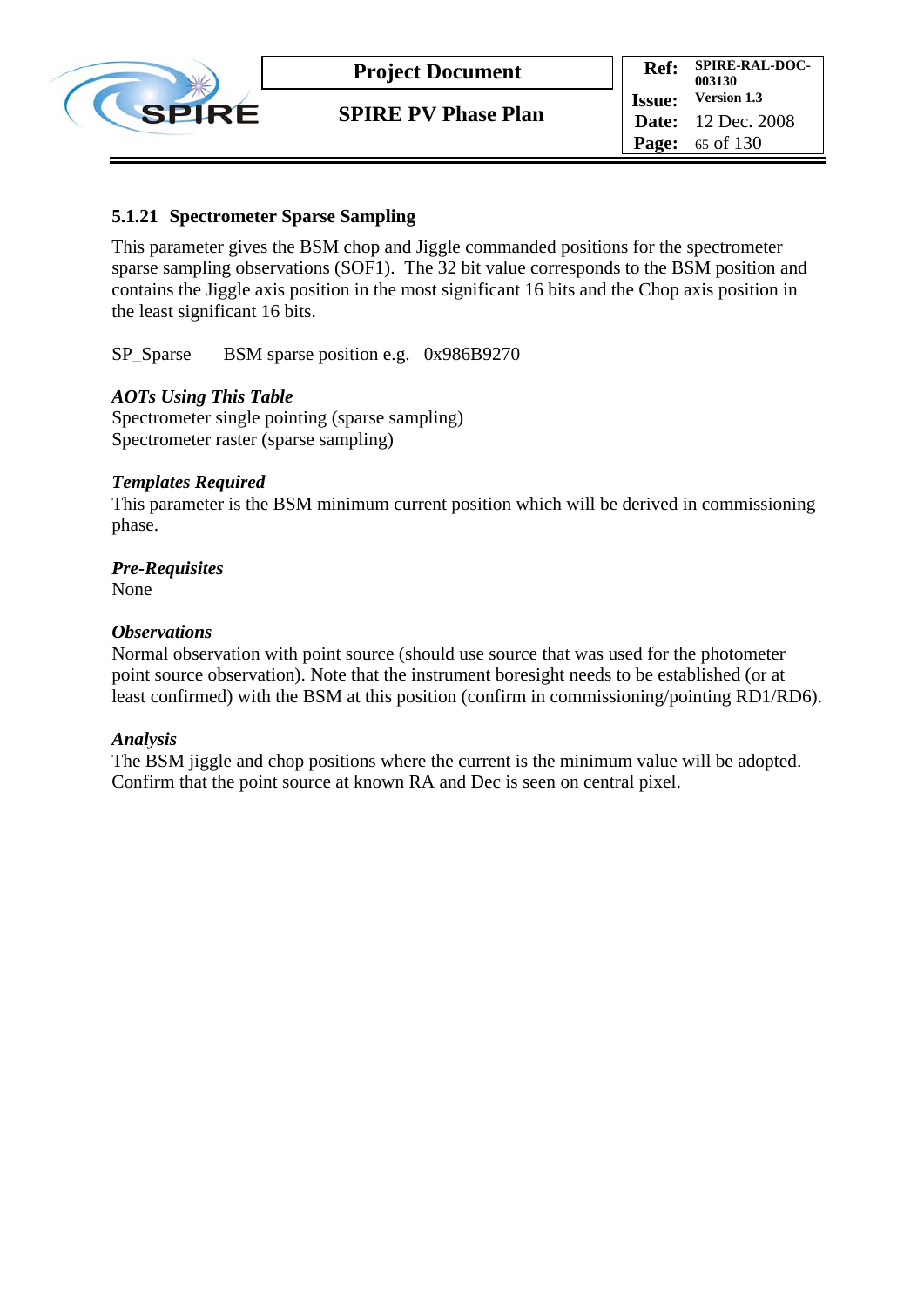### 5.1.21 Spectrometer Sparse Sampling

This parameter gives the BSM chop and Jiggle commanded positions for the spectrometer sparse sampling observations (SOF1). The 32 bit value corresponds to the BSM position and contains the Jiggle axis position in the most significant 16 bits and the Chop axis position in the least significant 16 bits.

SP_Sparse BSM sparse position e.g. 0x986B9270

***AOTs Using This Table***

Spectrometer single pointing (sparse sampling)
Spectrometer raster (sparse sampling)

***Templates Required***

This parameter is the BSM minimum current position which will be derived in commissioning phase.

***Pre-Requisites***

None

***Observations***

Normal observation with point source (should use source that was used for the photometer point source observation). Note that the instrument boresight needs to be established (or at least confirmed) with the BSM at this position (confirm in commissioning/pointing RD1/RD6).

***Analysis***

The BSM jiggle and chop positions where the current is the minimum value will be adopted. Confirm that the point source at known RA and Dec is seen on central pixel.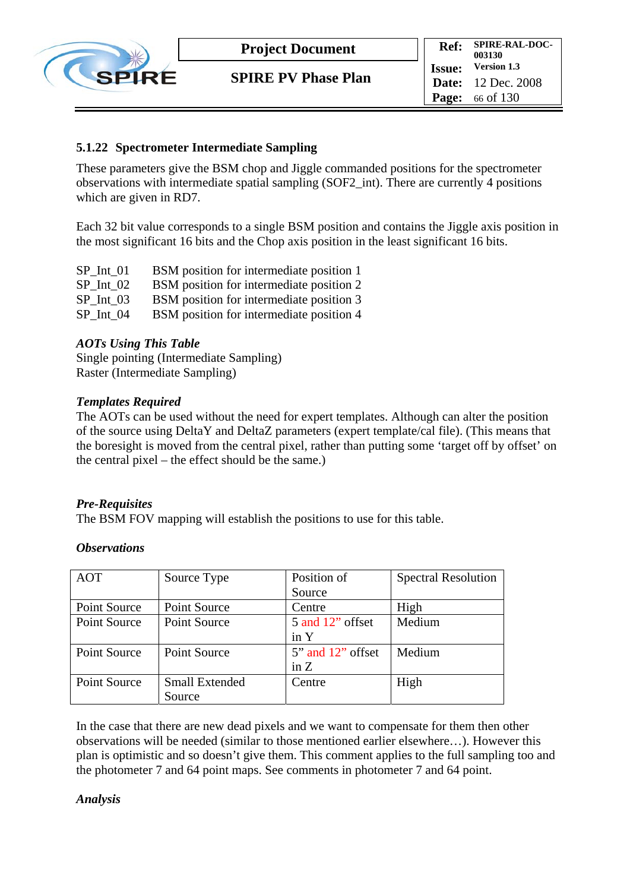### 5.1.22 Spectrometer Intermediate Sampling

These parameters give the BSM chop and Jiggle commanded positions for the spectrometer observations with intermediate spatial sampling (SOF2_int). There are currently 4 positions which are given in RD7.

Each 32 bit value corresponds to a single BSM position and contains the Jiggle axis position in the most significant 16 bits and the Chop axis position in the least significant 16 bits.

SP_Int_01 BSM position for intermediate position 1
SP_Int_02 BSM position for intermediate position 2
SP_Int_03 BSM position for intermediate position 3
SP_Int_04 BSM position for intermediate position 4

***AOTs Using This Table***
Single pointing (Intermediate Sampling)
Raster (Intermediate Sampling)

***Templates Required***
The AOTs can be used without the need for expert templates. Although can alter the position of the source using DeltaY and DeltaZ parameters (expert template/cal file). (This means that the boresight is moved from the central pixel, rather than putting some 'target off by offset' on the central pixel – the effect should be the same.)

***Pre-Requisites***
The BSM FOV mapping will establish the positions to use for this table.

***Observations***

| AOT | Source Type | Position of Source | Spectral Resolution |
|---|---|---|---|
| Point Source | Point Source | Centre | High |
| Point Source | Point Source | 5 and 12" offset in Y | Medium |
| Point Source | Point Source | 5" and 12" offset in Z | Medium |
| Point Source | Small Extended Source | Centre | High |

In the case that there are new dead pixels and we want to compensate for them then other observations will be needed (similar to those mentioned earlier elsewhere…). However this plan is optimistic and so doesn't give them. This comment applies to the full sampling too and the photometer 7 and 64 point maps. See comments in photometer 7 and 64 point.

***Analysis***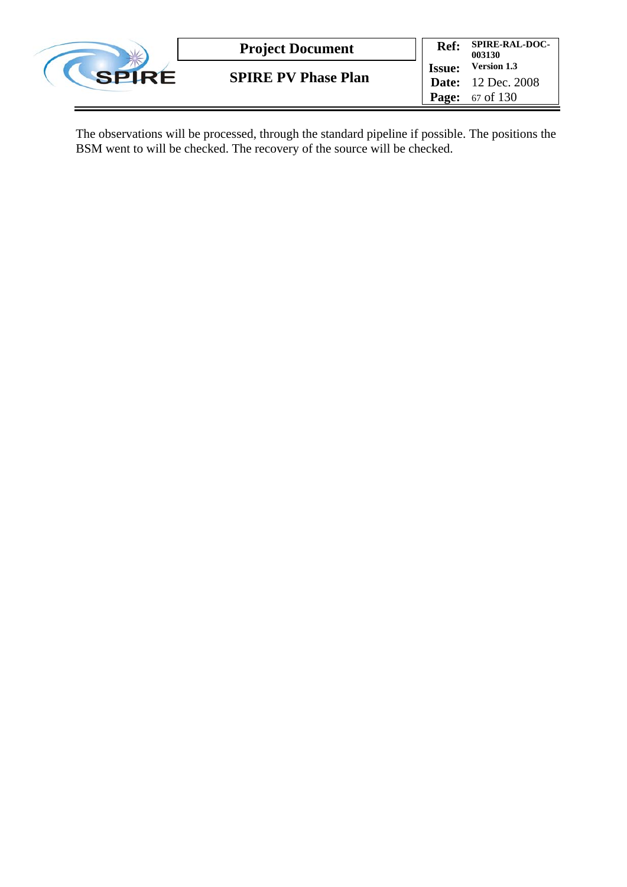The observations will be processed, through the standard pipeline if possible. The positions the BSM went to will be checked. The recovery of the source will be checked.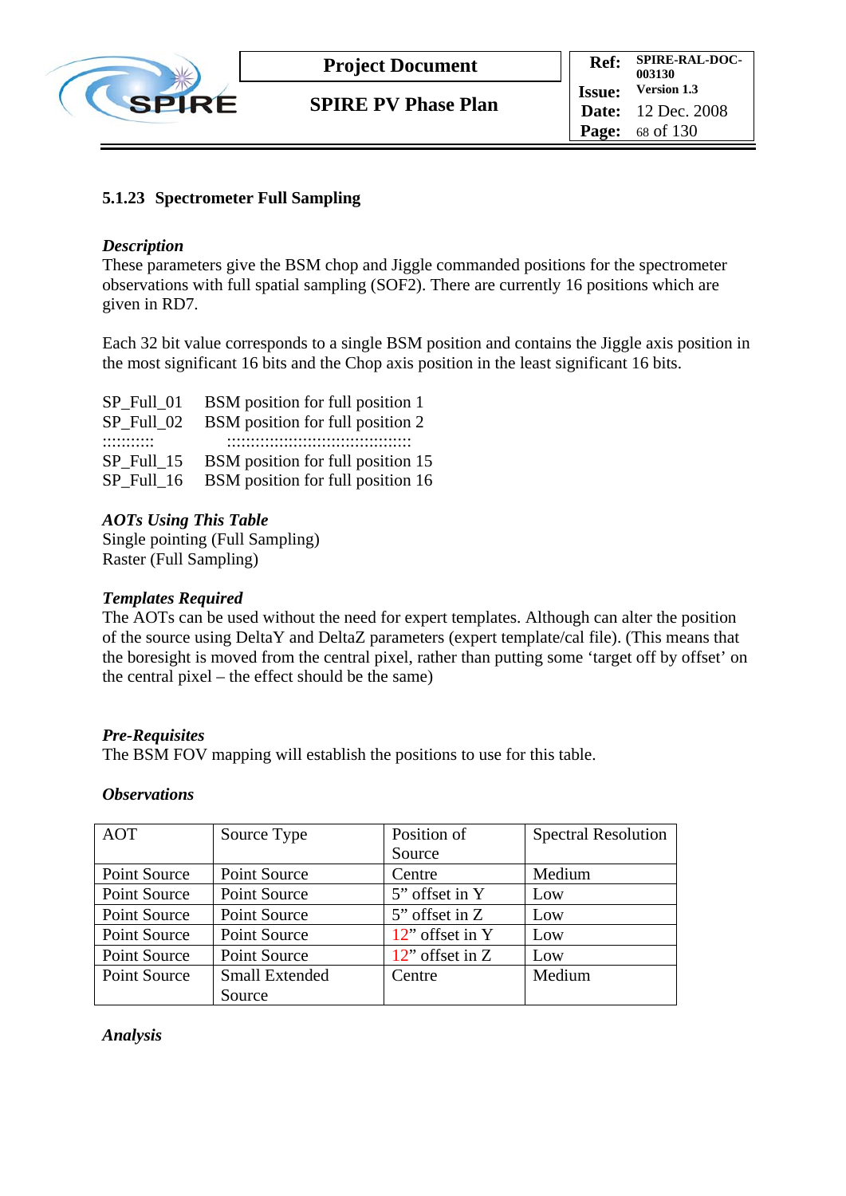### 5.1.23 Spectrometer Full Sampling

***Description***

These parameters give the BSM chop and Jiggle commanded positions for the spectrometer observations with full spatial sampling (SOF2). There are currently 16 positions which are given in RD7.

Each 32 bit value corresponds to a single BSM position and contains the Jiggle axis position in the most significant 16 bits and the Chop axis position in the least significant 16 bits.

SP_Full_01 BSM position for full position 1
SP_Full_02 BSM position for full position 2
:::::::::: ::::::::::::::::::::::::::::::::::::::::
SP_Full_15 BSM position for full position 15
SP_Full_16 BSM position for full position 16

***AOTs Using This Table***

Single pointing (Full Sampling)
Raster (Full Sampling)

***Templates Required***

The AOTs can be used without the need for expert templates. Although can alter the position of the source using DeltaY and DeltaZ parameters (expert template/cal file). (This means that the boresight is moved from the central pixel, rather than putting some 'target off by offset' on the central pixel – the effect should be the same)

***Pre-Requisites***

The BSM FOV mapping will establish the positions to use for this table.

***Observations***

| AOT | Source Type | Position of Source | Spectral Resolution |
|---|---|---|---|
| Point Source | Point Source | Centre | Medium |
| Point Source | Point Source | 5" offset in Y | Low |
| Point Source | Point Source | 5" offset in Z | Low |
| Point Source | Point Source | 12" offset in Y | Low |
| Point Source | Point Source | 12" offset in Z | Low |
| Point Source | Small Extended Source | Centre | Medium |

***Analysis***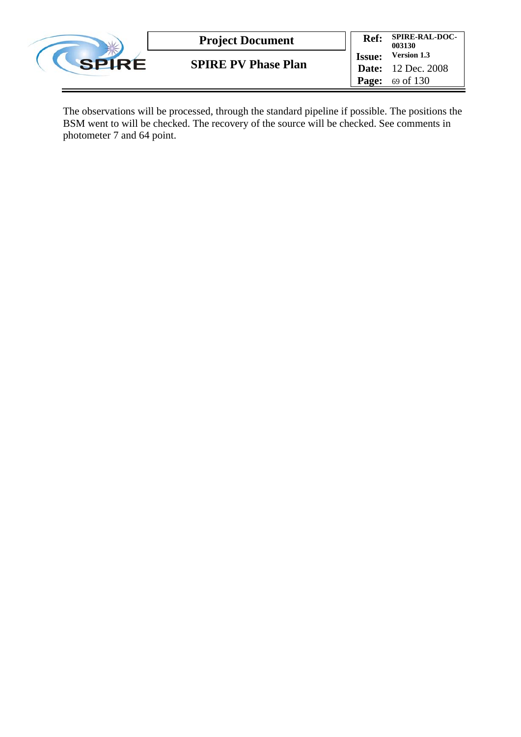The observations will be processed, through the standard pipeline if possible. The positions the BSM went to will be checked. The recovery of the source will be checked. See comments in photometer 7 and 64 point.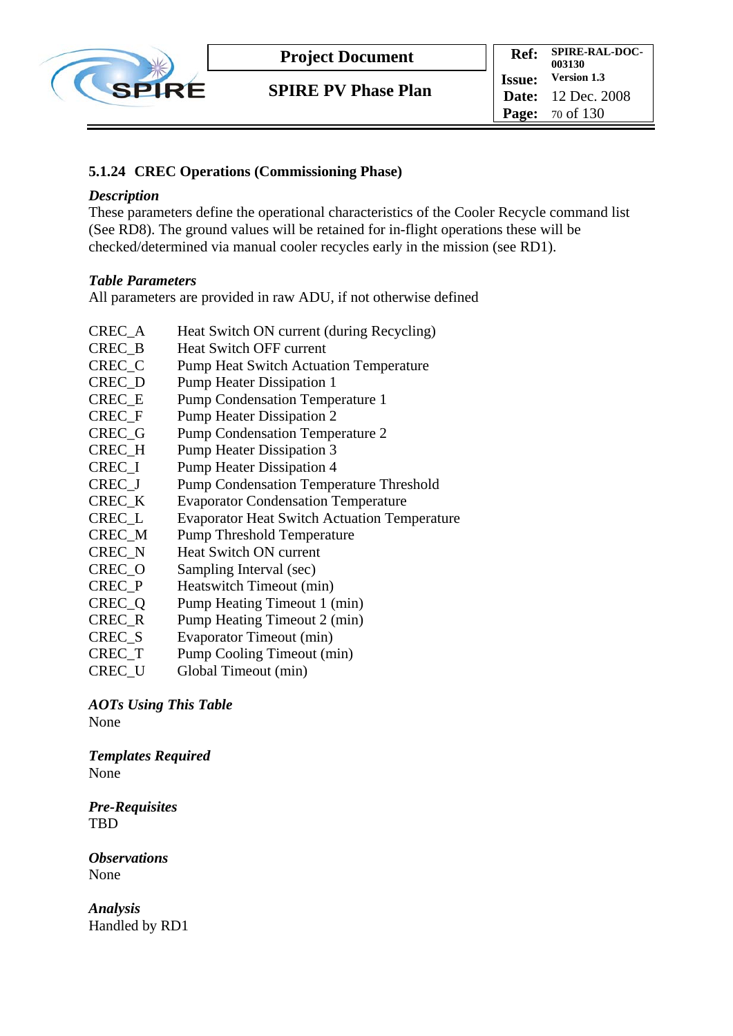### 5.1.24 CREC Operations (Commissioning Phase)

***Description***

These parameters define the operational characteristics of the Cooler Recycle command list (See RD8). The ground values will be retained for in-flight operations these will be checked/determined via manual cooler recycles early in the mission (see RD1).

***Table Parameters***

All parameters are provided in raw ADU, if not otherwise defined

| | |
|---|---|
| CREC_A | Heat Switch ON current (during Recycling) |
| CREC_B | Heat Switch OFF current |
| CREC_C | Pump Heat Switch Actuation Temperature |
| CREC_D | Pump Heater Dissipation 1 |
| CREC_E | Pump Condensation Temperature 1 |
| CREC_F | Pump Heater Dissipation 2 |
| CREC_G | Pump Condensation Temperature 2 |
| CREC_H | Pump Heater Dissipation 3 |
| CREC_I | Pump Heater Dissipation 4 |
| CREC_J | Pump Condensation Temperature Threshold |
| CREC_K | Evaporator Condensation Temperature |
| CREC_L | Evaporator Heat Switch Actuation Temperature |
| CREC_M | Pump Threshold Temperature |
| CREC_N | Heat Switch ON current |
| CREC_O | Sampling Interval (sec) |
| CREC_P | Heatswitch Timeout (min) |
| CREC_Q | Pump Heating Timeout 1 (min) |
| CREC_R | Pump Heating Timeout 2 (min) |
| CREC_S | Evaporator Timeout (min) |
| CREC_T | Pump Cooling Timeout (min) |
| CREC_U | Global Timeout (min) |

***AOTs Using This Table***

None

***Templates Required***

None

***Pre-Requisites***

TBD

***Observations***

None

***Analysis***

Handled by RD1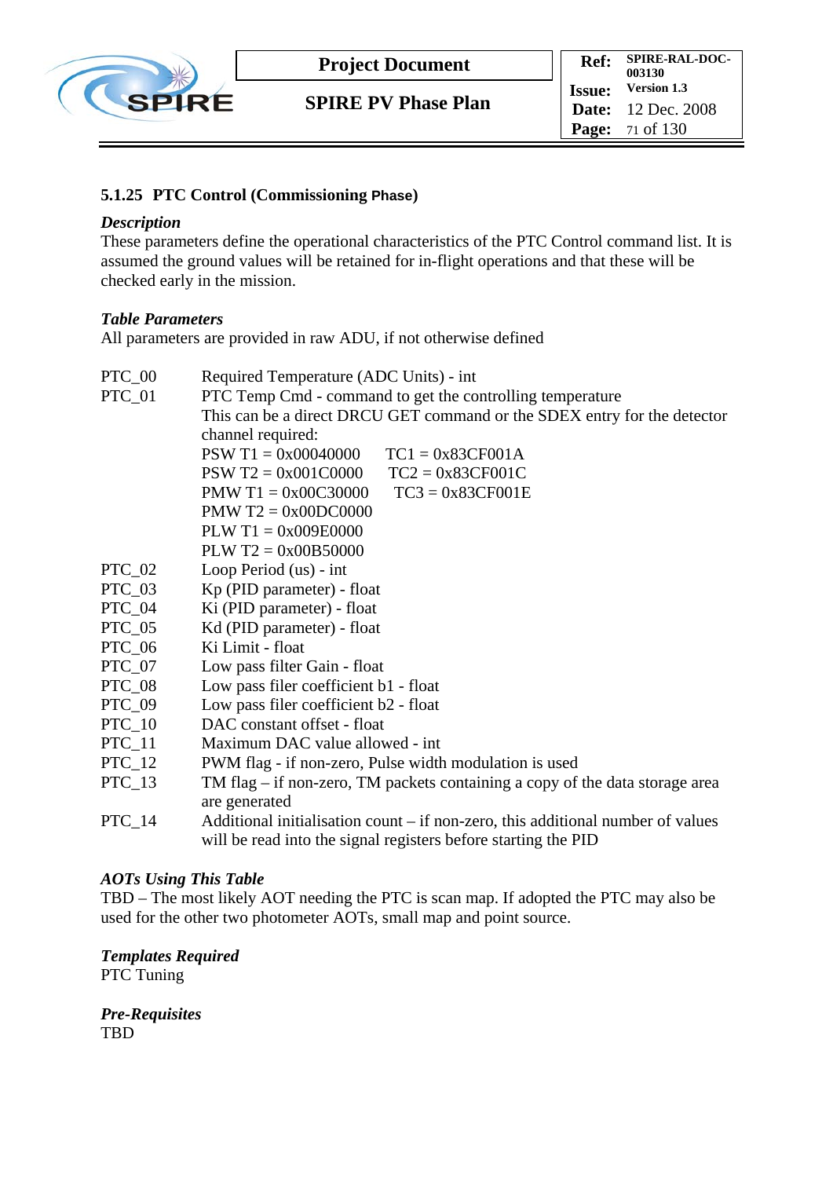### 5.1.25 PTC Control (Commissioning Phase)

***Description***

These parameters define the operational characteristics of the PTC Control command list. It is assumed the ground values will be retained for in-flight operations and that these will be checked early in the mission.

***Table Parameters***

All parameters are provided in raw ADU, if not otherwise defined

| | |
|---|---|
| PTC_00 | Required Temperature (ADC Units) - int |
| PTC_01 | PTC Temp Cmd - command to get the controlling temperature<br>This can be a direct DRCU GET command or the SDEX entry for the detector channel required:<br>PSW T1 = 0x00040000 TC1 = 0x83CF001A<br>PSW T2 = 0x001C0000 TC2 = 0x83CF001C<br>PMW T1 = 0x00C30000 TC3 = 0x83CF001E<br>PMW T2 = 0x00DC0000<br>PLW T1 = 0x009E0000<br>PLW T2 = 0x00B50000 |
| PTC_02 | Loop Period (us) - int |
| PTC_03 | Kp (PID parameter) - float |
| PTC_04 | Ki (PID parameter) - float |
| PTC_05 | Kd (PID parameter) - float |
| PTC_06 | Ki Limit - float |
| PTC_07 | Low pass filter Gain - float |
| PTC_08 | Low pass filer coefficient b1 - float |
| PTC_09 | Low pass filer coefficient b2 - float |
| PTC_10 | DAC constant offset - float |
| PTC_11 | Maximum DAC value allowed - int |
| PTC_12 | PWM flag - if non-zero, Pulse width modulation is used |
| PTC_13 | TM flag – if non-zero, TM packets containing a copy of the data storage area are generated |
| PTC_14 | Additional initialisation count – if non-zero, this additional number of values will be read into the signal registers before starting the PID |

***AOTs Using This Table***

TBD – The most likely AOT needing the PTC is scan map. If adopted the PTC may also be used for the other two photometer AOTs, small map and point source.

***Templates Required***

PTC Tuning

***Pre-Requisites***

TBD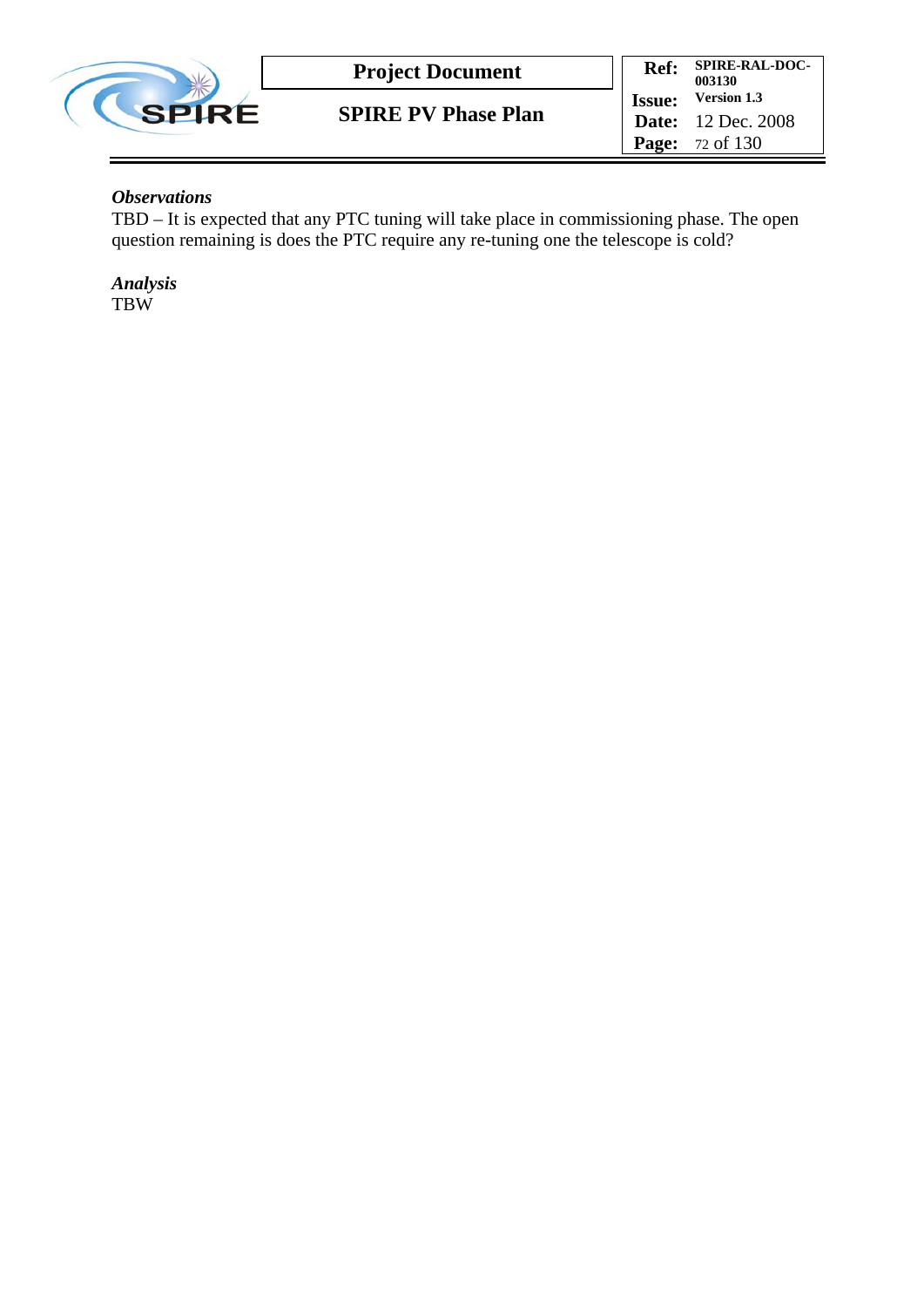***Observations***

TBD – It is expected that any PTC tuning will take place in commissioning phase. The open question remaining is does the PTC require any re-tuning one the telescope is cold?

***Analysis***

TBW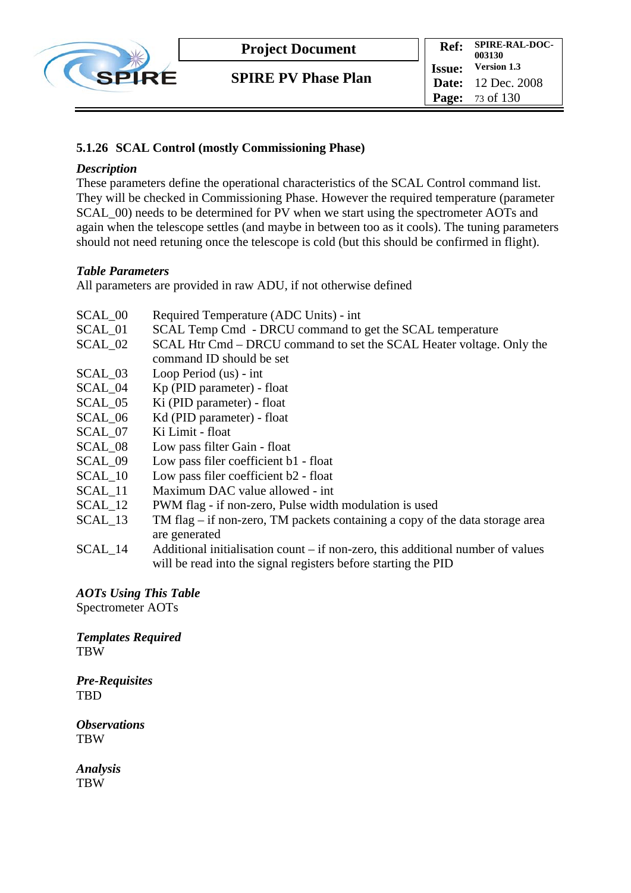### 5.1.26 SCAL Control (mostly Commissioning Phase)

***Description***

These parameters define the operational characteristics of the SCAL Control command list. They will be checked in Commissioning Phase. However the required temperature (parameter SCAL_00) needs to be determined for PV when we start using the spectrometer AOTs and again when the telescope settles (and maybe in between too as it cools). The tuning parameters should not need retuning once the telescope is cold (but this should be confirmed in flight).

***Table Parameters***

All parameters are provided in raw ADU, if not otherwise defined

| | |
|---|---|
| SCAL_00 | Required Temperature (ADC Units) - int |
| SCAL_01 | SCAL Temp Cmd - DRCU command to get the SCAL temperature |
| SCAL_02 | SCAL Htr Cmd – DRCU command to set the SCAL Heater voltage. Only the command ID should be set |
| SCAL_03 | Loop Period (us) - int |
| SCAL_04 | Kp (PID parameter) - float |
| SCAL_05 | Ki (PID parameter) - float |
| SCAL_06 | Kd (PID parameter) - float |
| SCAL_07 | Ki Limit - float |
| SCAL_08 | Low pass filter Gain - float |
| SCAL_09 | Low pass filer coefficient b1 - float |
| SCAL_10 | Low pass filer coefficient b2 - float |
| SCAL_11 | Maximum DAC value allowed - int |
| SCAL_12 | PWM flag - if non-zero, Pulse width modulation is used |
| SCAL_13 | TM flag – if non-zero, TM packets containing a copy of the data storage area are generated |
| SCAL_14 | Additional initialisation count – if non-zero, this additional number of values will be read into the signal registers before starting the PID |

***AOTs Using This Table***

Spectrometer AOTs

***Templates Required***

TBW

***Pre-Requisites***

TBD

***Observations***

TBW

***Analysis***

TBW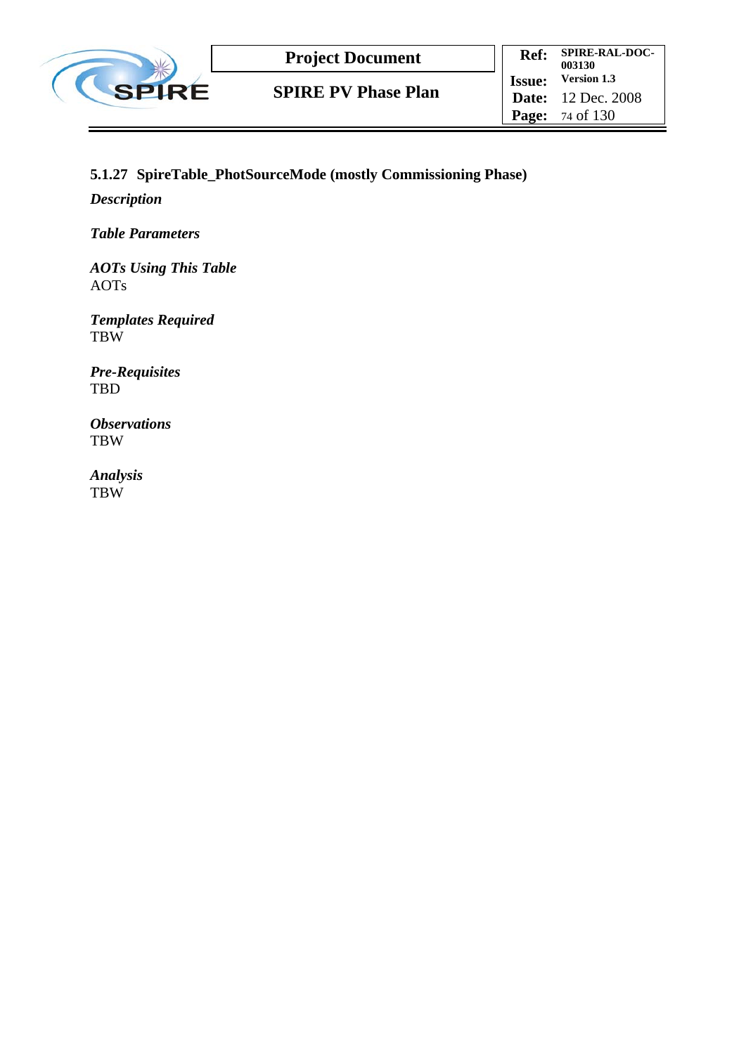### 5.1.27 SpireTable_PhotSourceMode (mostly Commissioning Phase)

***Description***

***Table Parameters***

***AOTs Using This Table***
AOTs

***Templates Required***
TBW

***Pre-Requisites***
TBD

***Observations***
TBW

***Analysis***
TBW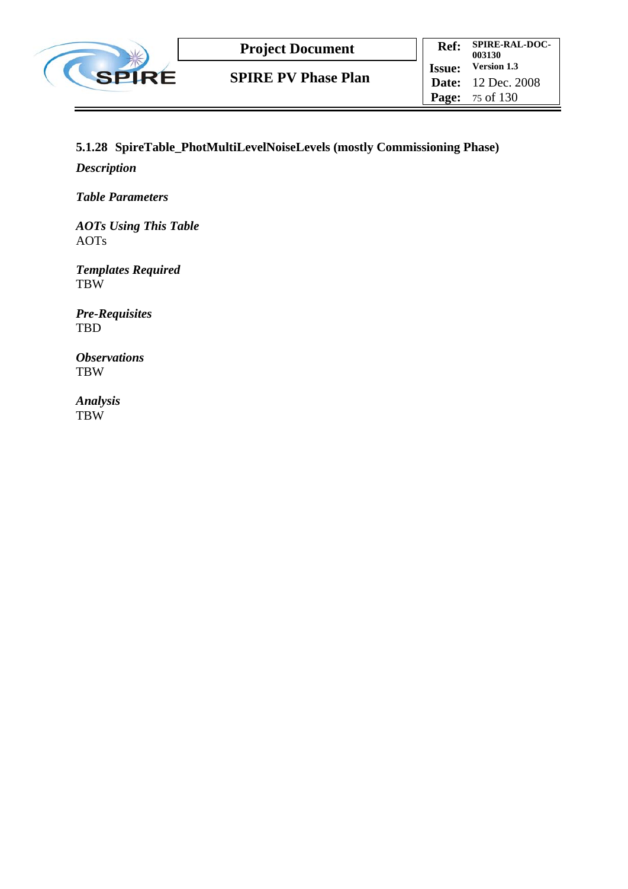### 5.1.28 SpireTable_PhotMultiLevelNoiseLevels (mostly Commissioning Phase)

***Description***

***Table Parameters***

***AOTs Using This Table***
AOTs

***Templates Required***
TBW

***Pre-Requisites***
TBD

***Observations***
TBW

***Analysis***
TBW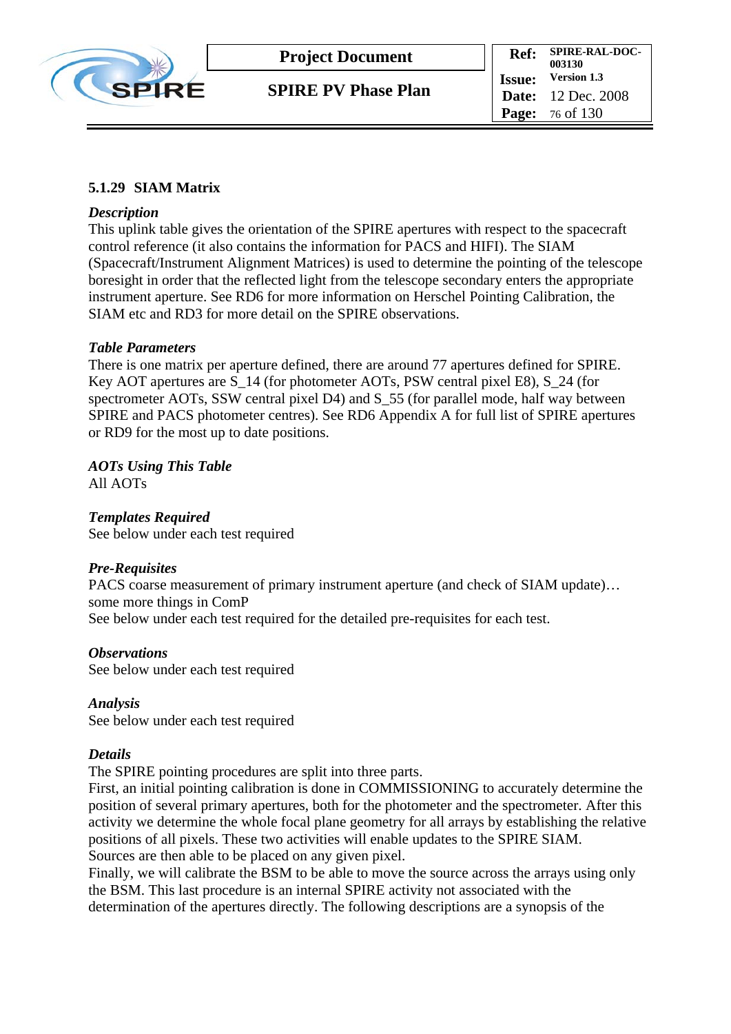### 5.1.29 SIAM Matrix

***Description***

This uplink table gives the orientation of the SPIRE apertures with respect to the spacecraft control reference (it also contains the information for PACS and HIFI). The SIAM (Spacecraft/Instrument Alignment Matrices) is used to determine the pointing of the telescope boresight in order that the reflected light from the telescope secondary enters the appropriate instrument aperture. See RD6 for more information on Herschel Pointing Calibration, the SIAM etc and RD3 for more detail on the SPIRE observations.

***Table Parameters***

There is one matrix per aperture defined, there are around 77 apertures defined for SPIRE. Key AOT apertures are S_14 (for photometer AOTs, PSW central pixel E8), S_24 (for spectrometer AOTs, SSW central pixel D4) and S_55 (for parallel mode, half way between SPIRE and PACS photometer centres). See RD6 Appendix A for full list of SPIRE apertures or RD9 for the most up to date positions.

***AOTs Using This Table***

All AOTs

***Templates Required***

See below under each test required

***Pre-Requisites***

PACS coarse measurement of primary instrument aperture (and check of SIAM update)… some more things in ComP

See below under each test required for the detailed pre-requisites for each test.

***Observations***

See below under each test required

***Analysis***

See below under each test required

***Details***

The SPIRE pointing procedures are split into three parts.

First, an initial pointing calibration is done in COMMISSIONING to accurately determine the position of several primary apertures, both for the photometer and the spectrometer. After this activity we determine the whole focal plane geometry for all arrays by establishing the relative positions of all pixels. These two activities will enable updates to the SPIRE SIAM. Sources are then able to be placed on any given pixel.

Finally, we will calibrate the BSM to be able to move the source across the arrays using only the BSM. This last procedure is an internal SPIRE activity not associated with the determination of the apertures directly. The following descriptions are a synopsis of the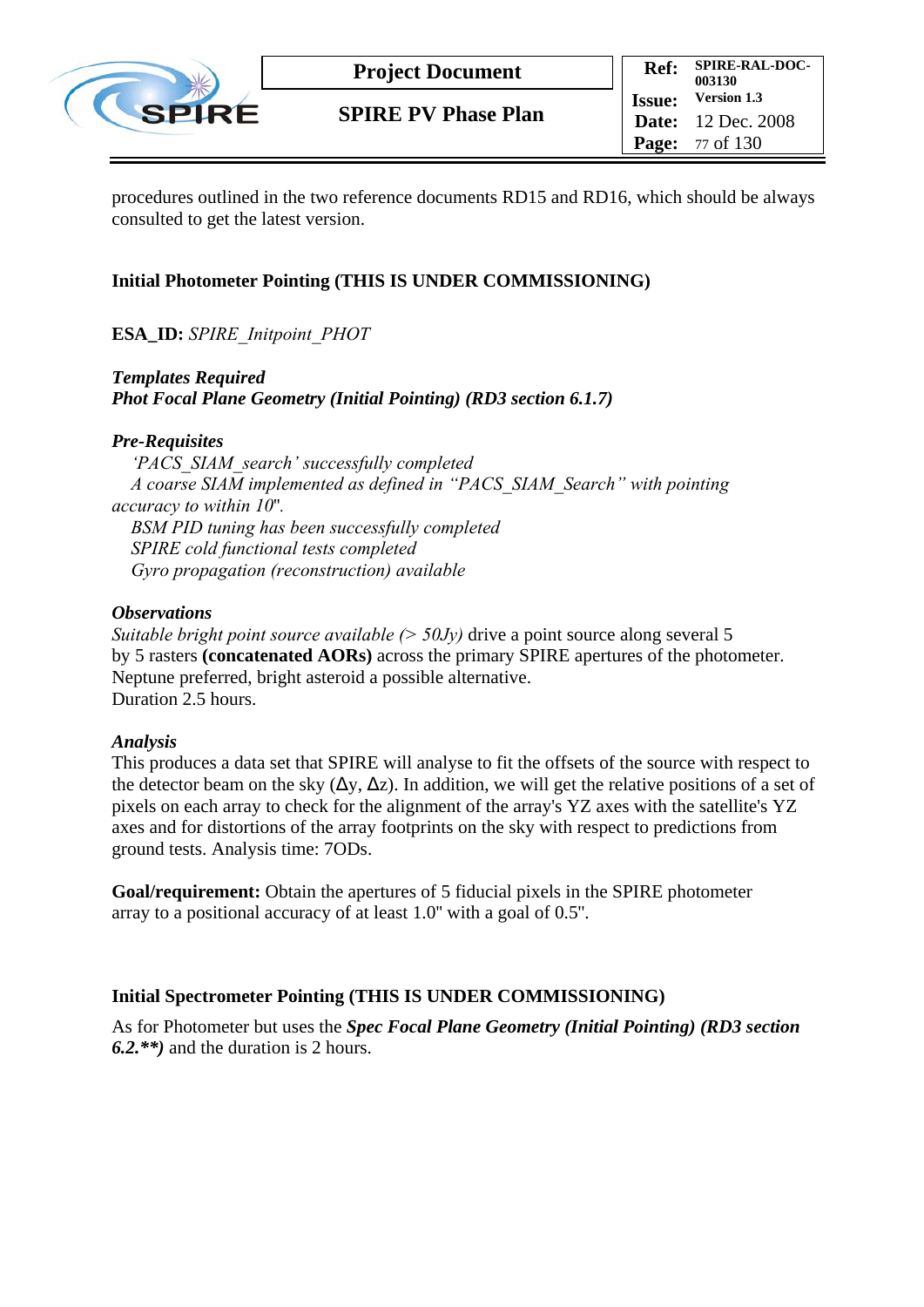procedures outlined in the two reference documents RD15 and RD16, which should be always consulted to get the latest version.

### Initial Photometer Pointing (THIS IS UNDER COMMISSIONING)

**ESA_ID:** *SPIRE_Initpoint_PHOT*

***Templates Required***
***Phot Focal Plane Geometry (Initial Pointing) (RD3 section 6.1.7)***

***Pre-Requisites***
*'PACS_SIAM_search' successfully completed*
*A coarse SIAM implemented as defined in "PACS_SIAM_Search" with pointing accuracy to within 10".*
*BSM PID tuning has been successfully completed*
*SPIRE cold functional tests completed*
*Gyro propagation (reconstruction) available*

***Observations***
*Suitable bright point source available (> 50Jy)* drive a point source along several 5 by 5 rasters **(concatenated AORs)** across the primary SPIRE apertures of the photometer. Neptune preferred, bright asteroid a possible alternative.
Duration 2.5 hours.

***Analysis***
This produces a data set that SPIRE will analyse to fit the offsets of the source with respect to the detector beam on the sky ($\Delta y$, $\Delta z$). In addition, we will get the relative positions of a set of pixels on each array to check for the alignment of the array's YZ axes with the satellite's YZ axes and for distortions of the array footprints on the sky with respect to predictions from ground tests. Analysis time: 7ODs.

**Goal/requirement:** Obtain the apertures of 5 fiducial pixels in the SPIRE photometer array to a positional accuracy of at least 1.0" with a goal of 0.5".

### Initial Spectrometer Pointing (THIS IS UNDER COMMISSIONING)

As for Photometer but uses the ***Spec Focal Plane Geometry (Initial Pointing) (RD3 section 6.2.**)*** and the duration is 2 hours.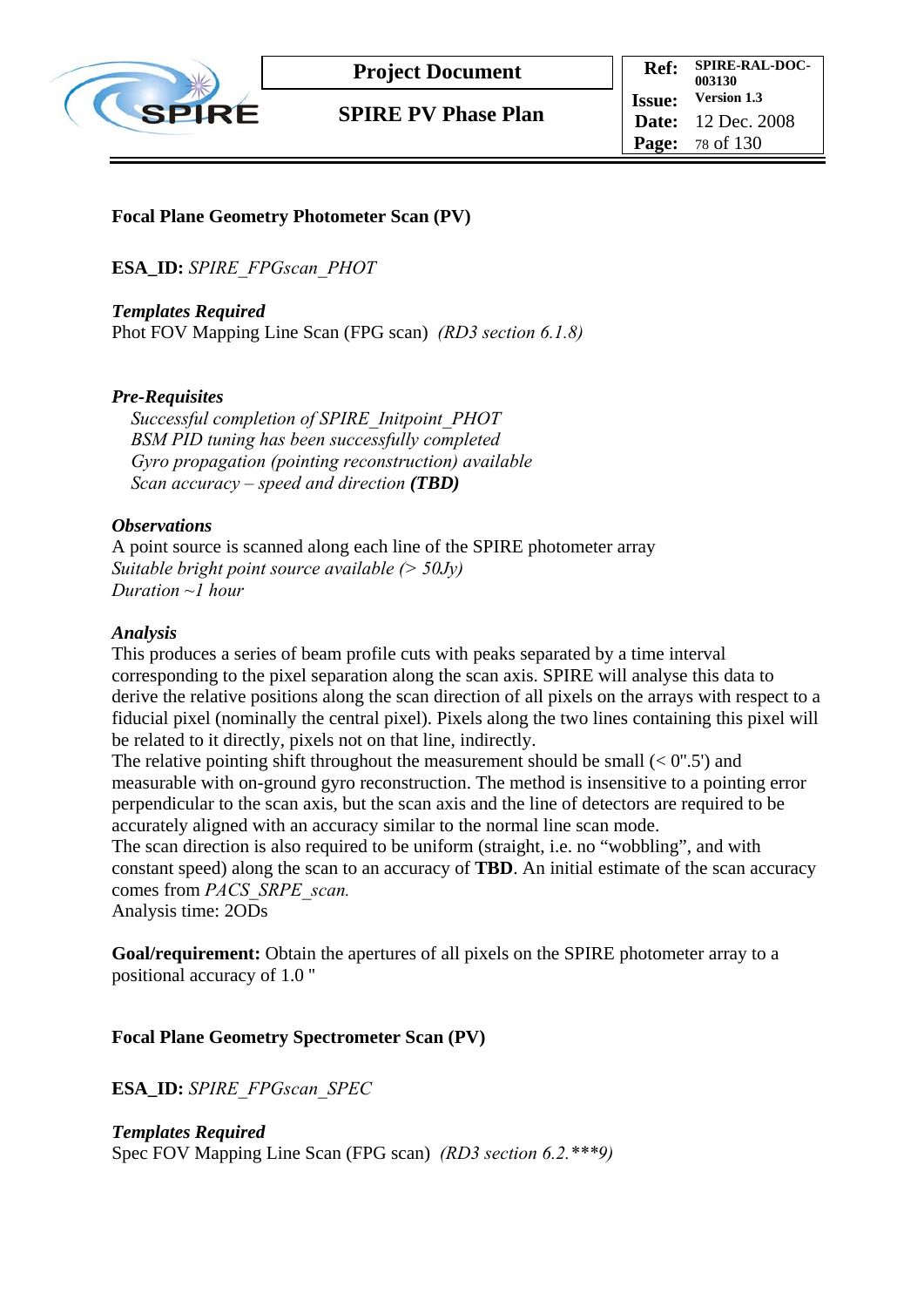**Focal Plane Geometry Photometer Scan (PV)**

**ESA_ID:** *SPIRE_FPGscan_PHOT*

***Templates Required***
Phot FOV Mapping Line Scan (FPG scan) *(RD3 section 6.1.8)*

***Pre-Requisites***

*Successful completion of SPIRE_Initpoint_PHOT*
*BSM PID tuning has been successfully completed*
*Gyro propagation (pointing reconstruction) available*
*Scan accuracy – speed and direction* ***(TBD)***

***Observations***
A point source is scanned along each line of the SPIRE photometer array
*Suitable bright point source available (> 50Jy)*
*Duration ~1 hour*

***Analysis***
This produces a series of beam profile cuts with peaks separated by a time interval corresponding to the pixel separation along the scan axis. SPIRE will analyse this data to derive the relative positions along the scan direction of all pixels on the arrays with respect to a fiducial pixel (nominally the central pixel). Pixels along the two lines containing this pixel will be related to it directly, pixels not on that line, indirectly.
The relative pointing shift throughout the measurement should be small (< 0".5') and measurable with on-ground gyro reconstruction. The method is insensitive to a pointing error perpendicular to the scan axis, but the scan axis and the line of detectors are required to be accurately aligned with an accuracy similar to the normal line scan mode.
The scan direction is also required to be uniform (straight, i.e. no "wobbling", and with constant speed) along the scan to an accuracy of **TBD**. An initial estimate of the scan accuracy comes from *PACS_SRPE_scan.*
Analysis time: 2ODs

**Goal/requirement:** Obtain the apertures of all pixels on the SPIRE photometer array to a positional accuracy of 1.0 "

**Focal Plane Geometry Spectrometer Scan (PV)**

**ESA_ID:** *SPIRE_FPGscan_SPEC*

***Templates Required***
Spec FOV Mapping Line Scan (FPG scan) *(RD3 section 6.2.***9)*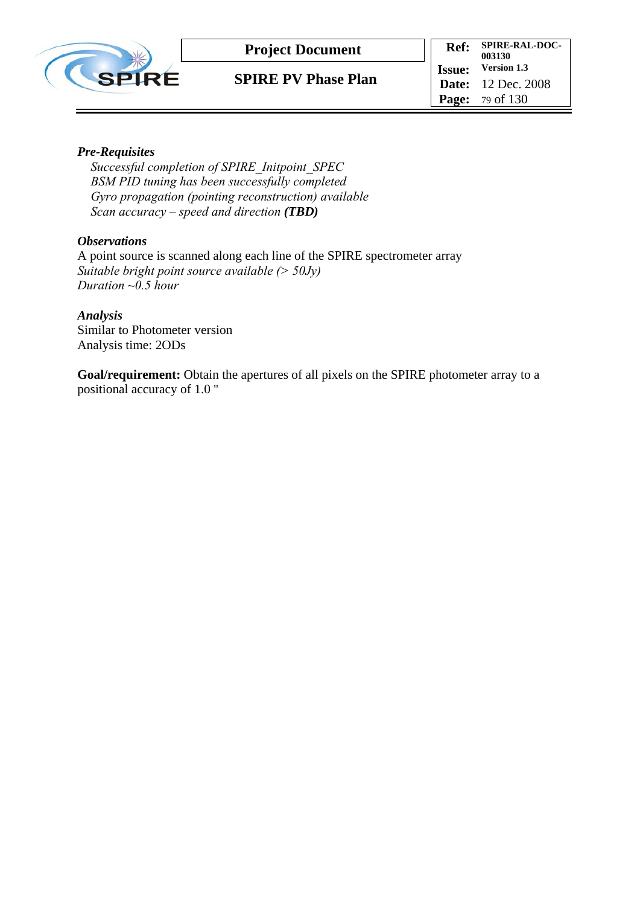***Pre-Requisites***

*Successful completion of SPIRE_Initpoint_SPEC*
*BSM PID tuning has been successfully completed*
*Gyro propagation (pointing reconstruction) available*
*Scan accuracy – speed and direction **(TBD)***

***Observations***

A point source is scanned along each line of the SPIRE spectrometer array
*Suitable bright point source available (> 50Jy)*
*Duration ~0.5 hour*

***Analysis***

Similar to Photometer version
Analysis time: 2ODs

**Goal/requirement:** Obtain the apertures of all pixels on the SPIRE photometer array to a positional accuracy of 1.0 "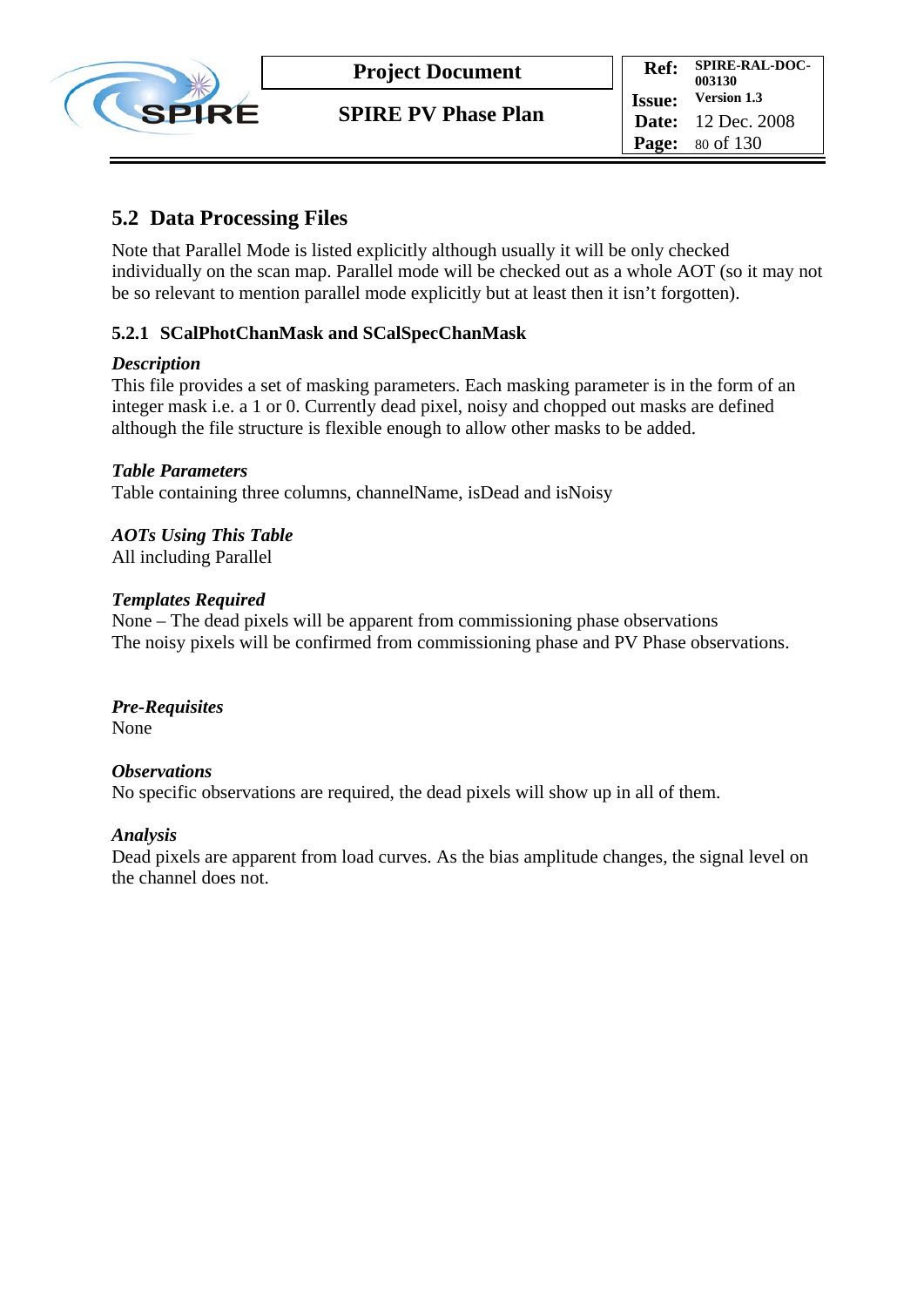## 5.2 Data Processing Files

Note that Parallel Mode is listed explicitly although usually it will be only checked individually on the scan map. Parallel mode will be checked out as a whole AOT (so it may not be so relevant to mention parallel mode explicitly but at least then it isn't forgotten).

### 5.2.1 SCalPhotChanMask and SCalSpecChanMask

***Description***

This file provides a set of masking parameters. Each masking parameter is in the form of an integer mask i.e. a 1 or 0. Currently dead pixel, noisy and chopped out masks are defined although the file structure is flexible enough to allow other masks to be added.

***Table Parameters***

Table containing three columns, channelName, isDead and isNoisy

***AOTs Using This Table***

All including Parallel

***Templates Required***

None – The dead pixels will be apparent from commissioning phase observations
The noisy pixels will be confirmed from commissioning phase and PV Phase observations.

***Pre-Requisites***

None

***Observations***

No specific observations are required, the dead pixels will show up in all of them.

***Analysis***

Dead pixels are apparent from load curves. As the bias amplitude changes, the signal level on the channel does not.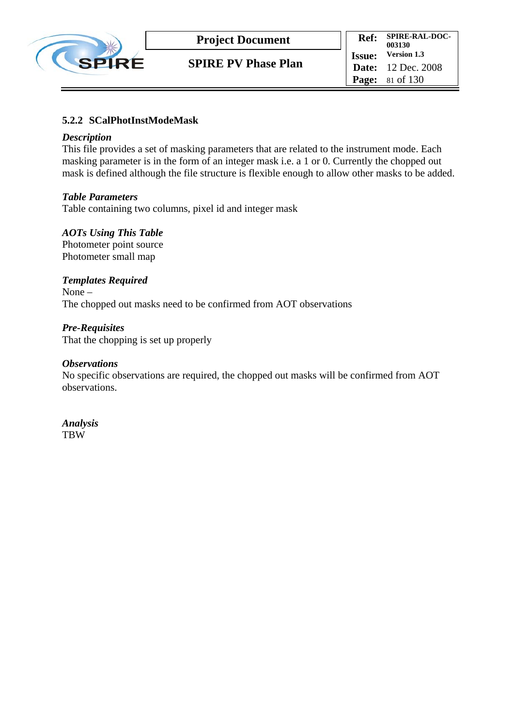### 5.2.2 SCalPhotInstModeMask

***Description***

This file provides a set of masking parameters that are related to the instrument mode. Each masking parameter is in the form of an integer mask i.e. a 1 or 0. Currently the chopped out mask is defined although the file structure is flexible enough to allow other masks to be added.

***Table Parameters***

Table containing two columns, pixel id and integer mask

***AOTs Using This Table***

Photometer point source
Photometer small map

***Templates Required***

None –
The chopped out masks need to be confirmed from AOT observations

***Pre-Requisites***

That the chopping is set up properly

***Observations***

No specific observations are required, the chopped out masks will be confirmed from AOT observations.

***Analysis***

TBW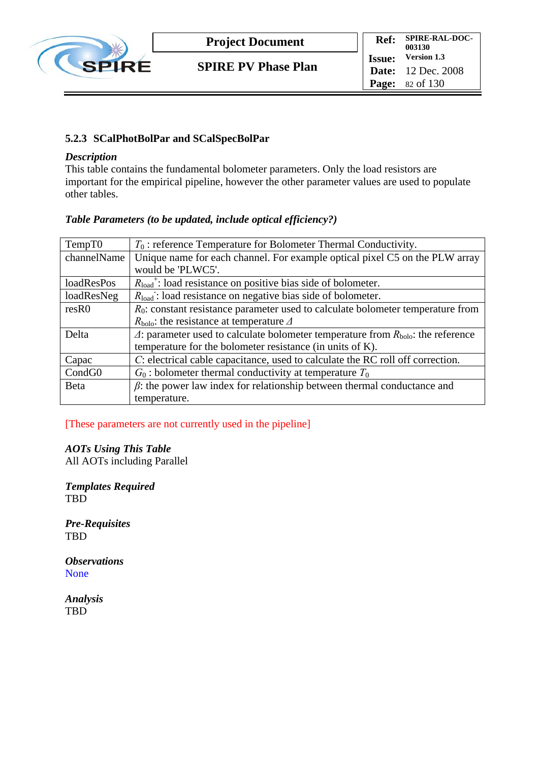### 5.2.3 SCalPhotBolPar and SCalSpecBolPar

***Description***

This table contains the fundamental bolometer parameters. Only the load resistors are important for the empirical pipeline, however the other parameter values are used to populate other tables.

***Table Parameters (to be updated, include optical efficiency?)***

| | |
|---|---|
| TempT0 | $T_0$ : reference Temperature for Bolometer Thermal Conductivity. |
| channelName | Unique name for each channel. For example optical pixel C5 on the PLW array would be 'PLWC5'. |
| loadResPos | $R_{load}^{+}$: load resistance on positive bias side of bolometer. |
| loadResNeg | $R_{load}^{-}$: load resistance on negative bias side of bolometer. |
| resR0 | $R_0$: constant resistance parameter used to calculate bolometer temperature from $R_{bolo}$: the resistance at temperature $\Delta$ |
| Delta | $\Delta$: parameter used to calculate bolometer temperature from $R_{bolo}$: the reference temperature for the bolometer resistance (in units of K). |
| Capac | $C$: electrical cable capacitance, used to calculate the RC roll off correction. |
| CondG0 | $G_0$ : bolometer thermal conductivity at temperature $T_0$ |
| Beta | $\beta$: the power law index for relationship between thermal conductance and temperature. |

[These parameters are not currently used in the pipeline]

***AOTs Using This Table***

All AOTs including Parallel

***Templates Required***

TBD

***Pre-Requisites***

TBD

***Observations***

None

***Analysis***

TBD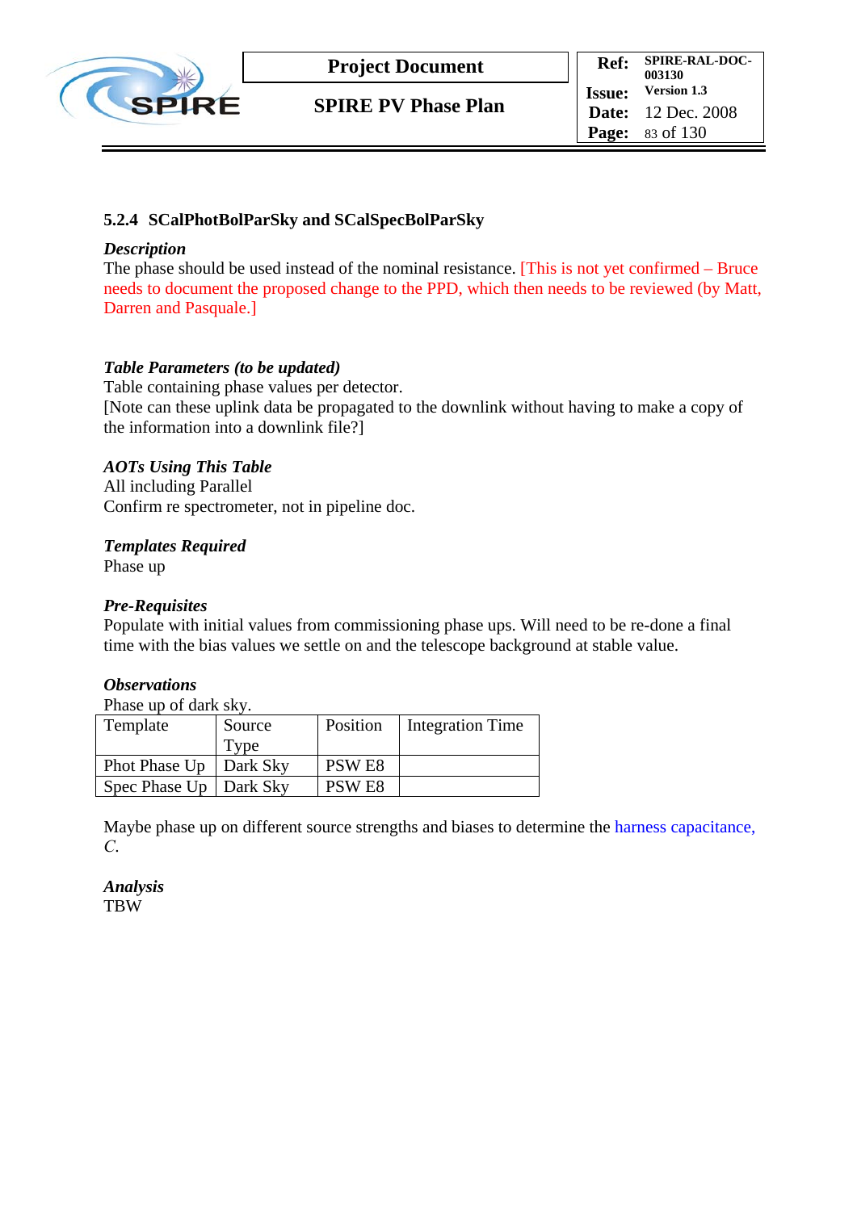### 5.2.4 SCalPhotBolParSky and SCalSpecBolParSky

***Description***

The phase should be used instead of the nominal resistance. [This is not yet confirmed – Bruce needs to document the proposed change to the PPD, which then needs to be reviewed (by Matt, Darren and Pasquale.]

***Table Parameters (to be updated)***

Table containing phase values per detector.
[Note can these uplink data be propagated to the downlink without having to make a copy of the information into a downlink file?]

***AOTs Using This Table***

All including Parallel
Confirm re spectrometer, not in pipeline doc.

***Templates Required***

Phase up

***Pre-Requisites***

Populate with initial values from commissioning phase ups. Will need to be re-done a final time with the bias values we settle on and the telescope background at stable value.

***Observations***

Phase up of dark sky.

| Template | Source Type | Position | Integration Time |
|---|---|---|---|
| Phot Phase Up | Dark Sky | PSW E8 | |
| Spec Phase Up | Dark Sky | PSW E8 | |

Maybe phase up on different source strengths and biases to determine the harness capacitance, *C*.

***Analysis***

TBW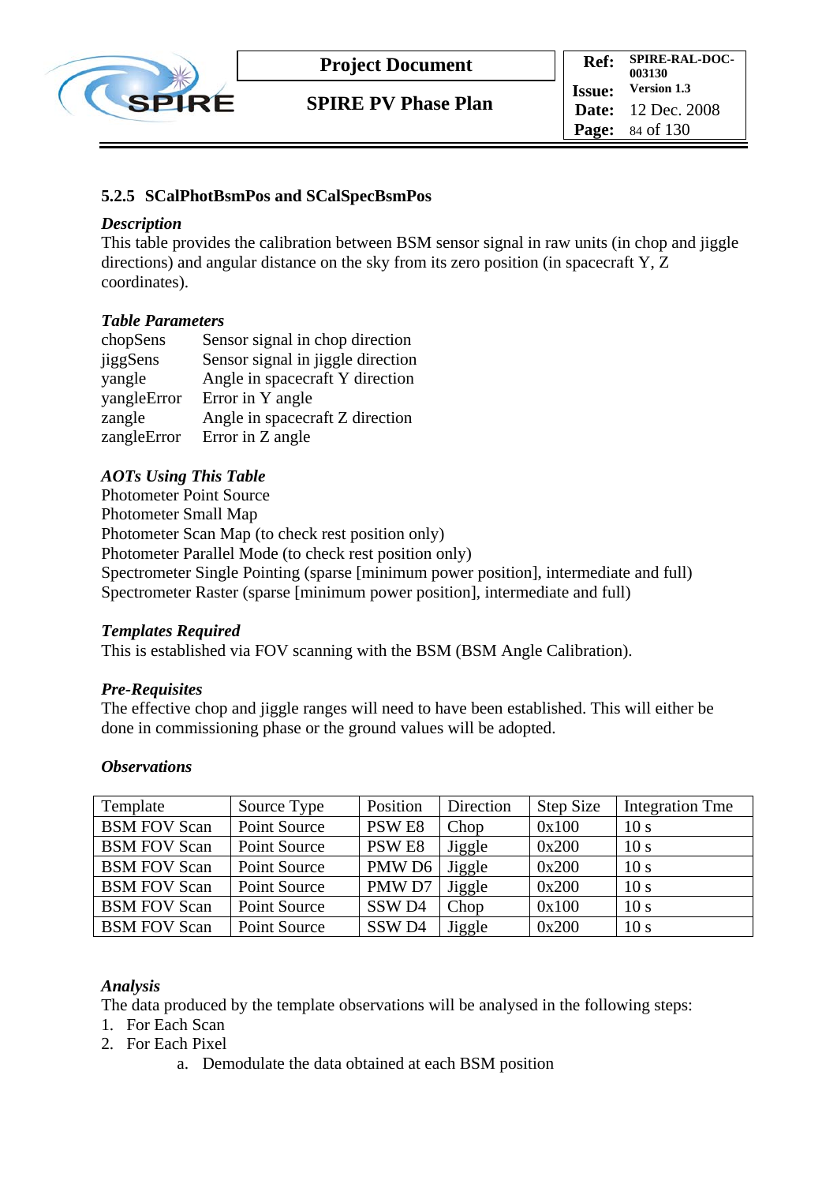### 5.2.5 SCalPhotBsmPos and SCalSpecBsmPos

***Description***

This table provides the calibration between BSM sensor signal in raw units (in chop and jiggle directions) and angular distance on the sky from its zero position (in spacecraft Y, Z coordinates).

***Table Parameters***

| | |
|---|---|
| chopSens | Sensor signal in chop direction |
| jiggSens | Sensor signal in jiggle direction |
| yangle | Angle in spacecraft Y direction |
| yangleError | Error in Y angle |
| zangle | Angle in spacecraft Z direction |
| zangleError | Error in Z angle |

***AOTs Using This Table***

Photometer Point Source
Photometer Small Map
Photometer Scan Map (to check rest position only)
Photometer Parallel Mode (to check rest position only)
Spectrometer Single Pointing (sparse [minimum power position], intermediate and full)
Spectrometer Raster (sparse [minimum power position], intermediate and full)

***Templates Required***

This is established via FOV scanning with the BSM (BSM Angle Calibration).

***Pre-Requisites***

The effective chop and jiggle ranges will need to have been established. This will either be done in commissioning phase or the ground values will be adopted.

***Observations***

| Template | Source Type | Position | Direction | Step Size | Integration Tme |
|---|---|---|---|---|---|
| BSM FOV Scan | Point Source | PSW E8 | Chop | 0x100 | 10 s |
| BSM FOV Scan | Point Source | PSW E8 | Jiggle | 0x200 | 10 s |
| BSM FOV Scan | Point Source | PMW D6 | Jiggle | 0x200 | 10 s |
| BSM FOV Scan | Point Source | PMW D7 | Jiggle | 0x200 | 10 s |
| BSM FOV Scan | Point Source | SSW D4 | Chop | 0x100 | 10 s |
| BSM FOV Scan | Point Source | SSW D4 | Jiggle | 0x200 | 10 s |

***Analysis***

The data produced by the template observations will be analysed in the following steps:

1. For Each Scan
2. For Each Pixel
    a. Demodulate the data obtained at each BSM position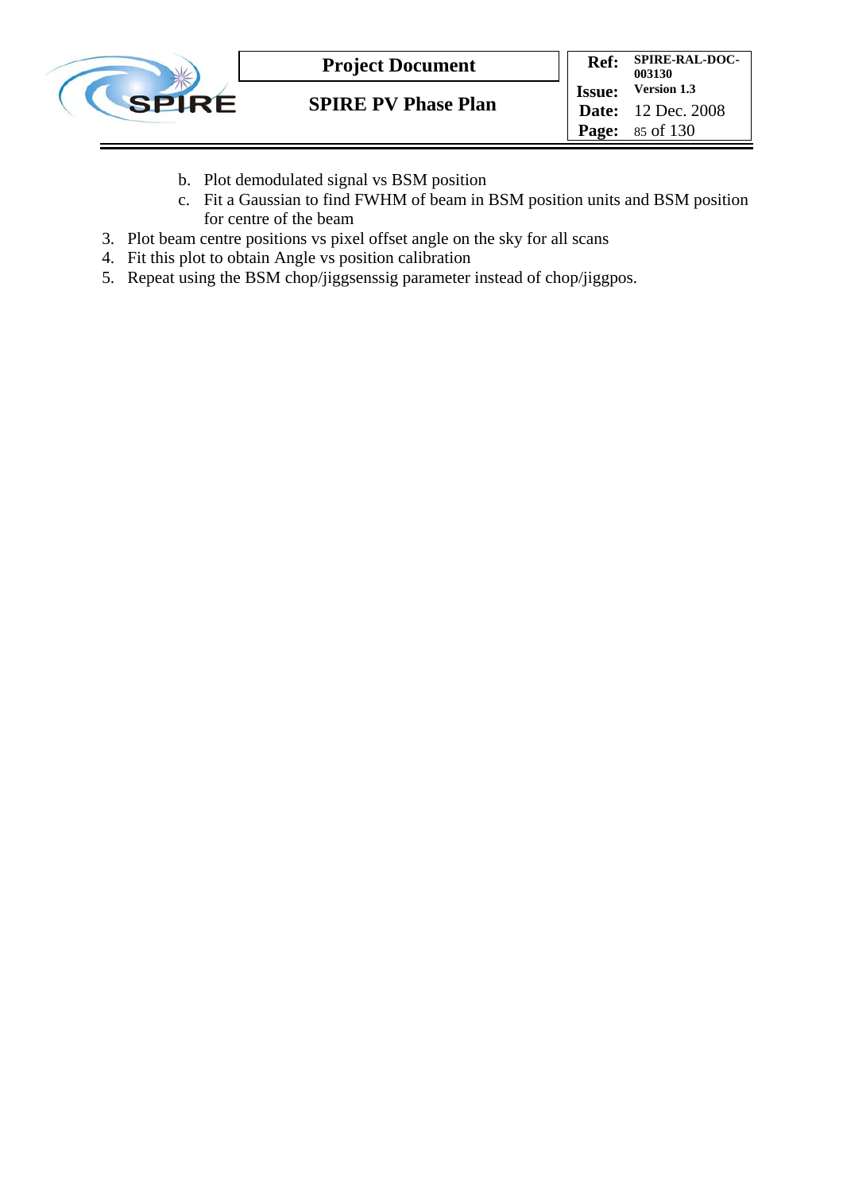b. Plot demodulated signal vs BSM position
   c. Fit a Gaussian to find FWHM of beam in BSM position units and BSM position for centre of the beam
3. Plot beam centre positions vs pixel offset angle on the sky for all scans
4. Fit this plot to obtain Angle vs position calibration
5. Repeat using the BSM chop/jiggsenssig parameter instead of chop/jiggpos.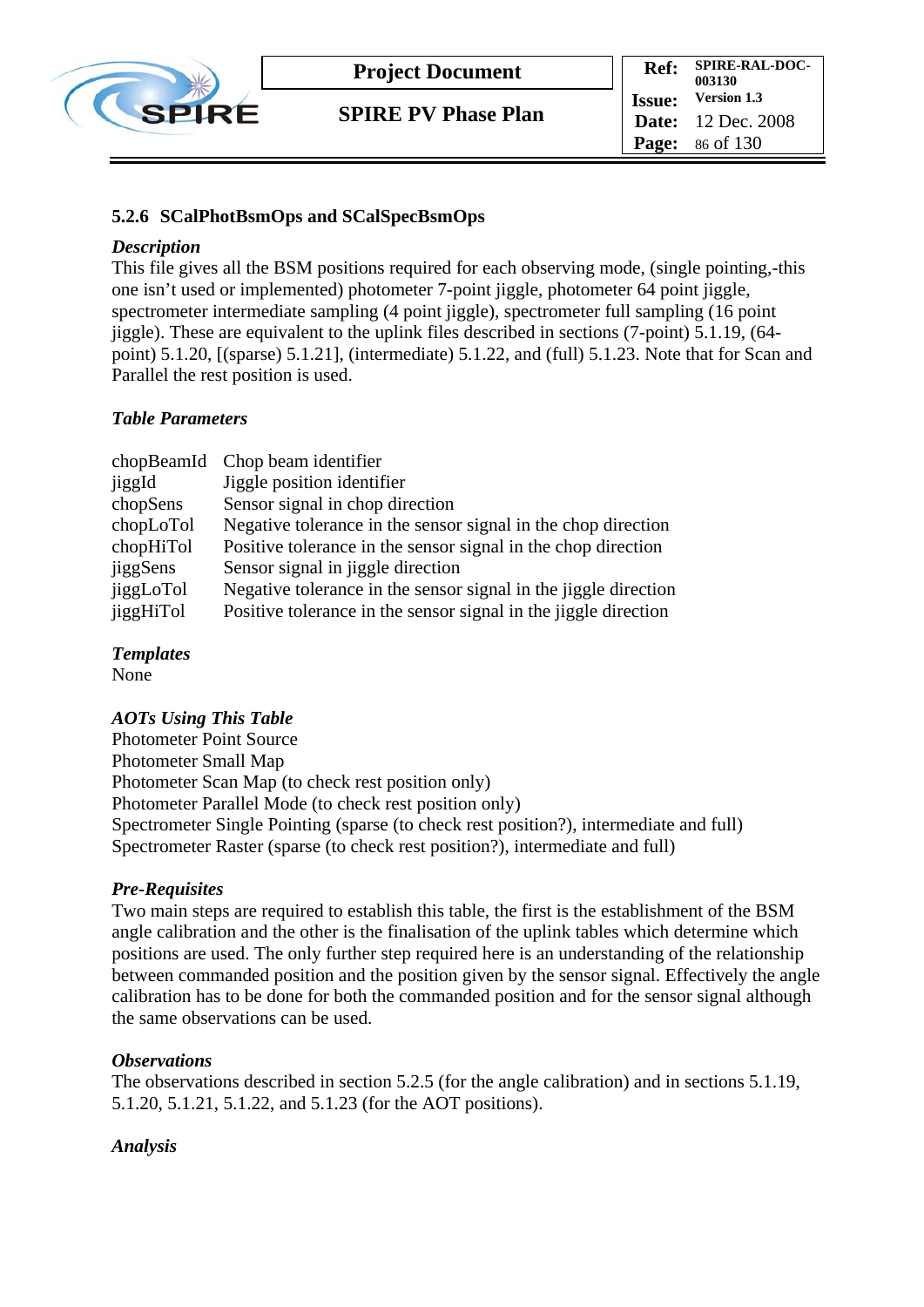### 5.2.6 SCalPhotBsmOps and SCalSpecBsmOps

***Description***

This file gives all the BSM positions required for each observing mode, (single pointing,-this one isn't used or implemented) photometer 7-point jiggle, photometer 64 point jiggle, spectrometer intermediate sampling (4 point jiggle), spectrometer full sampling (16 point jiggle). These are equivalent to the uplink files described in sections (7-point) 5.1.19, (64-point) 5.1.20, [(sparse) 5.1.21], (intermediate) 5.1.22, and (full) 5.1.23. Note that for Scan and Parallel the rest position is used.

***Table Parameters***

| | |
|---|---|
| chopBeamId | Chop beam identifier |
| jiggId | Jiggle position identifier |
| chopSens | Sensor signal in chop direction |
| chopLoTol | Negative tolerance in the sensor signal in the chop direction |
| chopHiTol | Positive tolerance in the sensor signal in the chop direction |
| jiggSens | Sensor signal in jiggle direction |
| jiggLoTol | Negative tolerance in the sensor signal in the jiggle direction |
| jiggHiTol | Positive tolerance in the sensor signal in the jiggle direction |

***Templates***

None

***AOTs Using This Table***

Photometer Point Source
Photometer Small Map
Photometer Scan Map (to check rest position only)
Photometer Parallel Mode (to check rest position only)
Spectrometer Single Pointing (sparse (to check rest position?), intermediate and full)
Spectrometer Raster (sparse (to check rest position?), intermediate and full)

***Pre-Requisites***

Two main steps are required to establish this table, the first is the establishment of the BSM angle calibration and the other is the finalisation of the uplink tables which determine which positions are used. The only further step required here is an understanding of the relationship between commanded position and the position given by the sensor signal. Effectively the angle calibration has to be done for both the commanded position and for the sensor signal although the same observations can be used.

***Observations***

The observations described in section 5.2.5 (for the angle calibration) and in sections 5.1.19, 5.1.20, 5.1.21, 5.1.22, and 5.1.23 (for the AOT positions).

***Analysis***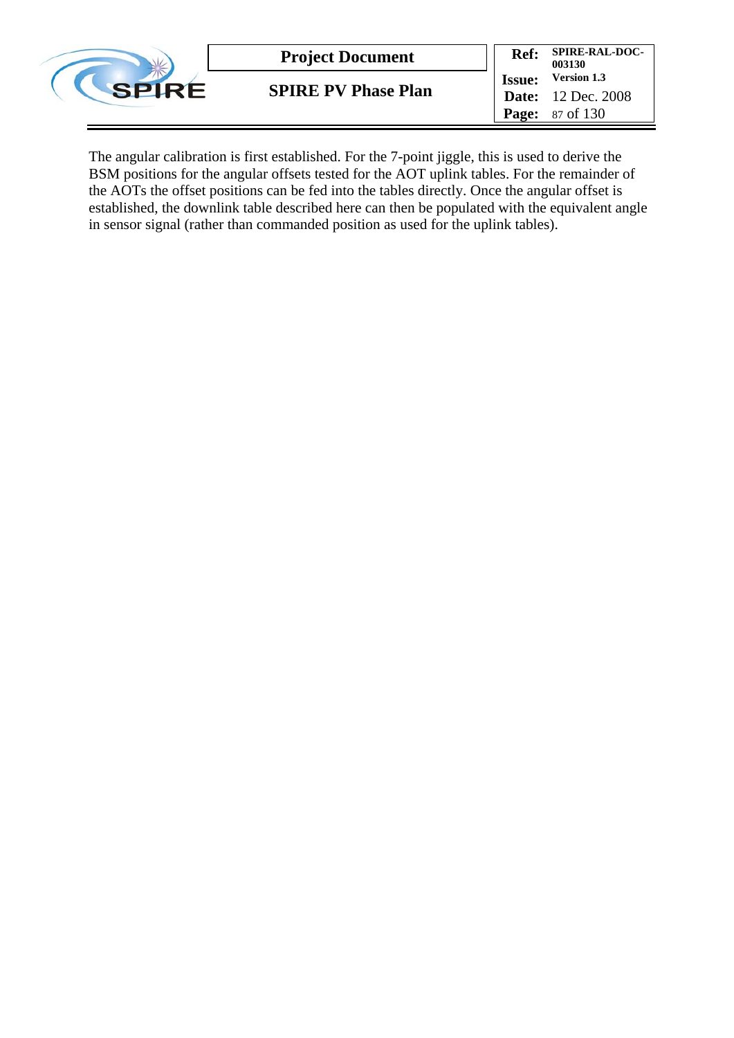The angular calibration is first established. For the 7-point jiggle, this is used to derive the BSM positions for the angular offsets tested for the AOT uplink tables. For the remainder of the AOTs the offset positions can be fed into the tables directly. Once the angular offset is established, the downlink table described here can then be populated with the equivalent angle in sensor signal (rather than commanded position as used for the uplink tables).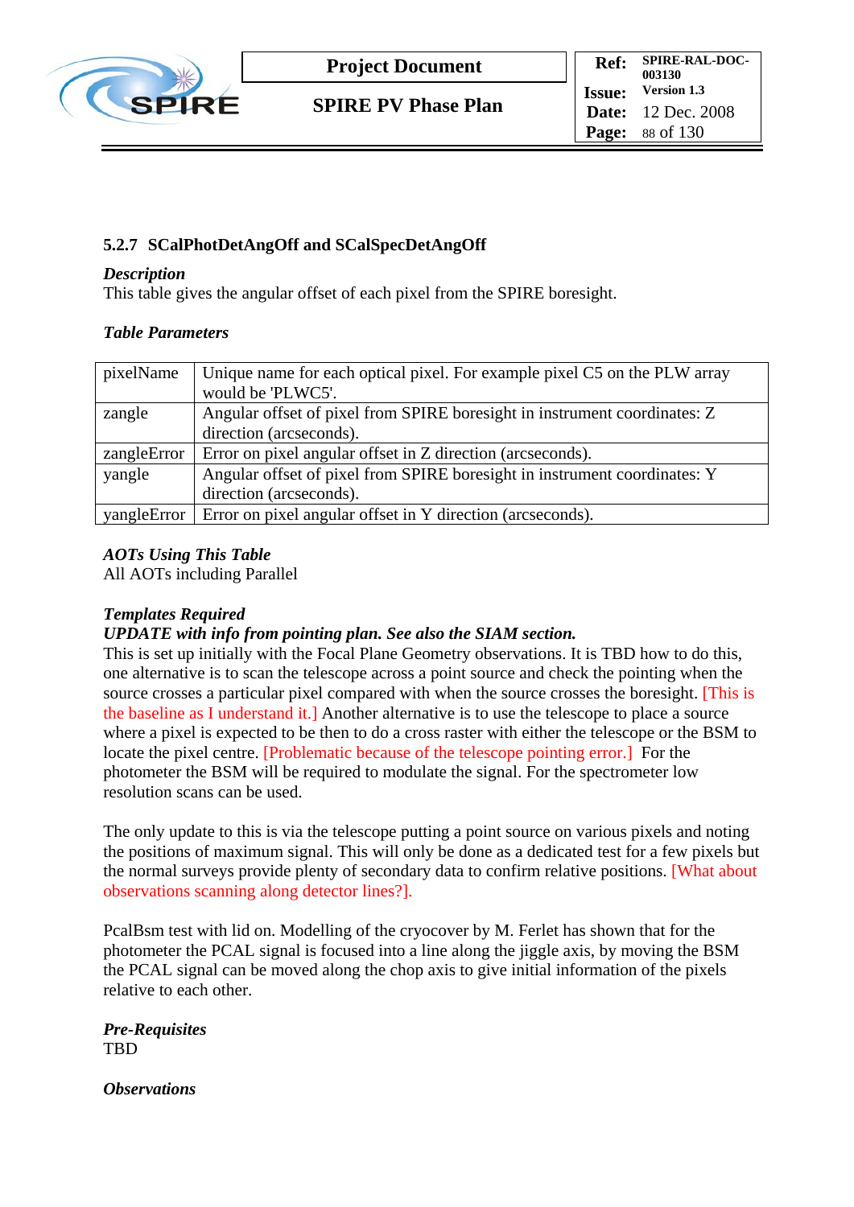### 5.2.7 SCalPhotDetAngOff and SCalSpecDetAngOff

***Description***

This table gives the angular offset of each pixel from the SPIRE boresight.

***Table Parameters***

| pixelName | Unique name for each optical pixel. For example pixel C5 on the PLW array would be 'PLWC5'. |
|---|---|
| zangle | Angular offset of pixel from SPIRE boresight in instrument coordinates: Z direction (arcseconds). |
| zangleError | Error on pixel angular offset in Z direction (arcseconds). |
| yangle | Angular offset of pixel from SPIRE boresight in instrument coordinates: Y direction (arcseconds). |
| yangleError | Error on pixel angular offset in Y direction (arcseconds). |

***AOTs Using This Table***

All AOTs including Parallel

***Templates Required***

***UPDATE with info from pointing plan. See also the SIAM section.***

This is set up initially with the Focal Plane Geometry observations. It is TBD how to do this, one alternative is to scan the telescope across a point source and check the pointing when the source crosses a particular pixel compared with when the source crosses the boresight. [This is the baseline as I understand it.] Another alternative is to use the telescope to place a source where a pixel is expected to be then to do a cross raster with either the telescope or the BSM to locate the pixel centre. [Problematic because of the telescope pointing error.] For the photometer the BSM will be required to modulate the signal. For the spectrometer low resolution scans can be used.

The only update to this is via the telescope putting a point source on various pixels and noting the positions of maximum signal. This will only be done as a dedicated test for a few pixels but the normal surveys provide plenty of secondary data to confirm relative positions. [What about observations scanning along detector lines?].

PcalBsm test with lid on. Modelling of the cryocover by M. Ferlet has shown that for the photometer the PCAL signal is focused into a line along the jiggle axis, by moving the BSM the PCAL signal can be moved along the chop axis to give initial information of the pixels relative to each other.

***Pre-Requisites***

TBD

***Observations***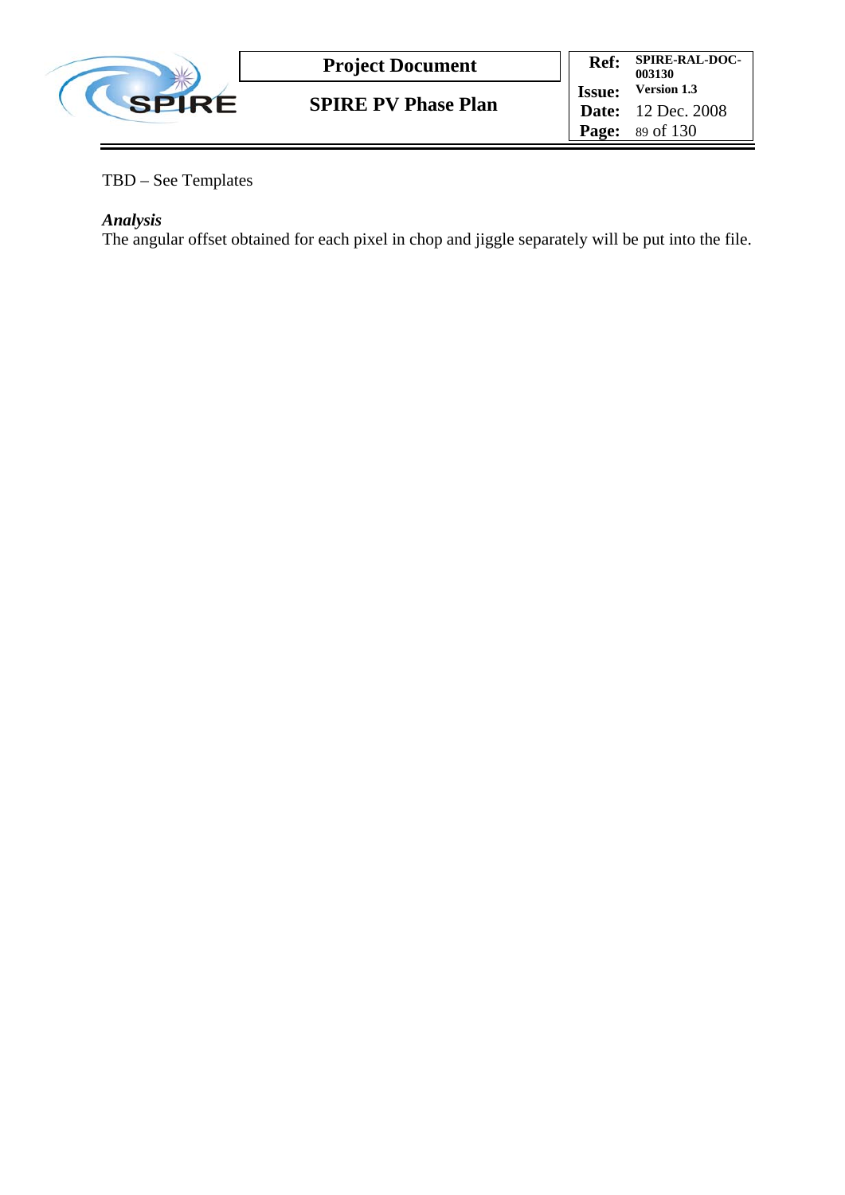TBD – See Templates

*Analysis*

The angular offset obtained for each pixel in chop and jiggle separately will be put into the file.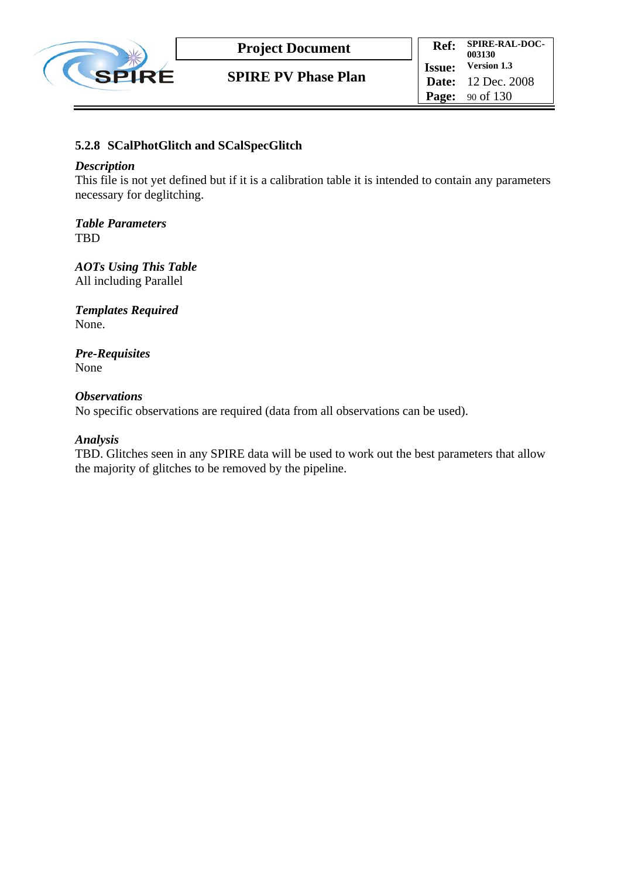### 5.2.8 SCalPhotGlitch and SCalSpecGlitch

***Description***
This file is not yet defined but if it is a calibration table it is intended to contain any parameters necessary for deglitching.

***Table Parameters***
TBD

***AOTs Using This Table***
All including Parallel

***Templates Required***
None.

***Pre-Requisites***
None

***Observations***
No specific observations are required (data from all observations can be used).

***Analysis***
TBD. Glitches seen in any SPIRE data will be used to work out the best parameters that allow the majority of glitches to be removed by the pipeline.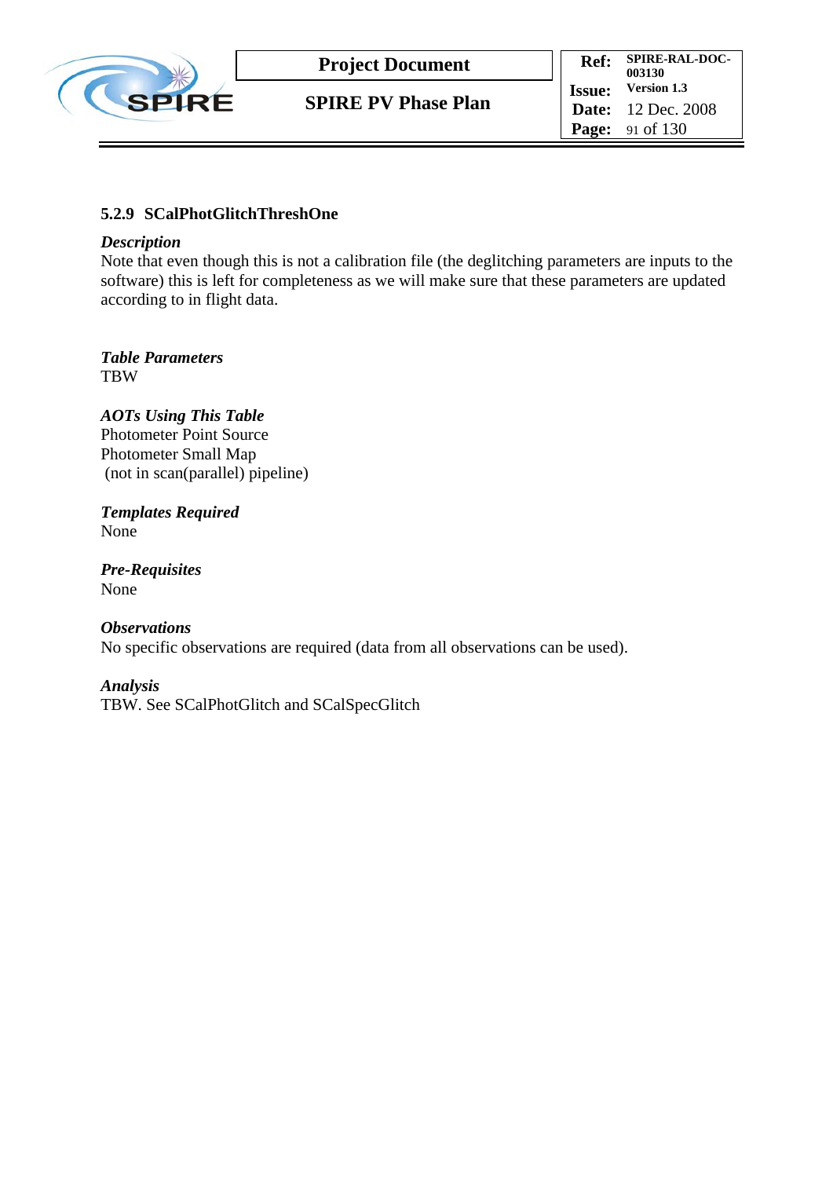### 5.2.9 SCalPhotGlitchThreshOne

***Description***
Note that even though this is not a calibration file (the deglitching parameters are inputs to the software) this is left for completeness as we will make sure that these parameters are updated according to in flight data.

***Table Parameters***
TBW

***AOTs Using This Table***
Photometer Point Source
Photometer Small Map
(not in scan(parallel) pipeline)

***Templates Required***
None

***Pre-Requisites***
None

***Observations***
No specific observations are required (data from all observations can be used).

***Analysis***
TBW. See SCalPhotGlitch and SCalSpecGlitch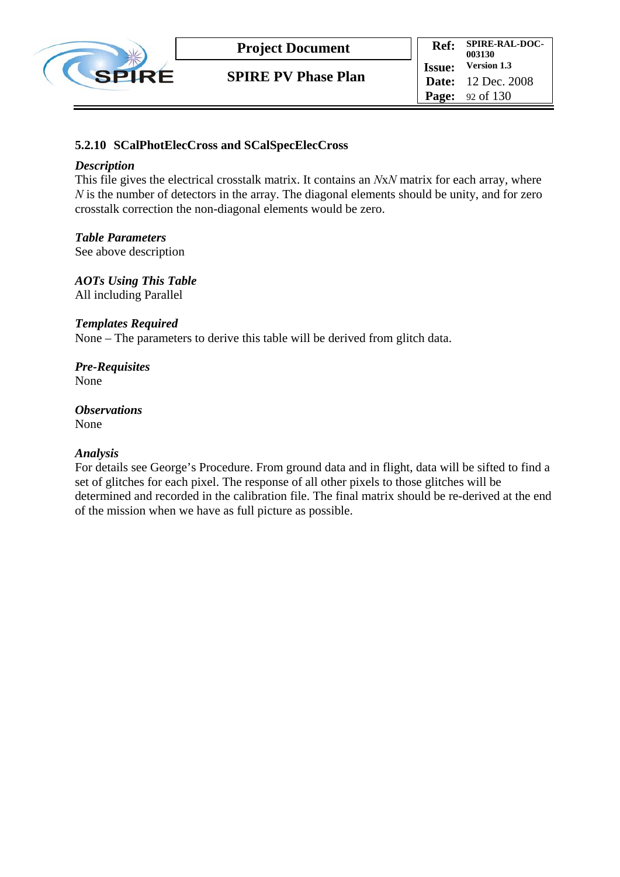### 5.2.10 SCalPhotElecCross and SCalSpecElecCross

***Description***

This file gives the electrical crosstalk matrix. It contains an $N$x$N$ matrix for each array, where $N$ is the number of detectors in the array. The diagonal elements should be unity, and for zero crosstalk correction the non-diagonal elements would be zero.

***Table Parameters***

See above description

***AOTs Using This Table***

All including Parallel

***Templates Required***

None – The parameters to derive this table will be derived from glitch data.

***Pre-Requisites***

None

***Observations***

None

***Analysis***

For details see George's Procedure. From ground data and in flight, data will be sifted to find a set of glitches for each pixel. The response of all other pixels to those glitches will be determined and recorded in the calibration file. The final matrix should be re-derived at the end of the mission when we have as full picture as possible.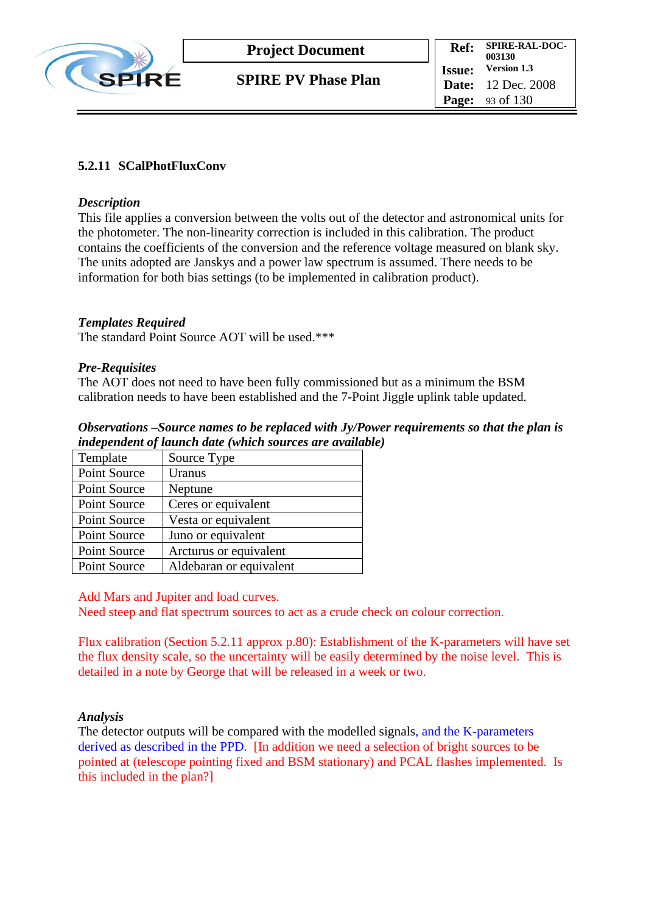### 5.2.11 SCalPhotFluxConv

***Description***

This file applies a conversion between the volts out of the detector and astronomical units for the photometer. The non-linearity correction is included in this calibration. The product contains the coefficients of the conversion and the reference voltage measured on blank sky. The units adopted are Janskys and a power law spectrum is assumed. There needs to be information for both bias settings (to be implemented in calibration product).

***Templates Required***

The standard Point Source AOT will be used.***

***Pre-Requisites***

The AOT does not need to have been fully commissioned but as a minimum the BSM calibration needs to have been established and the 7-Point Jiggle uplink table updated.

***Observations –Source names to be replaced with Jy/Power requirements so that the plan is independent of launch date (which sources are available)***

| Template | Source Type |
|---|---|
| Point Source | Uranus |
| Point Source | Neptune |
| Point Source | Ceres or equivalent |
| Point Source | Vesta or equivalent |
| Point Source | Juno or equivalent |
| Point Source | Arcturus or equivalent |
| Point Source | Aldebaran or equivalent |

Add Mars and Jupiter and load curves.
Need steep and flat spectrum sources to act as a crude check on colour correction.

Flux calibration (Section 5.2.11 approx p.80): Establishment of the K-parameters will have set the flux density scale, so the uncertainty will be easily determined by the noise level. This is detailed in a note by George that will be released in a week or two.

***Analysis***

The detector outputs will be compared with the modelled signals, and the K-parameters derived as described in the PPD. [In addition we need a selection of bright sources to be pointed at (telescope pointing fixed and BSM stationary) and PCAL flashes implemented. Is this included in the plan?]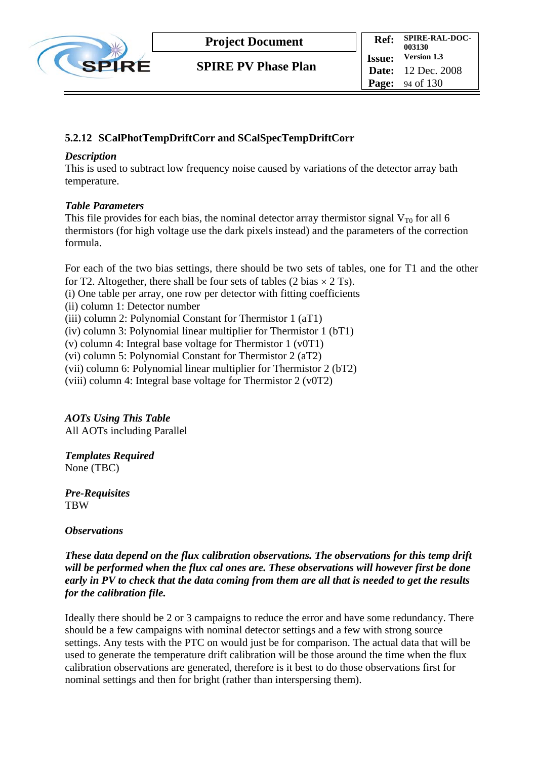### 5.2.12 SCalPhotTempDriftCorr and SCalSpecTempDriftCorr

***Description***

This is used to subtract low frequency noise caused by variations of the detector array bath temperature.

***Table Parameters***

This file provides for each bias, the nominal detector array thermistor signal $V_{T0}$ for all 6 thermistors (for high voltage use the dark pixels instead) and the parameters of the correction formula.

For each of the two bias settings, there should be two sets of tables, one for T1 and the other for T2. Altogether, there shall be four sets of tables (2 bias × 2 Ts).

(i) One table per array, one row per detector with fitting coefficients
(ii) column 1: Detector number
(iii) column 2: Polynomial Constant for Thermistor 1 (aT1)
(iv) column 3: Polynomial linear multiplier for Thermistor 1 (bT1)
(v) column 4: Integral base voltage for Thermistor 1 (v0T1)
(vi) column 5: Polynomial Constant for Thermistor 2 (aT2)
(vii) column 6: Polynomial linear multiplier for Thermistor 2 (bT2)
(viii) column 4: Integral base voltage for Thermistor 2 (v0T2)

***AOTs Using This Table***

All AOTs including Parallel

***Templates Required***

None (TBC)

***Pre-Requisites***

TBW

***Observations***

***These data depend on the flux calibration observations. The observations for this temp drift will be performed when the flux cal ones are. These observations will however first be done early in PV to check that the data coming from them are all that is needed to get the results for the calibration file.***

Ideally there should be 2 or 3 campaigns to reduce the error and have some redundancy. There should be a few campaigns with nominal detector settings and a few with strong source settings. Any tests with the PTC on would just be for comparison. The actual data that will be used to generate the temperature drift calibration will be those around the time when the flux calibration observations are generated, therefore is it best to do those observations first for nominal settings and then for bright (rather than interspersing them).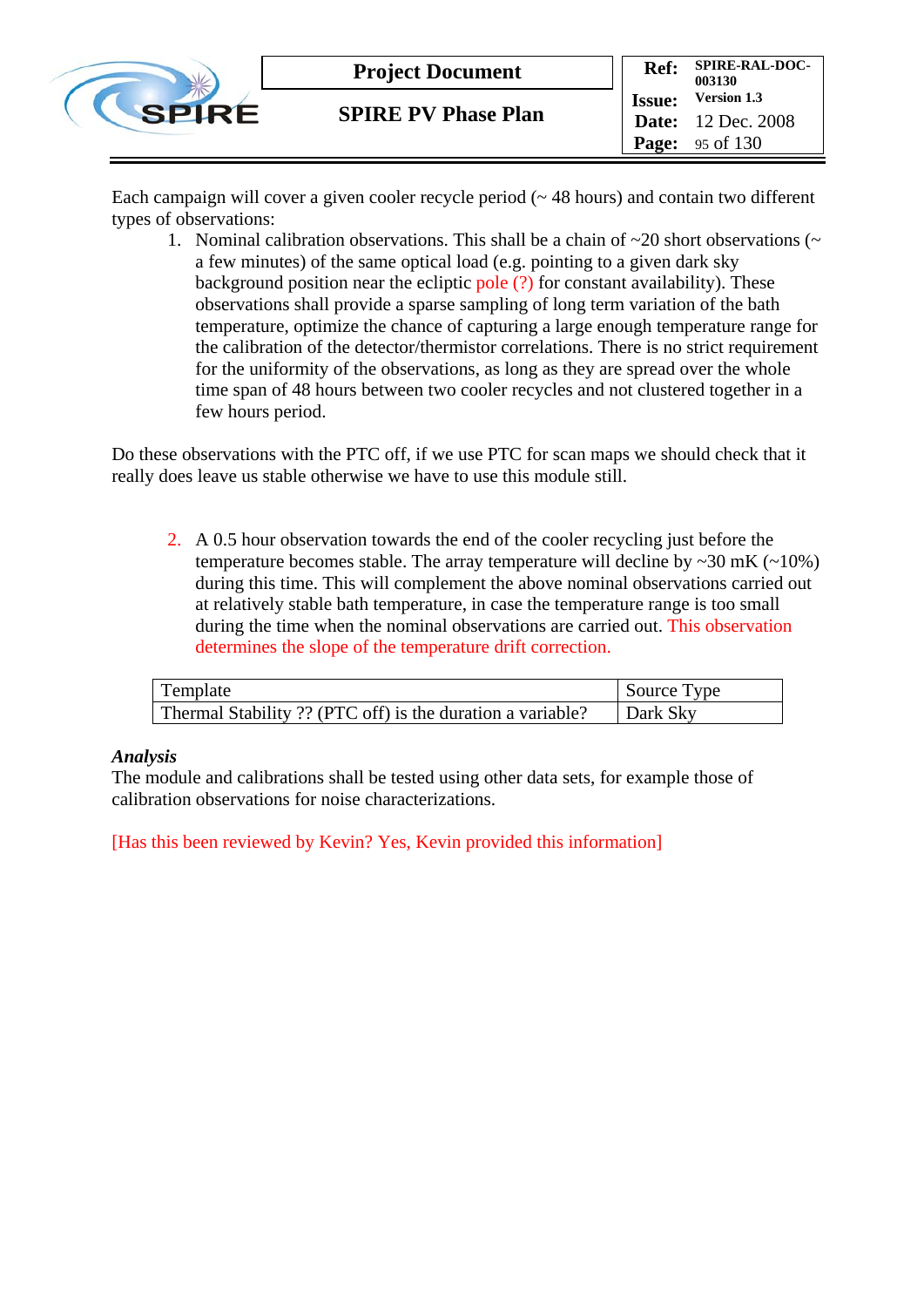Each campaign will cover a given cooler recycle period (~ 48 hours) and contain two different types of observations:

1. Nominal calibration observations. This shall be a chain of ~20 short observations (~ a few minutes) of the same optical load (e.g. pointing to a given dark sky background position near the ecliptic pole (?) for constant availability). These observations shall provide a sparse sampling of long term variation of the bath temperature, optimize the chance of capturing a large enough temperature range for the calibration of the detector/thermistor correlations. There is no strict requirement for the uniformity of the observations, as long as they are spread over the whole time span of 48 hours between two cooler recycles and not clustered together in a few hours period.

Do these observations with the PTC off, if we use PTC for scan maps we should check that it really does leave us stable otherwise we have to use this module still.

2. A 0.5 hour observation towards the end of the cooler recycling just before the temperature becomes stable. The array temperature will decline by ~30 mK (~10%) during this time. This will complement the above nominal observations carried out at relatively stable bath temperature, in case the temperature range is too small during the time when the nominal observations are carried out. This observation determines the slope of the temperature drift correction.

| Template | Source Type |
|---|---|
| Thermal Stability ?? (PTC off) is the duration a variable? | Dark Sky |

***Analysis***

The module and calibrations shall be tested using other data sets, for example those of calibration observations for noise characterizations.

[Has this been reviewed by Kevin? Yes, Kevin provided this information]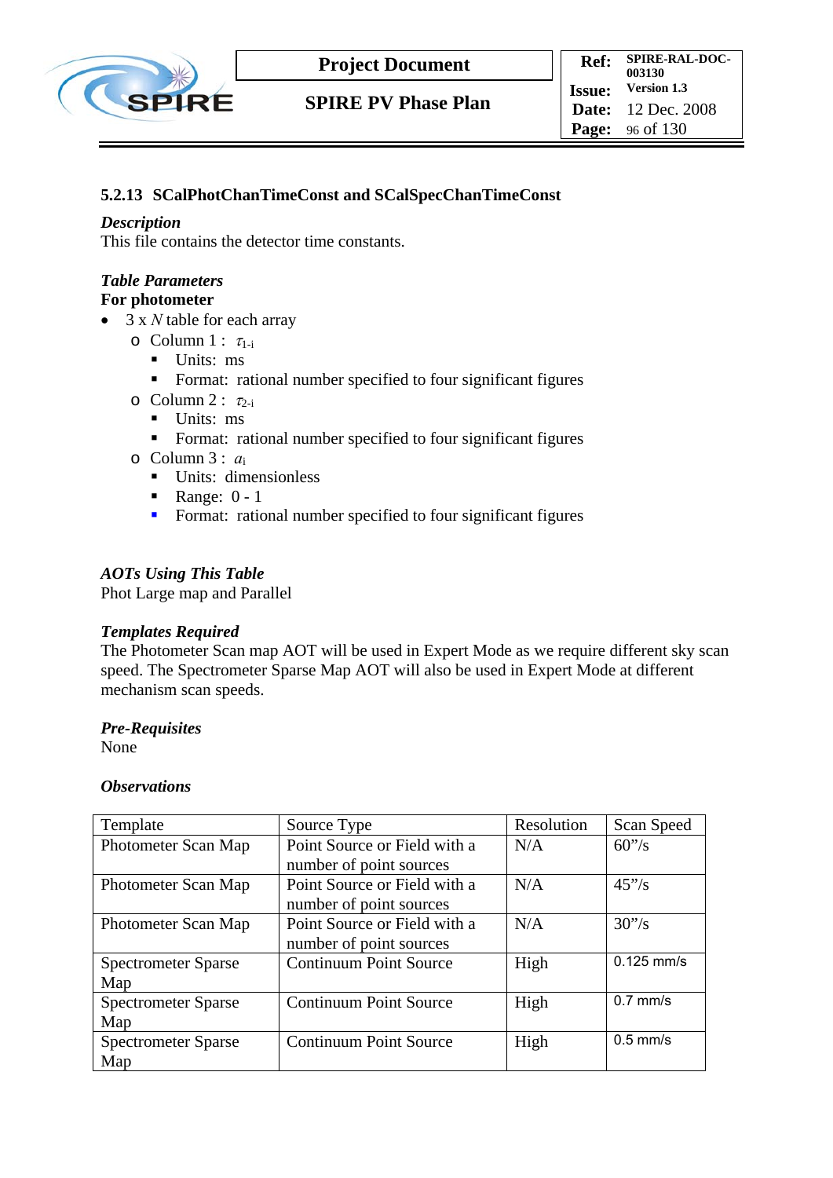### 5.2.13 SCalPhotChanTimeConst and SCalSpecChanTimeConst

***Description***

This file contains the detector time constants.

***Table Parameters***

**For photometer**

- 3 x *N* table for each array
  - Column 1 : $\tau_{1\text{-}i}$
    - Units: ms
    - Format: rational number specified to four significant figures
  - Column 2 : $\tau_{2\text{-}i}$
    - Units: ms
    - Format: rational number specified to four significant figures
  - Column 3 : $a_i$
    - Units: dimensionless
    - Range: 0 - 1
    - Format: rational number specified to four significant figures

***AOTs Using This Table***

Phot Large map and Parallel

***Templates Required***

The Photometer Scan map AOT will be used in Expert Mode as we require different sky scan speed. The Spectrometer Sparse Map AOT will also be used in Expert Mode at different mechanism scan speeds.

***Pre-Requisites***

None

***Observations***

| Template | Source Type | Resolution | Scan Speed |
|---|---|---|---|
| Photometer Scan Map | Point Source or Field with a number of point sources | N/A | 60"/s |
| Photometer Scan Map | Point Source or Field with a number of point sources | N/A | 45"/s |
| Photometer Scan Map | Point Source or Field with a number of point sources | N/A | 30"/s |
| Spectrometer Sparse Map | Continuum Point Source | High | 0.125 mm/s |
| Spectrometer Sparse Map | Continuum Point Source | High | 0.7 mm/s |
| Spectrometer Sparse Map | Continuum Point Source | High | 0.5 mm/s |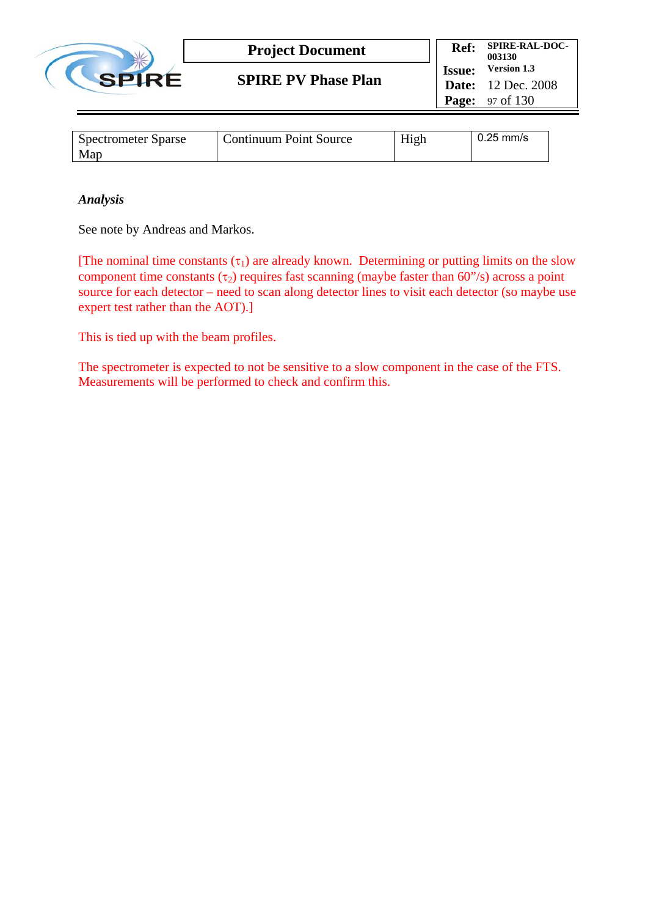| Spectrometer Sparse Map | Continuum Point Source | High | 0.25 mm/s |
|---|---|---|---|

***Analysis***

See note by Andreas and Markos.

[The nominal time constants ($\tau_1$) are already known. Determining or putting limits on the slow component time constants ($\tau_2$) requires fast scanning (maybe faster than 60"/s) across a point source for each detector – need to scan along detector lines to visit each detector (so maybe use expert test rather than the AOT).]

This is tied up with the beam profiles.

The spectrometer is expected to not be sensitive to a slow component in the case of the FTS. Measurements will be performed to check and confirm this.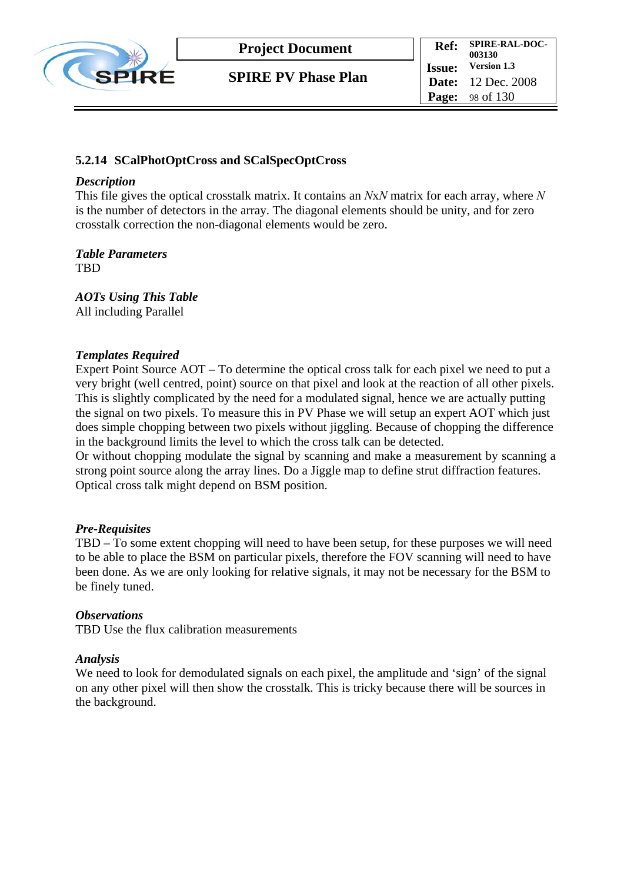### 5.2.14 SCalPhotOptCross and SCalSpecOptCross

***Description***

This file gives the optical crosstalk matrix. It contains an $N$x$N$ matrix for each array, where $N$ is the number of detectors in the array. The diagonal elements should be unity, and for zero crosstalk correction the non-diagonal elements would be zero.

***Table Parameters***

TBD

***AOTs Using This Table***

All including Parallel

***Templates Required***

Expert Point Source AOT – To determine the optical cross talk for each pixel we need to put a very bright (well centred, point) source on that pixel and look at the reaction of all other pixels. This is slightly complicated by the need for a modulated signal, hence we are actually putting the signal on two pixels. To measure this in PV Phase we will setup an expert AOT which just does simple chopping between two pixels without jiggling. Because of chopping the difference in the background limits the level to which the cross talk can be detected.
Or without chopping modulate the signal by scanning and make a measurement by scanning a strong point source along the array lines. Do a Jiggle map to define strut diffraction features. Optical cross talk might depend on BSM position.

***Pre-Requisites***

TBD – To some extent chopping will need to have been setup, for these purposes we will need to be able to place the BSM on particular pixels, therefore the FOV scanning will need to have been done. As we are only looking for relative signals, it may not be necessary for the BSM to be finely tuned.

***Observations***

TBD Use the flux calibration measurements

***Analysis***

We need to look for demodulated signals on each pixel, the amplitude and 'sign' of the signal on any other pixel will then show the crosstalk. This is tricky because there will be sources in the background.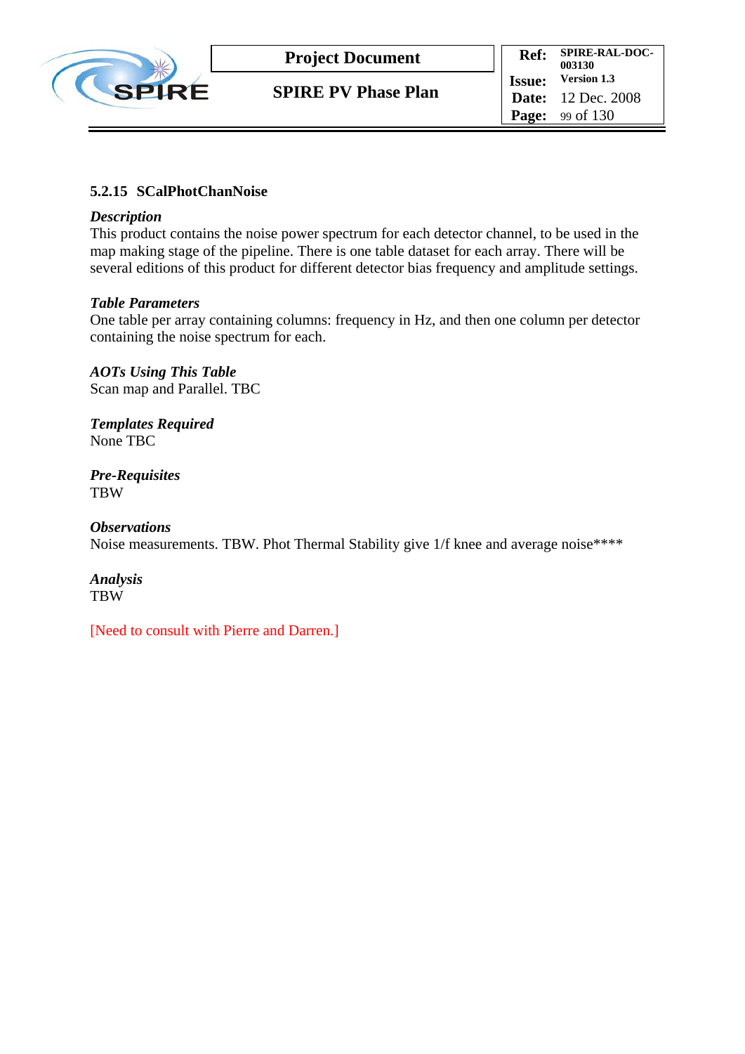### 5.2.15 SCalPhotChanNoise

***Description***

This product contains the noise power spectrum for each detector channel, to be used in the map making stage of the pipeline. There is one table dataset for each array. There will be several editions of this product for different detector bias frequency and amplitude settings.

***Table Parameters***

One table per array containing columns: frequency in Hz, and then one column per detector containing the noise spectrum for each.

***AOTs Using This Table***

Scan map and Parallel. TBC

***Templates Required***

None TBC

***Pre-Requisites***

TBW

***Observations***

Noise measurements. TBW. Phot Thermal Stability give 1/f knee and average noise****

***Analysis***

TBW

[Need to consult with Pierre and Darren.]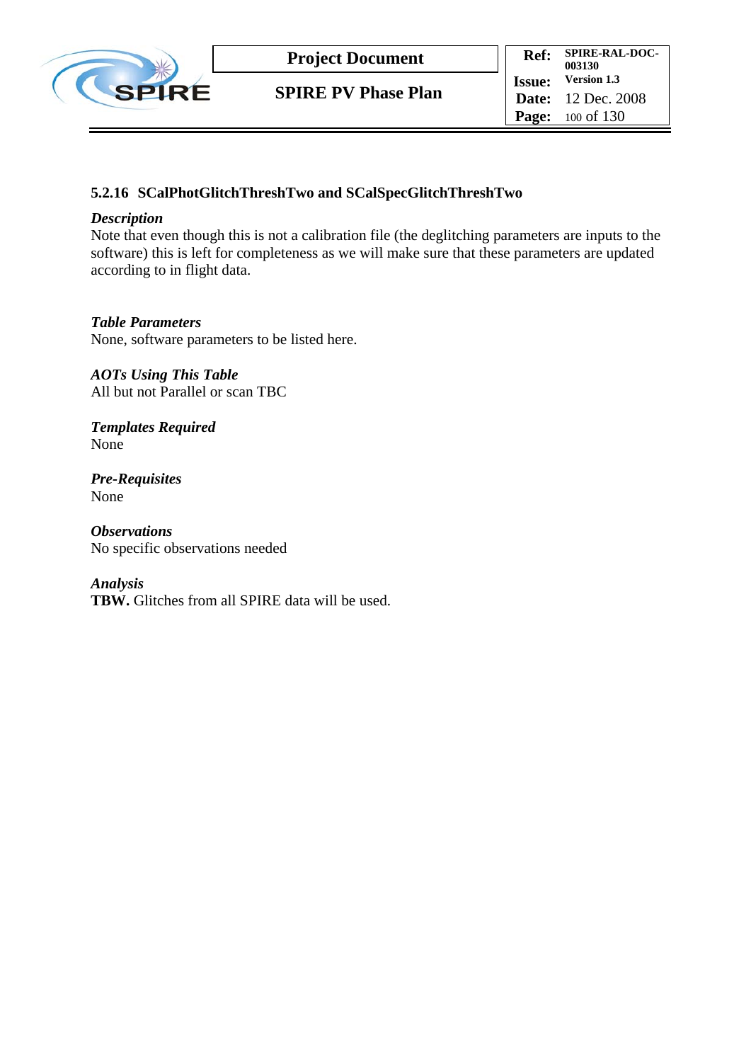### 5.2.16 SCalPhotGlitchThreshTwo and SCalSpecGlitchThreshTwo

***Description***

Note that even though this is not a calibration file (the deglitching parameters are inputs to the software) this is left for completeness as we will make sure that these parameters are updated according to in flight data.

***Table Parameters***

None, software parameters to be listed here.

***AOTs Using This Table***

All but not Parallel or scan TBC

***Templates Required***

None

***Pre-Requisites***

None

***Observations***

No specific observations needed

***Analysis***

**TBW.** Glitches from all SPIRE data will be used.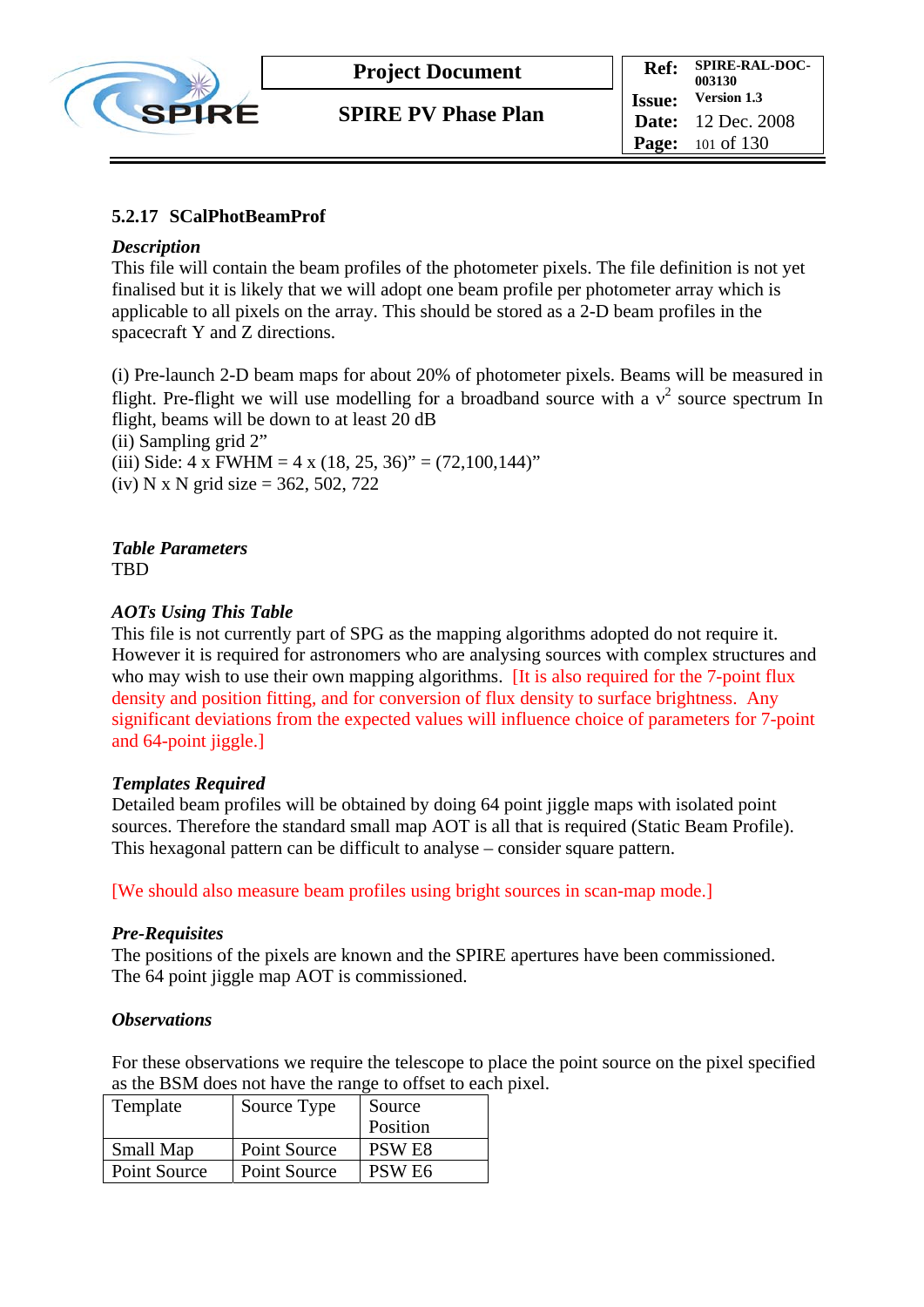### 5.2.17 SCalPhotBeamProf

***Description***

This file will contain the beam profiles of the photometer pixels. The file definition is not yet finalised but it is likely that we will adopt one beam profile per photometer array which is applicable to all pixels on the array. This should be stored as a 2-D beam profiles in the spacecraft Y and Z directions.

(i) Pre-launch 2-D beam maps for about 20% of photometer pixels. Beams will be measured in flight. Pre-flight we will use modelling for a broadband source with a $\nu^2$ source spectrum In flight, beams will be down to at least 20 dB
(ii) Sampling grid 2"
(iii) Side: 4 x FWHM = 4 x (18, 25, 36)" = (72,100,144)"
(iv) N x N grid size = 362, 502, 722

***Table Parameters***

TBD

***AOTs Using This Table***

This file is not currently part of SPG as the mapping algorithms adopted do not require it. However it is required for astronomers who are analysing sources with complex structures and who may wish to use their own mapping algorithms. [It is also required for the 7-point flux density and position fitting, and for conversion of flux density to surface brightness. Any significant deviations from the expected values will influence choice of parameters for 7-point and 64-point jiggle.]

***Templates Required***

Detailed beam profiles will be obtained by doing 64 point jiggle maps with isolated point sources. Therefore the standard small map AOT is all that is required (Static Beam Profile). This hexagonal pattern can be difficult to analyse – consider square pattern.

[We should also measure beam profiles using bright sources in scan-map mode.]

***Pre-Requisites***

The positions of the pixels are known and the SPIRE apertures have been commissioned. The 64 point jiggle map AOT is commissioned.

***Observations***

For these observations we require the telescope to place the point source on the pixel specified as the BSM does not have the range to offset to each pixel.

| Template | Source Type | Source Position |
|---|---|---|
| Small Map | Point Source | PSW E8 |
| Point Source | Point Source | PSW E6 |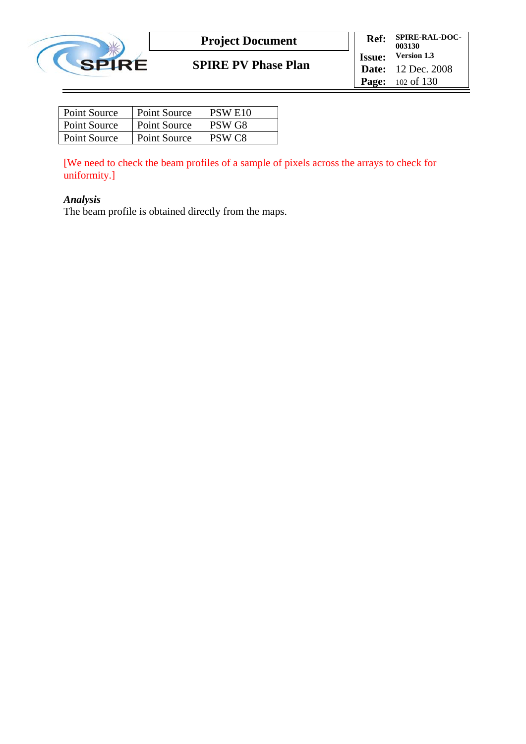| Point Source | Point Source | PSW E10 |
|---|---|---|
| Point Source | Point Source | PSW G8 |
| Point Source | Point Source | PSW C8 |

[We need to check the beam profiles of a sample of pixels across the arrays to check for uniformity.]

***Analysis***

The beam profile is obtained directly from the maps.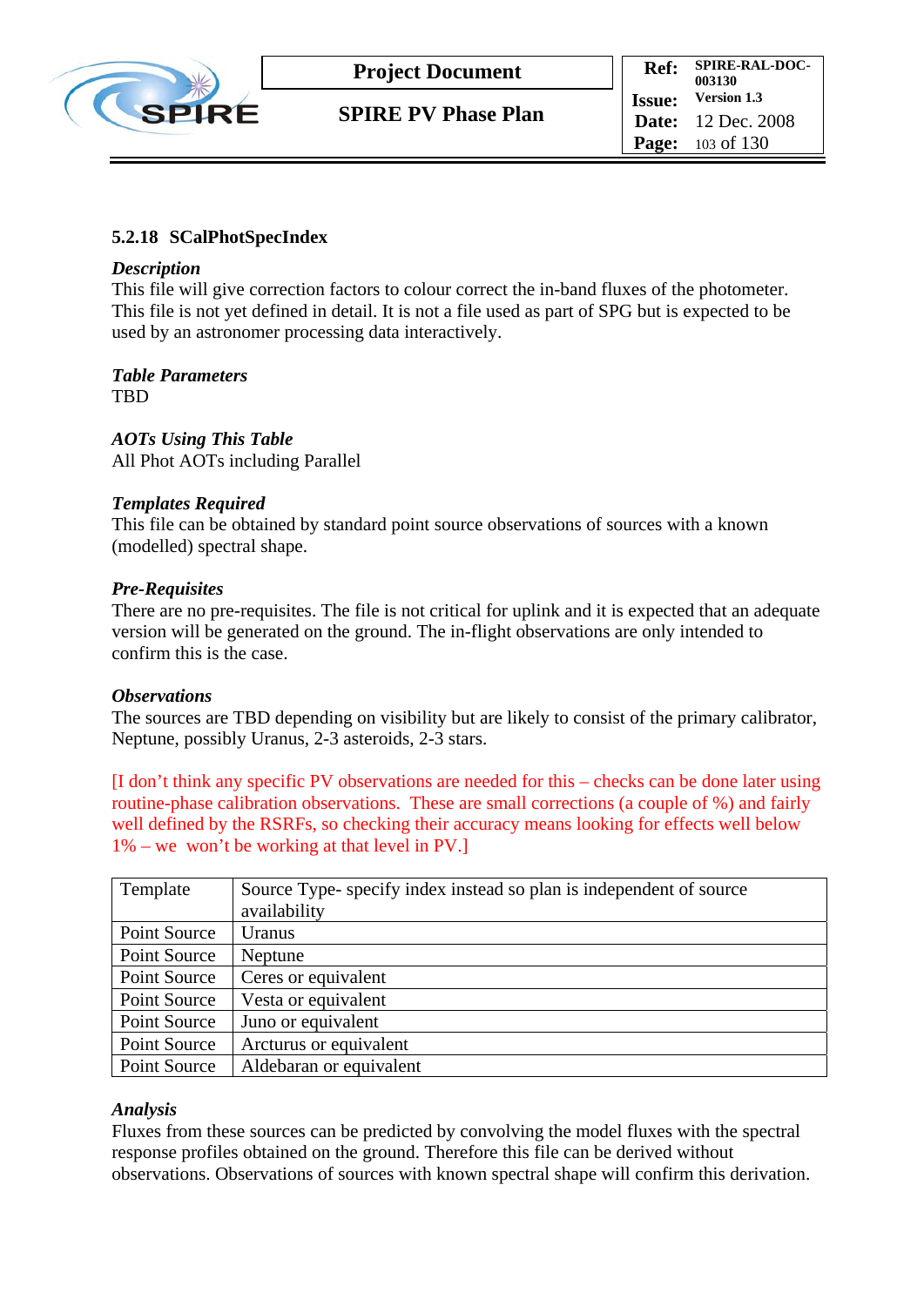### 5.2.18 SCalPhotSpecIndex

***Description***

This file will give correction factors to colour correct the in-band fluxes of the photometer. This file is not yet defined in detail. It is not a file used as part of SPG but is expected to be used by an astronomer processing data interactively.

***Table Parameters***

TBD

***AOTs Using This Table***

All Phot AOTs including Parallel

***Templates Required***

This file can be obtained by standard point source observations of sources with a known (modelled) spectral shape.

***Pre-Requisites***

There are no pre-requisites. The file is not critical for uplink and it is expected that an adequate version will be generated on the ground. The in-flight observations are only intended to confirm this is the case.

***Observations***

The sources are TBD depending on visibility but are likely to consist of the primary calibrator, Neptune, possibly Uranus, 2-3 asteroids, 2-3 stars.

[I don't think any specific PV observations are needed for this – checks can be done later using routine-phase calibration observations. These are small corrections (a couple of %) and fairly well defined by the RSRFs, so checking their accuracy means looking for effects well below 1% – we won't be working at that level in PV.]

| Template | Source Type- specify index instead so plan is independent of source availability |
|---|---|
| Point Source | Uranus |
| Point Source | Neptune |
| Point Source | Ceres or equivalent |
| Point Source | Vesta or equivalent |
| Point Source | Juno or equivalent |
| Point Source | Arcturus or equivalent |
| Point Source | Aldebaran or equivalent |

***Analysis***

Fluxes from these sources can be predicted by convolving the model fluxes with the spectral response profiles obtained on the ground. Therefore this file can be derived without observations. Observations of sources with known spectral shape will confirm this derivation.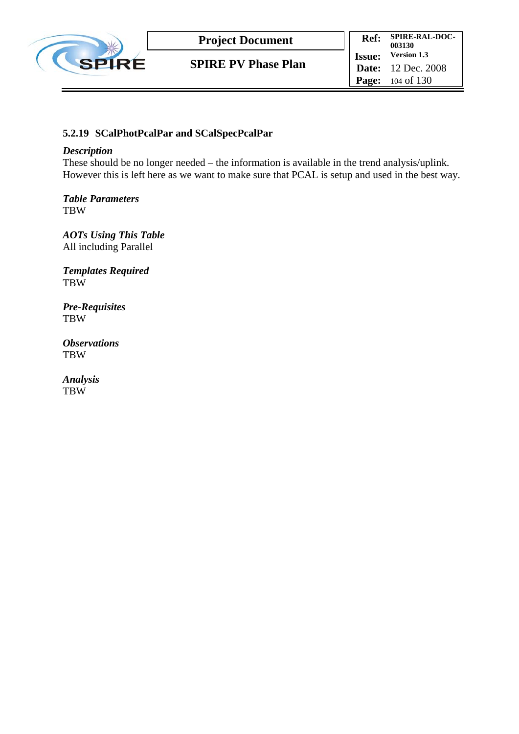### 5.2.19 SCalPhotPcalPar and SCalSpecPcalPar

***Description***

These should be no longer needed – the information is available in the trend analysis/uplink. However this is left here as we want to make sure that PCAL is setup and used in the best way.

***Table Parameters***

TBW

***AOTs Using This Table***

All including Parallel

***Templates Required***

TBW

***Pre-Requisites***

TBW

***Observations***

TBW

***Analysis***

TBW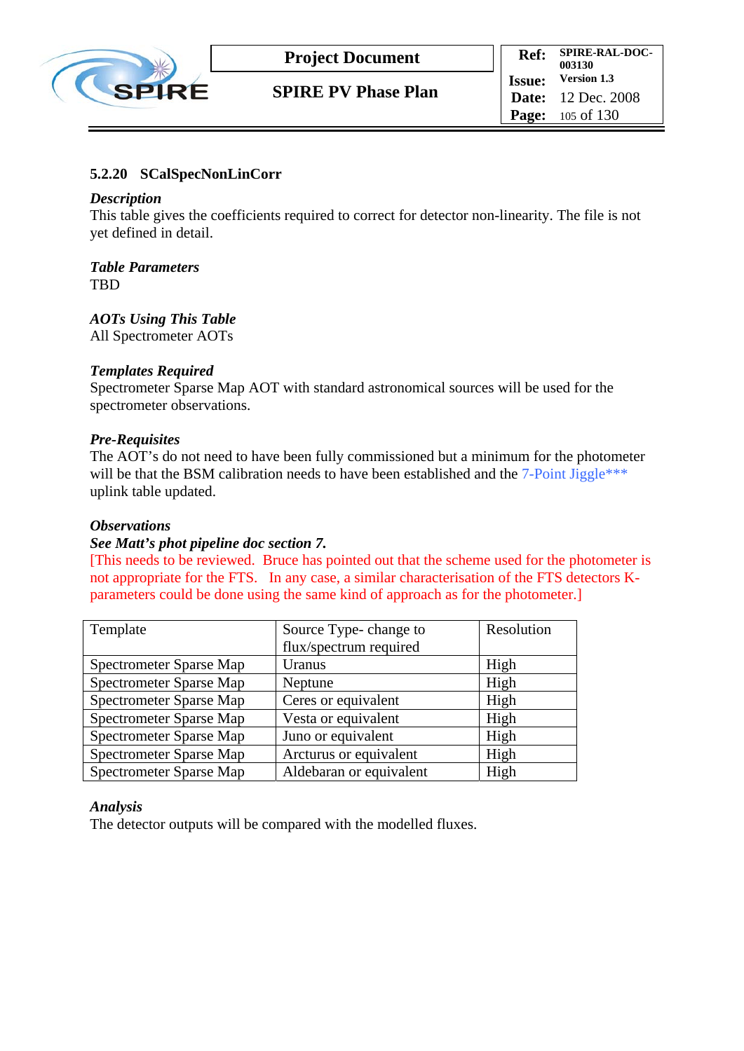### 5.2.20 SCalSpecNonLinCorr

***Description***

This table gives the coefficients required to correct for detector non-linearity. The file is not yet defined in detail.

***Table Parameters***

TBD

***AOTs Using This Table***

All Spectrometer AOTs

***Templates Required***

Spectrometer Sparse Map AOT with standard astronomical sources will be used for the spectrometer observations.

***Pre-Requisites***

The AOT's do not need to have been fully commissioned but a minimum for the photometer will be that the BSM calibration needs to have been established and the 7-Point Jiggle*** uplink table updated.

***Observations***

***See Matt's phot pipeline doc section 7.***

[This needs to be reviewed. Bruce has pointed out that the scheme used for the photometer is not appropriate for the FTS. In any case, a similar characterisation of the FTS detectors K-parameters could be done using the same kind of approach as for the photometer.]

| Template | Source Type- change to flux/spectrum required | Resolution |
|---|---|---|
| Spectrometer Sparse Map | Uranus | High |
| Spectrometer Sparse Map | Neptune | High |
| Spectrometer Sparse Map | Ceres or equivalent | High |
| Spectrometer Sparse Map | Vesta or equivalent | High |
| Spectrometer Sparse Map | Juno or equivalent | High |
| Spectrometer Sparse Map | Arcturus or equivalent | High |
| Spectrometer Sparse Map | Aldebaran or equivalent | High |

***Analysis***

The detector outputs will be compared with the modelled fluxes.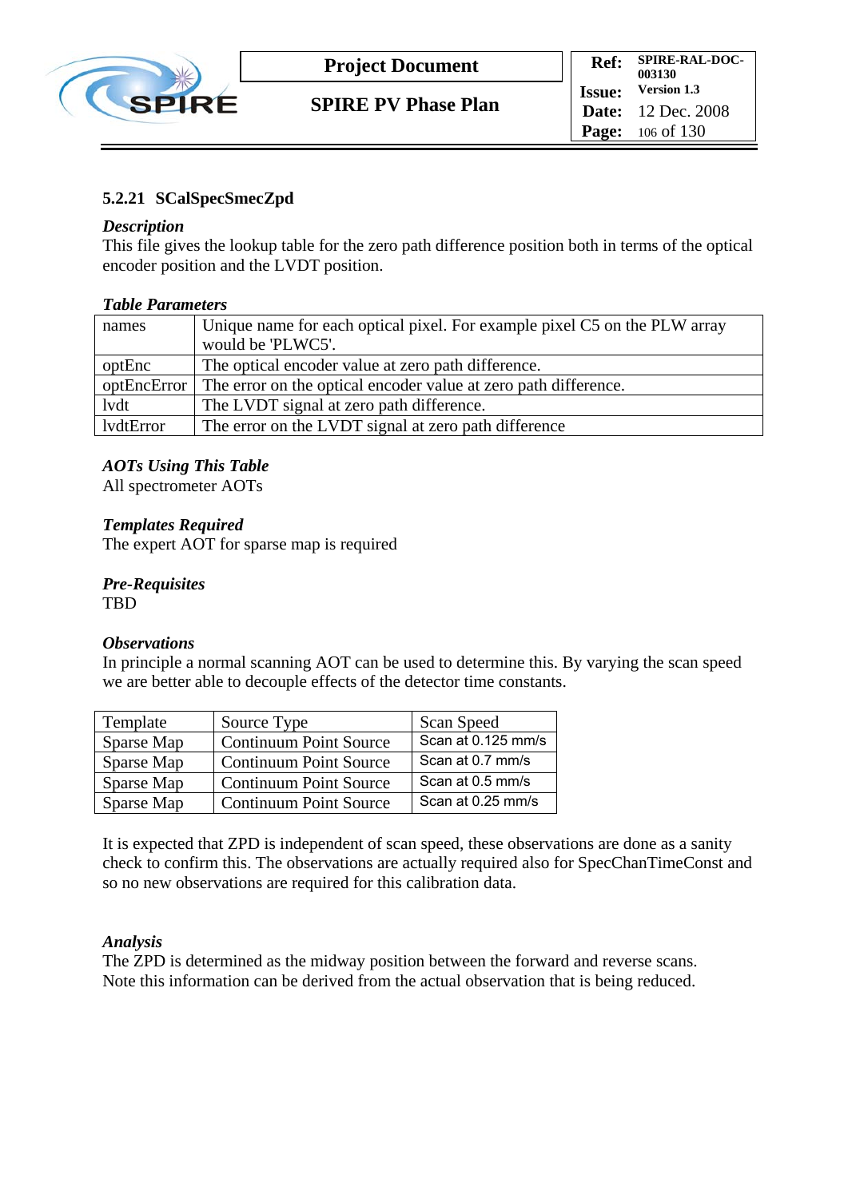### 5.2.21 SCalSpecSmecZpd

***Description***

This file gives the lookup table for the zero path difference position both in terms of the optical encoder position and the LVDT position.

***Table Parameters***

| | |
|---|---|
| names | Unique name for each optical pixel. For example pixel C5 on the PLW array would be 'PLWC5'. |
| optEnc | The optical encoder value at zero path difference. |
| optEncError | The error on the optical encoder value at zero path difference. |
| lvdt | The LVDT signal at zero path difference. |
| lvdtError | The error on the LVDT signal at zero path difference |

***AOTs Using This Table***

All spectrometer AOTs

***Templates Required***

The expert AOT for sparse map is required

***Pre-Requisites***

TBD

***Observations***

In principle a normal scanning AOT can be used to determine this. By varying the scan speed we are better able to decouple effects of the detector time constants.

| Template | Source Type | Scan Speed |
|---|---|---|
| Sparse Map | Continuum Point Source | Scan at 0.125 mm/s |
| Sparse Map | Continuum Point Source | Scan at 0.7 mm/s |
| Sparse Map | Continuum Point Source | Scan at 0.5 mm/s |
| Sparse Map | Continuum Point Source | Scan at 0.25 mm/s |

It is expected that ZPD is independent of scan speed, these observations are done as a sanity check to confirm this. The observations are actually required also for SpecChanTimeConst and so no new observations are required for this calibration data.

***Analysis***

The ZPD is determined as the midway position between the forward and reverse scans. Note this information can be derived from the actual observation that is being reduced.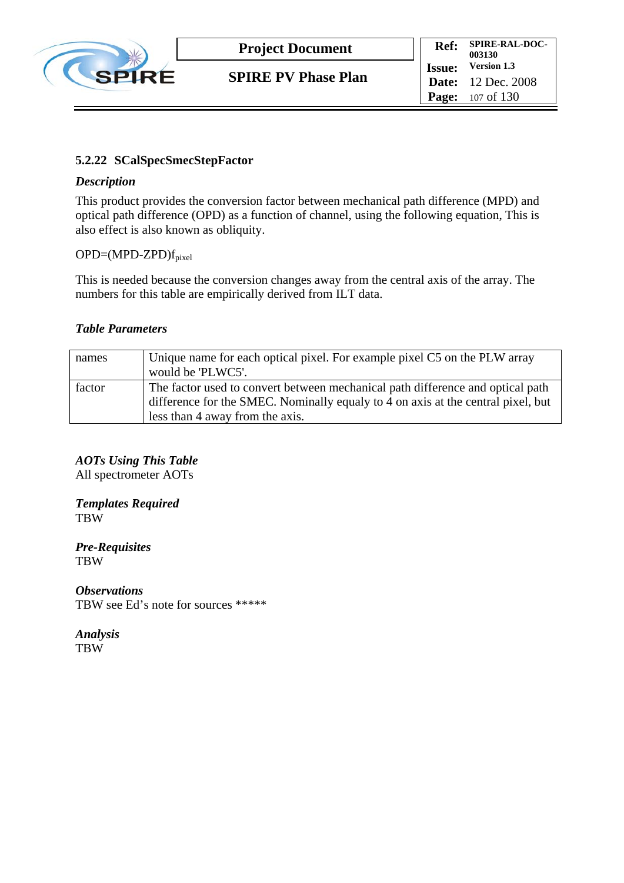### 5.2.22 SCalSpecSmecStepFactor

***Description***

This product provides the conversion factor between mechanical path difference (MPD) and optical path difference (OPD) as a function of channel, using the following equation, This is also effect is also known as obliquity.

$OPD=(MPD-ZPD)f_{pixel}$

This is needed because the conversion changes away from the central axis of the array. The numbers for this table are empirically derived from ILT data.

***Table Parameters***

| | |
|---|---|
| names | Unique name for each optical pixel. For example pixel C5 on the PLW array would be 'PLWC5'. |
| factor | The factor used to convert between mechanical path difference and optical path difference for the SMEC. Nominally equaly to 4 on axis at the central pixel, but less than 4 away from the axis. |

***AOTs Using This Table***

All spectrometer AOTs

***Templates Required***

TBW

***Pre-Requisites***

TBW

***Observations***

TBW see Ed's note for sources *****

***Analysis***

TBW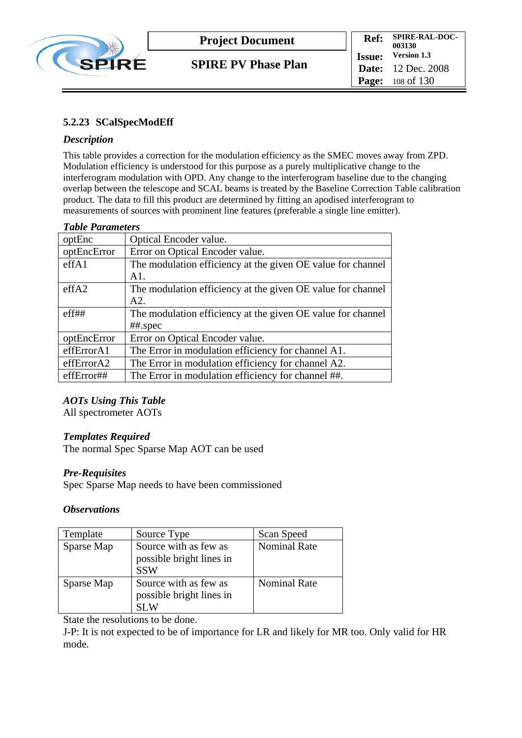### 5.2.23 SCalSpecModEff

#### *Description*

This table provides a correction for the modulation efficiency as the SMEC moves away from ZPD. Modulation efficiency is understood for this purpose as a purely multiplicative change to the interferogram modulation with OPD. Any change to the interferogram baseline due to the changing overlap between the telescope and SCAL beams is treated by the Baseline Correction Table calibration product. The data to fill this product are determined by fitting an apodised interferogram to measurements of sources with prominent line features (preferable a single line emitter).

#### *Table Parameters*

| | |
|---|---|
| optEnc | Optical Encoder value. |
| optEncError | Error on Optical Encoder value. |
| effA1 | The modulation efficiency at the given OE value for channel A1. |
| effA2 | The modulation efficiency at the given OE value for channel A2. |
| eff## | The modulation efficiency at the given OE value for channel ##.spec |
| optEncError | Error on Optical Encoder value. |
| effErrorA1 | The Error in modulation efficiency for channel A1. |
| effErrorA2 | The Error in modulation efficiency for channel A2. |
| effError## | The Error in modulation efficiency for channel ##. |

#### *AOTs Using This Table*

All spectrometer AOTs

#### *Templates Required*

The normal Spec Sparse Map AOT can be used

#### *Pre-Requisites*

Spec Sparse Map needs to have been commissioned

#### *Observations*

| Template | Source Type | Scan Speed |
|---|---|---|
| Sparse Map | Source with as few as possible bright lines in SSW | Nominal Rate |
| Sparse Map | Source with as few as possible bright lines in SLW | Nominal Rate |

State the resolutions to be done.

J-P: It is not expected to be of importance for LR and likely for MR too. Only valid for HR mode.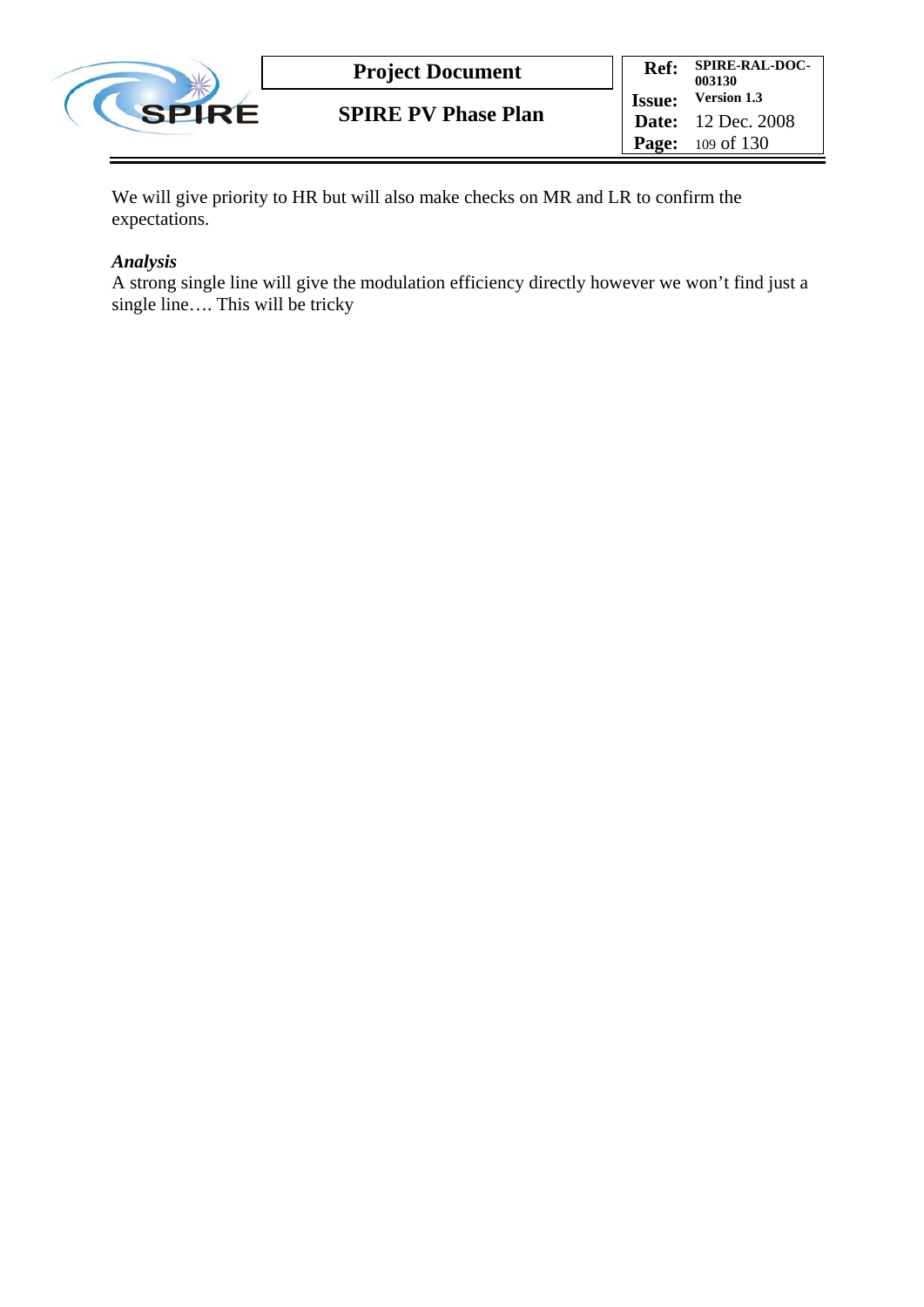We will give priority to HR but will also make checks on MR and LR to confirm the expectations.

*Analysis*

A strong single line will give the modulation efficiency directly however we won't find just a single line…. This will be tricky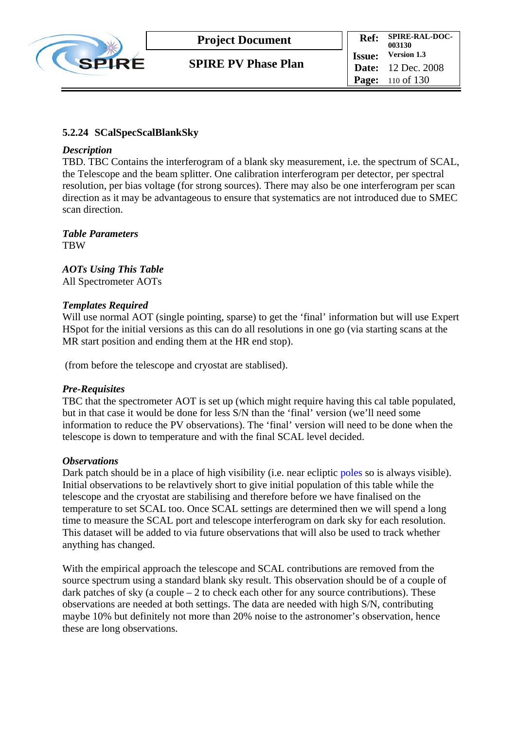### 5.2.24 SCalSpecScalBlankSky

***Description***

TBD. TBC Contains the interferogram of a blank sky measurement, i.e. the spectrum of SCAL, the Telescope and the beam splitter. One calibration interferogram per detector, per spectral resolution, per bias voltage (for strong sources). There may also be one interferogram per scan direction as it may be advantageous to ensure that systematics are not introduced due to SMEC scan direction.

***Table Parameters***

TBW

***AOTs Using This Table***

All Spectrometer AOTs

***Templates Required***

Will use normal AOT (single pointing, sparse) to get the 'final' information but will use Expert HSpot for the initial versions as this can do all resolutions in one go (via starting scans at the MR start position and ending them at the HR end stop).

(from before the telescope and cryostat are stablised).

***Pre-Requisites***

TBC that the spectrometer AOT is set up (which might require having this cal table populated, but in that case it would be done for less S/N than the 'final' version (we'll need some information to reduce the PV observations). The 'final' version will need to be done when the telescope is down to temperature and with the final SCAL level decided.

***Observations***

Dark patch should be in a place of high visibility (i.e. near ecliptic poles so is always visible). Initial observations to be relavtively short to give initial population of this table while the telescope and the cryostat are stabilising and therefore before we have finalised on the temperature to set SCAL too. Once SCAL settings are determined then we will spend a long time to measure the SCAL port and telescope interferogram on dark sky for each resolution. This dataset will be added to via future observations that will also be used to track whether anything has changed.

With the empirical approach the telescope and SCAL contributions are removed from the source spectrum using a standard blank sky result. This observation should be of a couple of dark patches of sky (a couple – 2 to check each other for any source contributions). These observations are needed at both settings. The data are needed with high S/N, contributing maybe 10% but definitely not more than 20% noise to the astronomer's observation, hence these are long observations.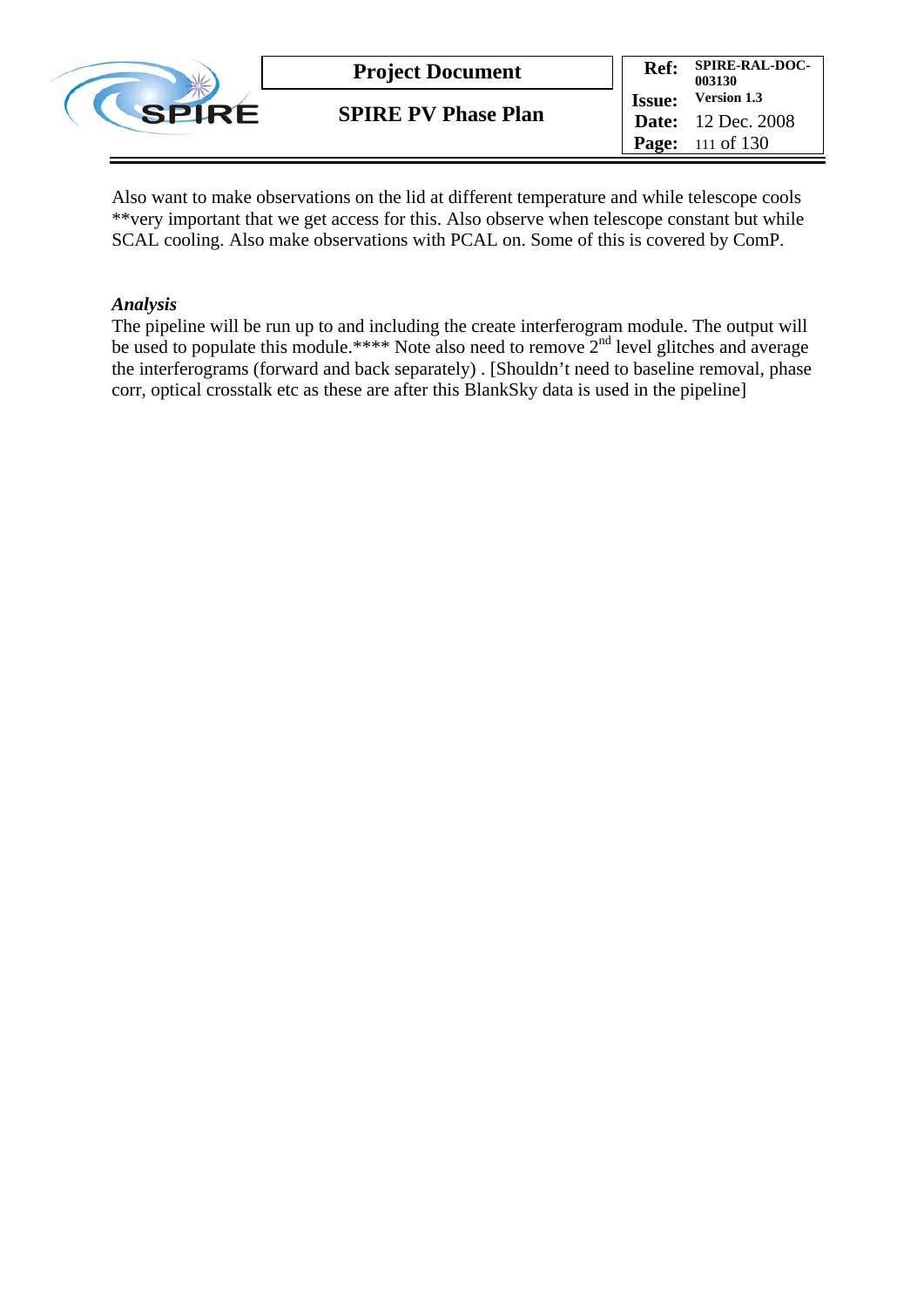Also want to make observations on the lid at different temperature and while telescope cools **very important that we get access for this. Also observe when telescope constant but while SCAL cooling. Also make observations with PCAL on. Some of this is covered by ComP.

***Analysis***

The pipeline will be run up to and including the create interferogram module. The output will be used to populate this module.**** Note also need to remove 2nd level glitches and average the interferograms (forward and back separately) . [Shouldn't need to baseline removal, phase corr, optical crosstalk etc as these are after this BlankSky data is used in the pipeline]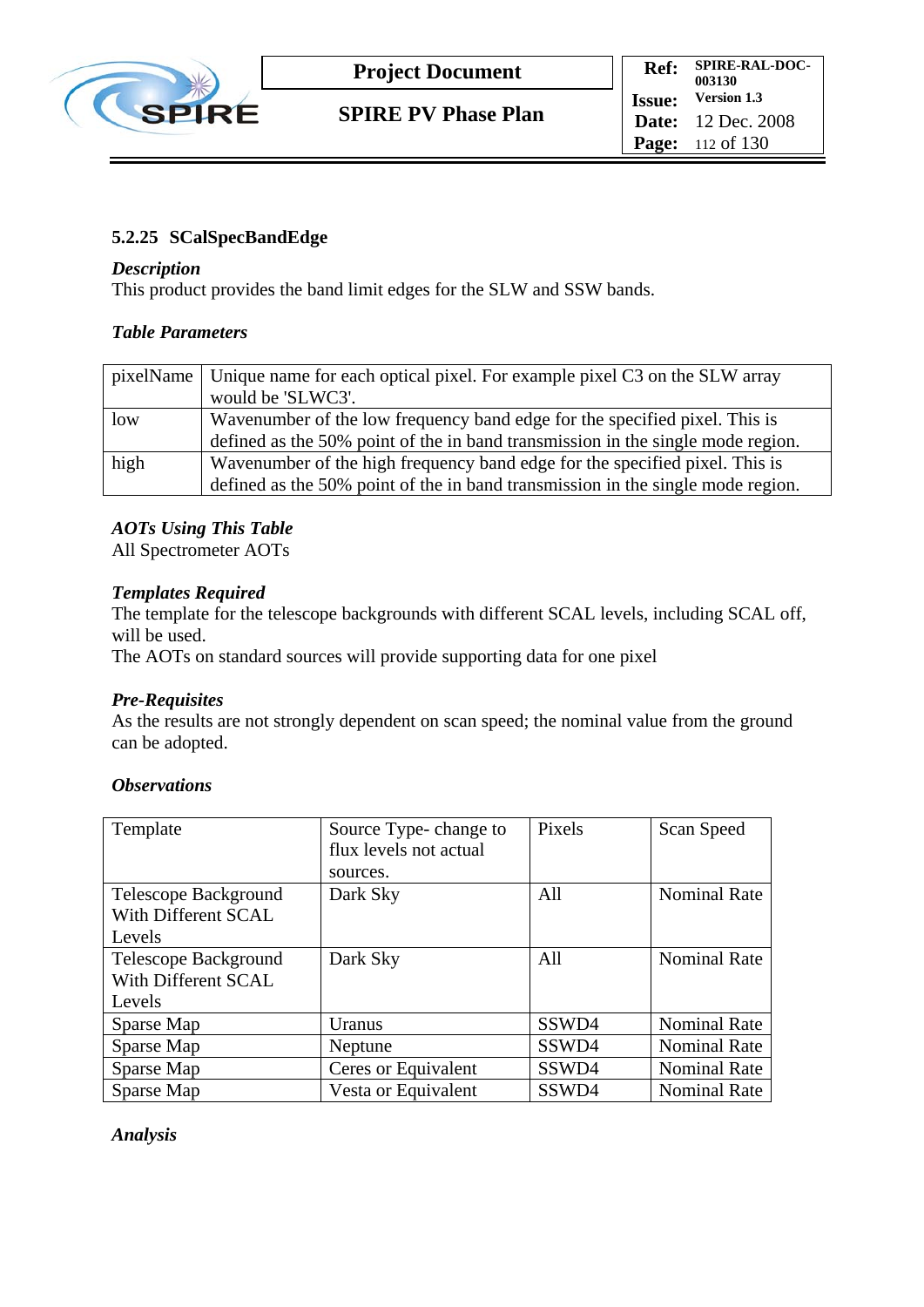### 5.2.25 SCalSpecBandEdge

***Description***

This product provides the band limit edges for the SLW and SSW bands.

***Table Parameters***

| pixelName | Unique name for each optical pixel. For example pixel C3 on the SLW array would be 'SLWC3'. |
|---|---|
| low | Wavenumber of the low frequency band edge for the specified pixel. This is defined as the 50% point of the in band transmission in the single mode region. |
| high | Wavenumber of the high frequency band edge for the specified pixel. This is defined as the 50% point of the in band transmission in the single mode region. |

***AOTs Using This Table***

All Spectrometer AOTs

***Templates Required***

The template for the telescope backgrounds with different SCAL levels, including SCAL off, will be used.

The AOTs on standard sources will provide supporting data for one pixel

***Pre-Requisites***

As the results are not strongly dependent on scan speed; the nominal value from the ground can be adopted.

***Observations***

| Template | Source Type- change to flux levels not actual sources. | Pixels | Scan Speed |
|---|---|---|---|
| Telescope Background With Different SCAL Levels | Dark Sky | All | Nominal Rate |
| Telescope Background With Different SCAL Levels | Dark Sky | All | Nominal Rate |
| Sparse Map | Uranus | SSWD4 | Nominal Rate |
| Sparse Map | Neptune | SSWD4 | Nominal Rate |
| Sparse Map | Ceres or Equivalent | SSWD4 | Nominal Rate |
| Sparse Map | Vesta or Equivalent | SSWD4 | Nominal Rate |

***Analysis***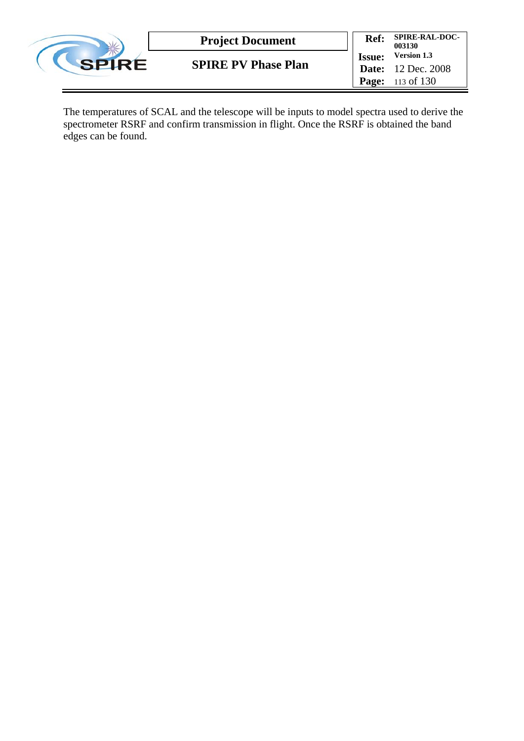The temperatures of SCAL and the telescope will be inputs to model spectra used to derive the spectrometer RSRF and confirm transmission in flight. Once the RSRF is obtained the band edges can be found.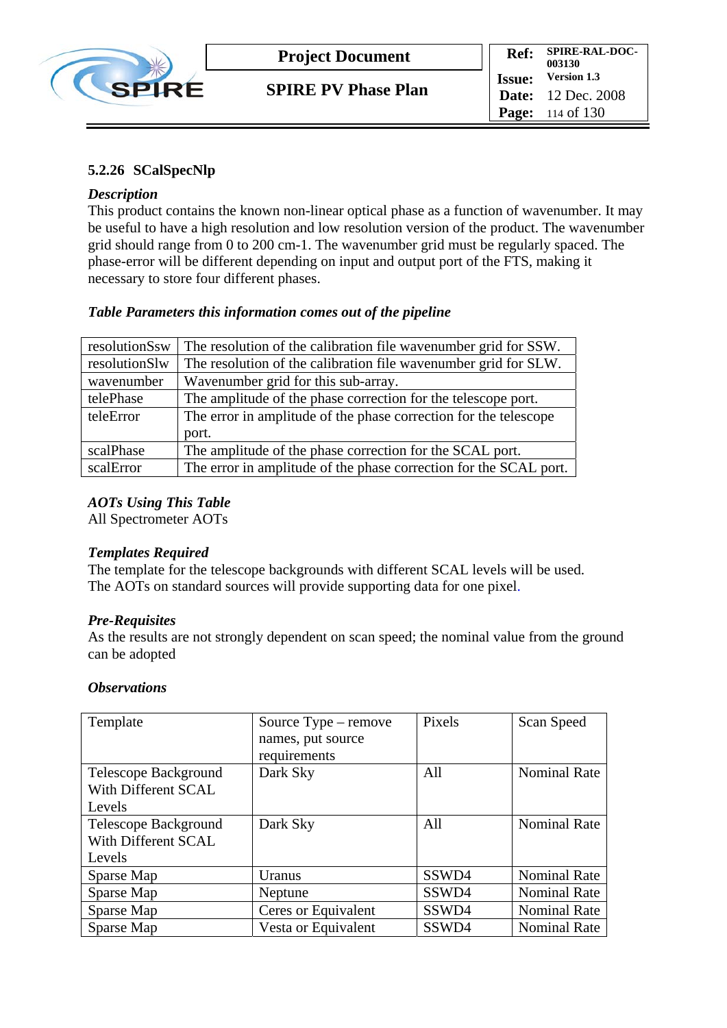### 5.2.26 SCalSpecNlp

***Description***

This product contains the known non-linear optical phase as a function of wavenumber. It may be useful to have a high resolution and low resolution version of the product. The wavenumber grid should range from 0 to 200 cm-1. The wavenumber grid must be regularly spaced. The phase-error will be different depending on input and output port of the FTS, making it necessary to store four different phases.

***Table Parameters this information comes out of the pipeline***

| | |
|---|---|
| resolutionSsw | The resolution of the calibration file wavenumber grid for SSW. |
| resolutionSlw | The resolution of the calibration file wavenumber grid for SLW. |
| wavenumber | Wavenumber grid for this sub-array. |
| telePhase | The amplitude of the phase correction for the telescope port. |
| teleError | The error in amplitude of the phase correction for the telescope port. |
| scalPhase | The amplitude of the phase correction for the SCAL port. |
| scalError | The error in amplitude of the phase correction for the SCAL port. |

***AOTs Using This Table***

All Spectrometer AOTs

***Templates Required***

The template for the telescope backgrounds with different SCAL levels will be used. The AOTs on standard sources will provide supporting data for one pixel.

***Pre-Requisites***

As the results are not strongly dependent on scan speed; the nominal value from the ground can be adopted

***Observations***

| Template | Source Type – remove names, put source requirements | Pixels | Scan Speed |
|---|---|---|---|
| Telescope Background With Different SCAL Levels | Dark Sky | All | Nominal Rate |
| Telescope Background With Different SCAL Levels | Dark Sky | All | Nominal Rate |
| Sparse Map | Uranus | SSWD4 | Nominal Rate |
| Sparse Map | Neptune | SSWD4 | Nominal Rate |
| Sparse Map | Ceres or Equivalent | SSWD4 | Nominal Rate |
| Sparse Map | Vesta or Equivalent | SSWD4 | Nominal Rate |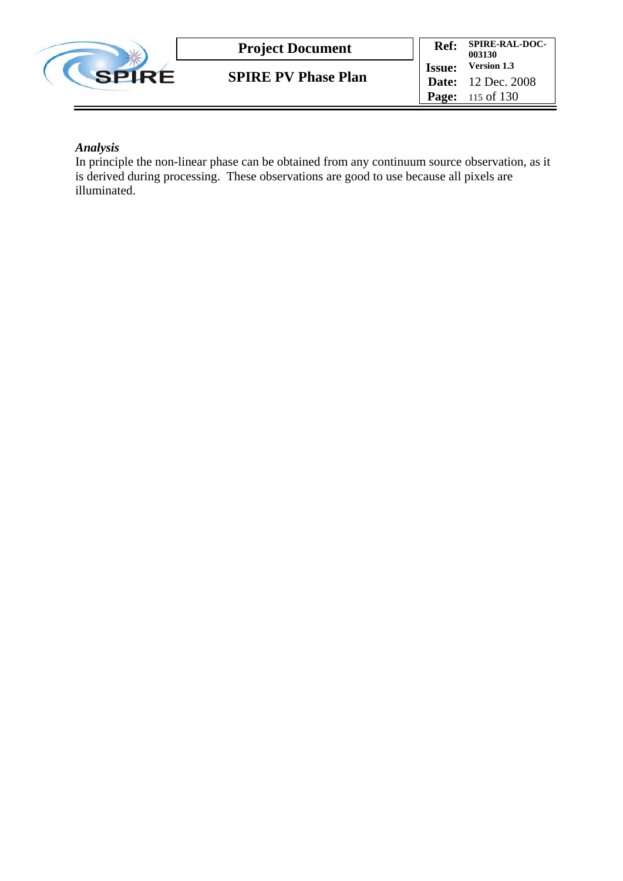*Analysis*

In principle the non-linear phase can be obtained from any continuum source observation, as it is derived during processing. These observations are good to use because all pixels are illuminated.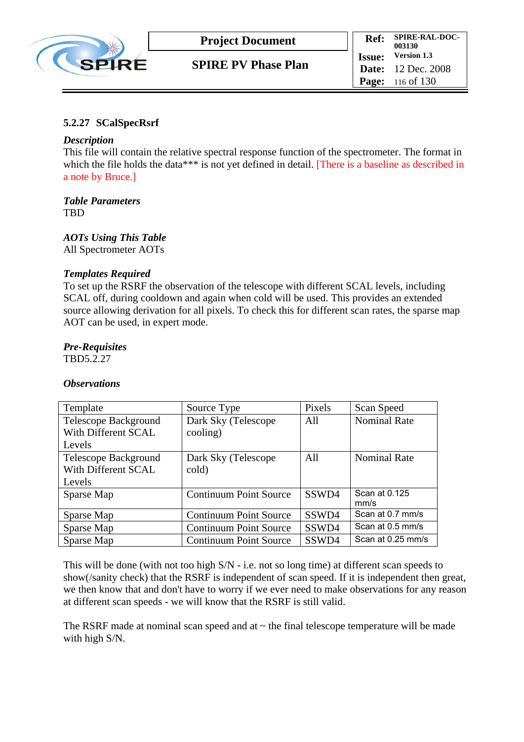### 5.2.27 SCalSpecRsrf

***Description***

This file will contain the relative spectral response function of the spectrometer. The format in which the file holds the data*** is not yet defined in detail. [There is a baseline as described in a note by Bruce.]

***Table Parameters***

TBD

***AOTs Using This Table***

All Spectrometer AOTs

***Templates Required***

To set up the RSRF the observation of the telescope with different SCAL levels, including SCAL off, during cooldown and again when cold will be used. This provides an extended source allowing derivation for all pixels. To check this for different scan rates, the sparse map AOT can be used, in expert mode.

***Pre-Requisites***

TBD5.2.27

***Observations***

| Template | Source Type | Pixels | Scan Speed |
|---|---|---|---|
| Telescope Background With Different SCAL Levels | Dark Sky (Telescope cooling) | All | Nominal Rate |
| Telescope Background With Different SCAL Levels | Dark Sky (Telescope cold) | All | Nominal Rate |
| Sparse Map | Continuum Point Source | SSWD4 | Scan at 0.125 mm/s |
| Sparse Map | Continuum Point Source | SSWD4 | Scan at 0.7 mm/s |
| Sparse Map | Continuum Point Source | SSWD4 | Scan at 0.5 mm/s |
| Sparse Map | Continuum Point Source | SSWD4 | Scan at 0.25 mm/s |

This will be done (with not too high S/N - i.e. not so long time) at different scan speeds to show(/sanity check) that the RSRF is independent of scan speed. If it is independent then great, we then know that and don't have to worry if we ever need to make observations for any reason at different scan speeds - we will know that the RSRF is still valid.

The RSRF made at nominal scan speed and at ~ the final telescope temperature will be made with high S/N.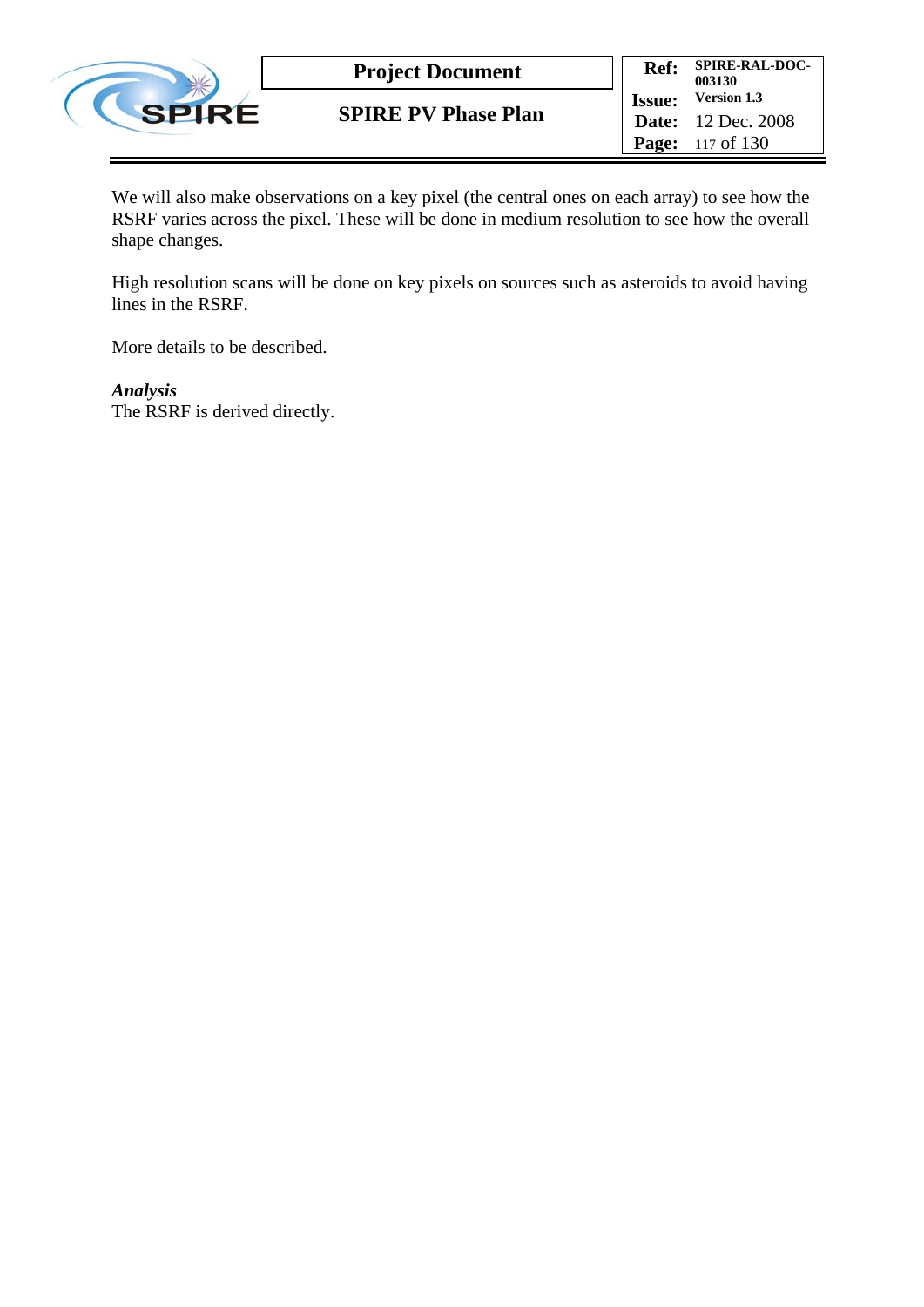We will also make observations on a key pixel (the central ones on each array) to see how the RSRF varies across the pixel. These will be done in medium resolution to see how the overall shape changes.

High resolution scans will be done on key pixels on sources such as asteroids to avoid having lines in the RSRF.

More details to be described.

***Analysis***
The RSRF is derived directly.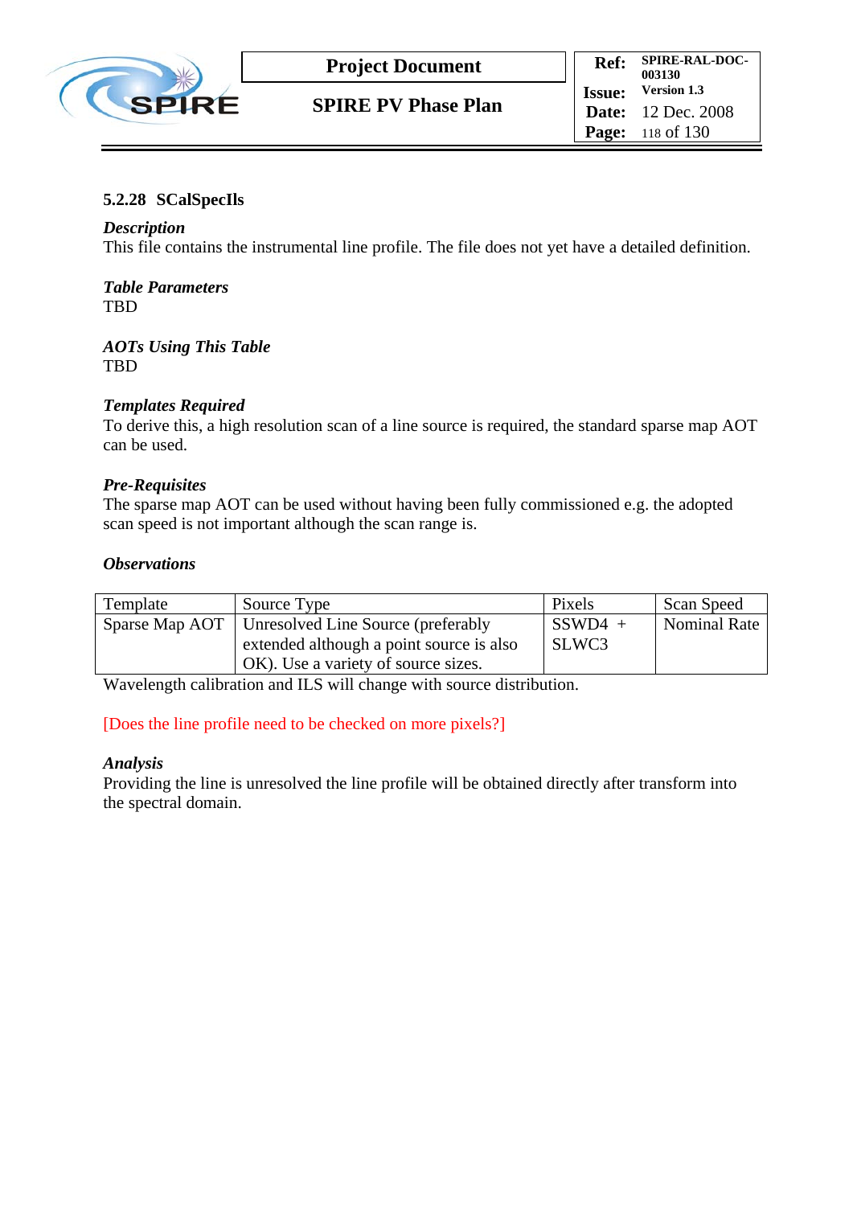### 5.2.28 SCalSpecIls

***Description***

This file contains the instrumental line profile. The file does not yet have a detailed definition.

***Table Parameters***

TBD

***AOTs Using This Table***

TBD

***Templates Required***

To derive this, a high resolution scan of a line source is required, the standard sparse map AOT can be used.

***Pre-Requisites***

The sparse map AOT can be used without having been fully commissioned e.g. the adopted scan speed is not important although the scan range is.

***Observations***

| Template | Source Type | Pixels | Scan Speed |
|---|---|---|---|
| Sparse Map AOT | Unresolved Line Source (preferably extended although a point source is also OK). Use a variety of source sizes. | SSWD4 + SLWC3 | Nominal Rate |

Wavelength calibration and ILS will change with source distribution.

[Does the line profile need to be checked on more pixels?]

***Analysis***

Providing the line is unresolved the line profile will be obtained directly after transform into the spectral domain.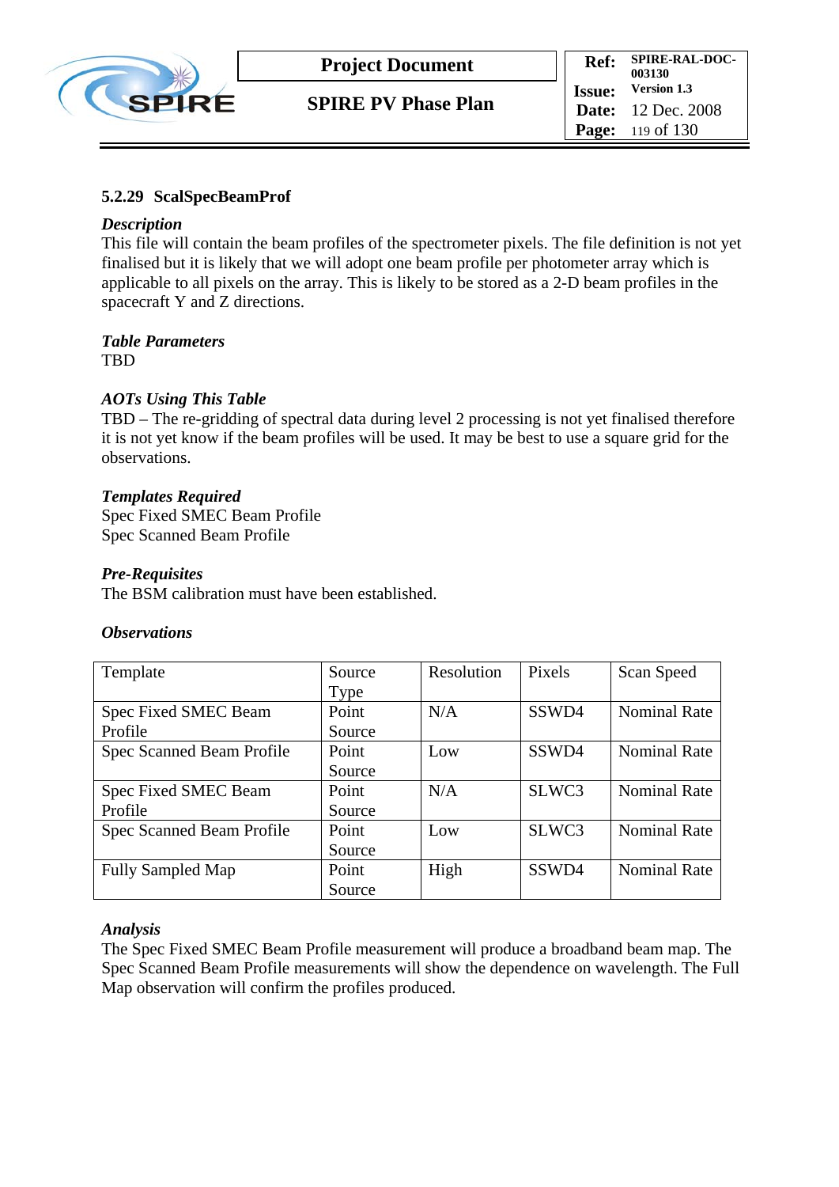### 5.2.29 ScalSpecBeamProf

***Description***

This file will contain the beam profiles of the spectrometer pixels. The file definition is not yet finalised but it is likely that we will adopt one beam profile per photometer array which is applicable to all pixels on the array. This is likely to be stored as a 2-D beam profiles in the spacecraft Y and Z directions.

***Table Parameters***

TBD

***AOTs Using This Table***

TBD – The re-gridding of spectral data during level 2 processing is not yet finalised therefore it is not yet know if the beam profiles will be used. It may be best to use a square grid for the observations.

***Templates Required***

Spec Fixed SMEC Beam Profile
Spec Scanned Beam Profile

***Pre-Requisites***

The BSM calibration must have been established.

***Observations***

| Template | Source Type | Resolution | Pixels | Scan Speed |
|---|---|---|---|---|
| Spec Fixed SMEC Beam Profile | Point Source | N/A | SSWD4 | Nominal Rate |
| Spec Scanned Beam Profile | Point Source | Low | SSWD4 | Nominal Rate |
| Spec Fixed SMEC Beam Profile | Point Source | N/A | SLWC3 | Nominal Rate |
| Spec Scanned Beam Profile | Point Source | Low | SLWC3 | Nominal Rate |
| Fully Sampled Map | Point Source | High | SSWD4 | Nominal Rate |

***Analysis***

The Spec Fixed SMEC Beam Profile measurement will produce a broadband beam map. The Spec Scanned Beam Profile measurements will show the dependence on wavelength. The Full Map observation will confirm the profiles produced.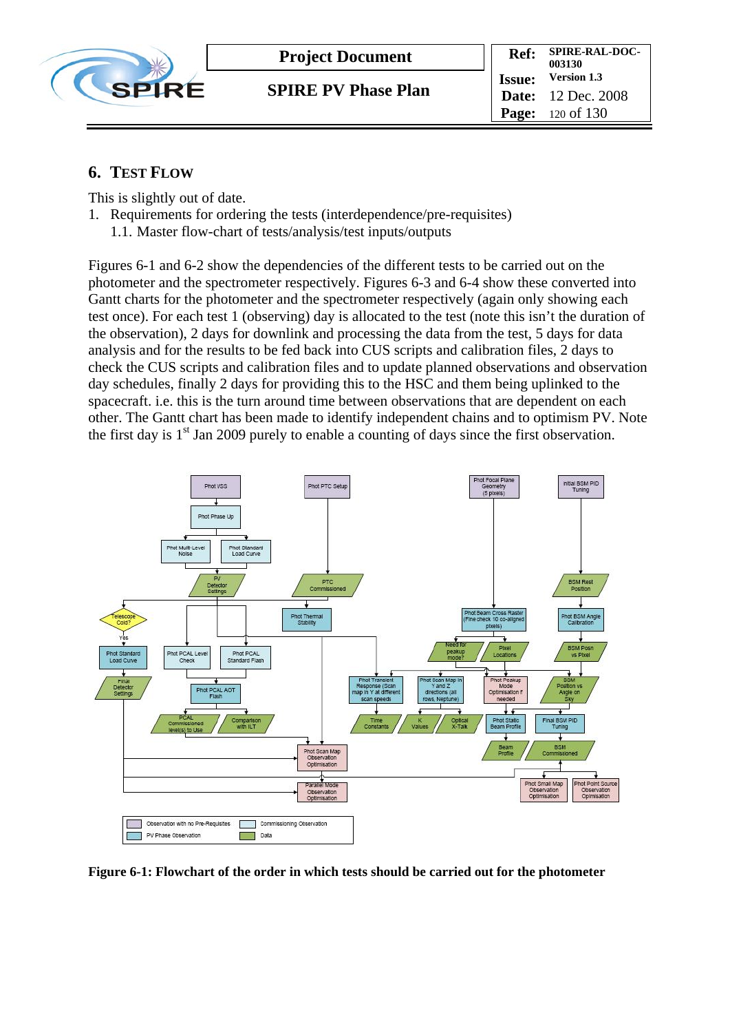# 6. Test Flow

This is slightly out of date.

1. Requirements for ordering the tests (interdependence/pre-requisites)
    1.1. Master flow-chart of tests/analysis/test inputs/outputs

Figures 6-1 and 6-2 show the dependencies of the different tests to be carried out on the photometer and the spectrometer respectively. Figures 6-3 and 6-4 show these converted into Gantt charts for the photometer and the spectrometer respectively (again only showing each test once). For each test 1 (observing) day is allocated to the test (note this isn't the duration of the observation), 2 days for downlink and processing the data from the test, 5 days for data analysis and for the results to be fed back into CUS scripts and calibration files, 2 days to check the CUS scripts and calibration files and to update planned observations and observation day schedules, finally 2 days for providing this to the HSC and them being uplinked to the spacecraft. i.e. this is the turn around time between observations that are dependent on each other. The Gantt chart has been made to identify independent chains and to optimism PV. Note the first day is 1st Jan 2009 purely to enable a counting of days since the first observation.

**Figure 6-1: Flowchart of the order in which tests should be carried out for the photometer**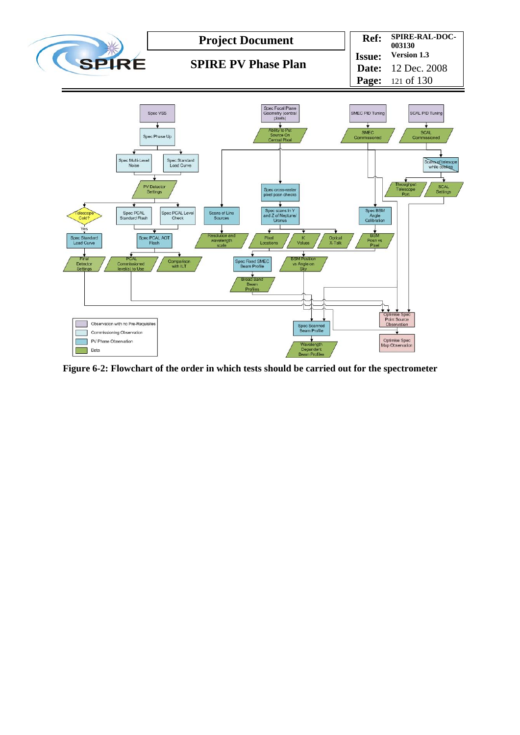**Figure 6-2: Flowchart of the order in which tests should be carried out for the spectrometer**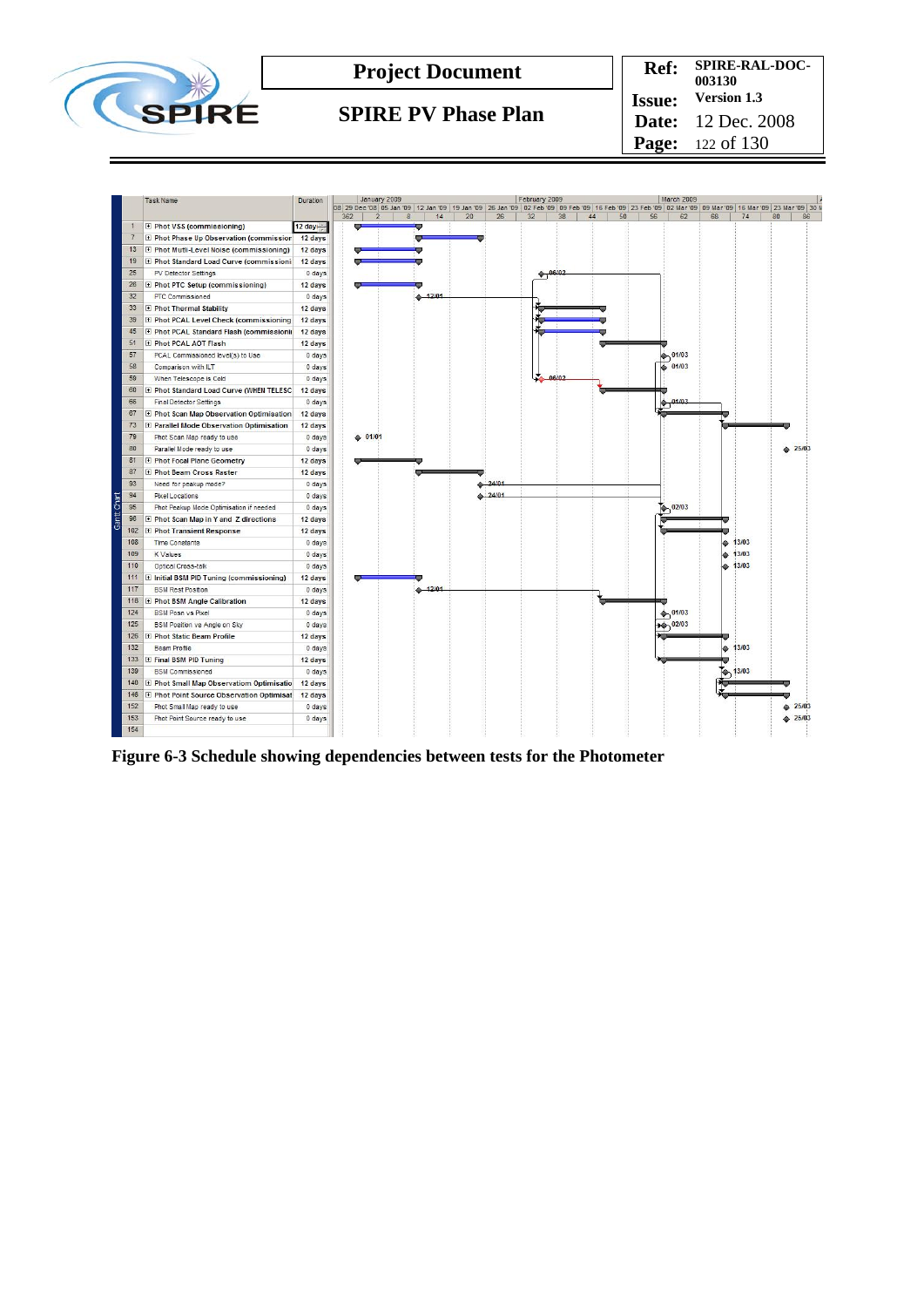| | Task Name | Duration |
|---|---|---|
| 1 | Phot VSS (commissioning) | 12 days |
| 7 | Phot Phase Up Observation (commissior | 12 days |
| 13 | Phot Mutli-Level Noise (commissioning) | 12 days |
| 19 | Phot Standard Load Curve (commissioni | 12 days |
| 25 | PV Detector Settings | 0 days |
| 26 | Phot PTC Setup (commissioning) | 12 days |
| 32 | PTC Commissioned | 0 days |
| 33 | Phot Thermal Stability | 12 days |
| 39 | Phot PCAL Level Check (commissioning | 12 days |
| 45 | Phot PCAL Standard Flash (commissionii | 12 days |
| 51 | Phot PCAL AOT Flash | 12 days |
| 57 | PCAL Commissioned level(s) to Use | 0 days |
| 58 | Comparison with ILT | 0 days |
| 59 | When Telescope is Cold | 0 days |
| 60 | Phot Standard Load Curve (WHEN TELESC | 12 days |
| 66 | Final Detector Settings | 0 days |
| 67 | Phot Scan Map Observation Optimisation | 12 days |
| 73 | Parallel Mode Observation Optimisation | 12 days |
| 79 | Phot Scan Map ready to use | 0 days |
| 80 | Parallel Mode ready to use | 0 days |
| 81 | Phot Focal Plane Geometry | 12 days |
| 87 | Phot Beam Cross Raster | 12 days |
| 93 | Need for peakup mode? | 0 days |
| 94 | Pixel Locations | 0 days |
| 95 | Phot Peakup Mode Optimisation if needed | 0 days |
| 96 | Phot Scan Map in Y and Z directions | 12 days |
| 102 | Phot Transient Response | 12 days |
| 108 | Time Constants | 0 days |
| 109 | K Values | 0 days |
| 110 | Optical Cross-talk | 0 days |
| 111 | Initial BSM PID Tuning (commissioning) | 12 days |
| 117 | BSM Rest Position | 0 days |
| 118 | Phot BSM Angle Calibration | 12 days |
| 124 | BSM Posn vs Pixel | 0 days |
| 125 | BSM Position vs Angle on Sky | 0 days |
| 126 | Phot Static Beam Profile | 12 days |
| 132 | Beam Profile | 0 days |
| 133 | Final BSM PID Tuning | 12 days |
| 139 | BSM Commissioned | 0 days |
| 140 | Phot Small Map Observation Optimisatio | 12 days |
| 146 | Phot Point Source Observation Optimisat | 12 days |
| 152 | Phot Small Map ready to use | 0 days |
| 153 | Phot Point Source ready to use | 0 days |
| 154 | | |

**Figure 6-3 Schedule showing dependencies between tests for the Photometer**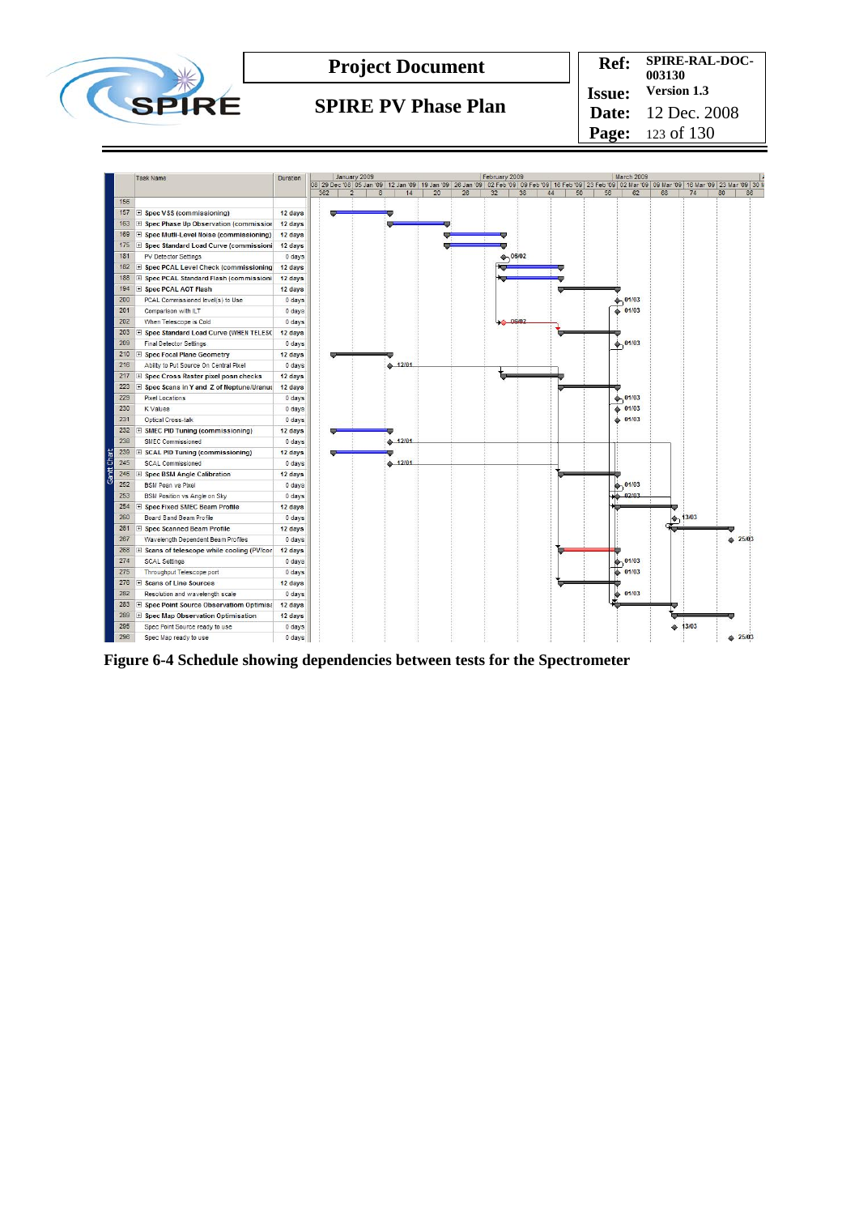| | Task Name | Duration |
|---|---|---|
| 156 | | |
| 157 | Spec VSS (commissioning) | 12 days |
| 163 | Spec Phase Up Observation (commission | 12 days |
| 169 | Spec Multi-Level Noise (commissioning) | 12 days |
| 175 | Spec Standard Load Curve (commissioni | 12 days |
| 181 | PV Detector Settings | 0 days |
| 182 | Spec PCAL Level Check (commissioning | 12 days |
| 188 | Spec PCAL Standard Flash (commission | 12 days |
| 194 | Spec PCAL AOT Flash | 12 days |
| 200 | PCAL Commissioned level(s) to Use | 0 days |
| 201 | Comparison with ILT | 0 days |
| 202 | When Telescope is Cold | 0 days |
| 203 | Spec Standard Load Curve (WHEN TELESC | 12 days |
| 209 | Final Detector Settings | 0 days |
| 210 | Spec Focal Plane Geometry | 12 days |
| 216 | Ability to Put Source On Central Pixel | 0 days |
| 217 | Spec Cross Raster pixel posn checks | 12 days |
| 223 | Spec Scans in Y and Z of Neptune/Uranu | 12 days |
| 229 | Pixel Locations | 0 days |
| 230 | K Values | 0 days |
| 231 | Optical Cross-talk | 0 days |
| 232 | SMEC PID Tuning (commissioning) | 12 days |
| 238 | SMEC Commissioned | 0 days |
| 239 | SCAL PID Tuning (commissioning) | 12 days |
| 245 | SCAL Commissioned | 0 days |
| 246 | Spec BSM Angle Calibration | 12 days |
| 252 | BSM Posn vs Pixel | 0 days |
| 253 | BSM Position vs Angle on Sky | 0 days |
| 254 | Spec Fixed SMEC Beam Profile | 12 days |
| 260 | Board Band Beam Profile | 0 days |
| 261 | Spec Scanned Beam Profile | 12 days |
| 267 | Wavelength Dependent Beam Profiles | 0 days |
| 268 | Scans of telescope while cooling (PV/cor | 12 days |
| 274 | SCAL Settings | 0 days |
| 275 | Throughput Telescope port | 0 days |
| 276 | Scans of Line Sources | 12 days |
| 282 | Resolution and wavelength scale | 0 days |
| 283 | Spec Point Source Observation Optimisa | 12 days |
| 289 | Spec Map Observation Optimisation | 12 days |
| 295 | Spec Point Source ready to use | 0 days |
| 296 | Spec Map ready to use | 0 days |

Figure 6-4 Schedule showing dependencies between tests for the Spectrometer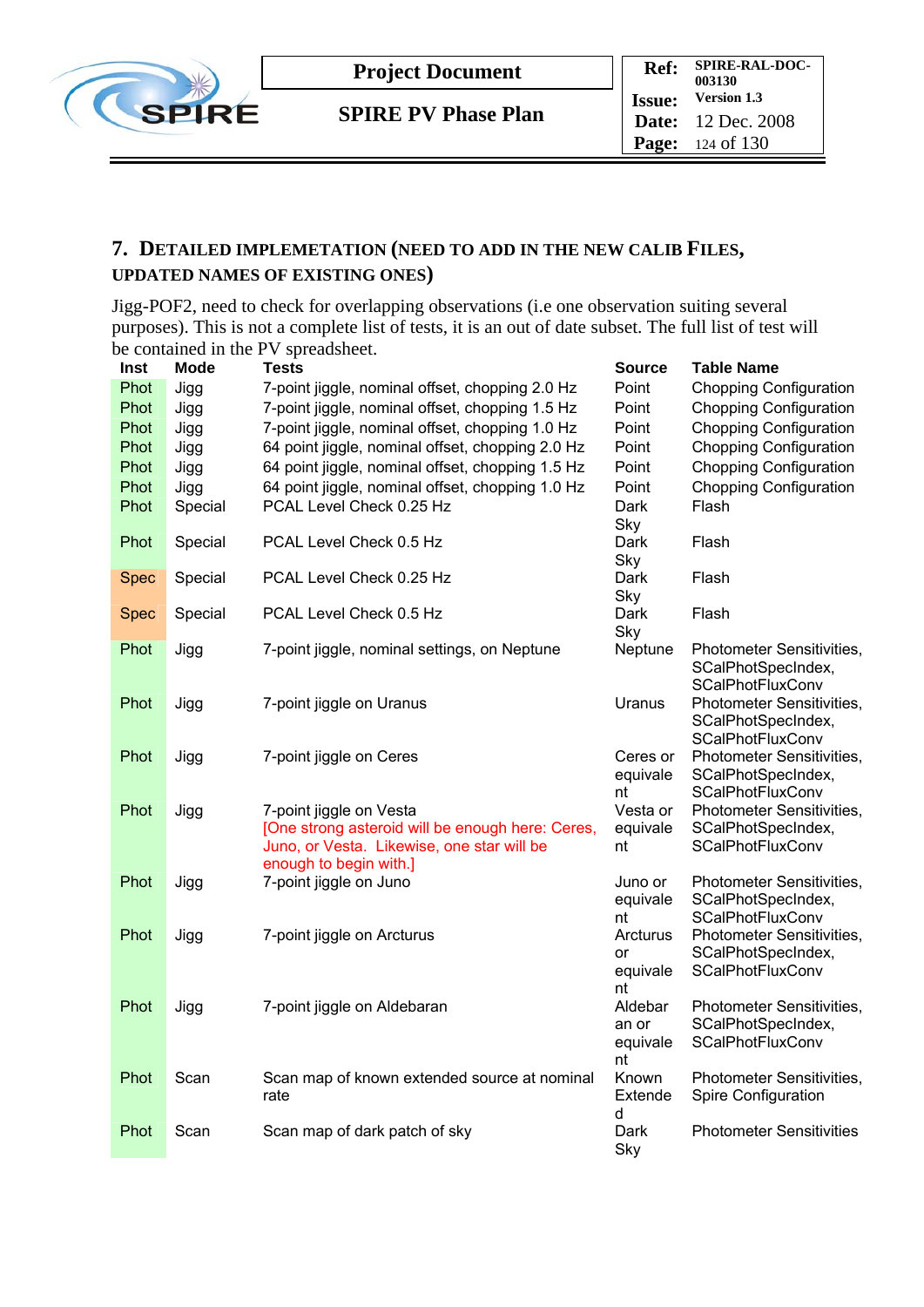## 7. Detailed Implemetation (need to add in the new calib Files, updated names of existing ones)

Jigg-POF2, need to check for overlapping observations (i.e one observation suiting several purposes). This is not a complete list of tests, it is an out of date subset. The full list of test will be contained in the PV spreadsheet.

| Inst | Mode | Tests | Source | Table Name |
|---|---|---|---|---|
| Phot | Jigg | 7-point jiggle, nominal offset, chopping 2.0 Hz | Point | Chopping Configuration |
| Phot | Jigg | 7-point jiggle, nominal offset, chopping 1.5 Hz | Point | Chopping Configuration |
| Phot | Jigg | 7-point jiggle, nominal offset, chopping 1.0 Hz | Point | Chopping Configuration |
| Phot | Jigg | 64 point jiggle, nominal offset, chopping 2.0 Hz | Point | Chopping Configuration |
| Phot | Jigg | 64 point jiggle, nominal offset, chopping 1.5 Hz | Point | Chopping Configuration |
| Phot | Jigg | 64 point jiggle, nominal offset, chopping 1.0 Hz | Point | Chopping Configuration |
| Phot | Special | PCAL Level Check 0.25 Hz | Dark Sky | Flash |
| Phot | Special | PCAL Level Check 0.5 Hz | Dark Sky | Flash |
| Spec | Special | PCAL Level Check 0.25 Hz | Dark Sky | Flash |
| Spec | Special | PCAL Level Check 0.5 Hz | Dark Sky | Flash |
| Phot | Jigg | 7-point jiggle, nominal settings, on Neptune | Neptune | Photometer Sensitivities, SCalPhotSpecIndex, SCalPhotFluxConv |
| Phot | Jigg | 7-point jiggle on Uranus | Uranus | Photometer Sensitivities, SCalPhotSpecIndex, SCalPhotFluxConv |
| Phot | Jigg | 7-point jiggle on Ceres | Ceres or equivalent | Photometer Sensitivities, SCalPhotSpecIndex, SCalPhotFluxConv |
| Phot | Jigg | 7-point jiggle on Vesta [One strong asteroid will be enough here: Ceres, Juno, or Vesta. Likewise, one star will be enough to begin with.] | Vesta or equivalent | Photometer Sensitivities, SCalPhotSpecIndex, SCalPhotFluxConv |
| Phot | Jigg | 7-point jiggle on Juno | Juno or equivalent | Photometer Sensitivities, SCalPhotSpecIndex, SCalPhotFluxConv |
| Phot | Jigg | 7-point jiggle on Arcturus | Arcturus or equivalent | Photometer Sensitivities, SCalPhotSpecIndex, SCalPhotFluxConv |
| Phot | Jigg | 7-point jiggle on Aldebaran | Aldebaran or equivalent | Photometer Sensitivities, SCalPhotSpecIndex, SCalPhotFluxConv |
| Phot | Scan | Scan map of known extended source at nominal rate | Known Extended | Photometer Sensitivities, Spire Configuration |
| Phot | Scan | Scan map of dark patch of sky | Dark Sky | Photometer Sensitivities |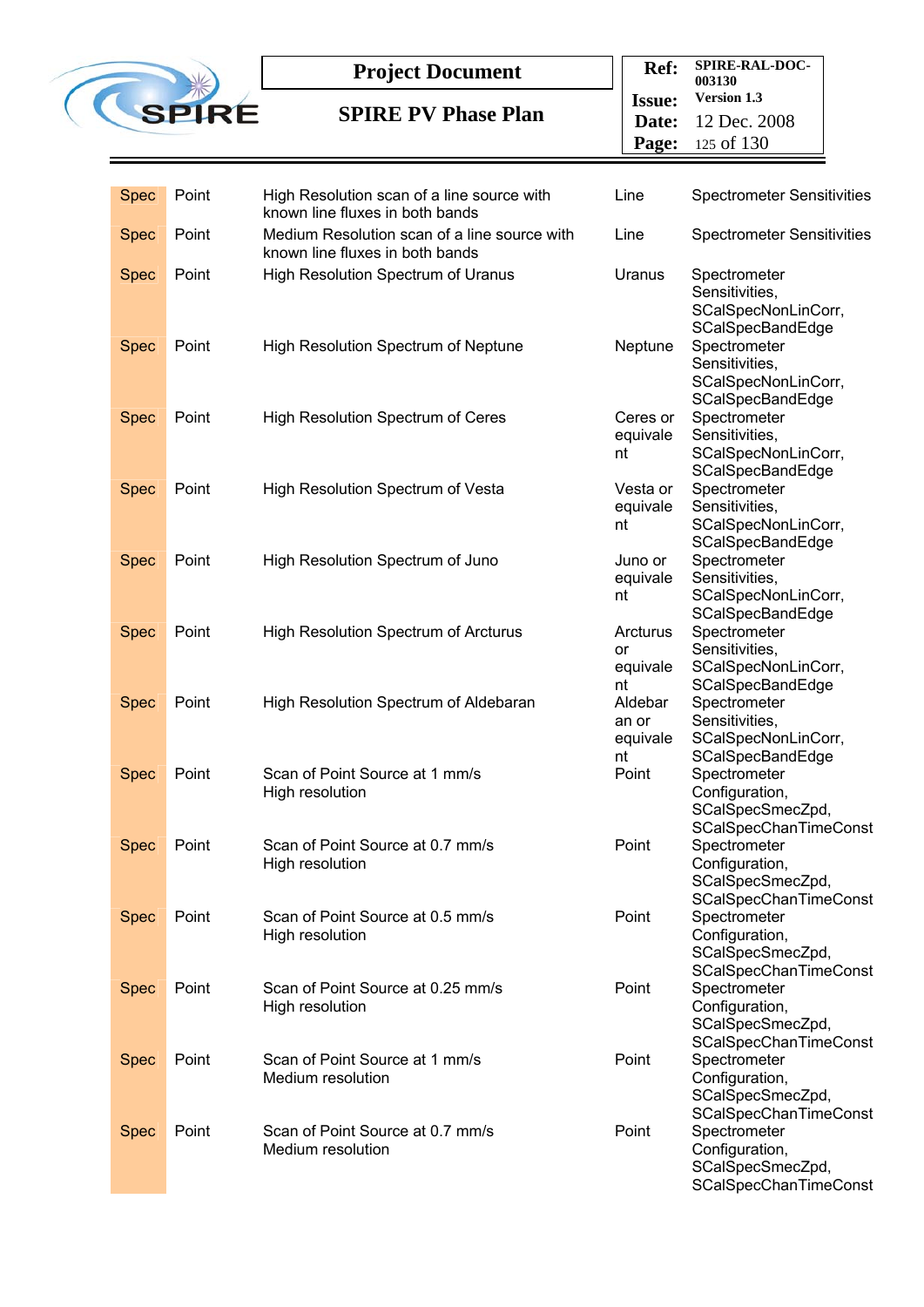| | | | | |
|---|---|---|---|---|
| Spec | Point | High Resolution scan of a line source with known line fluxes in both bands | Line | Spectrometer Sensitivities |
| Spec | Point | Medium Resolution scan of a line source with known line fluxes in both bands | Line | Spectrometer Sensitivities |
| Spec | Point | High Resolution Spectrum of Uranus | Uranus | Spectrometer Sensitivities, SCalSpecNonLinCorr, SCalSpecBandEdge |
| Spec | Point | High Resolution Spectrum of Neptune | Neptune | Spectrometer Sensitivities, SCalSpecNonLinCorr, SCalSpecBandEdge |
| Spec | Point | High Resolution Spectrum of Ceres | Ceres or equivalent | Spectrometer Sensitivities, SCalSpecNonLinCorr, SCalSpecBandEdge |
| Spec | Point | High Resolution Spectrum of Vesta | Vesta or equivalent | Spectrometer Sensitivities, SCalSpecNonLinCorr, SCalSpecBandEdge |
| Spec | Point | High Resolution Spectrum of Juno | Juno or equivalent | Spectrometer Sensitivities, SCalSpecNonLinCorr, SCalSpecBandEdge |
| Spec | Point | High Resolution Spectrum of Arcturus | Arcturus or equivalent | Spectrometer Sensitivities, SCalSpecNonLinCorr, SCalSpecBandEdge |
| Spec | Point | High Resolution Spectrum of Aldebaran | Aldebaran or equivalent | Spectrometer Sensitivities, SCalSpecNonLinCorr, SCalSpecBandEdge |
| Spec | Point | Scan of Point Source at 1 mm/s High resolution | Point | Spectrometer Configuration, SCalSpecSmecZpd, SCalSpecChanTimeConst |
| Spec | Point | Scan of Point Source at 0.7 mm/s High resolution | Point | Spectrometer Configuration, SCalSpecSmecZpd, SCalSpecChanTimeConst |
| Spec | Point | Scan of Point Source at 0.5 mm/s High resolution | Point | Spectrometer Configuration, SCalSpecSmecZpd, SCalSpecChanTimeConst |
| Spec | Point | Scan of Point Source at 0.25 mm/s High resolution | Point | Spectrometer Configuration, SCalSpecSmecZpd, SCalSpecChanTimeConst |
| Spec | Point | Scan of Point Source at 1 mm/s Medium resolution | Point | Spectrometer Configuration, SCalSpecSmecZpd, SCalSpecChanTimeConst |
| Spec | Point | Scan of Point Source at 0.7 mm/s Medium resolution | Point | Spectrometer Configuration, SCalSpecSmecZpd, SCalSpecChanTimeConst |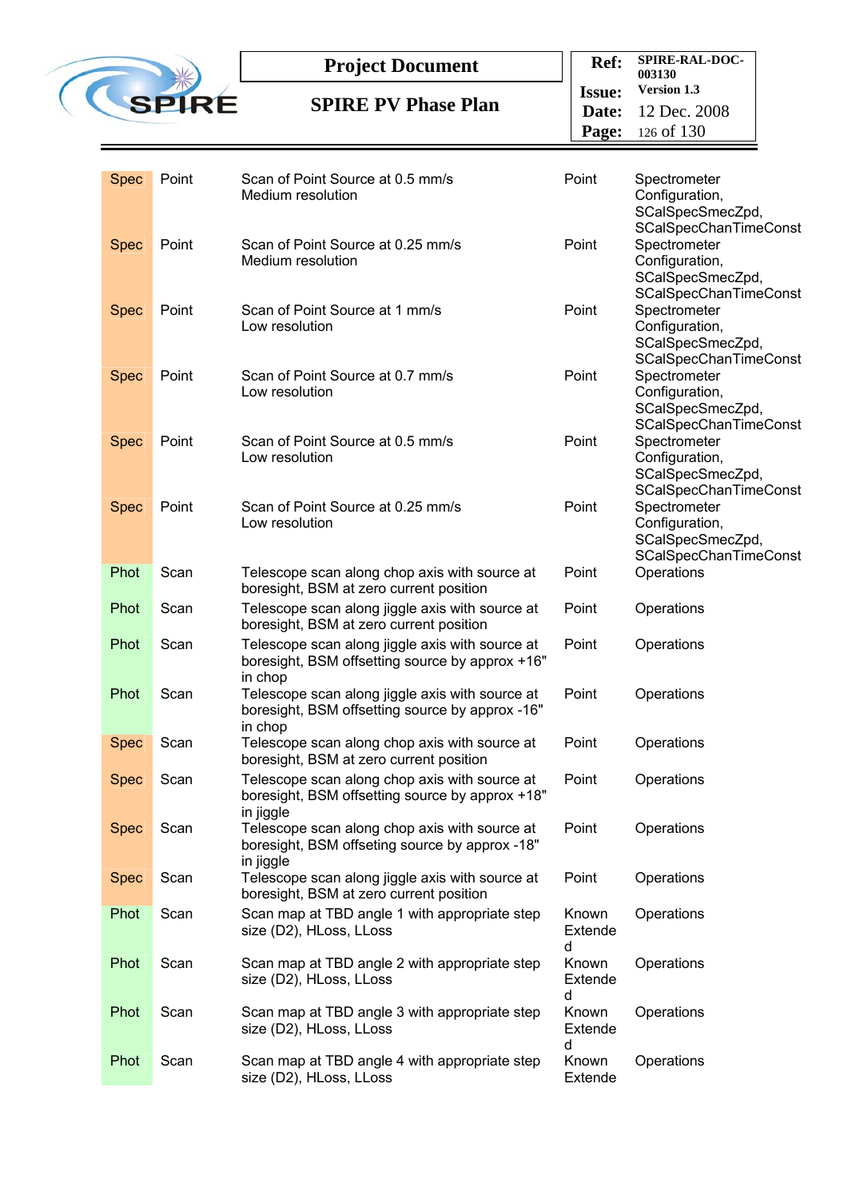| | | | | |
|---|---|---|---|---|
| Spec | Point | Scan of Point Source at 0.5 mm/s Medium resolution | Point | Spectrometer Configuration, SCalSpecSmecZpd, SCalSpecChanTimeConst |
| Spec | Point | Scan of Point Source at 0.25 mm/s Medium resolution | Point | Spectrometer Configuration, SCalSpecSmecZpd, SCalSpecChanTimeConst |
| Spec | Point | Scan of Point Source at 1 mm/s Low resolution | Point | Spectrometer Configuration, SCalSpecSmecZpd, SCalSpecChanTimeConst |
| Spec | Point | Scan of Point Source at 0.7 mm/s Low resolution | Point | Spectrometer Configuration, SCalSpecSmecZpd, SCalSpecChanTimeConst |
| Spec | Point | Scan of Point Source at 0.5 mm/s Low resolution | Point | Spectrometer Configuration, SCalSpecSmecZpd, SCalSpecChanTimeConst |
| Spec | Point | Scan of Point Source at 0.25 mm/s Low resolution | Point | Spectrometer Configuration, SCalSpecSmecZpd, SCalSpecChanTimeConst |
| Phot | Scan | Telescope scan along chop axis with source at boresight, BSM at zero current position | Point | Operations |
| Phot | Scan | Telescope scan along jiggle axis with source at boresight, BSM at zero current position | Point | Operations |
| Phot | Scan | Telescope scan along jiggle axis with source at boresight, BSM offsetting source by approx +16" in chop | Point | Operations |
| Phot | Scan | Telescope scan along jiggle axis with source at boresight, BSM offsetting source by approx -16" in chop | Point | Operations |
| Spec | Scan | Telescope scan along chop axis with source at boresight, BSM at zero current position | Point | Operations |
| Spec | Scan | Telescope scan along chop axis with source at boresight, BSM offsetting source by approx +18" in jiggle | Point | Operations |
| Spec | Scan | Telescope scan along chop axis with source at boresight, BSM offseting source by approx -18" in jiggle | Point | Operations |
| Spec | Scan | Telescope scan along jiggle axis with source at boresight, BSM at zero current position | Point | Operations |
| Phot | Scan | Scan map at TBD angle 1 with appropriate step size (D2), HLoss, LLoss | Known Extended | Operations |
| Phot | Scan | Scan map at TBD angle 2 with appropriate step size (D2), HLoss, LLoss | Known Extended | Operations |
| Phot | Scan | Scan map at TBD angle 3 with appropriate step size (D2), HLoss, LLoss | Known Extended | Operations |
| Phot | Scan | Scan map at TBD angle 4 with appropriate step size (D2), HLoss, LLoss | Known Extende | Operations |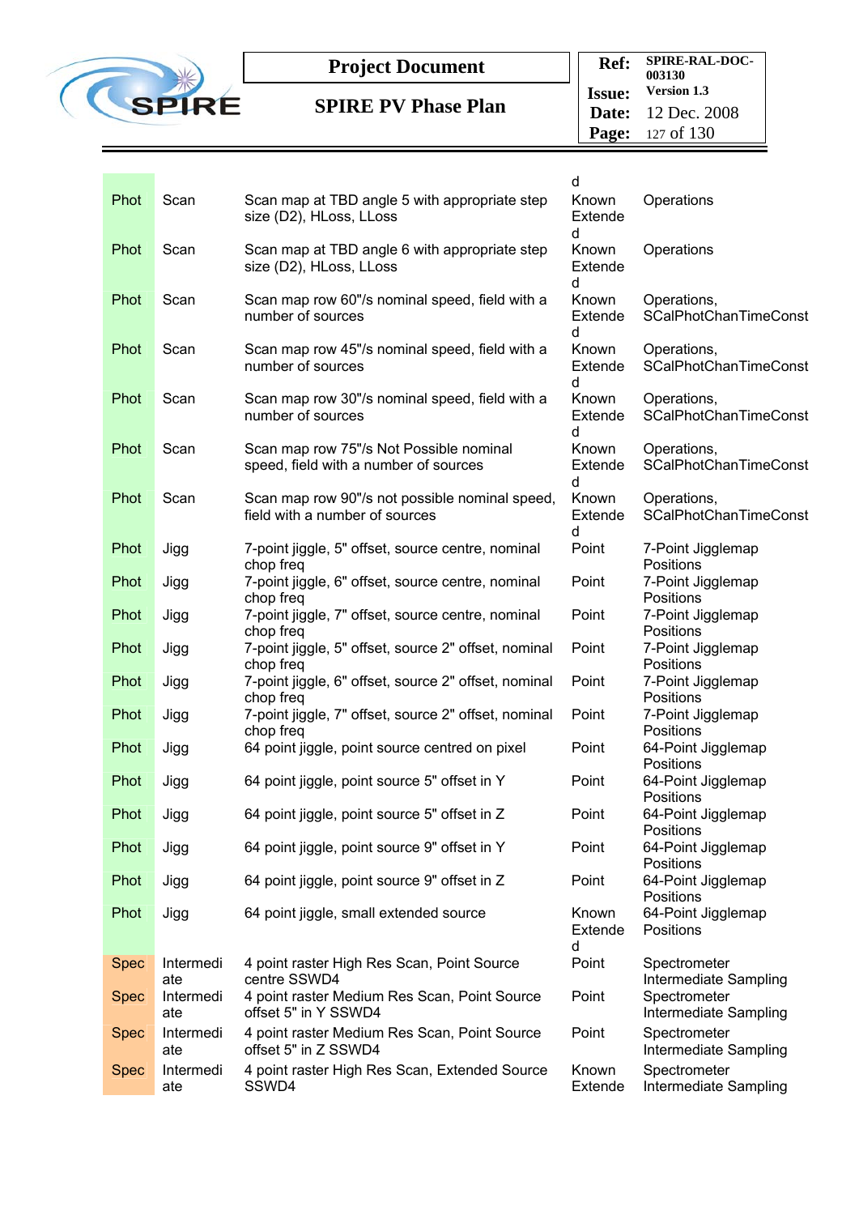| | | | d | |
|---|---|---|---|---|
| Phot | Scan | Scan map at TBD angle 5 with appropriate step size (D2), HLoss, LLoss | Known Extended | Operations |
| Phot | Scan | Scan map at TBD angle 6 with appropriate step size (D2), HLoss, LLoss | Known Extended | Operations |
| Phot | Scan | Scan map row 60"/s nominal speed, field with a number of sources | Known Extended | Operations, SCalPhotChanTimeConst |
| Phot | Scan | Scan map row 45"/s nominal speed, field with a number of sources | Known Extended | Operations, SCalPhotChanTimeConst |
| Phot | Scan | Scan map row 30"/s nominal speed, field with a number of sources | Known Extended | Operations, SCalPhotChanTimeConst |
| Phot | Scan | Scan map row 75"/s Not Possible nominal speed, field with a number of sources | Known Extended | Operations, SCalPhotChanTimeConst |
| Phot | Scan | Scan map row 90"/s not possible nominal speed, field with a number of sources | Known Extended | Operations, SCalPhotChanTimeConst |
| Phot | Jigg | 7-point jiggle, 5" offset, source centre, nominal chop freq | Point | 7-Point Jigglemap Positions |
| Phot | Jigg | 7-point jiggle, 6" offset, source centre, nominal chop freq | Point | 7-Point Jigglemap Positions |
| Phot | Jigg | 7-point jiggle, 7" offset, source centre, nominal chop freq | Point | 7-Point Jigglemap Positions |
| Phot | Jigg | 7-point jiggle, 5" offset, source 2" offset, nominal chop freq | Point | 7-Point Jigglemap Positions |
| Phot | Jigg | 7-point jiggle, 6" offset, source 2" offset, nominal chop freq | Point | 7-Point Jigglemap Positions |
| Phot | Jigg | 7-point jiggle, 7" offset, source 2" offset, nominal chop freq | Point | 7-Point Jigglemap Positions |
| Phot | Jigg | 64 point jiggle, point source centred on pixel | Point | 64-Point Jigglemap Positions |
| Phot | Jigg | 64 point jiggle, point source 5" offset in Y | Point | 64-Point Jigglemap Positions |
| Phot | Jigg | 64 point jiggle, point source 5" offset in Z | Point | 64-Point Jigglemap Positions |
| Phot | Jigg | 64 point jiggle, point source 9" offset in Y | Point | 64-Point Jigglemap Positions |
| Phot | Jigg | 64 point jiggle, point source 9" offset in Z | Point | 64-Point Jigglemap Positions |
| Phot | Jigg | 64 point jiggle, small extended source | Known Extended | 64-Point Jigglemap Positions |
| Spec | Intermediate | 4 point raster High Res Scan, Point Source centre SSWD4 | Point | Spectrometer Intermediate Sampling |
| Spec | Intermediate | 4 point raster Medium Res Scan, Point Source offset 5" in Y SSWD4 | Point | Spectrometer Intermediate Sampling |
| Spec | Intermediate | 4 point raster Medium Res Scan, Point Source offset 5" in Z SSWD4 | Point | Spectrometer Intermediate Sampling |
| Spec | Intermediate | 4 point raster High Res Scan, Extended Source SSWD4 | Known Extende | Spectrometer Intermediate Sampling |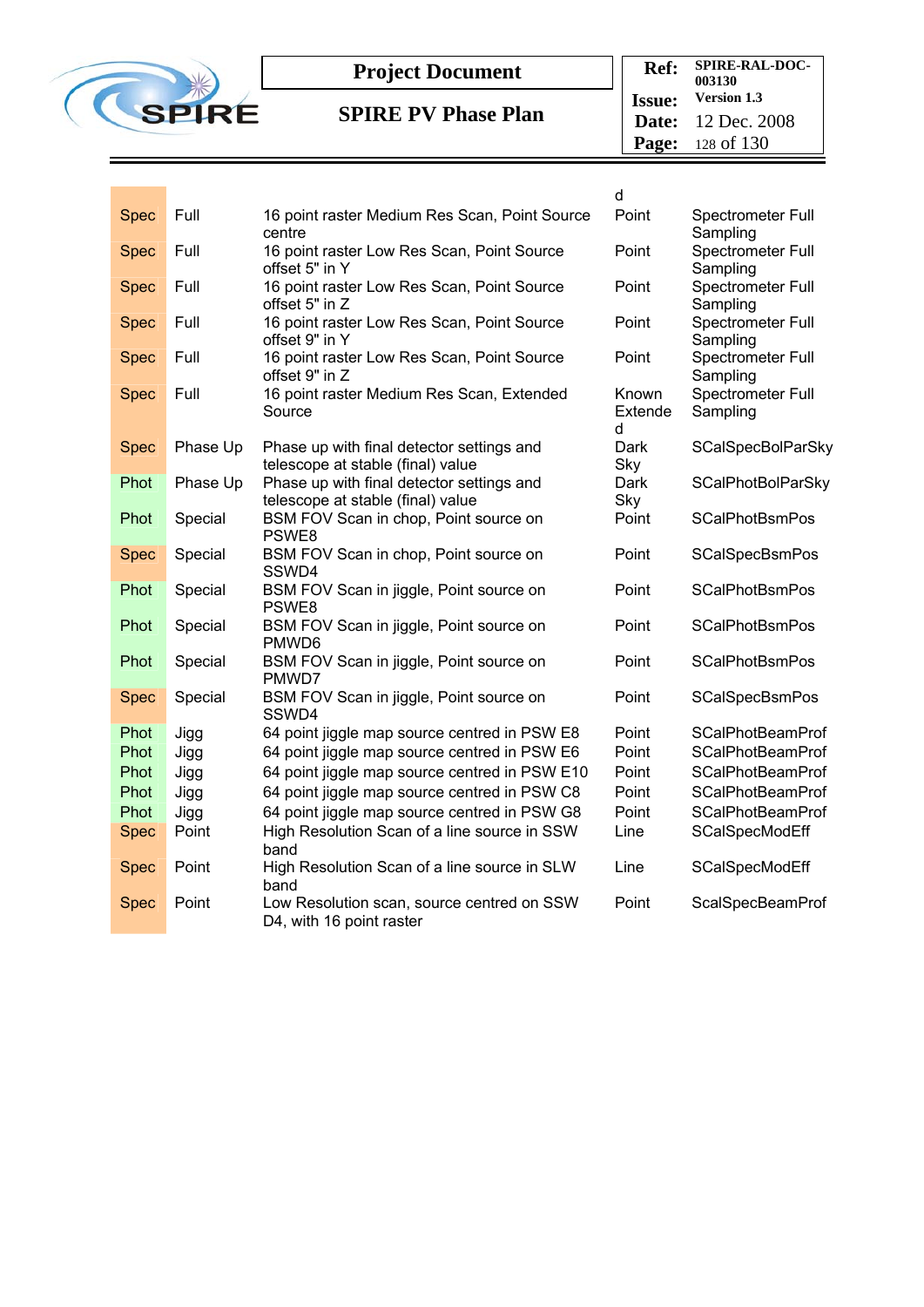| | | | d | |
|---|---|---|---|---|
| Spec | Full | 16 point raster Medium Res Scan, Point Source centre | Point | Spectrometer Full Sampling |
| Spec | Full | 16 point raster Low Res Scan, Point Source offset 5" in Y | Point | Spectrometer Full Sampling |
| Spec | Full | 16 point raster Low Res Scan, Point Source offset 5" in Z | Point | Spectrometer Full Sampling |
| Spec | Full | 16 point raster Low Res Scan, Point Source offset 9" in Y | Point | Spectrometer Full Sampling |
| Spec | Full | 16 point raster Low Res Scan, Point Source offset 9" in Z | Point | Spectrometer Full Sampling |
| Spec | Full | 16 point raster Medium Res Scan, Extended Source | Known Extended | Spectrometer Full Sampling |
| Spec | Phase Up | Phase up with final detector settings and telescope at stable (final) value | Dark Sky | SCalSpecBolParSky |
| Phot | Phase Up | Phase up with final detector settings and telescope at stable (final) value | Dark Sky | SCalPhotBolParSky |
| Phot | Special | BSM FOV Scan in chop, Point source on PSWE8 | Point | SCalPhotBsmPos |
| Spec | Special | BSM FOV Scan in chop, Point source on SSWD4 | Point | SCalSpecBsmPos |
| Phot | Special | BSM FOV Scan in jiggle, Point source on PSWE8 | Point | SCalPhotBsmPos |
| Phot | Special | BSM FOV Scan in jiggle, Point source on PMWD6 | Point | SCalPhotBsmPos |
| Phot | Special | BSM FOV Scan in jiggle, Point source on PMWD7 | Point | SCalPhotBsmPos |
| Spec | Special | BSM FOV Scan in jiggle, Point source on SSWD4 | Point | SCalSpecBsmPos |
| Phot | Jigg | 64 point jiggle map source centred in PSW E8 | Point | SCalPhotBeamProf |
| Phot | Jigg | 64 point jiggle map source centred in PSW E6 | Point | SCalPhotBeamProf |
| Phot | Jigg | 64 point jiggle map source centred in PSW E10 | Point | SCalPhotBeamProf |
| Phot | Jigg | 64 point jiggle map source centred in PSW C8 | Point | SCalPhotBeamProf |
| Phot | Jigg | 64 point jiggle map source centred in PSW G8 | Point | SCalPhotBeamProf |
| Spec | Point | High Resolution Scan of a line source in SSW band | Line | SCalSpecModEff |
| Spec | Point | High Resolution Scan of a line source in SLW band | Line | SCalSpecModEff |
| Spec | Point | Low Resolution scan, source centred on SSW D4, with 16 point raster | Point | ScalSpecBeamProf |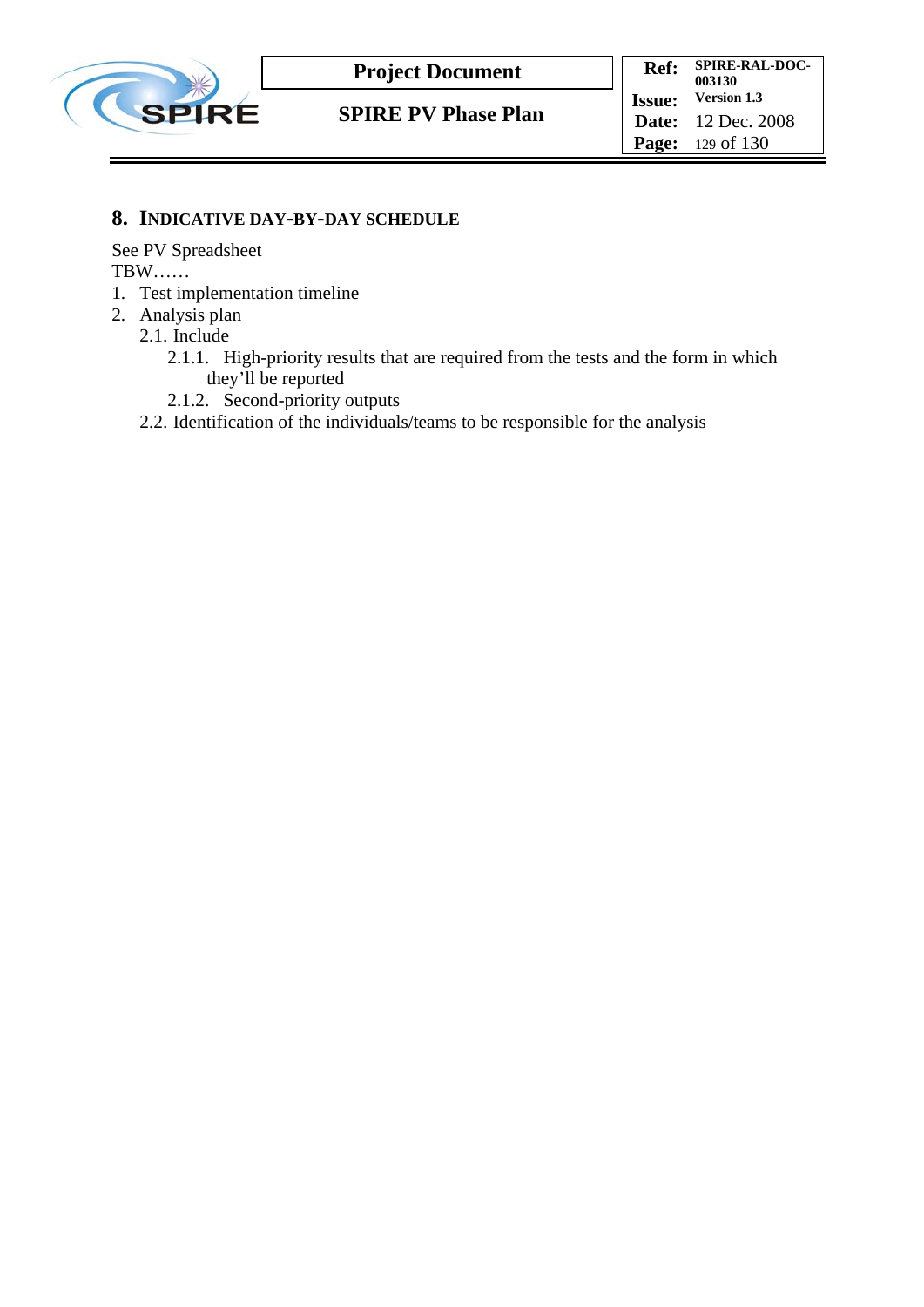# 8. INDICATIVE DAY-BY-DAY SCHEDULE

See PV Spreadsheet

TBW……

1. Test implementation timeline
2. Analysis plan
   - 2.1. Include
     - 2.1.1. High-priority results that are required from the tests and the form in which they'll be reported
     - 2.1.2. Second-priority outputs
   - 2.2. Identification of the individuals/teams to be responsible for the analysis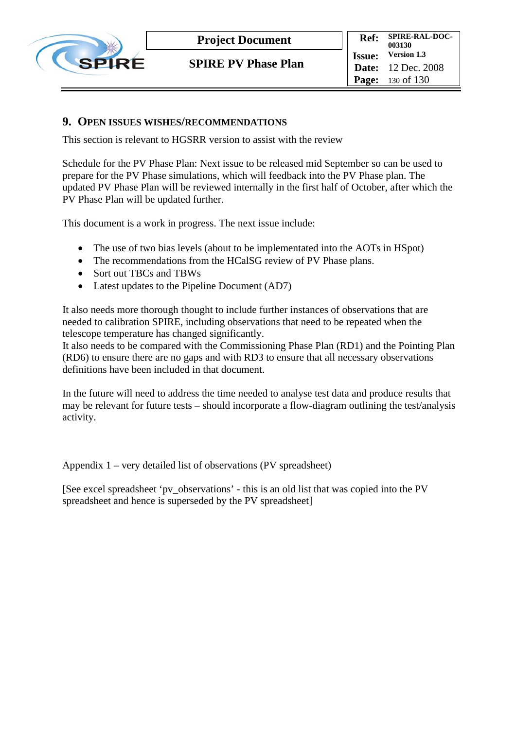# 9. Open issues wishes/recommendations

This section is relevant to HGSRR version to assist with the review

Schedule for the PV Phase Plan: Next issue to be released mid September so can be used to prepare for the PV Phase simulations, which will feedback into the PV Phase plan. The updated PV Phase Plan will be reviewed internally in the first half of October, after which the PV Phase Plan will be updated further.

This document is a work in progress. The next issue include:

- The use of two bias levels (about to be implementated into the AOTs in HSpot)
- The recommendations from the HCalSG review of PV Phase plans.
- Sort out TBCs and TBWs
- Latest updates to the Pipeline Document (AD7)

It also needs more thorough thought to include further instances of observations that are needed to calibration SPIRE, including observations that need to be repeated when the telescope temperature has changed significantly.
It also needs to be compared with the Commissioning Phase Plan (RD1) and the Pointing Plan (RD6) to ensure there are no gaps and with RD3 to ensure that all necessary observations definitions have been included in that document.

In the future will need to address the time needed to analyse test data and produce results that may be relevant for future tests – should incorporate a flow-diagram outlining the test/analysis activity.

Appendix 1 – very detailed list of observations (PV spreadsheet)

[See excel spreadsheet 'pv_observations' - this is an old list that was copied into the PV spreadsheet and hence is superseded by the PV spreadsheet]